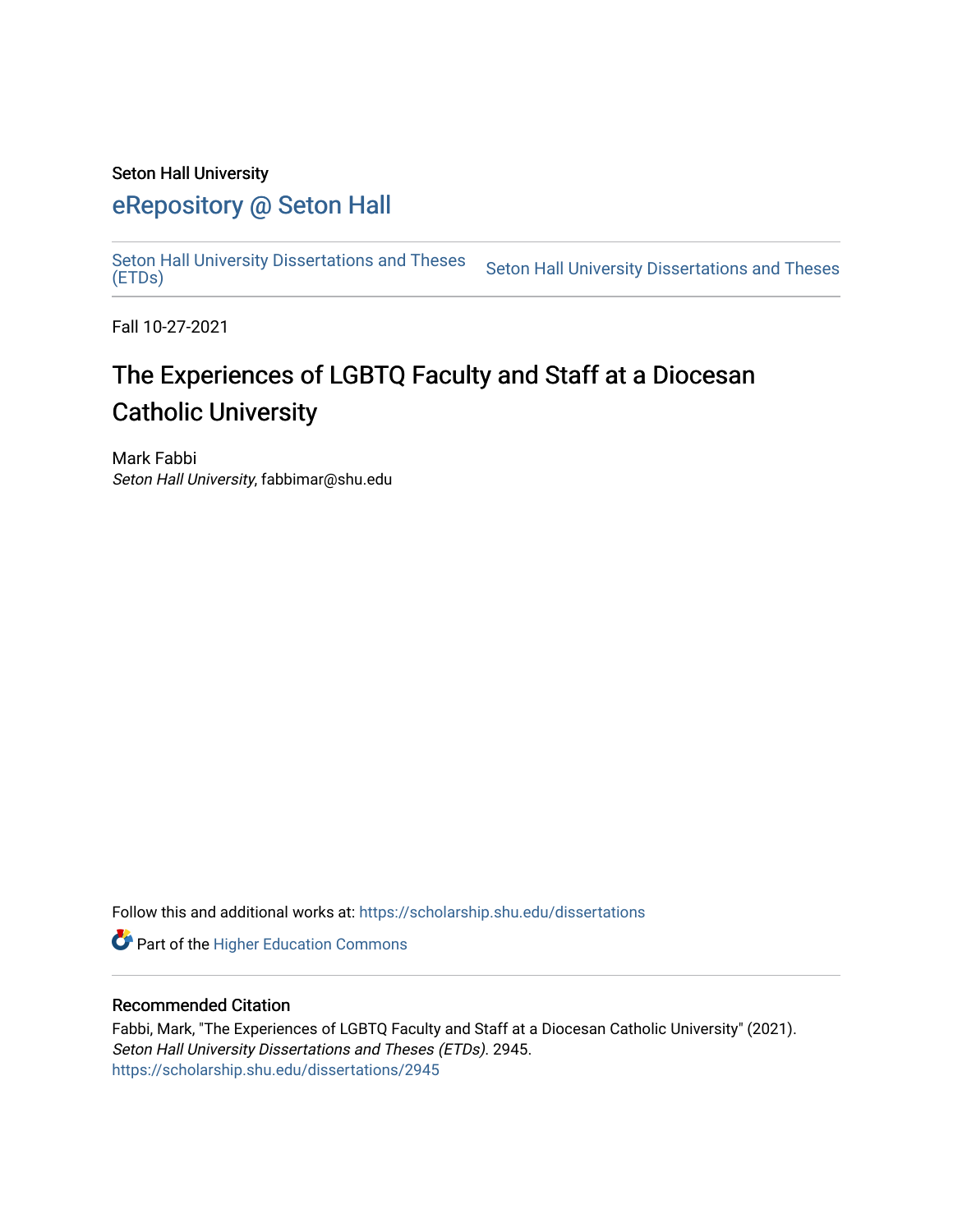Seton Hall University

## eRepository @ Seton Hall

Seton Hall University Dissertations and Theses (ETDs) | Seton Hall University Dissertations and Theses

Fall 10-27-2021

# The Experiences of LGBTQ Faculty and Staff at a Diocesan Catholic University

Mark Fabbi
*Seton Hall University*, fabbimar@shu.edu

Follow this and additional works at: https://scholarship.shu.edu/dissertations

Part of the Higher Education Commons

### Recommended Citation

Fabbi, Mark, "The Experiences of LGBTQ Faculty and Staff at a Diocesan Catholic University" (2021). *Seton Hall University Dissertations and Theses (ETDs)*. 2945.
https://scholarship.shu.edu/dissertations/2945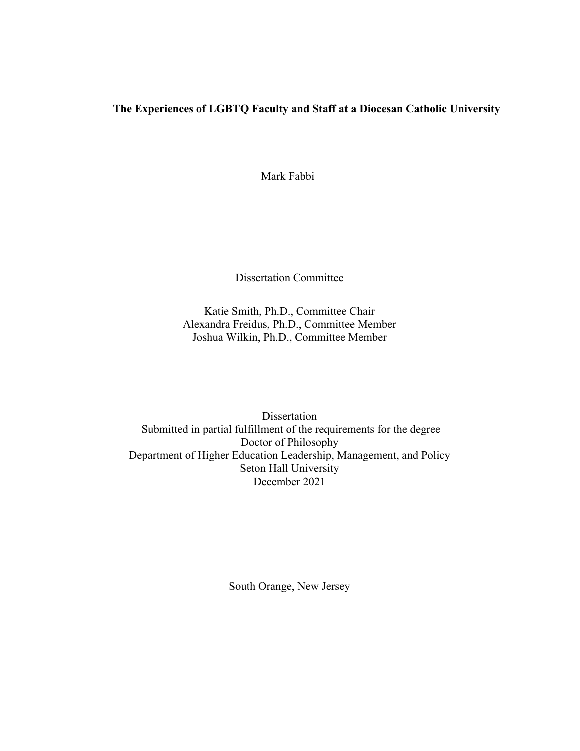**The Experiences of LGBTQ Faculty and Staff at a Diocesan Catholic University**

Mark Fabbi

Dissertation Committee

Katie Smith, Ph.D., Committee Chair
Alexandra Freidus, Ph.D., Committee Member
Joshua Wilkin, Ph.D., Committee Member

Dissertation
Submitted in partial fulfillment of the requirements for the degree
Doctor of Philosophy
Department of Higher Education Leadership, Management, and Policy
Seton Hall University
December 2021

South Orange, New Jersey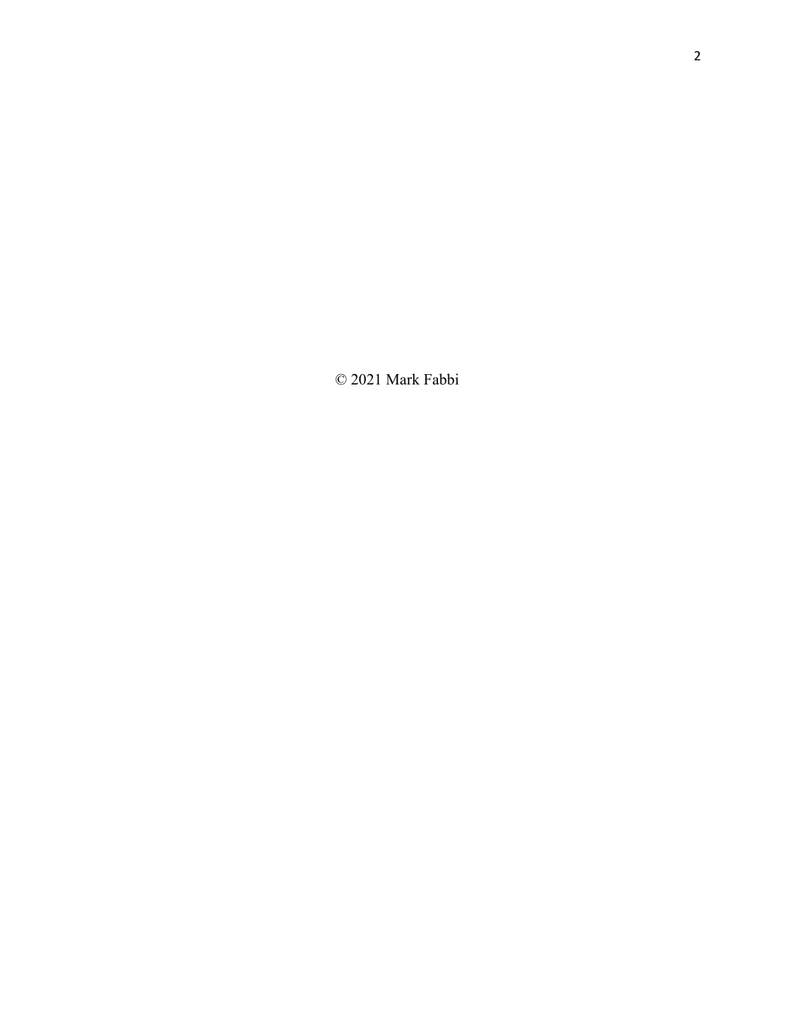© 2021 Mark Fabbi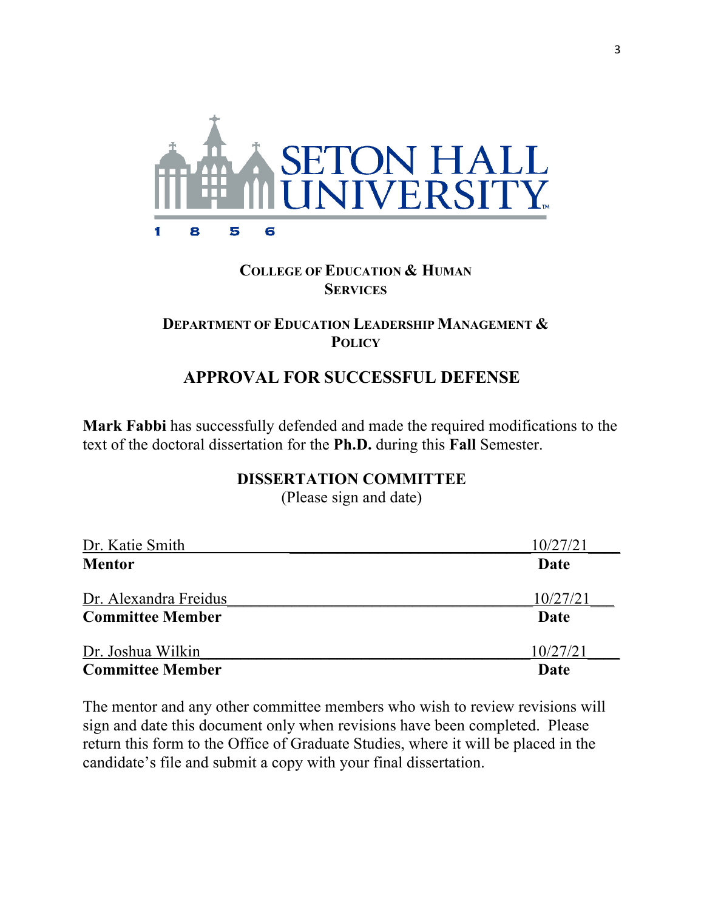SETON HALL UNIVERSITY

1856

**COLLEGE OF EDUCATION & HUMAN SERVICES**

**DEPARTMENT OF EDUCATION LEADERSHIP MANAGEMENT & POLICY**

## APPROVAL FOR SUCCESSFUL DEFENSE

**Mark Fabbi** has successfully defended and made the required modifications to the text of the doctoral dissertation for the **Ph.D.** during this **Fall** Semester.

**DISSERTATION COMMITTEE**
(Please sign and date)

Dr. Katie Smith — 10/27/21
**Mentor** — **Date**

Dr. Alexandra Freidus — 10/27/21
**Committee Member** — **Date**

Dr. Joshua Wilkin — 10/27/21
**Committee Member** — **Date**

The mentor and any other committee members who wish to review revisions will sign and date this document only when revisions have been completed. Please return this form to the Office of Graduate Studies, where it will be placed in the candidate's file and submit a copy with your final dissertation.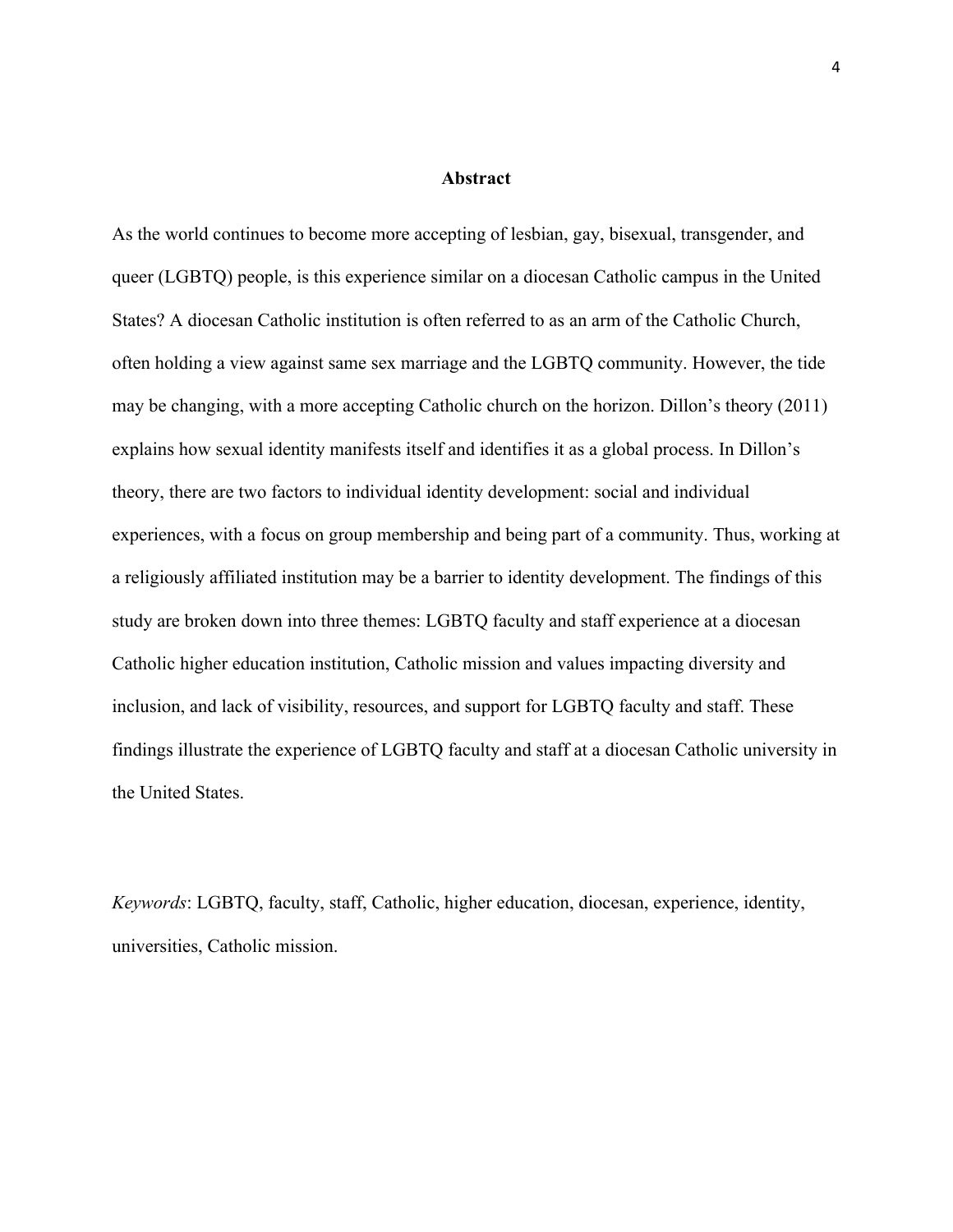# Abstract

As the world continues to become more accepting of lesbian, gay, bisexual, transgender, and queer (LGBTQ) people, is this experience similar on a diocesan Catholic campus in the United States? A diocesan Catholic institution is often referred to as an arm of the Catholic Church, often holding a view against same sex marriage and the LGBTQ community. However, the tide may be changing, with a more accepting Catholic church on the horizon. Dillon's theory (2011) explains how sexual identity manifests itself and identifies it as a global process. In Dillon's theory, there are two factors to individual identity development: social and individual experiences, with a focus on group membership and being part of a community. Thus, working at a religiously affiliated institution may be a barrier to identity development. The findings of this study are broken down into three themes: LGBTQ faculty and staff experience at a diocesan Catholic higher education institution, Catholic mission and values impacting diversity and inclusion, and lack of visibility, resources, and support for LGBTQ faculty and staff. These findings illustrate the experience of LGBTQ faculty and staff at a diocesan Catholic university in the United States.

*Keywords*: LGBTQ, faculty, staff, Catholic, higher education, diocesan, experience, identity, universities, Catholic mission.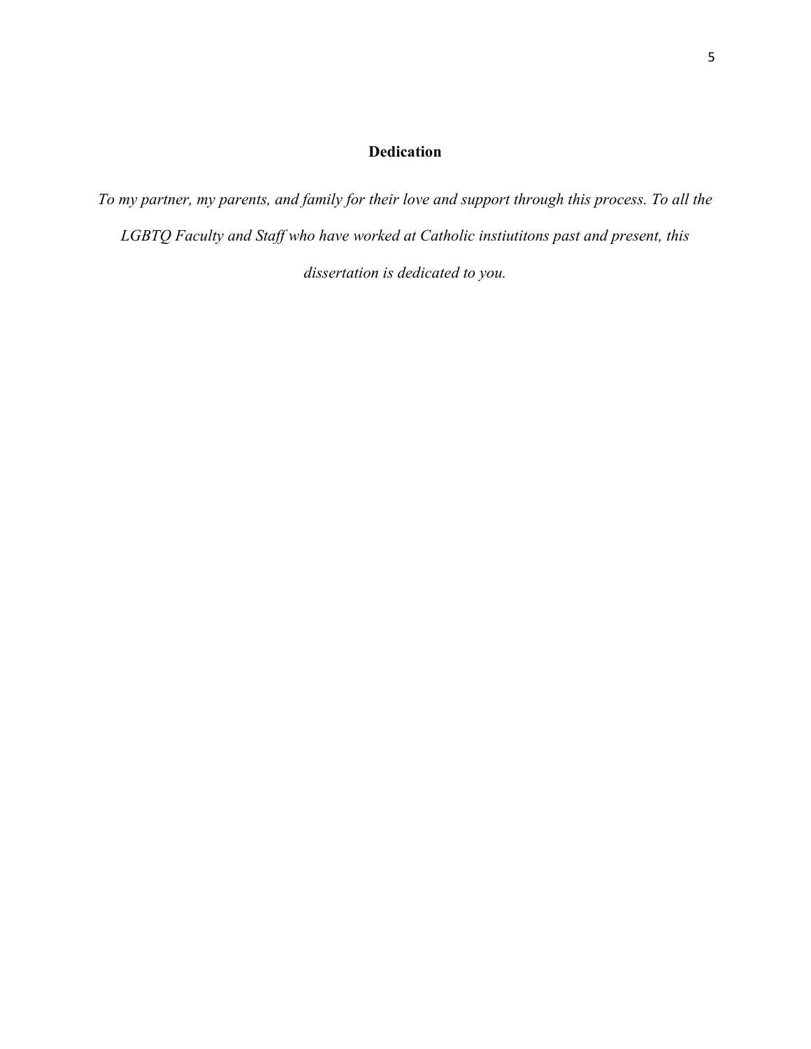## Dedication

*To my partner, my parents, and family for their love and support through this process. To all the LGBTQ Faculty and Staff who have worked at Catholic instiutitons past and present, this dissertation is dedicated to you.*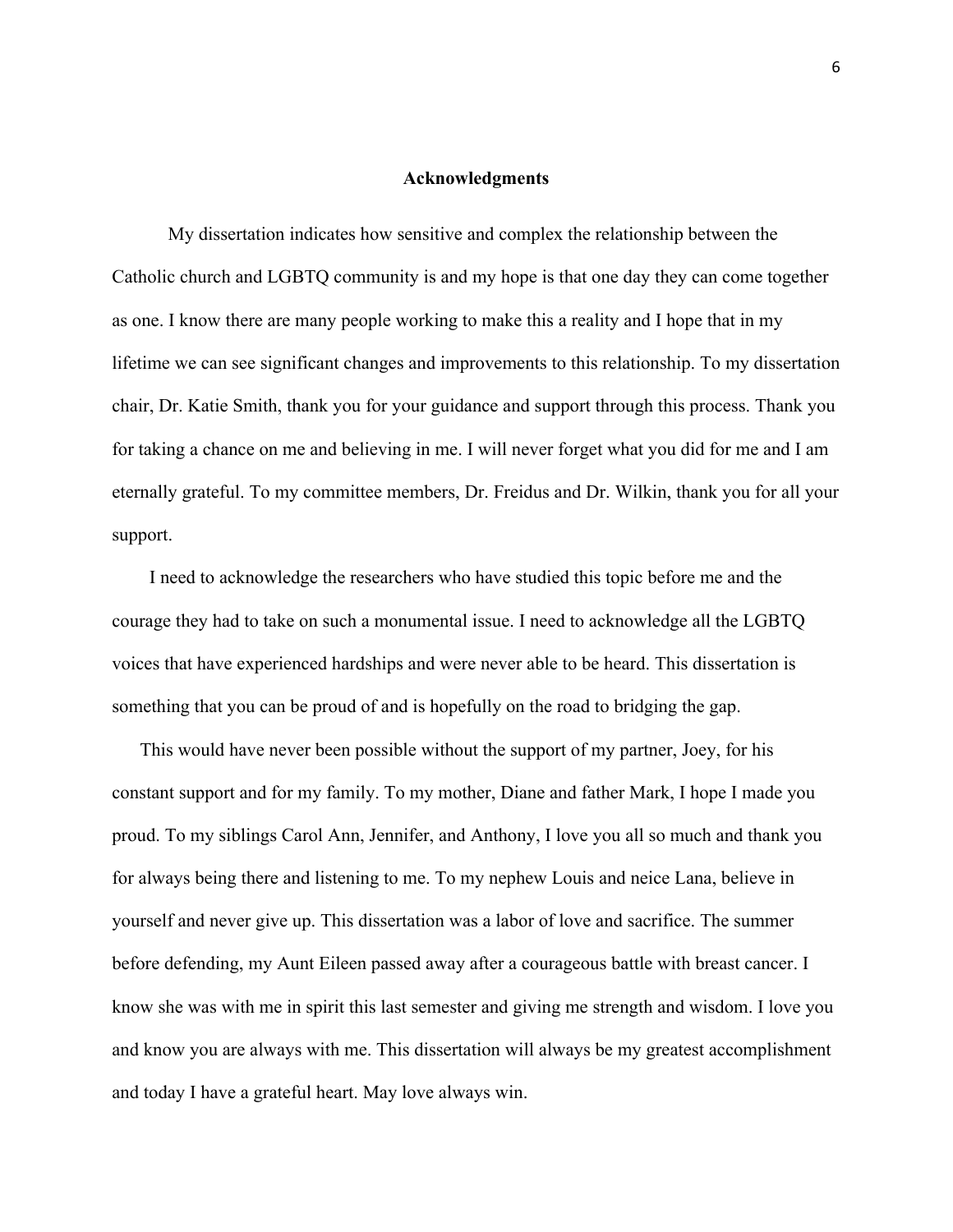## Acknowledgments

My dissertation indicates how sensitive and complex the relationship between the Catholic church and LGBTQ community is and my hope is that one day they can come together as one. I know there are many people working to make this a reality and I hope that in my lifetime we can see significant changes and improvements to this relationship. To my dissertation chair, Dr. Katie Smith, thank you for your guidance and support through this process. Thank you for taking a chance on me and believing in me. I will never forget what you did for me and I am eternally grateful. To my committee members, Dr. Freidus and Dr. Wilkin, thank you for all your support.

I need to acknowledge the researchers who have studied this topic before me and the courage they had to take on such a monumental issue. I need to acknowledge all the LGBTQ voices that have experienced hardships and were never able to be heard. This dissertation is something that you can be proud of and is hopefully on the road to bridging the gap.

This would have never been possible without the support of my partner, Joey, for his constant support and for my family. To my mother, Diane and father Mark, I hope I made you proud. To my siblings Carol Ann, Jennifer, and Anthony, I love you all so much and thank you for always being there and listening to me. To my nephew Louis and neice Lana, believe in yourself and never give up. This dissertation was a labor of love and sacrifice. The summer before defending, my Aunt Eileen passed away after a courageous battle with breast cancer. I know she was with me in spirit this last semester and giving me strength and wisdom. I love you and know you are always with me. This dissertation will always be my greatest accomplishment and today I have a grateful heart. May love always win.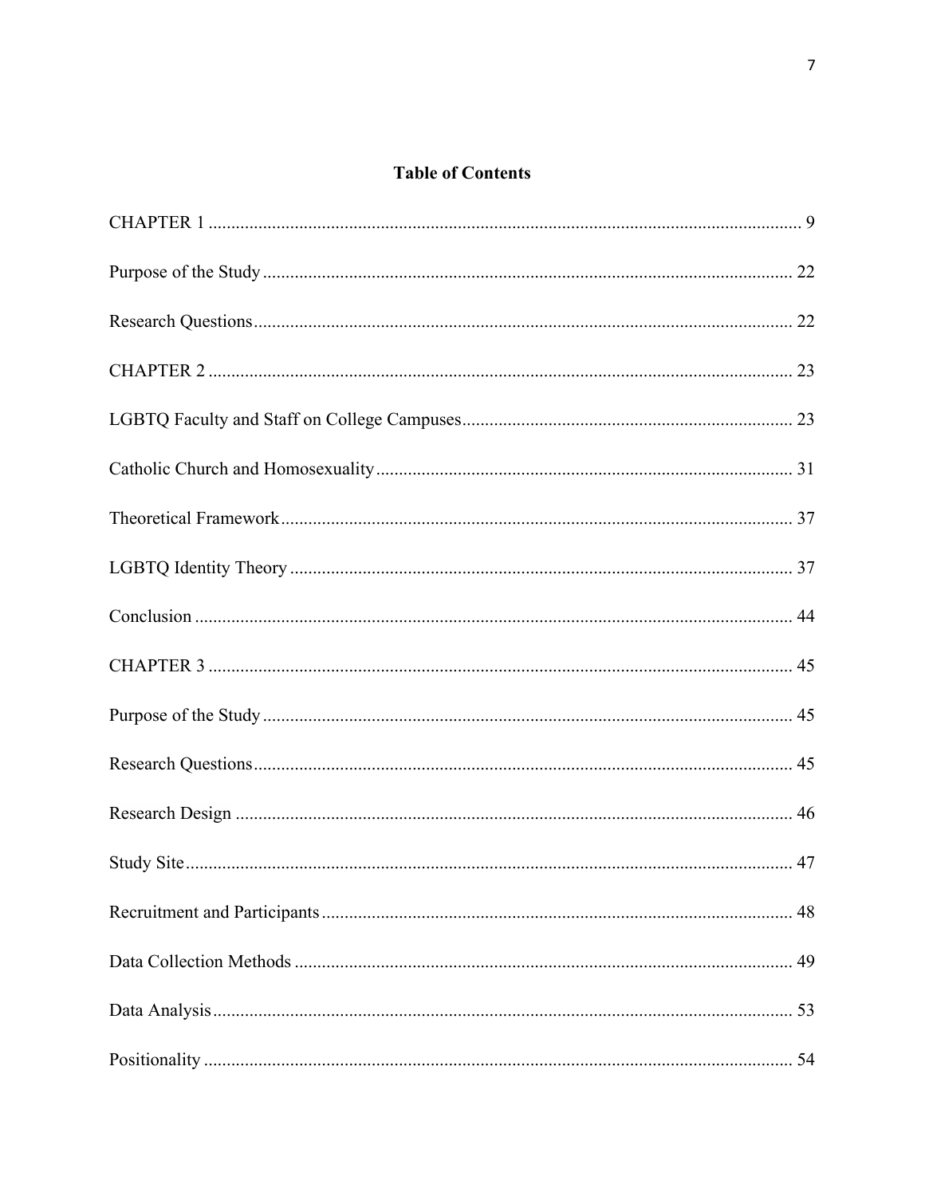**Table of Contents**

CHAPTER 1 .......... 9

Purpose of the Study .......... 22

Research Questions .......... 22

CHAPTER 2 .......... 23

LGBTQ Faculty and Staff on College Campuses .......... 23

Catholic Church and Homosexuality .......... 31

Theoretical Framework .......... 37

LGBTQ Identity Theory .......... 37

Conclusion .......... 44

CHAPTER 3 .......... 45

Purpose of the Study .......... 45

Research Questions .......... 45

Research Design .......... 46

Study Site .......... 47

Recruitment and Participants .......... 48

Data Collection Methods .......... 49

Data Analysis .......... 53

Positionality .......... 54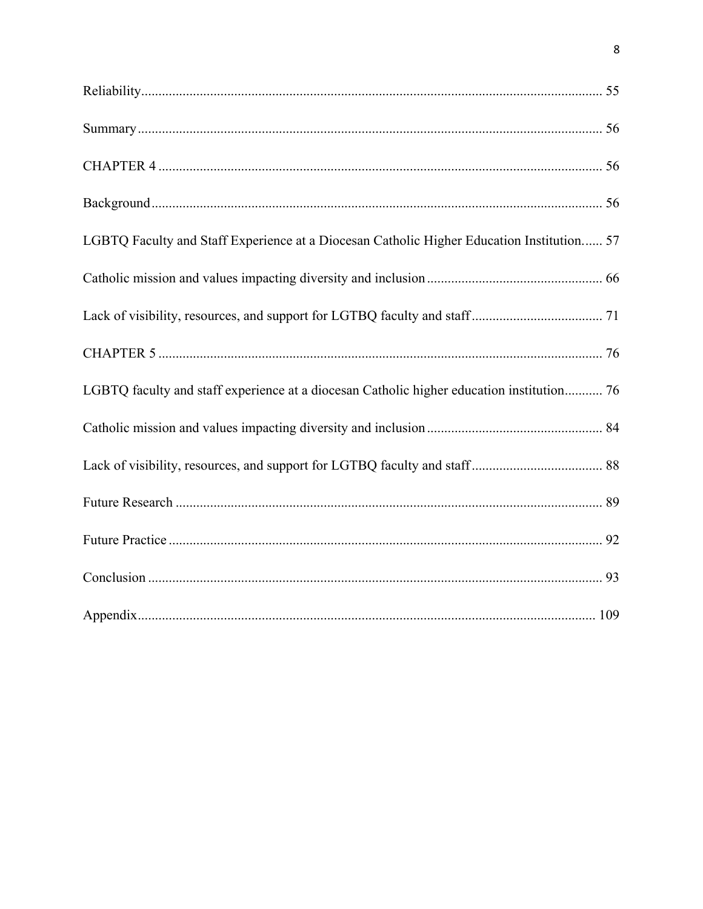Reliability........................................................................................................................ 55

Summary........................................................................................................................ 56

CHAPTER 4 ................................................................................................................... 56

Background.................................................................................................................... 56

LGBTQ Faculty and Staff Experience at a Diocesan Catholic Higher Education Institution...... 57

Catholic mission and values impacting diversity and inclusion.................................................. 66

Lack of visibility, resources, and support for LGTBQ faculty and staff...................................... 71

CHAPTER 5 ................................................................................................................... 76

LGBTQ faculty and staff experience at a diocesan Catholic higher education institution........... 76

Catholic mission and values impacting diversity and inclusion.................................................. 84

Lack of visibility, resources, and support for LGTBQ faculty and staff...................................... 88

Future Research ............................................................................................................. 89

Future Practice ............................................................................................................... 92

Conclusion ..................................................................................................................... 93

Appendix........................................................................................................................ 109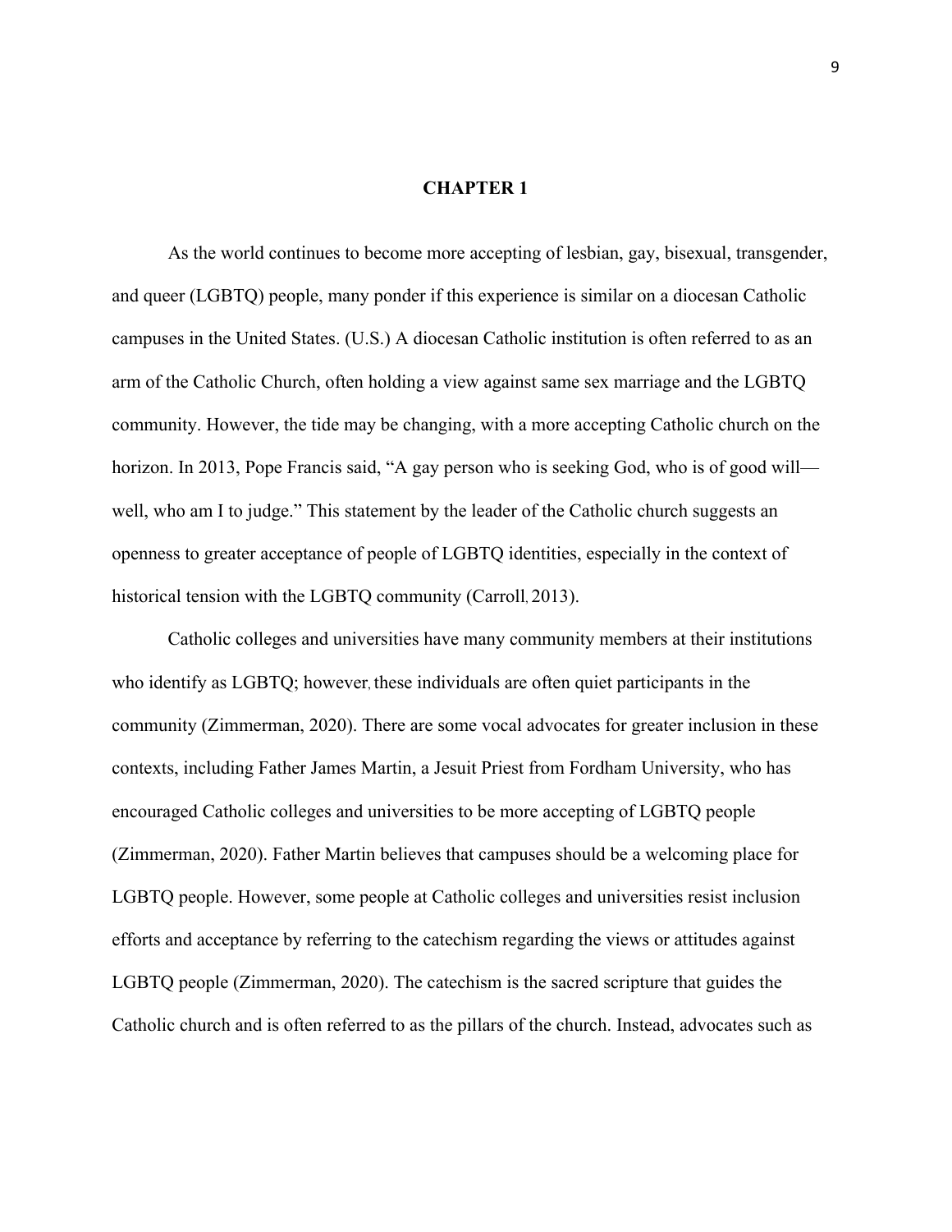# CHAPTER 1

As the world continues to become more accepting of lesbian, gay, bisexual, transgender, and queer (LGBTQ) people, many ponder if this experience is similar on a diocesan Catholic campuses in the United States. (U.S.) A diocesan Catholic institution is often referred to as an arm of the Catholic Church, often holding a view against same sex marriage and the LGBTQ community. However, the tide may be changing, with a more accepting Catholic church on the horizon. In 2013, Pope Francis said, "A gay person who is seeking God, who is of good will—well, who am I to judge." This statement by the leader of the Catholic church suggests an openness to greater acceptance of people of LGBTQ identities, especially in the context of historical tension with the LGBTQ community (Carroll, 2013).

Catholic colleges and universities have many community members at their institutions who identify as LGBTQ; however, these individuals are often quiet participants in the community (Zimmerman, 2020). There are some vocal advocates for greater inclusion in these contexts, including Father James Martin, a Jesuit Priest from Fordham University, who has encouraged Catholic colleges and universities to be more accepting of LGBTQ people (Zimmerman, 2020). Father Martin believes that campuses should be a welcoming place for LGBTQ people. However, some people at Catholic colleges and universities resist inclusion efforts and acceptance by referring to the catechism regarding the views or attitudes against LGBTQ people (Zimmerman, 2020). The catechism is the sacred scripture that guides the Catholic church and is often referred to as the pillars of the church. Instead, advocates such as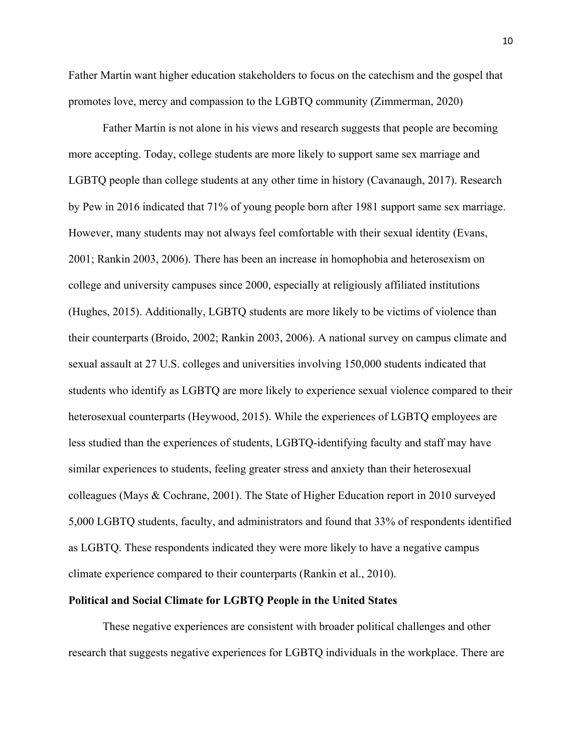Father Martin want higher education stakeholders to focus on the catechism and the gospel that promotes love, mercy and compassion to the LGBTQ community (Zimmerman, 2020)

Father Martin is not alone in his views and research suggests that people are becoming more accepting. Today, college students are more likely to support same sex marriage and LGBTQ people than college students at any other time in history (Cavanaugh, 2017). Research by Pew in 2016 indicated that 71% of young people born after 1981 support same sex marriage. However, many students may not always feel comfortable with their sexual identity (Evans, 2001; Rankin 2003, 2006). There has been an increase in homophobia and heterosexism on college and university campuses since 2000, especially at religiously affiliated institutions (Hughes, 2015). Additionally, LGBTQ students are more likely to be victims of violence than their counterparts (Broido, 2002; Rankin 2003, 2006). A national survey on campus climate and sexual assault at 27 U.S. colleges and universities involving 150,000 students indicated that students who identify as LGBTQ are more likely to experience sexual violence compared to their heterosexual counterparts (Heywood, 2015). While the experiences of LGBTQ employees are less studied than the experiences of students, LGBTQ-identifying faculty and staff may have similar experiences to students, feeling greater stress and anxiety than their heterosexual colleagues (Mays & Cochrane, 2001). The State of Higher Education report in 2010 surveyed 5,000 LGBTQ students, faculty, and administrators and found that 33% of respondents identified as LGBTQ. These respondents indicated they were more likely to have a negative campus climate experience compared to their counterparts (Rankin et al., 2010).

**Political and Social Climate for LGBTQ People in the United States**

These negative experiences are consistent with broader political challenges and other research that suggests negative experiences for LGBTQ individuals in the workplace. There are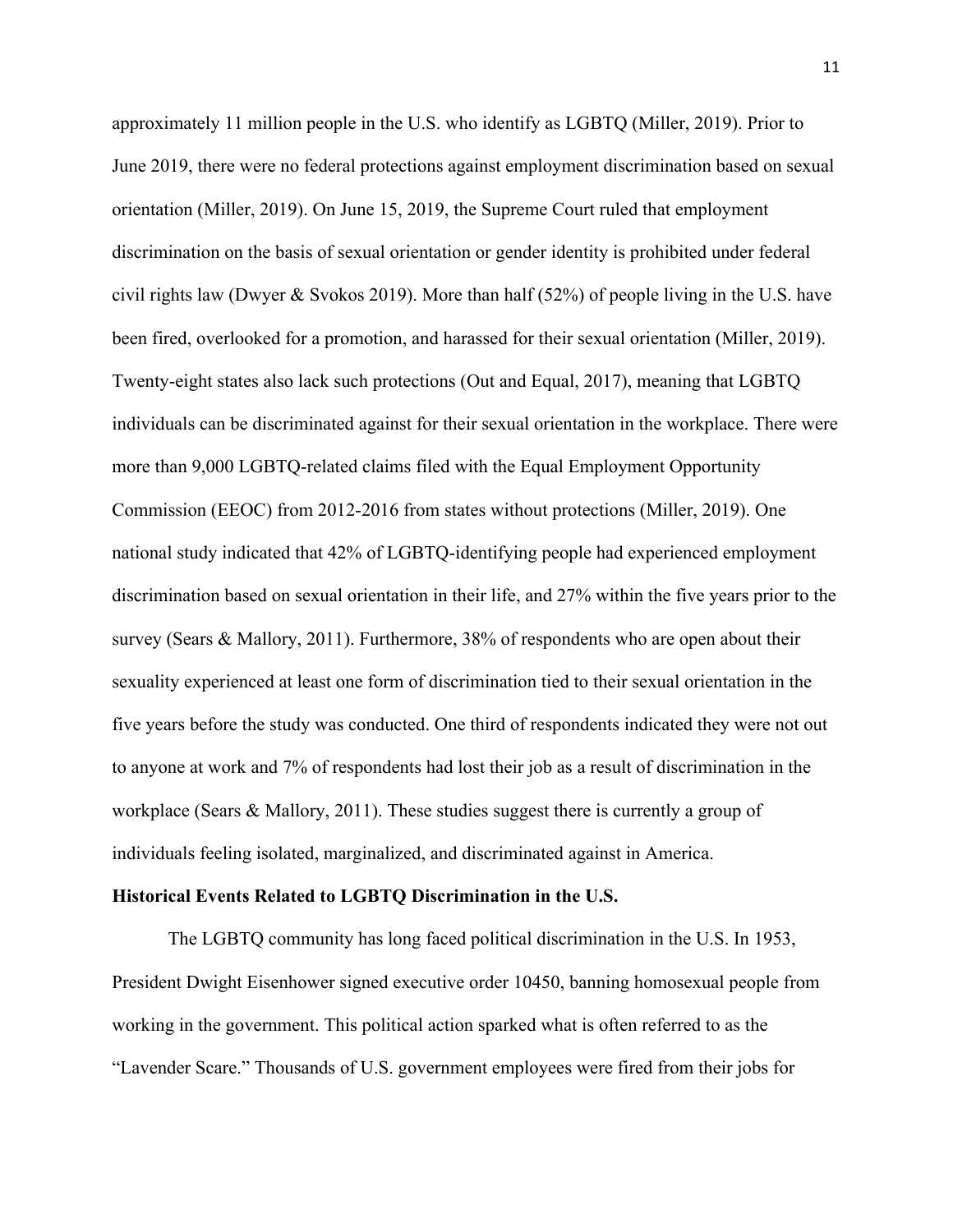approximately 11 million people in the U.S. who identify as LGBTQ (Miller, 2019). Prior to June 2019, there were no federal protections against employment discrimination based on sexual orientation (Miller, 2019). On June 15, 2019, the Supreme Court ruled that employment discrimination on the basis of sexual orientation or gender identity is prohibited under federal civil rights law (Dwyer & Svokos 2019). More than half (52%) of people living in the U.S. have been fired, overlooked for a promotion, and harassed for their sexual orientation (Miller, 2019). Twenty-eight states also lack such protections (Out and Equal, 2017), meaning that LGBTQ individuals can be discriminated against for their sexual orientation in the workplace. There were more than 9,000 LGBTQ-related claims filed with the Equal Employment Opportunity Commission (EEOC) from 2012-2016 from states without protections (Miller, 2019). One national study indicated that 42% of LGBTQ-identifying people had experienced employment discrimination based on sexual orientation in their life, and 27% within the five years prior to the survey (Sears & Mallory, 2011). Furthermore, 38% of respondents who are open about their sexuality experienced at least one form of discrimination tied to their sexual orientation in the five years before the study was conducted. One third of respondents indicated they were not out to anyone at work and 7% of respondents had lost their job as a result of discrimination in the workplace (Sears & Mallory, 2011). These studies suggest there is currently a group of individuals feeling isolated, marginalized, and discriminated against in America.

**Historical Events Related to LGBTQ Discrimination in the U.S.**

The LGBTQ community has long faced political discrimination in the U.S. In 1953, President Dwight Eisenhower signed executive order 10450, banning homosexual people from working in the government. This political action sparked what is often referred to as the "Lavender Scare." Thousands of U.S. government employees were fired from their jobs for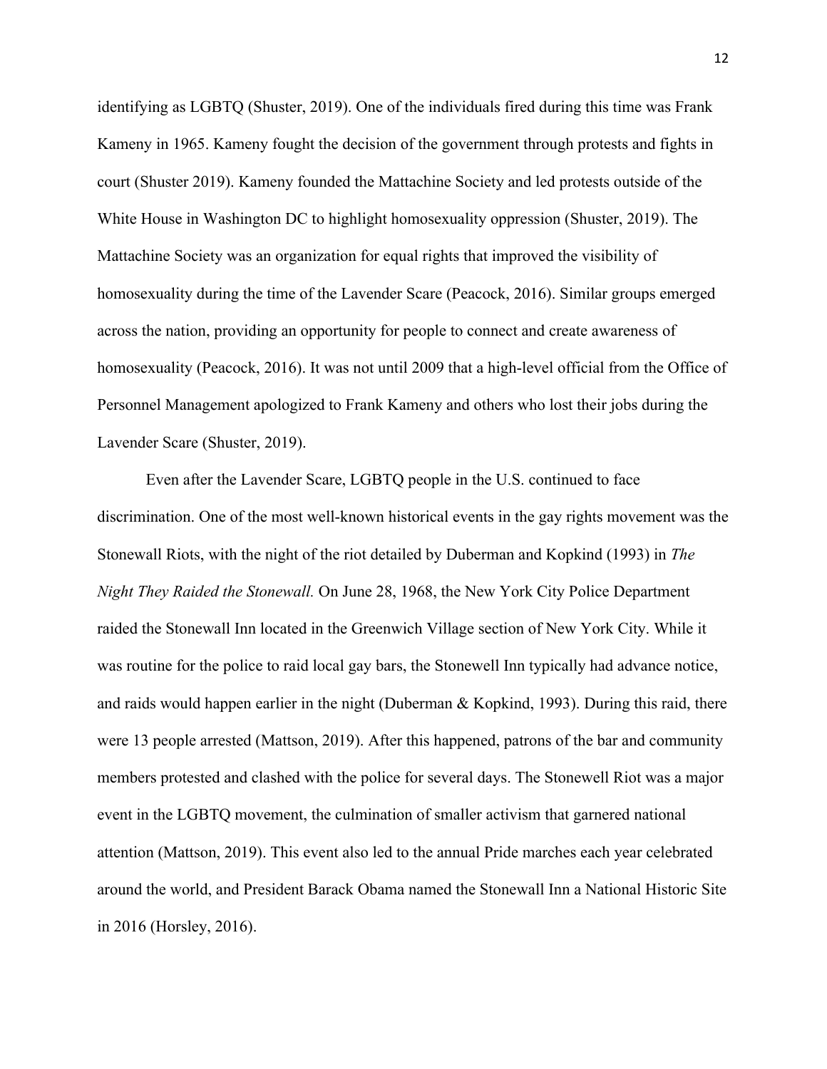identifying as LGBTQ (Shuster, 2019). One of the individuals fired during this time was Frank Kameny in 1965. Kameny fought the decision of the government through protests and fights in court (Shuster 2019). Kameny founded the Mattachine Society and led protests outside of the White House in Washington DC to highlight homosexuality oppression (Shuster, 2019). The Mattachine Society was an organization for equal rights that improved the visibility of homosexuality during the time of the Lavender Scare (Peacock, 2016). Similar groups emerged across the nation, providing an opportunity for people to connect and create awareness of homosexuality (Peacock, 2016). It was not until 2009 that a high-level official from the Office of Personnel Management apologized to Frank Kameny and others who lost their jobs during the Lavender Scare (Shuster, 2019).

Even after the Lavender Scare, LGBTQ people in the U.S. continued to face discrimination. One of the most well-known historical events in the gay rights movement was the Stonewall Riots, with the night of the riot detailed by Duberman and Kopkind (1993) in *The Night They Raided the Stonewall.* On June 28, 1968, the New York City Police Department raided the Stonewall Inn located in the Greenwich Village section of New York City. While it was routine for the police to raid local gay bars, the Stonewell Inn typically had advance notice, and raids would happen earlier in the night (Duberman & Kopkind, 1993). During this raid, there were 13 people arrested (Mattson, 2019). After this happened, patrons of the bar and community members protested and clashed with the police for several days. The Stonewell Riot was a major event in the LGBTQ movement, the culmination of smaller activism that garnered national attention (Mattson, 2019). This event also led to the annual Pride marches each year celebrated around the world, and President Barack Obama named the Stonewall Inn a National Historic Site in 2016 (Horsley, 2016).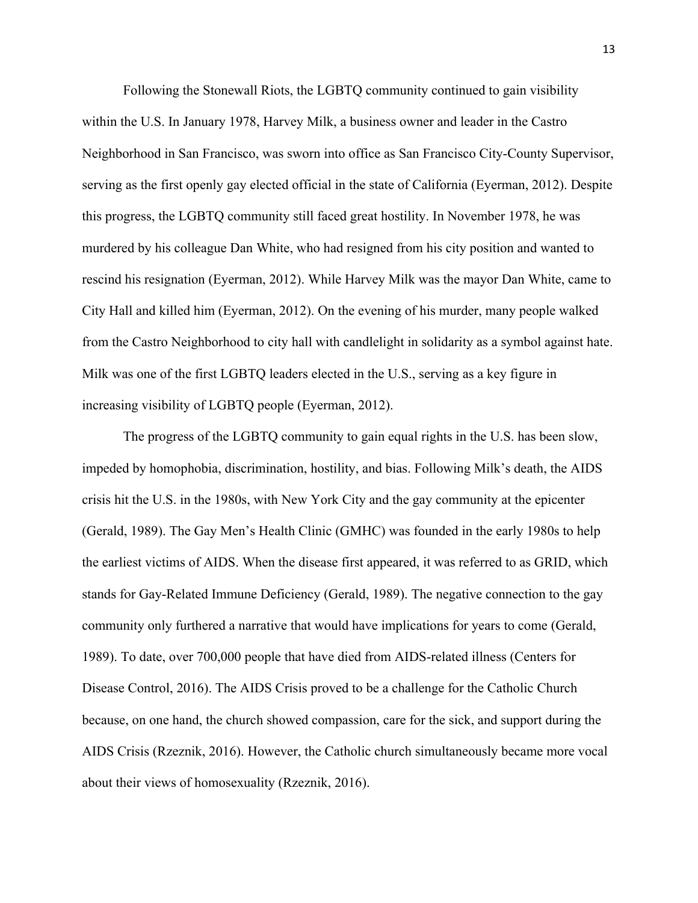Following the Stonewall Riots, the LGBTQ community continued to gain visibility within the U.S. In January 1978, Harvey Milk, a business owner and leader in the Castro Neighborhood in San Francisco, was sworn into office as San Francisco City-County Supervisor, serving as the first openly gay elected official in the state of California (Eyerman, 2012). Despite this progress, the LGBTQ community still faced great hostility. In November 1978, he was murdered by his colleague Dan White, who had resigned from his city position and wanted to rescind his resignation (Eyerman, 2012). While Harvey Milk was the mayor Dan White, came to City Hall and killed him (Eyerman, 2012). On the evening of his murder, many people walked from the Castro Neighborhood to city hall with candlelight in solidarity as a symbol against hate. Milk was one of the first LGBTQ leaders elected in the U.S., serving as a key figure in increasing visibility of LGBTQ people (Eyerman, 2012).

The progress of the LGBTQ community to gain equal rights in the U.S. has been slow, impeded by homophobia, discrimination, hostility, and bias. Following Milk's death, the AIDS crisis hit the U.S. in the 1980s, with New York City and the gay community at the epicenter (Gerald, 1989). The Gay Men's Health Clinic (GMHC) was founded in the early 1980s to help the earliest victims of AIDS. When the disease first appeared, it was referred to as GRID, which stands for Gay-Related Immune Deficiency (Gerald, 1989). The negative connection to the gay community only furthered a narrative that would have implications for years to come (Gerald, 1989). To date, over 700,000 people that have died from AIDS-related illness (Centers for Disease Control, 2016). The AIDS Crisis proved to be a challenge for the Catholic Church because, on one hand, the church showed compassion, care for the sick, and support during the AIDS Crisis (Rzeznik, 2016). However, the Catholic church simultaneously became more vocal about their views of homosexuality (Rzeznik, 2016).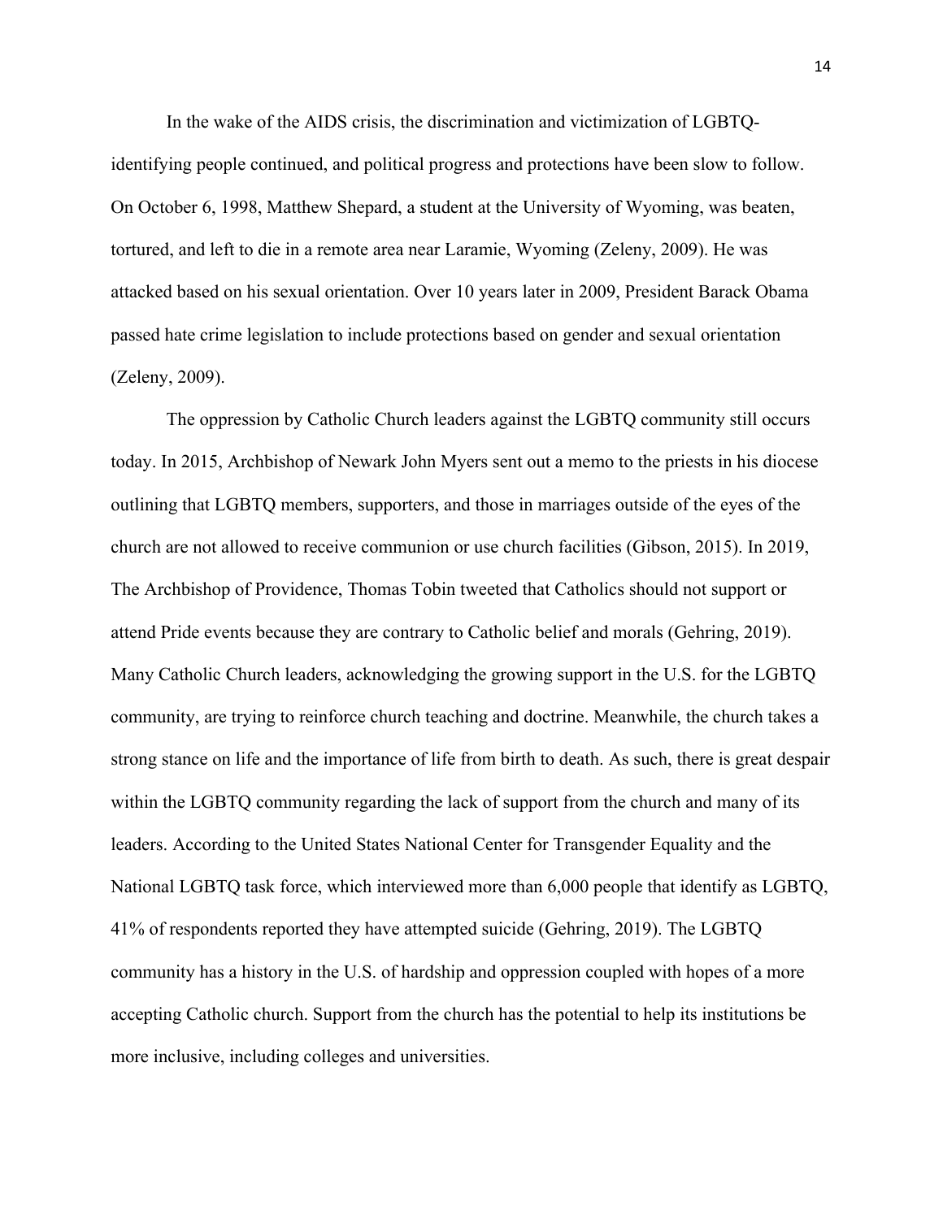In the wake of the AIDS crisis, the discrimination and victimization of LGBTQ-identifying people continued, and political progress and protections have been slow to follow. On October 6, 1998, Matthew Shepard, a student at the University of Wyoming, was beaten, tortured, and left to die in a remote area near Laramie, Wyoming (Zeleny, 2009). He was attacked based on his sexual orientation. Over 10 years later in 2009, President Barack Obama passed hate crime legislation to include protections based on gender and sexual orientation (Zeleny, 2009).

The oppression by Catholic Church leaders against the LGBTQ community still occurs today. In 2015, Archbishop of Newark John Myers sent out a memo to the priests in his diocese outlining that LGBTQ members, supporters, and those in marriages outside of the eyes of the church are not allowed to receive communion or use church facilities (Gibson, 2015). In 2019, The Archbishop of Providence, Thomas Tobin tweeted that Catholics should not support or attend Pride events because they are contrary to Catholic belief and morals (Gehring, 2019). Many Catholic Church leaders, acknowledging the growing support in the U.S. for the LGBTQ community, are trying to reinforce church teaching and doctrine. Meanwhile, the church takes a strong stance on life and the importance of life from birth to death. As such, there is great despair within the LGBTQ community regarding the lack of support from the church and many of its leaders. According to the United States National Center for Transgender Equality and the National LGBTQ task force, which interviewed more than 6,000 people that identify as LGBTQ, 41% of respondents reported they have attempted suicide (Gehring, 2019). The LGBTQ community has a history in the U.S. of hardship and oppression coupled with hopes of a more accepting Catholic church. Support from the church has the potential to help its institutions be more inclusive, including colleges and universities.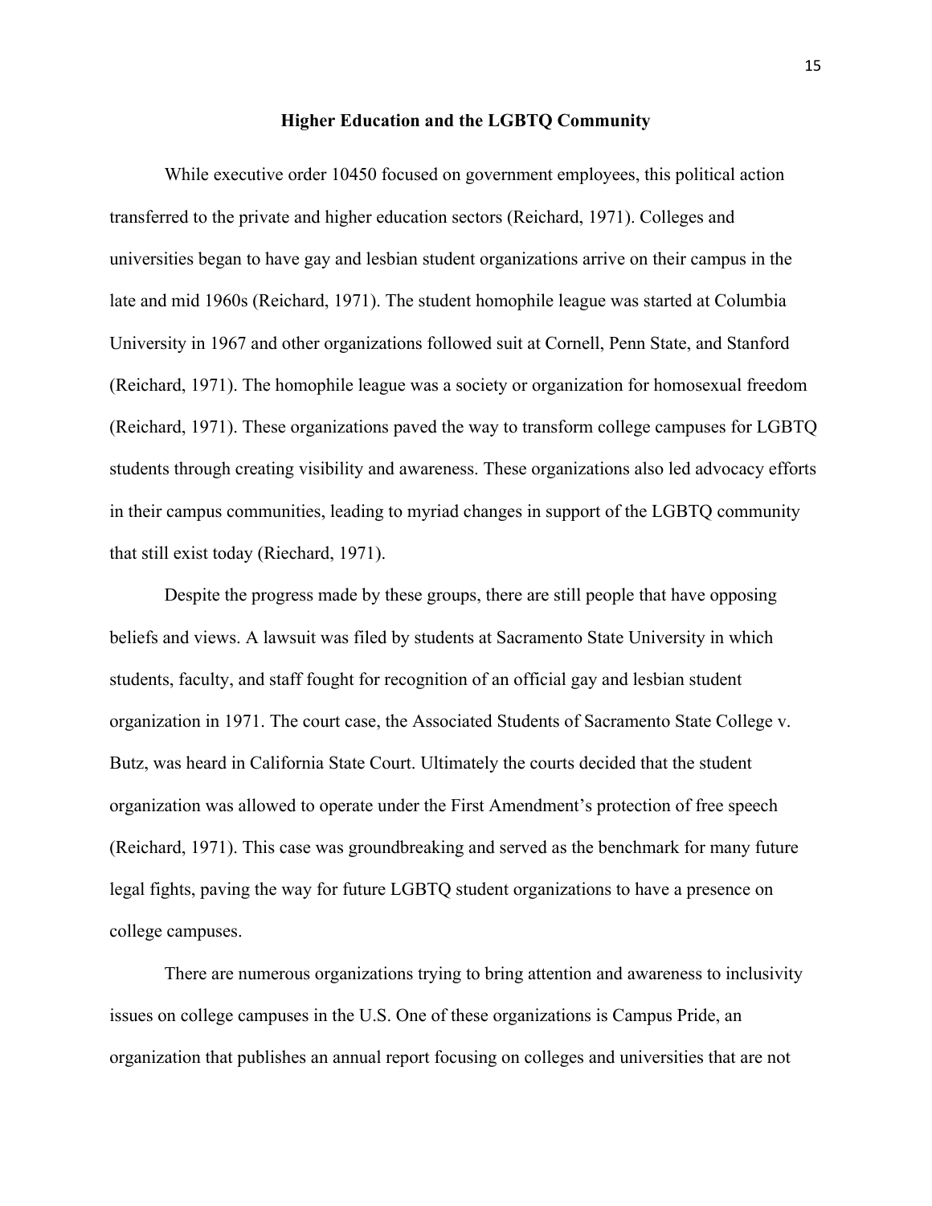## Higher Education and the LGBTQ Community

While executive order 10450 focused on government employees, this political action transferred to the private and higher education sectors (Reichard, 1971). Colleges and universities began to have gay and lesbian student organizations arrive on their campus in the late and mid 1960s (Reichard, 1971). The student homophile league was started at Columbia University in 1967 and other organizations followed suit at Cornell, Penn State, and Stanford (Reichard, 1971). The homophile league was a society or organization for homosexual freedom (Reichard, 1971). These organizations paved the way to transform college campuses for LGBTQ students through creating visibility and awareness. These organizations also led advocacy efforts in their campus communities, leading to myriad changes in support of the LGBTQ community that still exist today (Riechard, 1971).

Despite the progress made by these groups, there are still people that have opposing beliefs and views. A lawsuit was filed by students at Sacramento State University in which students, faculty, and staff fought for recognition of an official gay and lesbian student organization in 1971. The court case, the Associated Students of Sacramento State College v. Butz, was heard in California State Court. Ultimately the courts decided that the student organization was allowed to operate under the First Amendment's protection of free speech (Reichard, 1971). This case was groundbreaking and served as the benchmark for many future legal fights, paving the way for future LGBTQ student organizations to have a presence on college campuses.

There are numerous organizations trying to bring attention and awareness to inclusivity issues on college campuses in the U.S. One of these organizations is Campus Pride, an organization that publishes an annual report focusing on colleges and universities that are not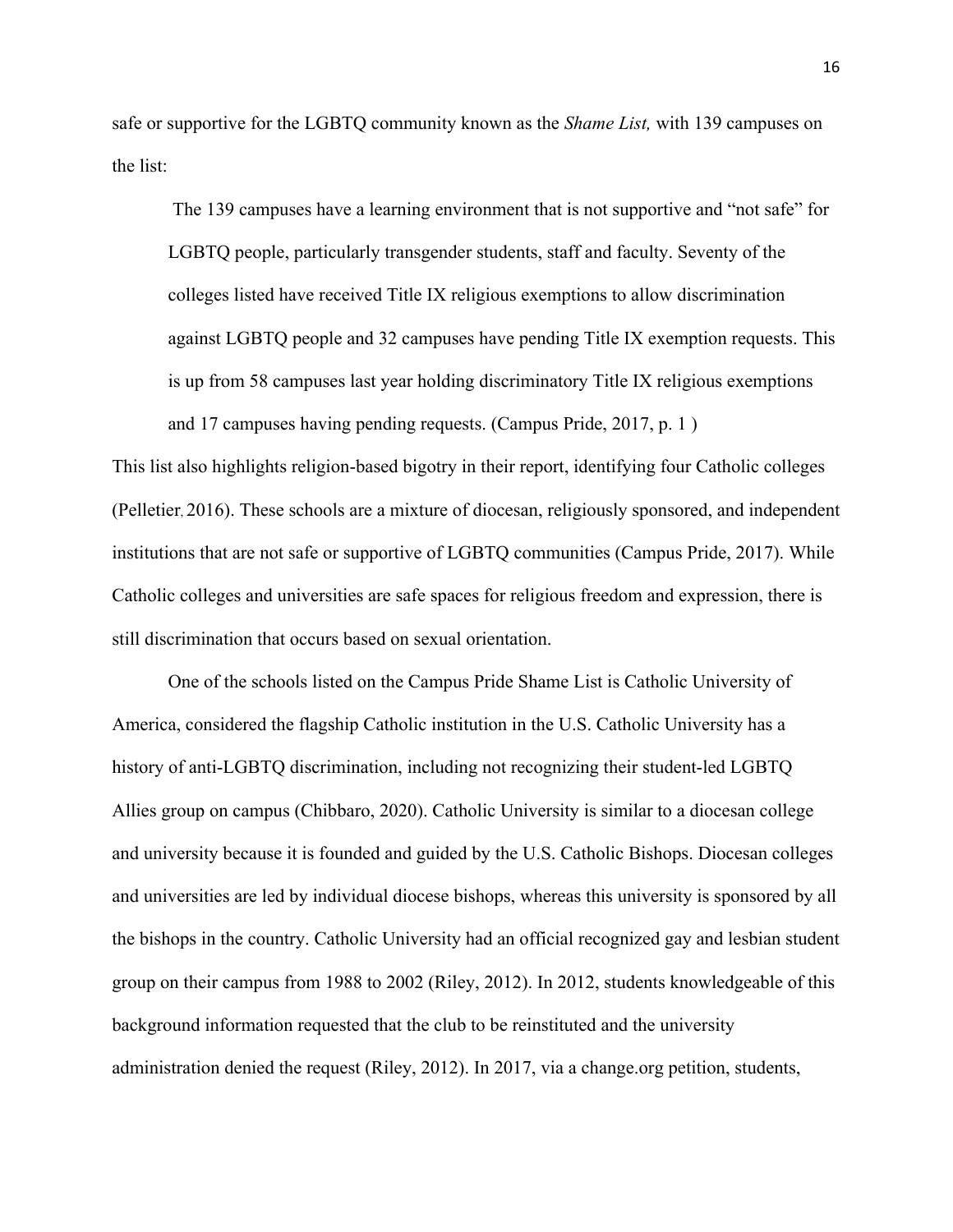safe or supportive for the LGBTQ community known as the *Shame List,* with 139 campuses on the list:

> The 139 campuses have a learning environment that is not supportive and "not safe" for LGBTQ people, particularly transgender students, staff and faculty. Seventy of the colleges listed have received Title IX religious exemptions to allow discrimination against LGBTQ people and 32 campuses have pending Title IX exemption requests. This is up from 58 campuses last year holding discriminatory Title IX religious exemptions and 17 campuses having pending requests. (Campus Pride, 2017, p. 1 )

This list also highlights religion-based bigotry in their report, identifying four Catholic colleges (Pelletier, 2016). These schools are a mixture of diocesan, religiously sponsored, and independent institutions that are not safe or supportive of LGBTQ communities (Campus Pride, 2017). While Catholic colleges and universities are safe spaces for religious freedom and expression, there is still discrimination that occurs based on sexual orientation.

One of the schools listed on the Campus Pride Shame List is Catholic University of America, considered the flagship Catholic institution in the U.S. Catholic University has a history of anti-LGBTQ discrimination, including not recognizing their student-led LGBTQ Allies group on campus (Chibbaro, 2020). Catholic University is similar to a diocesan college and university because it is founded and guided by the U.S. Catholic Bishops. Diocesan colleges and universities are led by individual diocese bishops, whereas this university is sponsored by all the bishops in the country. Catholic University had an official recognized gay and lesbian student group on their campus from 1988 to 2002 (Riley, 2012). In 2012, students knowledgeable of this background information requested that the club to be reinstituted and the university administration denied the request (Riley, 2012). In 2017, via a change.org petition, students,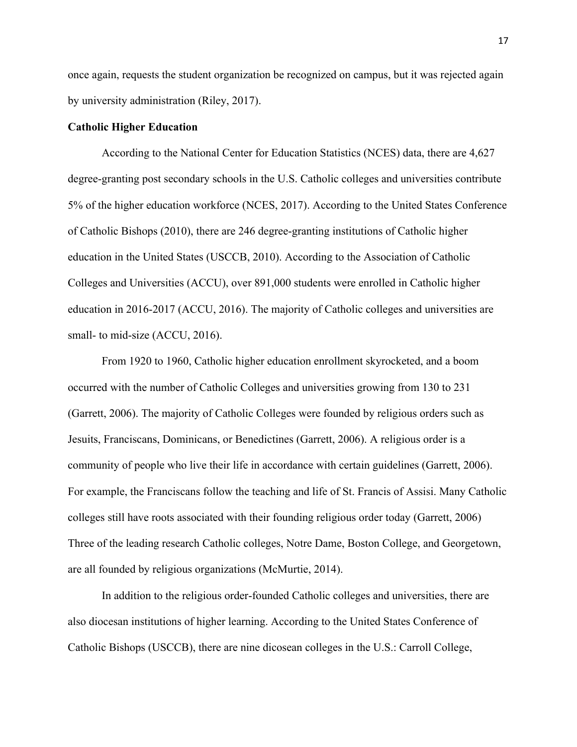once again, requests the student organization be recognized on campus, but it was rejected again by university administration (Riley, 2017).

**Catholic Higher Education**

According to the National Center for Education Statistics (NCES) data, there are 4,627 degree-granting post secondary schools in the U.S. Catholic colleges and universities contribute 5% of the higher education workforce (NCES, 2017). According to the United States Conference of Catholic Bishops (2010), there are 246 degree-granting institutions of Catholic higher education in the United States (USCCB, 2010). According to the Association of Catholic Colleges and Universities (ACCU), over 891,000 students were enrolled in Catholic higher education in 2016-2017 (ACCU, 2016). The majority of Catholic colleges and universities are small- to mid-size (ACCU, 2016).

From 1920 to 1960, Catholic higher education enrollment skyrocketed, and a boom occurred with the number of Catholic Colleges and universities growing from 130 to 231 (Garrett, 2006). The majority of Catholic Colleges were founded by religious orders such as Jesuits, Franciscans, Dominicans, or Benedictines (Garrett, 2006). A religious order is a community of people who live their life in accordance with certain guidelines (Garrett, 2006). For example, the Franciscans follow the teaching and life of St. Francis of Assisi. Many Catholic colleges still have roots associated with their founding religious order today (Garrett, 2006) Three of the leading research Catholic colleges, Notre Dame, Boston College, and Georgetown, are all founded by religious organizations (McMurtie, 2014).

In addition to the religious order-founded Catholic colleges and universities, there are also diocesan institutions of higher learning. According to the United States Conference of Catholic Bishops (USCCB), there are nine dicosean colleges in the U.S.: Carroll College,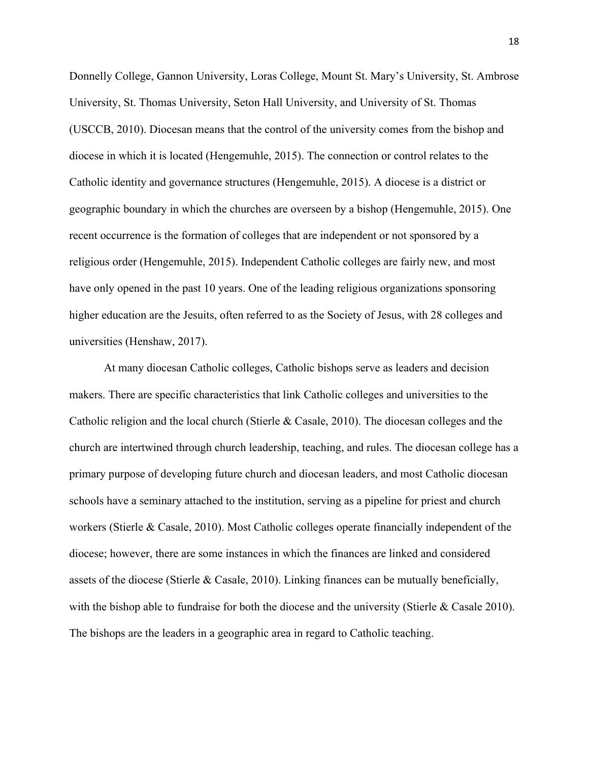Donnelly College, Gannon University, Loras College, Mount St. Mary's University, St. Ambrose University, St. Thomas University, Seton Hall University, and University of St. Thomas (USCCB, 2010). Diocesan means that the control of the university comes from the bishop and diocese in which it is located (Hengemuhle, 2015). The connection or control relates to the Catholic identity and governance structures (Hengemuhle, 2015). A diocese is a district or geographic boundary in which the churches are overseen by a bishop (Hengemuhle, 2015). One recent occurrence is the formation of colleges that are independent or not sponsored by a religious order (Hengemuhle, 2015). Independent Catholic colleges are fairly new, and most have only opened in the past 10 years. One of the leading religious organizations sponsoring higher education are the Jesuits, often referred to as the Society of Jesus, with 28 colleges and universities (Henshaw, 2017).

At many diocesan Catholic colleges, Catholic bishops serve as leaders and decision makers. There are specific characteristics that link Catholic colleges and universities to the Catholic religion and the local church (Stierle & Casale, 2010). The diocesan colleges and the church are intertwined through church leadership, teaching, and rules. The diocesan college has a primary purpose of developing future church and diocesan leaders, and most Catholic diocesan schools have a seminary attached to the institution, serving as a pipeline for priest and church workers (Stierle & Casale, 2010). Most Catholic colleges operate financially independent of the diocese; however, there are some instances in which the finances are linked and considered assets of the diocese (Stierle & Casale, 2010). Linking finances can be mutually beneficially, with the bishop able to fundraise for both the diocese and the university (Stierle & Casale 2010). The bishops are the leaders in a geographic area in regard to Catholic teaching.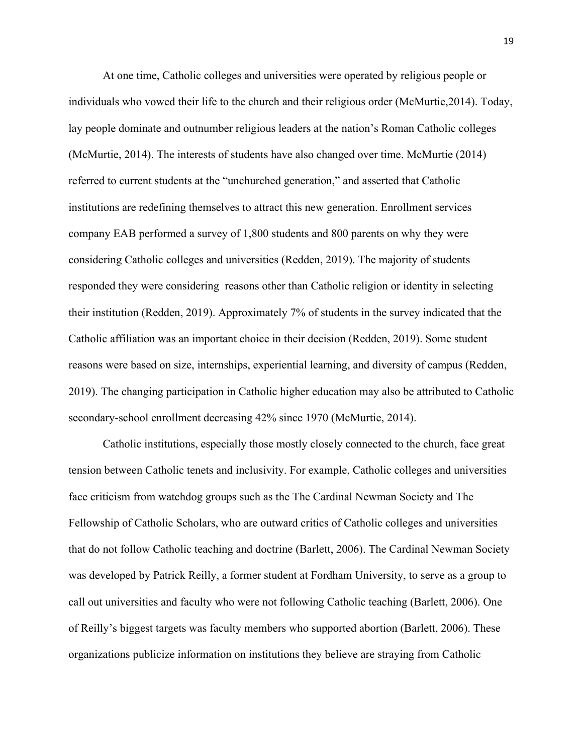At one time, Catholic colleges and universities were operated by religious people or individuals who vowed their life to the church and their religious order (McMurtie,2014). Today, lay people dominate and outnumber religious leaders at the nation's Roman Catholic colleges (McMurtie, 2014). The interests of students have also changed over time. McMurtie (2014) referred to current students at the "unchurched generation," and asserted that Catholic institutions are redefining themselves to attract this new generation. Enrollment services company EAB performed a survey of 1,800 students and 800 parents on why they were considering Catholic colleges and universities (Redden, 2019). The majority of students responded they were considering  reasons other than Catholic religion or identity in selecting their institution (Redden, 2019). Approximately 7% of students in the survey indicated that the Catholic affiliation was an important choice in their decision (Redden, 2019). Some student reasons were based on size, internships, experiential learning, and diversity of campus (Redden, 2019). The changing participation in Catholic higher education may also be attributed to Catholic secondary-school enrollment decreasing 42% since 1970 (McMurtie, 2014).

Catholic institutions, especially those mostly closely connected to the church, face great tension between Catholic tenets and inclusivity. For example, Catholic colleges and universities face criticism from watchdog groups such as the The Cardinal Newman Society and The Fellowship of Catholic Scholars, who are outward critics of Catholic colleges and universities that do not follow Catholic teaching and doctrine (Barlett, 2006). The Cardinal Newman Society was developed by Patrick Reilly, a former student at Fordham University, to serve as a group to call out universities and faculty who were not following Catholic teaching (Barlett, 2006). One of Reilly's biggest targets was faculty members who supported abortion (Barlett, 2006). These organizations publicize information on institutions they believe are straying from Catholic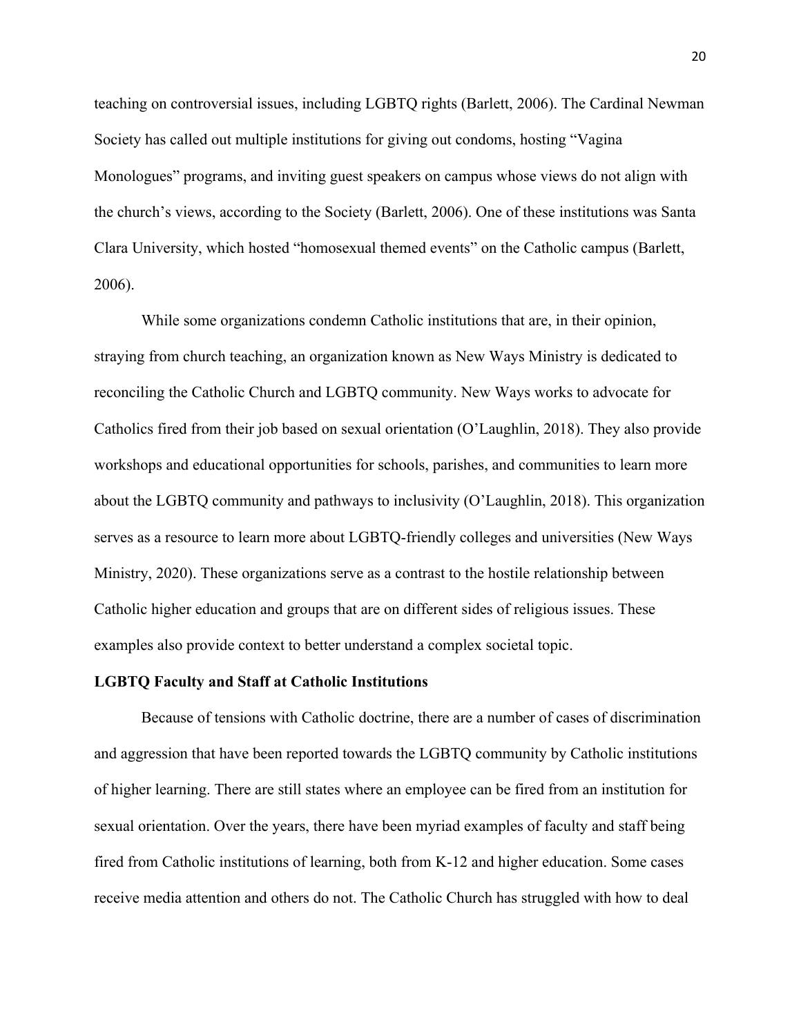teaching on controversial issues, including LGBTQ rights (Barlett, 2006). The Cardinal Newman Society has called out multiple institutions for giving out condoms, hosting "Vagina Monologues" programs, and inviting guest speakers on campus whose views do not align with the church's views, according to the Society (Barlett, 2006). One of these institutions was Santa Clara University, which hosted "homosexual themed events" on the Catholic campus (Barlett, 2006).

While some organizations condemn Catholic institutions that are, in their opinion, straying from church teaching, an organization known as New Ways Ministry is dedicated to reconciling the Catholic Church and LGBTQ community. New Ways works to advocate for Catholics fired from their job based on sexual orientation (O'Laughlin, 2018). They also provide workshops and educational opportunities for schools, parishes, and communities to learn more about the LGBTQ community and pathways to inclusivity (O'Laughlin, 2018). This organization serves as a resource to learn more about LGBTQ-friendly colleges and universities (New Ways Ministry, 2020). These organizations serve as a contrast to the hostile relationship between Catholic higher education and groups that are on different sides of religious issues. These examples also provide context to better understand a complex societal topic.

**LGBTQ Faculty and Staff at Catholic Institutions**

Because of tensions with Catholic doctrine, there are a number of cases of discrimination and aggression that have been reported towards the LGBTQ community by Catholic institutions of higher learning. There are still states where an employee can be fired from an institution for sexual orientation. Over the years, there have been myriad examples of faculty and staff being fired from Catholic institutions of learning, both from K-12 and higher education. Some cases receive media attention and others do not. The Catholic Church has struggled with how to deal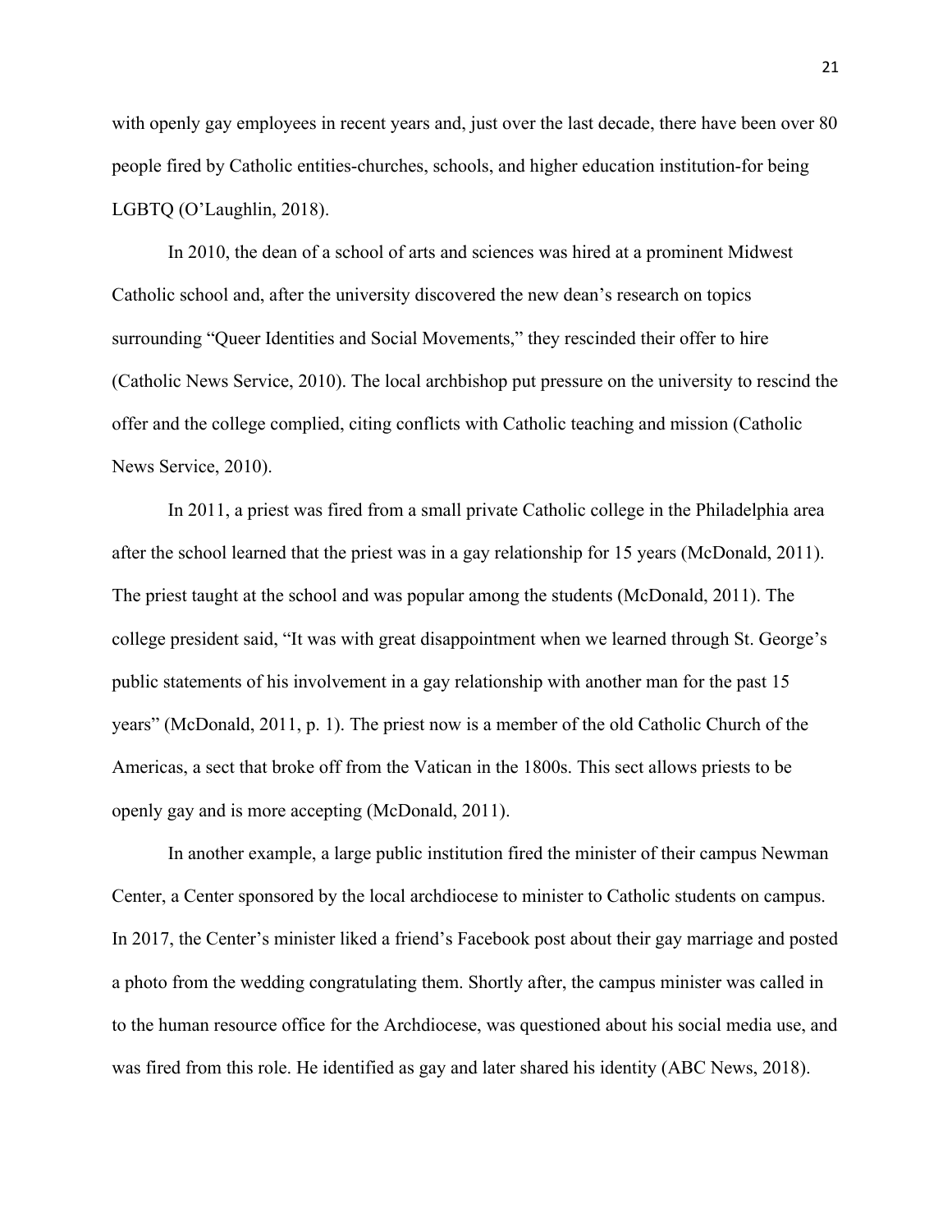with openly gay employees in recent years and, just over the last decade, there have been over 80 people fired by Catholic entities-churches, schools, and higher education institution-for being LGBTQ (O'Laughlin, 2018).

In 2010, the dean of a school of arts and sciences was hired at a prominent Midwest Catholic school and, after the university discovered the new dean's research on topics surrounding "Queer Identities and Social Movements," they rescinded their offer to hire (Catholic News Service, 2010). The local archbishop put pressure on the university to rescind the offer and the college complied, citing conflicts with Catholic teaching and mission (Catholic News Service, 2010).

In 2011, a priest was fired from a small private Catholic college in the Philadelphia area after the school learned that the priest was in a gay relationship for 15 years (McDonald, 2011). The priest taught at the school and was popular among the students (McDonald, 2011). The college president said, "It was with great disappointment when we learned through St. George's public statements of his involvement in a gay relationship with another man for the past 15 years" (McDonald, 2011, p. 1). The priest now is a member of the old Catholic Church of the Americas, a sect that broke off from the Vatican in the 1800s. This sect allows priests to be openly gay and is more accepting (McDonald, 2011).

In another example, a large public institution fired the minister of their campus Newman Center, a Center sponsored by the local archdiocese to minister to Catholic students on campus. In 2017, the Center's minister liked a friend's Facebook post about their gay marriage and posted a photo from the wedding congratulating them. Shortly after, the campus minister was called in to the human resource office for the Archdiocese, was questioned about his social media use, and was fired from this role. He identified as gay and later shared his identity (ABC News, 2018).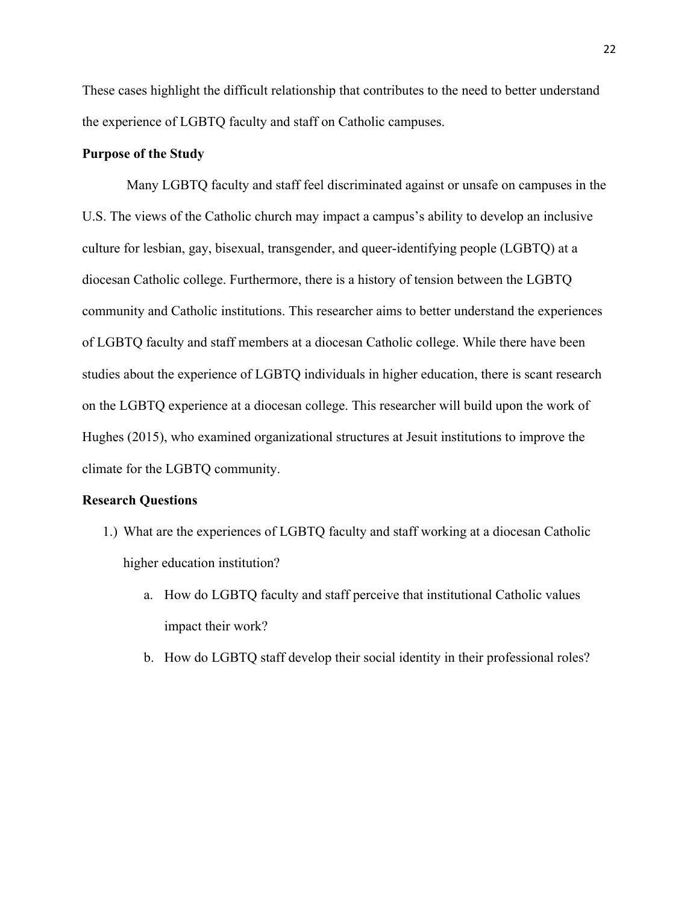These cases highlight the difficult relationship that contributes to the need to better understand the experience of LGBTQ faculty and staff on Catholic campuses.

**Purpose of the Study**

Many LGBTQ faculty and staff feel discriminated against or unsafe on campuses in the U.S. The views of the Catholic church may impact a campus's ability to develop an inclusive culture for lesbian, gay, bisexual, transgender, and queer-identifying people (LGBTQ) at a diocesan Catholic college. Furthermore, there is a history of tension between the LGBTQ community and Catholic institutions. This researcher aims to better understand the experiences of LGBTQ faculty and staff members at a diocesan Catholic college. While there have been studies about the experience of LGBTQ individuals in higher education, there is scant research on the LGBTQ experience at a diocesan college. This researcher will build upon the work of Hughes (2015), who examined organizational structures at Jesuit institutions to improve the climate for the LGBTQ community.

**Research Questions**

1.) What are the experiences of LGBTQ faculty and staff working at a diocesan Catholic higher education institution?

   a. How do LGBTQ faculty and staff perceive that institutional Catholic values impact their work?

   b. How do LGBTQ staff develop their social identity in their professional roles?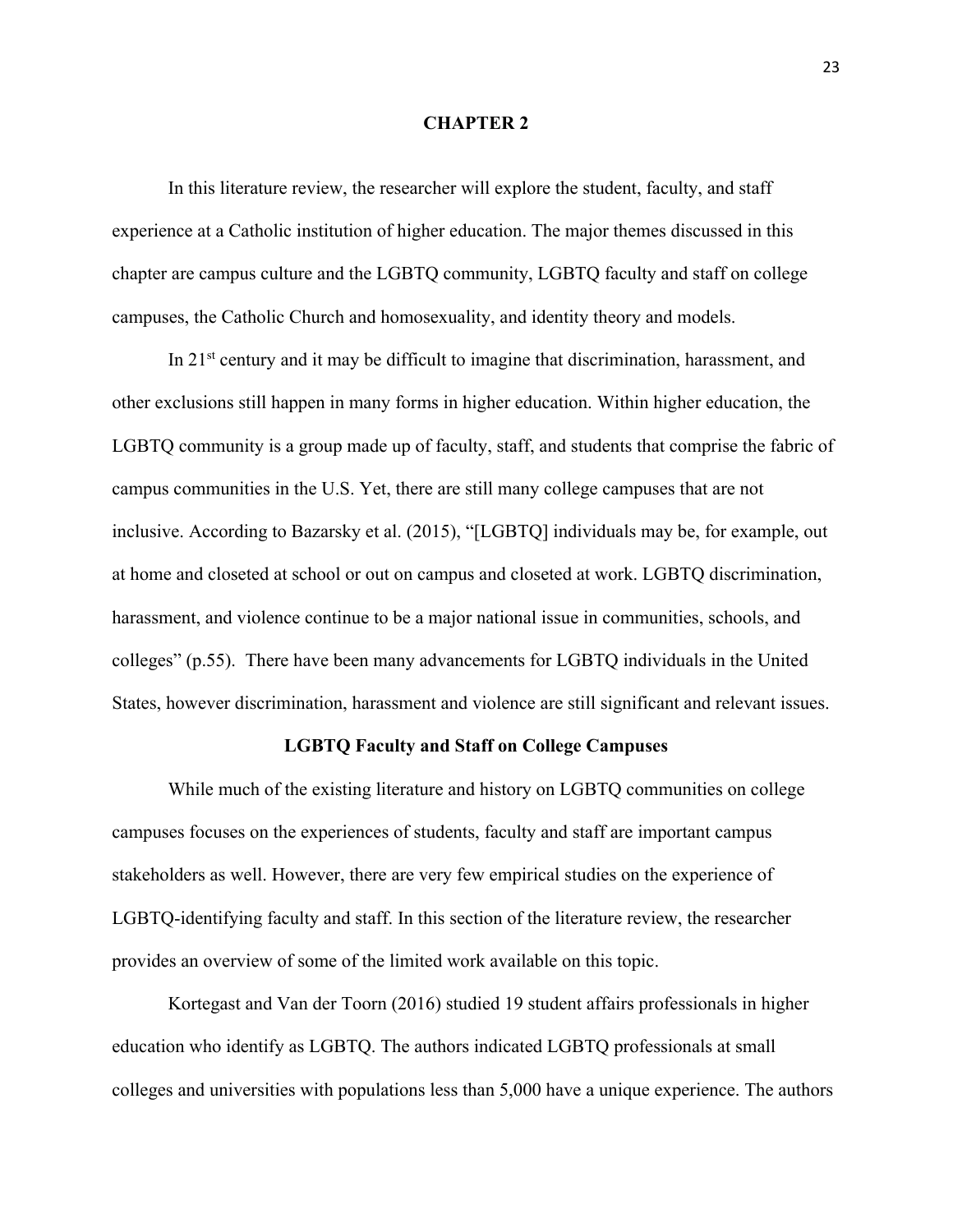# CHAPTER 2

In this literature review, the researcher will explore the student, faculty, and staff experience at a Catholic institution of higher education. The major themes discussed in this chapter are campus culture and the LGBTQ community, LGBTQ faculty and staff on college campuses, the Catholic Church and homosexuality, and identity theory and models.

In 21st century and it may be difficult to imagine that discrimination, harassment, and other exclusions still happen in many forms in higher education. Within higher education, the LGBTQ community is a group made up of faculty, staff, and students that comprise the fabric of campus communities in the U.S. Yet, there are still many college campuses that are not inclusive. According to Bazarsky et al. (2015), "[LGBTQ] individuals may be, for example, out at home and closeted at school or out on campus and closeted at work. LGBTQ discrimination, harassment, and violence continue to be a major national issue in communities, schools, and colleges" (p.55). There have been many advancements for LGBTQ individuals in the United States, however discrimination, harassment and violence are still significant and relevant issues.

## LGBTQ Faculty and Staff on College Campuses

While much of the existing literature and history on LGBTQ communities on college campuses focuses on the experiences of students, faculty and staff are important campus stakeholders as well. However, there are very few empirical studies on the experience of LGBTQ-identifying faculty and staff. In this section of the literature review, the researcher provides an overview of some of the limited work available on this topic.

Kortegast and Van der Toorn (2016) studied 19 student affairs professionals in higher education who identify as LGBTQ. The authors indicated LGBTQ professionals at small colleges and universities with populations less than 5,000 have a unique experience. The authors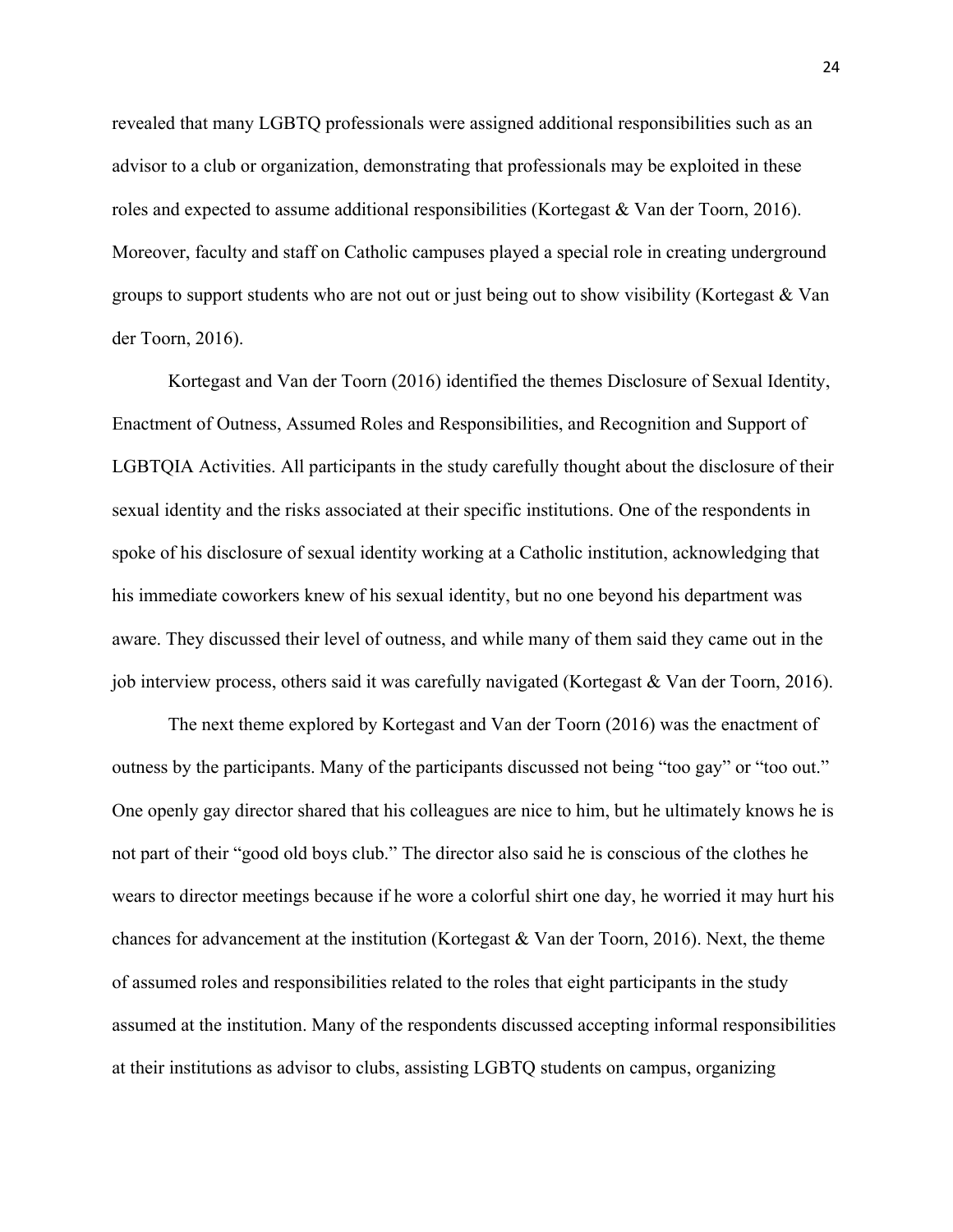revealed that many LGBTQ professionals were assigned additional responsibilities such as an advisor to a club or organization, demonstrating that professionals may be exploited in these roles and expected to assume additional responsibilities (Kortegast & Van der Toorn, 2016). Moreover, faculty and staff on Catholic campuses played a special role in creating underground groups to support students who are not out or just being out to show visibility (Kortegast & Van der Toorn, 2016).

Kortegast and Van der Toorn (2016) identified the themes Disclosure of Sexual Identity, Enactment of Outness, Assumed Roles and Responsibilities, and Recognition and Support of LGBTQIA Activities. All participants in the study carefully thought about the disclosure of their sexual identity and the risks associated at their specific institutions. One of the respondents in spoke of his disclosure of sexual identity working at a Catholic institution, acknowledging that his immediate coworkers knew of his sexual identity, but no one beyond his department was aware. They discussed their level of outness, and while many of them said they came out in the job interview process, others said it was carefully navigated (Kortegast & Van der Toorn, 2016).

The next theme explored by Kortegast and Van der Toorn (2016) was the enactment of outness by the participants. Many of the participants discussed not being "too gay" or "too out." One openly gay director shared that his colleagues are nice to him, but he ultimately knows he is not part of their "good old boys club." The director also said he is conscious of the clothes he wears to director meetings because if he wore a colorful shirt one day, he worried it may hurt his chances for advancement at the institution (Kortegast & Van der Toorn, 2016). Next, the theme of assumed roles and responsibilities related to the roles that eight participants in the study assumed at the institution. Many of the respondents discussed accepting informal responsibilities at their institutions as advisor to clubs, assisting LGBTQ students on campus, organizing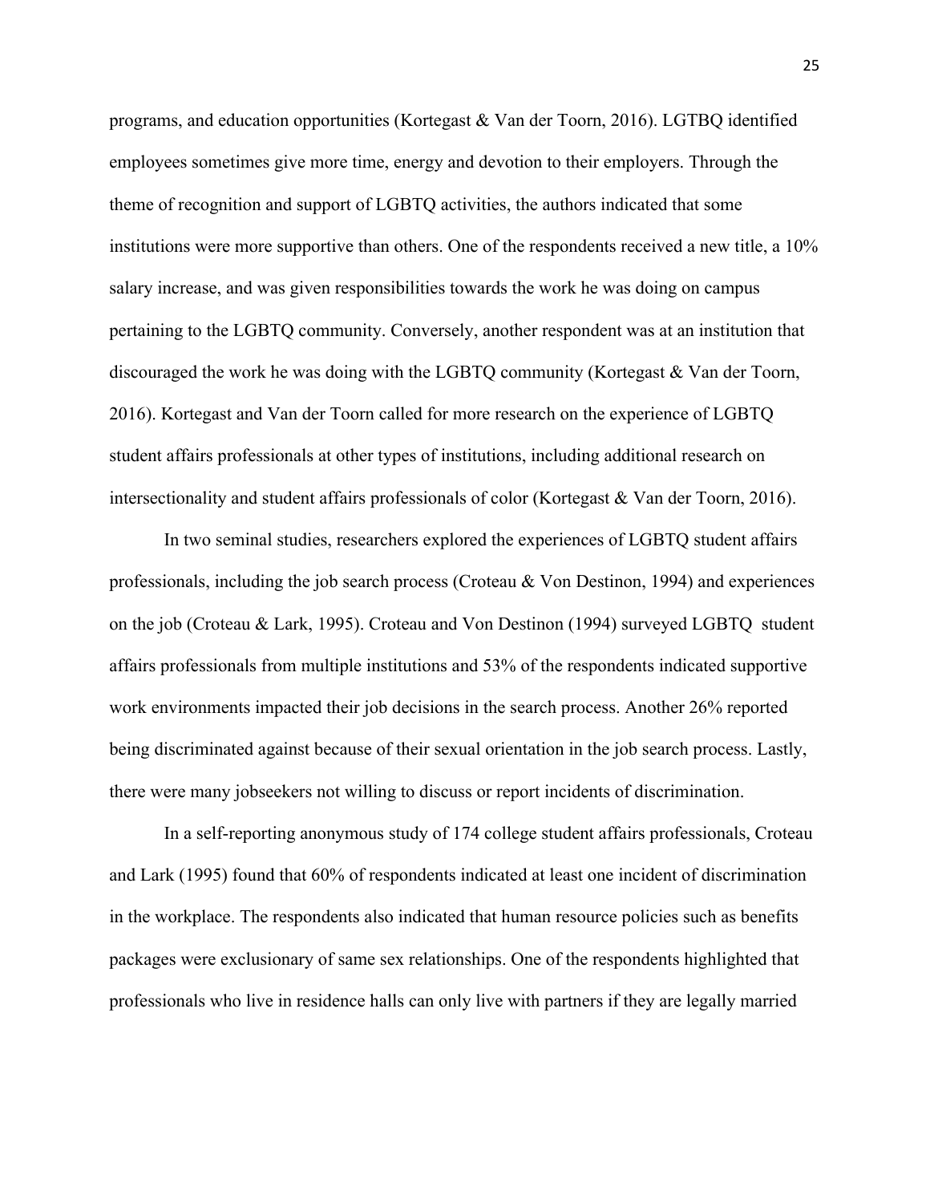programs, and education opportunities (Kortegast & Van der Toorn, 2016). LGTBQ identified employees sometimes give more time, energy and devotion to their employers. Through the theme of recognition and support of LGBTQ activities, the authors indicated that some institutions were more supportive than others. One of the respondents received a new title, a 10% salary increase, and was given responsibilities towards the work he was doing on campus pertaining to the LGBTQ community. Conversely, another respondent was at an institution that discouraged the work he was doing with the LGBTQ community (Kortegast & Van der Toorn, 2016). Kortegast and Van der Toorn called for more research on the experience of LGBTQ student affairs professionals at other types of institutions, including additional research on intersectionality and student affairs professionals of color (Kortegast & Van der Toorn, 2016).

In two seminal studies, researchers explored the experiences of LGBTQ student affairs professionals, including the job search process (Croteau & Von Destinon, 1994) and experiences on the job (Croteau & Lark, 1995). Croteau and Von Destinon (1994) surveyed LGBTQ student affairs professionals from multiple institutions and 53% of the respondents indicated supportive work environments impacted their job decisions in the search process. Another 26% reported being discriminated against because of their sexual orientation in the job search process. Lastly, there were many jobseekers not willing to discuss or report incidents of discrimination.

In a self-reporting anonymous study of 174 college student affairs professionals, Croteau and Lark (1995) found that 60% of respondents indicated at least one incident of discrimination in the workplace. The respondents also indicated that human resource policies such as benefits packages were exclusionary of same sex relationships. One of the respondents highlighted that professionals who live in residence halls can only live with partners if they are legally married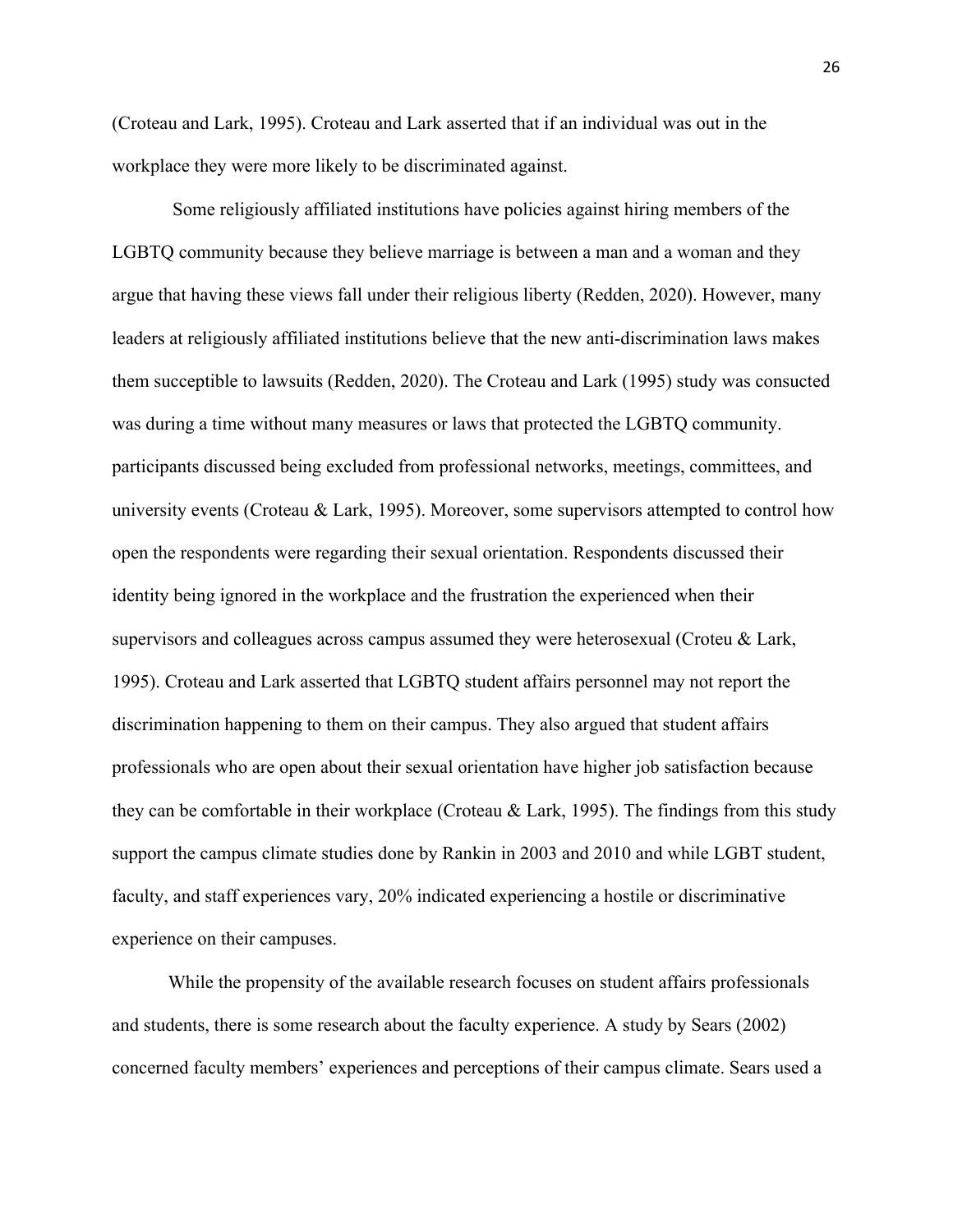(Croteau and Lark, 1995). Croteau and Lark asserted that if an individual was out in the workplace they were more likely to be discriminated against.

Some religiously affiliated institutions have policies against hiring members of the LGBTQ community because they believe marriage is between a man and a woman and they argue that having these views fall under their religious liberty (Redden, 2020). However, many leaders at religiously affiliated institutions believe that the new anti-discrimination laws makes them succeptible to lawsuits (Redden, 2020). The Croteau and Lark (1995) study was consucted was during a time without many measures or laws that protected the LGBTQ community. participants discussed being excluded from professional networks, meetings, committees, and university events (Croteau & Lark, 1995). Moreover, some supervisors attempted to control how open the respondents were regarding their sexual orientation. Respondents discussed their identity being ignored in the workplace and the frustration the experienced when their supervisors and colleagues across campus assumed they were heterosexual (Croteu & Lark, 1995). Croteau and Lark asserted that LGBTQ student affairs personnel may not report the discrimination happening to them on their campus. They also argued that student affairs professionals who are open about their sexual orientation have higher job satisfaction because they can be comfortable in their workplace (Croteau & Lark, 1995). The findings from this study support the campus climate studies done by Rankin in 2003 and 2010 and while LGBT student, faculty, and staff experiences vary, 20% indicated experiencing a hostile or discriminative experience on their campuses.

While the propensity of the available research focuses on student affairs professionals and students, there is some research about the faculty experience. A study by Sears (2002) concerned faculty members' experiences and perceptions of their campus climate. Sears used a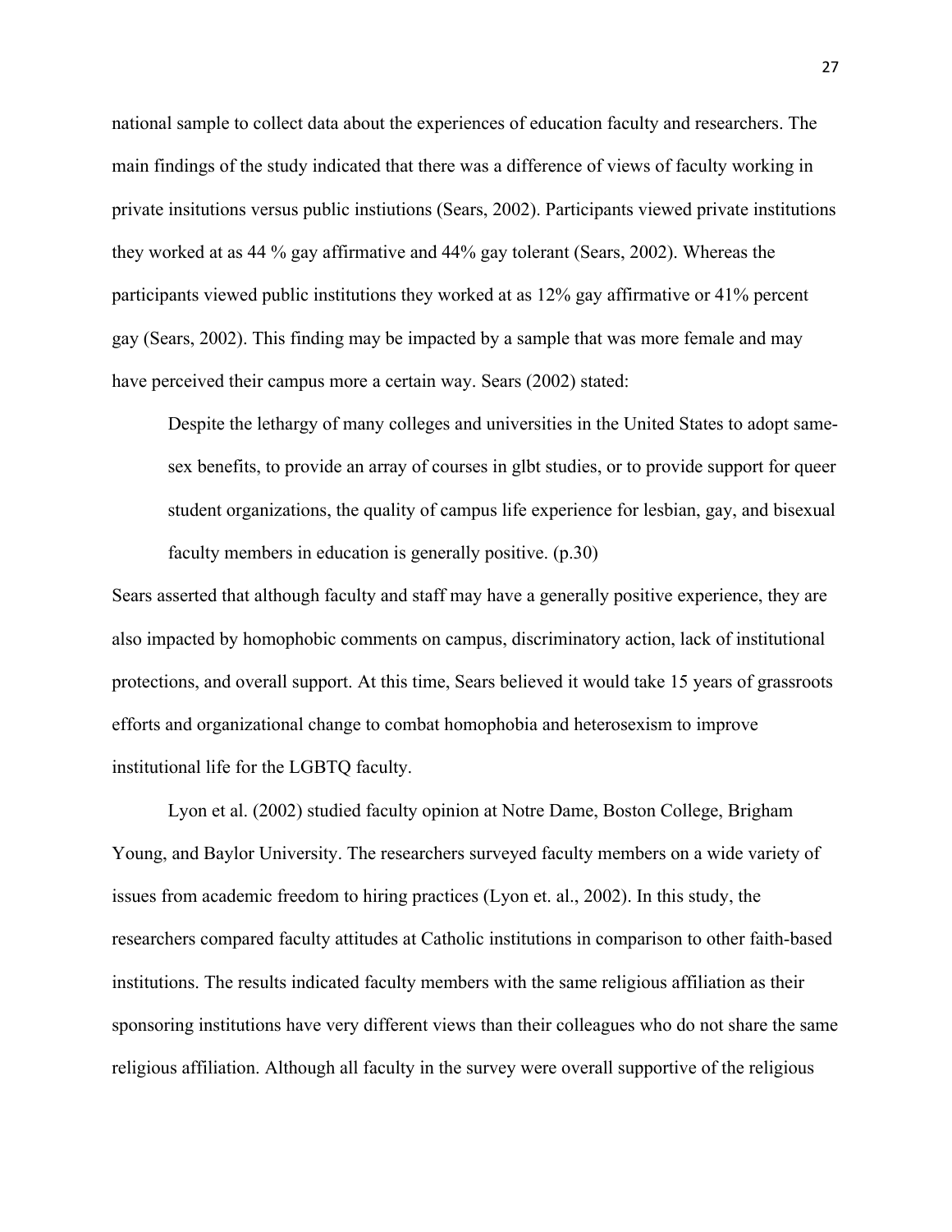national sample to collect data about the experiences of education faculty and researchers. The main findings of the study indicated that there was a difference of views of faculty working in private insitutions versus public instiutions (Sears, 2002). Participants viewed private institutions they worked at as 44 % gay affirmative and 44% gay tolerant (Sears, 2002). Whereas the participants viewed public institutions they worked at as 12% gay affirmative or 41% percent gay (Sears, 2002). This finding may be impacted by a sample that was more female and may have perceived their campus more a certain way. Sears (2002) stated:

> Despite the lethargy of many colleges and universities in the United States to adopt same-sex benefits, to provide an array of courses in glbt studies, or to provide support for queer student organizations, the quality of campus life experience for lesbian, gay, and bisexual faculty members in education is generally positive. (p.30)

Sears asserted that although faculty and staff may have a generally positive experience, they are also impacted by homophobic comments on campus, discriminatory action, lack of institutional protections, and overall support. At this time, Sears believed it would take 15 years of grassroots efforts and organizational change to combat homophobia and heterosexism to improve institutional life for the LGBTQ faculty.

Lyon et al. (2002) studied faculty opinion at Notre Dame, Boston College, Brigham Young, and Baylor University. The researchers surveyed faculty members on a wide variety of issues from academic freedom to hiring practices (Lyon et. al., 2002). In this study, the researchers compared faculty attitudes at Catholic institutions in comparison to other faith-based institutions. The results indicated faculty members with the same religious affiliation as their sponsoring institutions have very different views than their colleagues who do not share the same religious affiliation. Although all faculty in the survey were overall supportive of the religious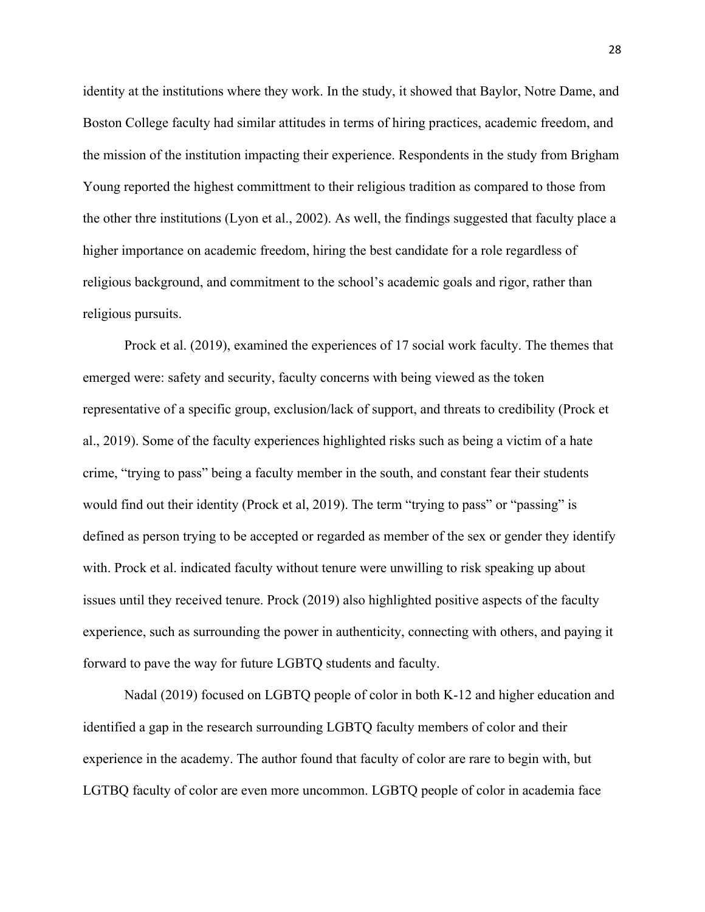identity at the institutions where they work. In the study, it showed that Baylor, Notre Dame, and Boston College faculty had similar attitudes in terms of hiring practices, academic freedom, and the mission of the institution impacting their experience. Respondents in the study from Brigham Young reported the highest committment to their religious tradition as compared to those from the other thre institutions (Lyon et al., 2002). As well, the findings suggested that faculty place a higher importance on academic freedom, hiring the best candidate for a role regardless of religious background, and commitment to the school's academic goals and rigor, rather than religious pursuits.

Prock et al. (2019), examined the experiences of 17 social work faculty. The themes that emerged were: safety and security, faculty concerns with being viewed as the token representative of a specific group, exclusion/lack of support, and threats to credibility (Prock et al., 2019). Some of the faculty experiences highlighted risks such as being a victim of a hate crime, "trying to pass" being a faculty member in the south, and constant fear their students would find out their identity (Prock et al, 2019). The term "trying to pass" or "passing" is defined as person trying to be accepted or regarded as member of the sex or gender they identify with. Prock et al. indicated faculty without tenure were unwilling to risk speaking up about issues until they received tenure. Prock (2019) also highlighted positive aspects of the faculty experience, such as surrounding the power in authenticity, connecting with others, and paying it forward to pave the way for future LGBTQ students and faculty.

Nadal (2019) focused on LGBTQ people of color in both K-12 and higher education and identified a gap in the research surrounding LGBTQ faculty members of color and their experience in the academy. The author found that faculty of color are rare to begin with, but LGTBQ faculty of color are even more uncommon. LGBTQ people of color in academia face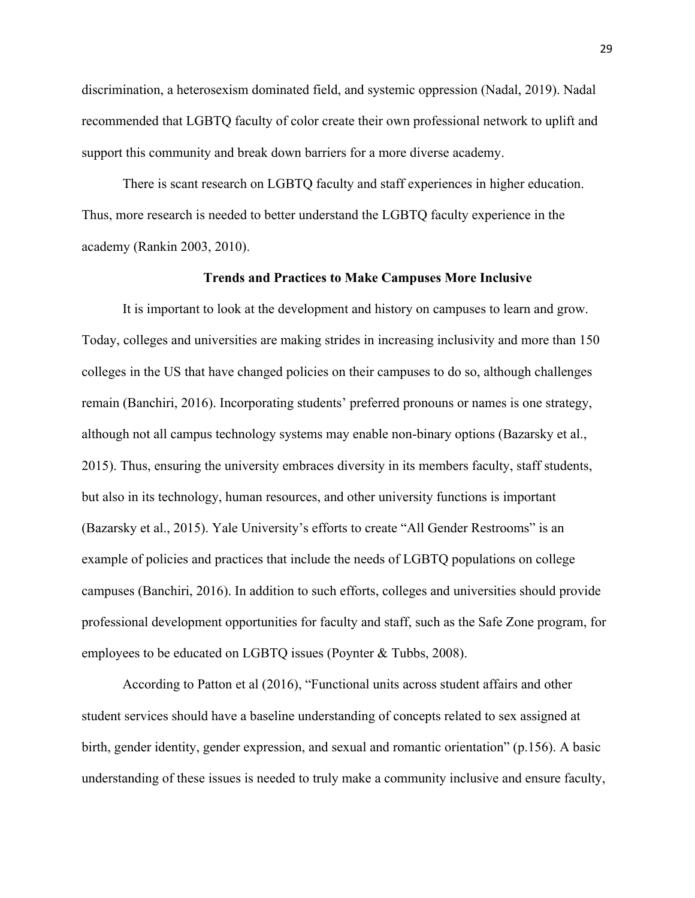discrimination, a heterosexism dominated field, and systemic oppression (Nadal, 2019). Nadal recommended that LGBTQ faculty of color create their own professional network to uplift and support this community and break down barriers for a more diverse academy.

There is scant research on LGBTQ faculty and staff experiences in higher education. Thus, more research is needed to better understand the LGBTQ faculty experience in the academy (Rankin 2003, 2010).

## Trends and Practices to Make Campuses More Inclusive

It is important to look at the development and history on campuses to learn and grow. Today, colleges and universities are making strides in increasing inclusivity and more than 150 colleges in the US that have changed policies on their campuses to do so, although challenges remain (Banchiri, 2016). Incorporating students' preferred pronouns or names is one strategy, although not all campus technology systems may enable non-binary options (Bazarsky et al., 2015). Thus, ensuring the university embraces diversity in its members faculty, staff students, but also in its technology, human resources, and other university functions is important (Bazarsky et al., 2015). Yale University's efforts to create "All Gender Restrooms" is an example of policies and practices that include the needs of LGBTQ populations on college campuses (Banchiri, 2016). In addition to such efforts, colleges and universities should provide professional development opportunities for faculty and staff, such as the Safe Zone program, for employees to be educated on LGBTQ issues (Poynter & Tubbs, 2008).

According to Patton et al (2016), "Functional units across student affairs and other student services should have a baseline understanding of concepts related to sex assigned at birth, gender identity, gender expression, and sexual and romantic orientation" (p.156). A basic understanding of these issues is needed to truly make a community inclusive and ensure faculty,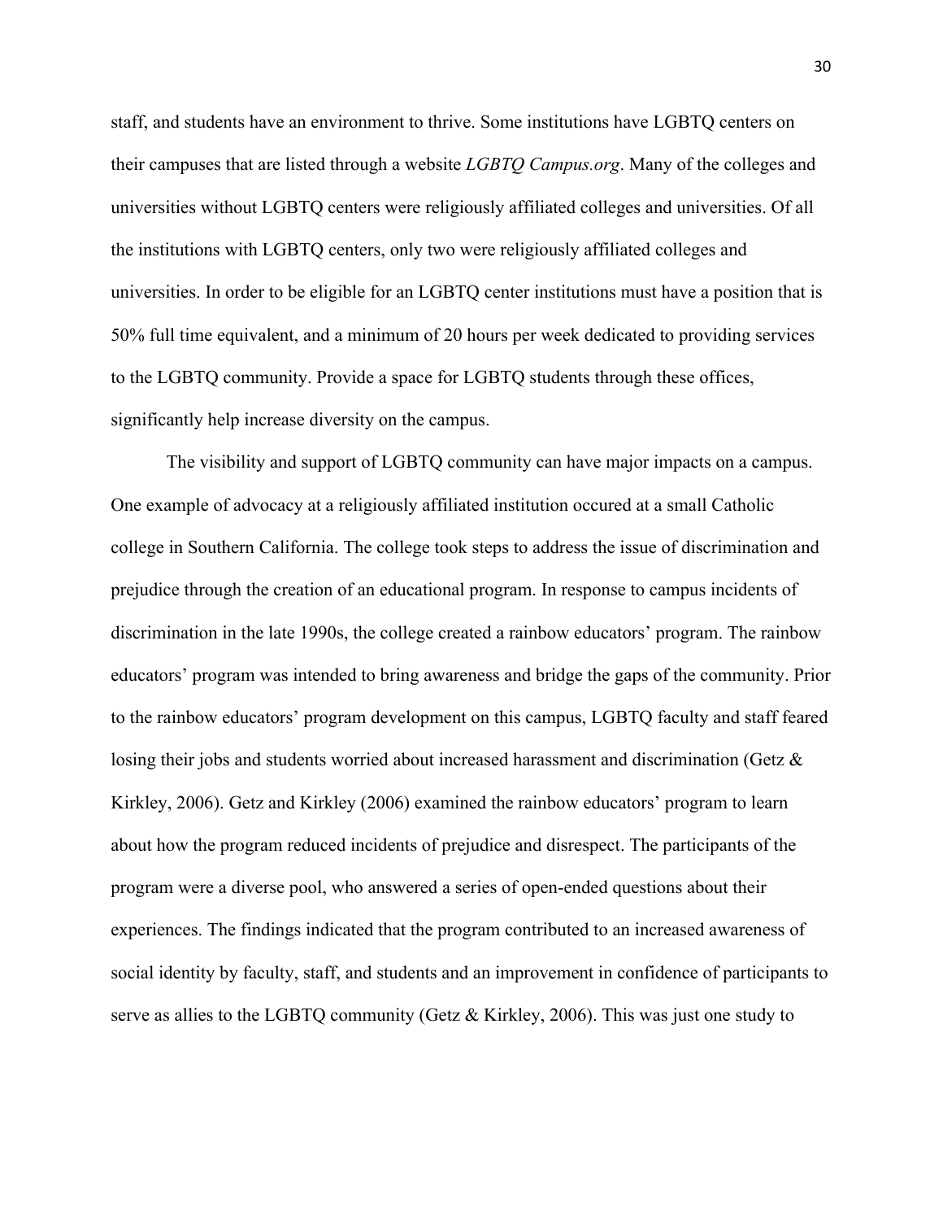staff, and students have an environment to thrive. Some institutions have LGBTQ centers on their campuses that are listed through a website *LGBTQ Campus.org*. Many of the colleges and universities without LGBTQ centers were religiously affiliated colleges and universities. Of all the institutions with LGBTQ centers, only two were religiously affiliated colleges and universities. In order to be eligible for an LGBTQ center institutions must have a position that is 50% full time equivalent, and a minimum of 20 hours per week dedicated to providing services to the LGBTQ community. Provide a space for LGBTQ students through these offices, significantly help increase diversity on the campus.

The visibility and support of LGBTQ community can have major impacts on a campus. One example of advocacy at a religiously affiliated institution occured at a small Catholic college in Southern California. The college took steps to address the issue of discrimination and prejudice through the creation of an educational program. In response to campus incidents of discrimination in the late 1990s, the college created a rainbow educators' program. The rainbow educators' program was intended to bring awareness and bridge the gaps of the community. Prior to the rainbow educators' program development on this campus, LGBTQ faculty and staff feared losing their jobs and students worried about increased harassment and discrimination (Getz & Kirkley, 2006). Getz and Kirkley (2006) examined the rainbow educators' program to learn about how the program reduced incidents of prejudice and disrespect. The participants of the program were a diverse pool, who answered a series of open-ended questions about their experiences. The findings indicated that the program contributed to an increased awareness of social identity by faculty, staff, and students and an improvement in confidence of participants to serve as allies to the LGBTQ community (Getz & Kirkley, 2006). This was just one study to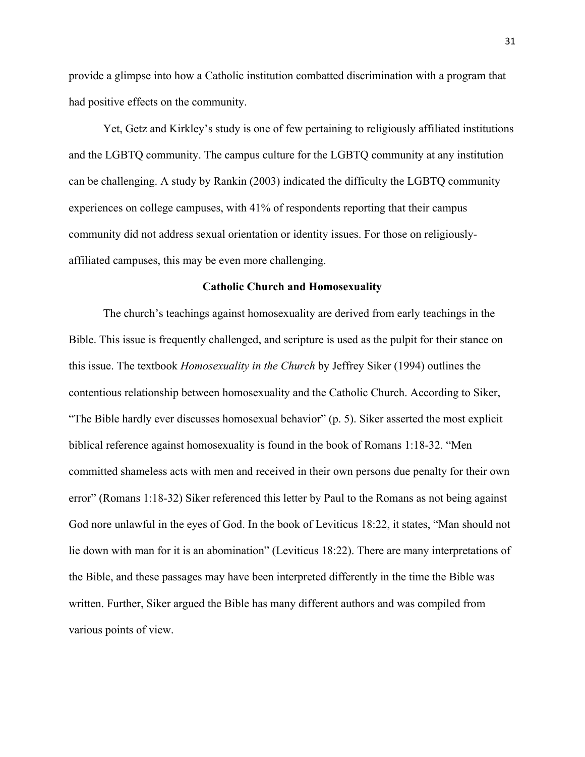provide a glimpse into how a Catholic institution combatted discrimination with a program that had positive effects on the community.

Yet, Getz and Kirkley's study is one of few pertaining to religiously affiliated institutions and the LGBTQ community. The campus culture for the LGBTQ community at any institution can be challenging. A study by Rankin (2003) indicated the difficulty the LGBTQ community experiences on college campuses, with 41% of respondents reporting that their campus community did not address sexual orientation or identity issues. For those on religiously-affiliated campuses, this may be even more challenging.

### Catholic Church and Homosexuality

The church's teachings against homosexuality are derived from early teachings in the Bible. This issue is frequently challenged, and scripture is used as the pulpit for their stance on this issue. The textbook *Homosexuality in the Church* by Jeffrey Siker (1994) outlines the contentious relationship between homosexuality and the Catholic Church. According to Siker, "The Bible hardly ever discusses homosexual behavior" (p. 5). Siker asserted the most explicit biblical reference against homosexuality is found in the book of Romans 1:18-32. "Men committed shameless acts with men and received in their own persons due penalty for their own error" (Romans 1:18-32) Siker referenced this letter by Paul to the Romans as not being against God nore unlawful in the eyes of God. In the book of Leviticus 18:22, it states, "Man should not lie down with man for it is an abomination" (Leviticus 18:22). There are many interpretations of the Bible, and these passages may have been interpreted differently in the time the Bible was written. Further, Siker argued the Bible has many different authors and was compiled from various points of view.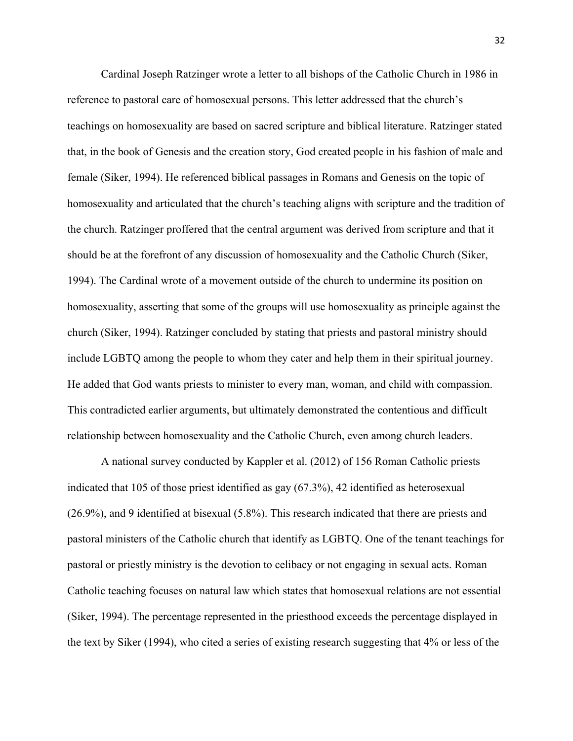Cardinal Joseph Ratzinger wrote a letter to all bishops of the Catholic Church in 1986 in reference to pastoral care of homosexual persons. This letter addressed that the church's teachings on homosexuality are based on sacred scripture and biblical literature. Ratzinger stated that, in the book of Genesis and the creation story, God created people in his fashion of male and female (Siker, 1994). He referenced biblical passages in Romans and Genesis on the topic of homosexuality and articulated that the church's teaching aligns with scripture and the tradition of the church. Ratzinger proffered that the central argument was derived from scripture and that it should be at the forefront of any discussion of homosexuality and the Catholic Church (Siker, 1994). The Cardinal wrote of a movement outside of the church to undermine its position on homosexuality, asserting that some of the groups will use homosexuality as principle against the church (Siker, 1994). Ratzinger concluded by stating that priests and pastoral ministry should include LGBTQ among the people to whom they cater and help them in their spiritual journey. He added that God wants priests to minister to every man, woman, and child with compassion. This contradicted earlier arguments, but ultimately demonstrated the contentious and difficult relationship between homosexuality and the Catholic Church, even among church leaders.

A national survey conducted by Kappler et al. (2012) of 156 Roman Catholic priests indicated that 105 of those priest identified as gay (67.3%), 42 identified as heterosexual (26.9%), and 9 identified at bisexual (5.8%). This research indicated that there are priests and pastoral ministers of the Catholic church that identify as LGBTQ. One of the tenant teachings for pastoral or priestly ministry is the devotion to celibacy or not engaging in sexual acts. Roman Catholic teaching focuses on natural law which states that homosexual relations are not essential (Siker, 1994). The percentage represented in the priesthood exceeds the percentage displayed in the text by Siker (1994), who cited a series of existing research suggesting that 4% or less of the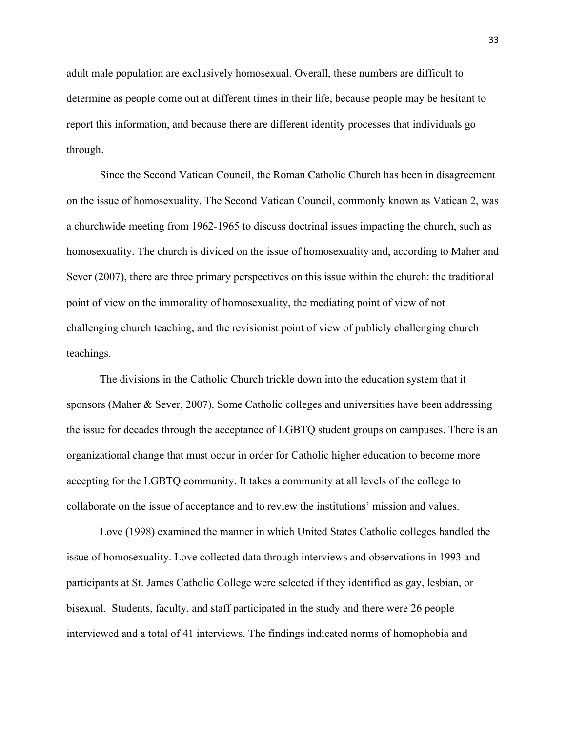adult male population are exclusively homosexual. Overall, these numbers are difficult to determine as people come out at different times in their life, because people may be hesitant to report this information, and because there are different identity processes that individuals go through.

Since the Second Vatican Council, the Roman Catholic Church has been in disagreement on the issue of homosexuality. The Second Vatican Council, commonly known as Vatican 2, was a churchwide meeting from 1962-1965 to discuss doctrinal issues impacting the church, such as homosexuality. The church is divided on the issue of homosexuality and, according to Maher and Sever (2007), there are three primary perspectives on this issue within the church: the traditional point of view on the immorality of homosexuality, the mediating point of view of not challenging church teaching, and the revisionist point of view of publicly challenging church teachings.

The divisions in the Catholic Church trickle down into the education system that it sponsors (Maher & Sever, 2007). Some Catholic colleges and universities have been addressing the issue for decades through the acceptance of LGBTQ student groups on campuses. There is an organizational change that must occur in order for Catholic higher education to become more accepting for the LGBTQ community. It takes a community at all levels of the college to collaborate on the issue of acceptance and to review the institutions' mission and values.

Love (1998) examined the manner in which United States Catholic colleges handled the issue of homosexuality. Love collected data through interviews and observations in 1993 and participants at St. James Catholic College were selected if they identified as gay, lesbian, or bisexual. Students, faculty, and staff participated in the study and there were 26 people interviewed and a total of 41 interviews. The findings indicated norms of homophobia and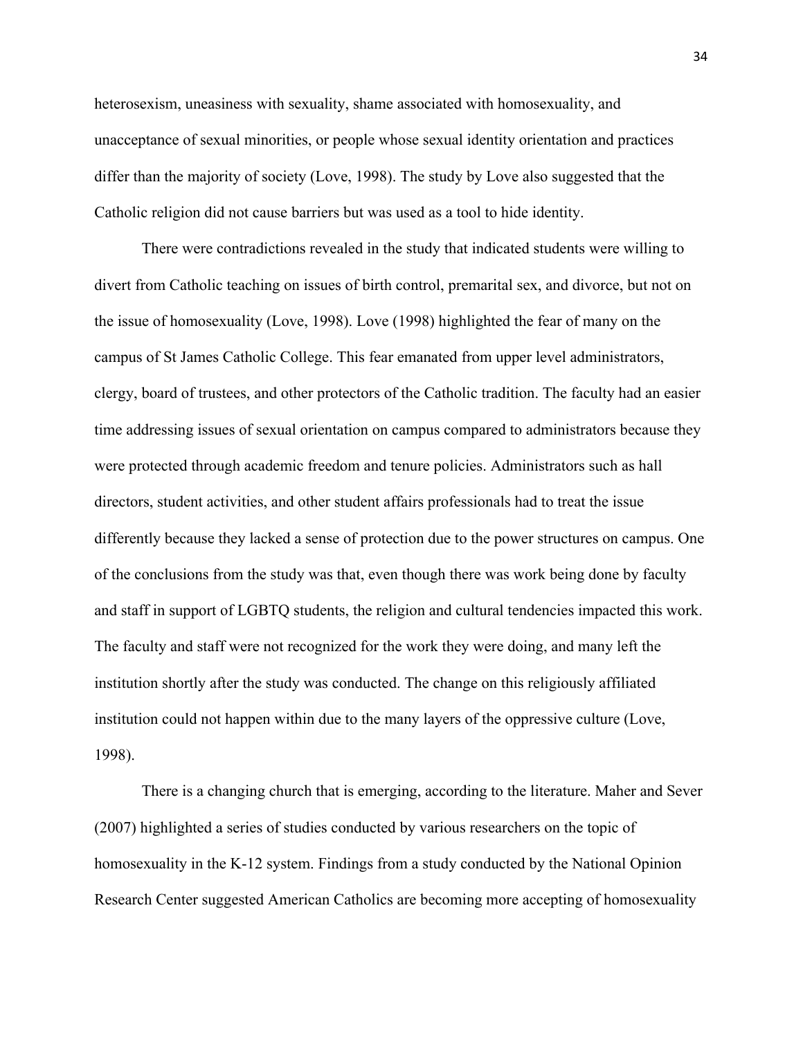heterosexism, uneasiness with sexuality, shame associated with homosexuality, and unacceptance of sexual minorities, or people whose sexual identity orientation and practices differ than the majority of society (Love, 1998). The study by Love also suggested that the Catholic religion did not cause barriers but was used as a tool to hide identity.

There were contradictions revealed in the study that indicated students were willing to divert from Catholic teaching on issues of birth control, premarital sex, and divorce, but not on the issue of homosexuality (Love, 1998). Love (1998) highlighted the fear of many on the campus of St James Catholic College. This fear emanated from upper level administrators, clergy, board of trustees, and other protectors of the Catholic tradition. The faculty had an easier time addressing issues of sexual orientation on campus compared to administrators because they were protected through academic freedom and tenure policies. Administrators such as hall directors, student activities, and other student affairs professionals had to treat the issue differently because they lacked a sense of protection due to the power structures on campus. One of the conclusions from the study was that, even though there was work being done by faculty and staff in support of LGBTQ students, the religion and cultural tendencies impacted this work. The faculty and staff were not recognized for the work they were doing, and many left the institution shortly after the study was conducted. The change on this religiously affiliated institution could not happen within due to the many layers of the oppressive culture (Love, 1998).

There is a changing church that is emerging, according to the literature. Maher and Sever (2007) highlighted a series of studies conducted by various researchers on the topic of homosexuality in the K-12 system. Findings from a study conducted by the National Opinion Research Center suggested American Catholics are becoming more accepting of homosexuality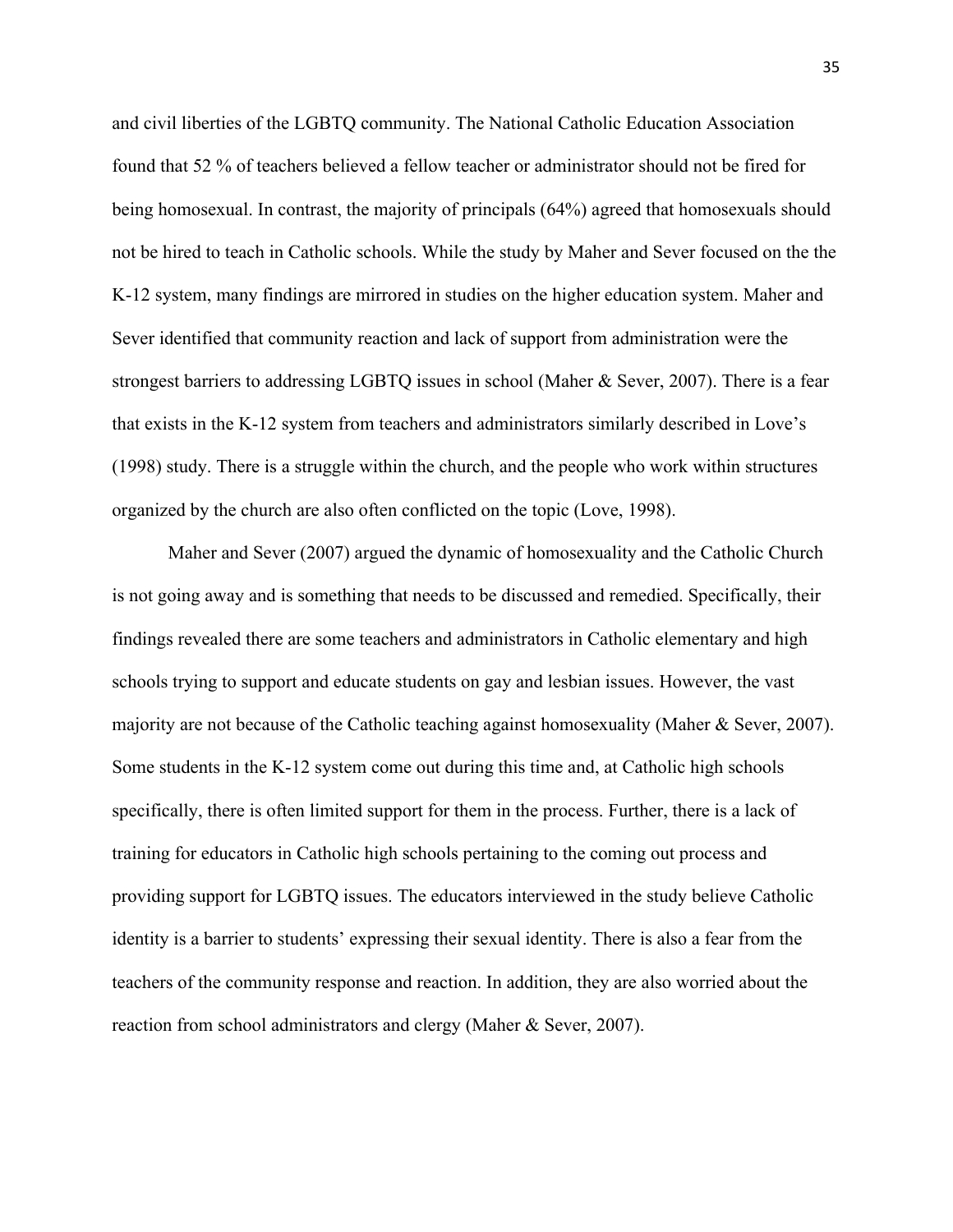and civil liberties of the LGBTQ community. The National Catholic Education Association found that 52 % of teachers believed a fellow teacher or administrator should not be fired for being homosexual. In contrast, the majority of principals (64%) agreed that homosexuals should not be hired to teach in Catholic schools. While the study by Maher and Sever focused on the the K-12 system, many findings are mirrored in studies on the higher education system. Maher and Sever identified that community reaction and lack of support from administration were the strongest barriers to addressing LGBTQ issues in school (Maher & Sever, 2007). There is a fear that exists in the K-12 system from teachers and administrators similarly described in Love's (1998) study. There is a struggle within the church, and the people who work within structures organized by the church are also often conflicted on the topic (Love, 1998).

Maher and Sever (2007) argued the dynamic of homosexuality and the Catholic Church is not going away and is something that needs to be discussed and remedied. Specifically, their findings revealed there are some teachers and administrators in Catholic elementary and high schools trying to support and educate students on gay and lesbian issues. However, the vast majority are not because of the Catholic teaching against homosexuality (Maher & Sever, 2007). Some students in the K-12 system come out during this time and, at Catholic high schools specifically, there is often limited support for them in the process. Further, there is a lack of training for educators in Catholic high schools pertaining to the coming out process and providing support for LGBTQ issues. The educators interviewed in the study believe Catholic identity is a barrier to students' expressing their sexual identity. There is also a fear from the teachers of the community response and reaction. In addition, they are also worried about the reaction from school administrators and clergy (Maher & Sever, 2007).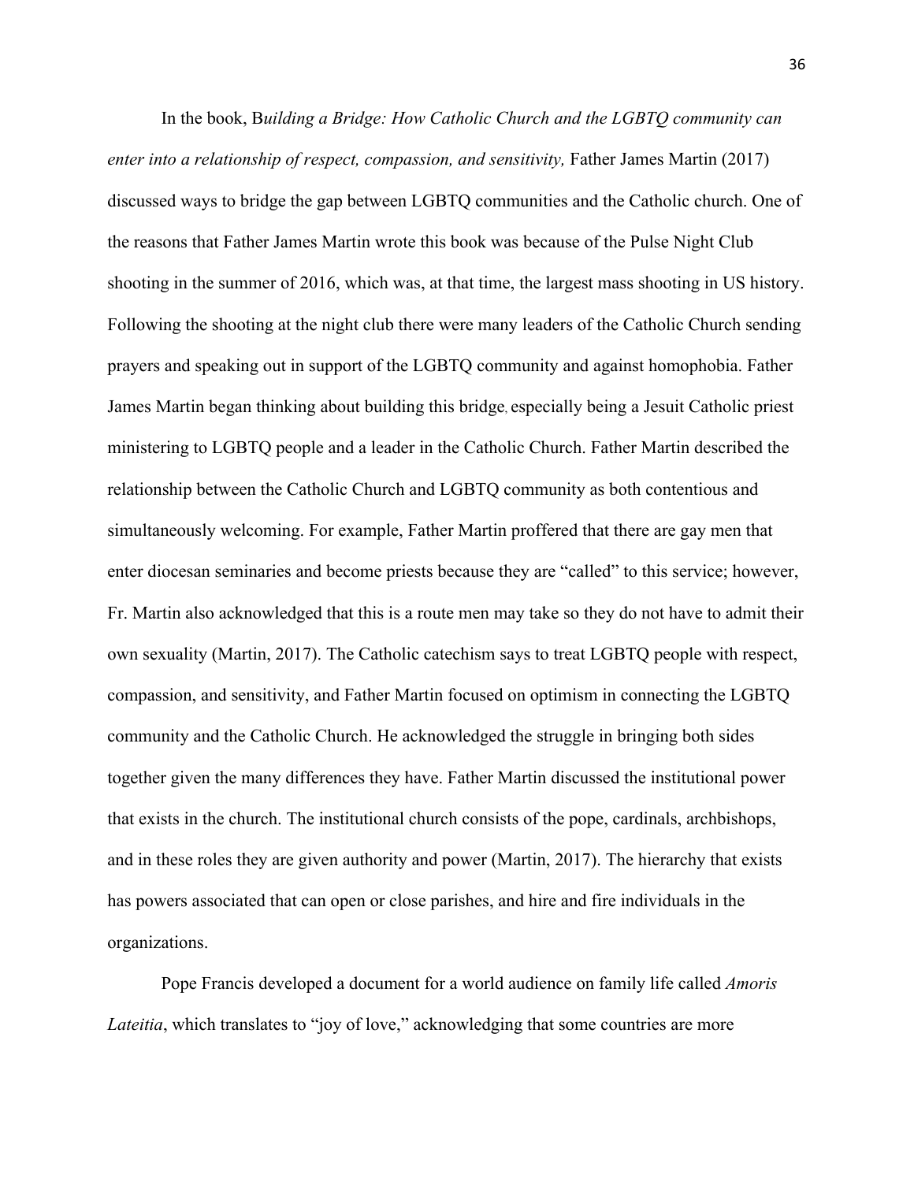In the book, B*uilding a Bridge: How Catholic Church and the LGBTQ community can enter into a relationship of respect, compassion, and sensitivity,* Father James Martin (2017) discussed ways to bridge the gap between LGBTQ communities and the Catholic church. One of the reasons that Father James Martin wrote this book was because of the Pulse Night Club shooting in the summer of 2016, which was, at that time, the largest mass shooting in US history. Following the shooting at the night club there were many leaders of the Catholic Church sending prayers and speaking out in support of the LGBTQ community and against homophobia. Father James Martin began thinking about building this bridge, especially being a Jesuit Catholic priest ministering to LGBTQ people and a leader in the Catholic Church. Father Martin described the relationship between the Catholic Church and LGBTQ community as both contentious and simultaneously welcoming. For example, Father Martin proffered that there are gay men that enter diocesan seminaries and become priests because they are "called" to this service; however, Fr. Martin also acknowledged that this is a route men may take so they do not have to admit their own sexuality (Martin, 2017). The Catholic catechism says to treat LGBTQ people with respect, compassion, and sensitivity, and Father Martin focused on optimism in connecting the LGBTQ community and the Catholic Church. He acknowledged the struggle in bringing both sides together given the many differences they have. Father Martin discussed the institutional power that exists in the church. The institutional church consists of the pope, cardinals, archbishops, and in these roles they are given authority and power (Martin, 2017). The hierarchy that exists has powers associated that can open or close parishes, and hire and fire individuals in the organizations.

Pope Francis developed a document for a world audience on family life called *Amoris Lateitia*, which translates to "joy of love," acknowledging that some countries are more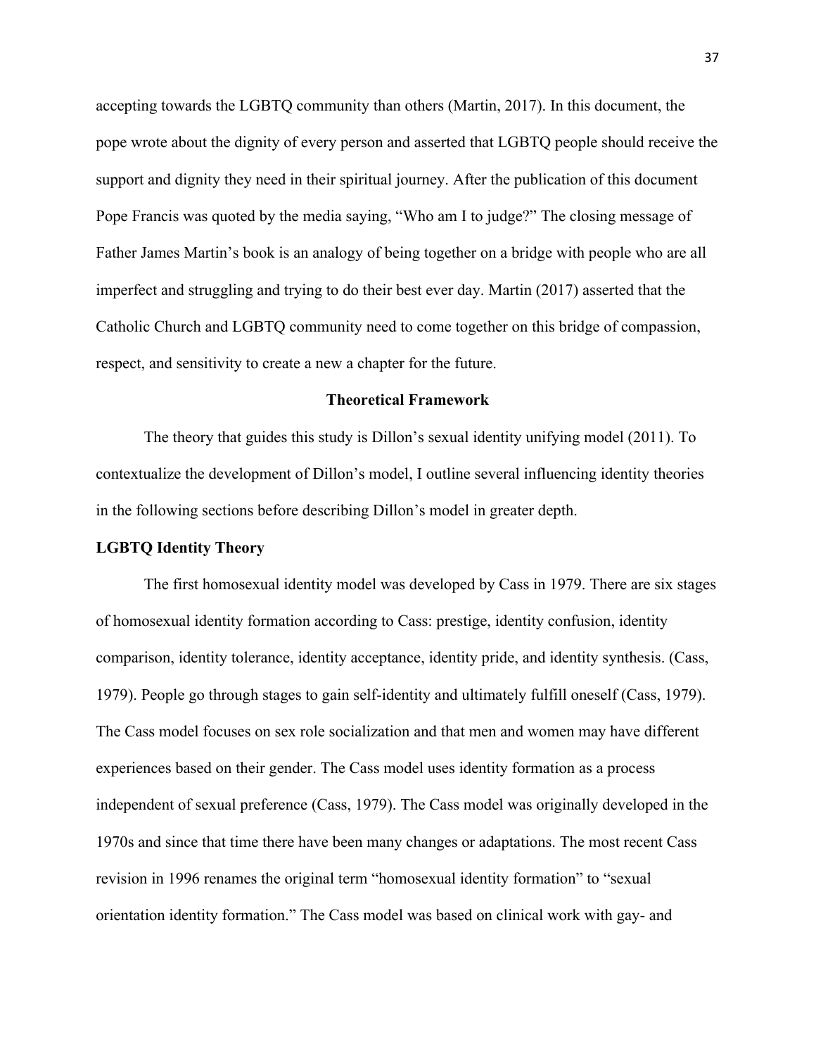accepting towards the LGBTQ community than others (Martin, 2017). In this document, the pope wrote about the dignity of every person and asserted that LGBTQ people should receive the support and dignity they need in their spiritual journey. After the publication of this document Pope Francis was quoted by the media saying, "Who am I to judge?" The closing message of Father James Martin's book is an analogy of being together on a bridge with people who are all imperfect and struggling and trying to do their best ever day. Martin (2017) asserted that the Catholic Church and LGBTQ community need to come together on this bridge of compassion, respect, and sensitivity to create a new a chapter for the future.

## Theoretical Framework

The theory that guides this study is Dillon's sexual identity unifying model (2011). To contextualize the development of Dillon's model, I outline several influencing identity theories in the following sections before describing Dillon's model in greater depth.

### LGBTQ Identity Theory

The first homosexual identity model was developed by Cass in 1979. There are six stages of homosexual identity formation according to Cass: prestige, identity confusion, identity comparison, identity tolerance, identity acceptance, identity pride, and identity synthesis. (Cass, 1979). People go through stages to gain self-identity and ultimately fulfill oneself (Cass, 1979). The Cass model focuses on sex role socialization and that men and women may have different experiences based on their gender. The Cass model uses identity formation as a process independent of sexual preference (Cass, 1979). The Cass model was originally developed in the 1970s and since that time there have been many changes or adaptations. The most recent Cass revision in 1996 renames the original term "homosexual identity formation" to "sexual orientation identity formation." The Cass model was based on clinical work with gay- and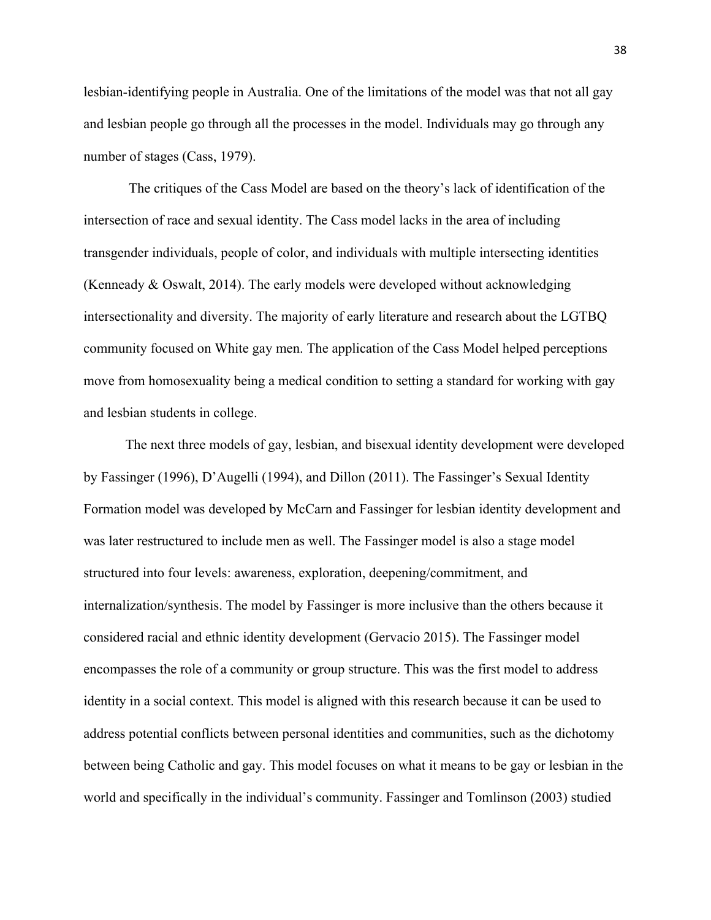lesbian-identifying people in Australia. One of the limitations of the model was that not all gay and lesbian people go through all the processes in the model. Individuals may go through any number of stages (Cass, 1979).

The critiques of the Cass Model are based on the theory's lack of identification of the intersection of race and sexual identity. The Cass model lacks in the area of including transgender individuals, people of color, and individuals with multiple intersecting identities (Kenneady & Oswalt, 2014). The early models were developed without acknowledging intersectionality and diversity. The majority of early literature and research about the LGTBQ community focused on White gay men. The application of the Cass Model helped perceptions move from homosexuality being a medical condition to setting a standard for working with gay and lesbian students in college.

The next three models of gay, lesbian, and bisexual identity development were developed by Fassinger (1996), D'Augelli (1994), and Dillon (2011). The Fassinger's Sexual Identity Formation model was developed by McCarn and Fassinger for lesbian identity development and was later restructured to include men as well. The Fassinger model is also a stage model structured into four levels: awareness, exploration, deepening/commitment, and internalization/synthesis. The model by Fassinger is more inclusive than the others because it considered racial and ethnic identity development (Gervacio 2015). The Fassinger model encompasses the role of a community or group structure. This was the first model to address identity in a social context. This model is aligned with this research because it can be used to address potential conflicts between personal identities and communities, such as the dichotomy between being Catholic and gay. This model focuses on what it means to be gay or lesbian in the world and specifically in the individual's community. Fassinger and Tomlinson (2003) studied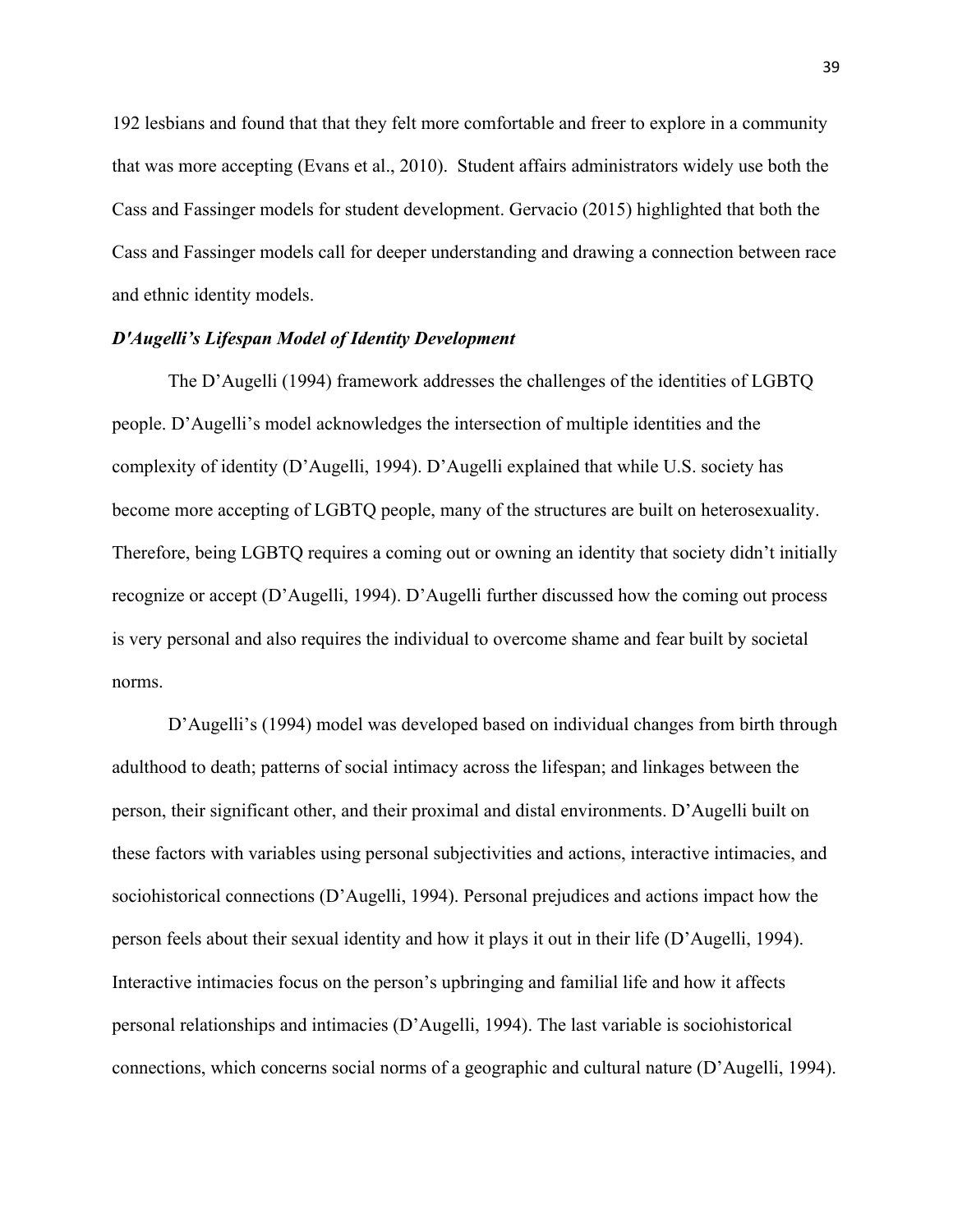192 lesbians and found that that they felt more comfortable and freer to explore in a community that was more accepting (Evans et al., 2010). Student affairs administrators widely use both the Cass and Fassinger models for student development. Gervacio (2015) highlighted that both the Cass and Fassinger models call for deeper understanding and drawing a connection between race and ethnic identity models.

### *D'Augelli's Lifespan Model of Identity Development*

The D'Augelli (1994) framework addresses the challenges of the identities of LGBTQ people. D'Augelli's model acknowledges the intersection of multiple identities and the complexity of identity (D'Augelli, 1994). D'Augelli explained that while U.S. society has become more accepting of LGBTQ people, many of the structures are built on heterosexuality. Therefore, being LGBTQ requires a coming out or owning an identity that society didn't initially recognize or accept (D'Augelli, 1994). D'Augelli further discussed how the coming out process is very personal and also requires the individual to overcome shame and fear built by societal norms.

D'Augelli's (1994) model was developed based on individual changes from birth through adulthood to death; patterns of social intimacy across the lifespan; and linkages between the person, their significant other, and their proximal and distal environments. D'Augelli built on these factors with variables using personal subjectivities and actions, interactive intimacies, and sociohistorical connections (D'Augelli, 1994). Personal prejudices and actions impact how the person feels about their sexual identity and how it plays it out in their life (D'Augelli, 1994). Interactive intimacies focus on the person's upbringing and familial life and how it affects personal relationships and intimacies (D'Augelli, 1994). The last variable is sociohistorical connections, which concerns social norms of a geographic and cultural nature (D'Augelli, 1994).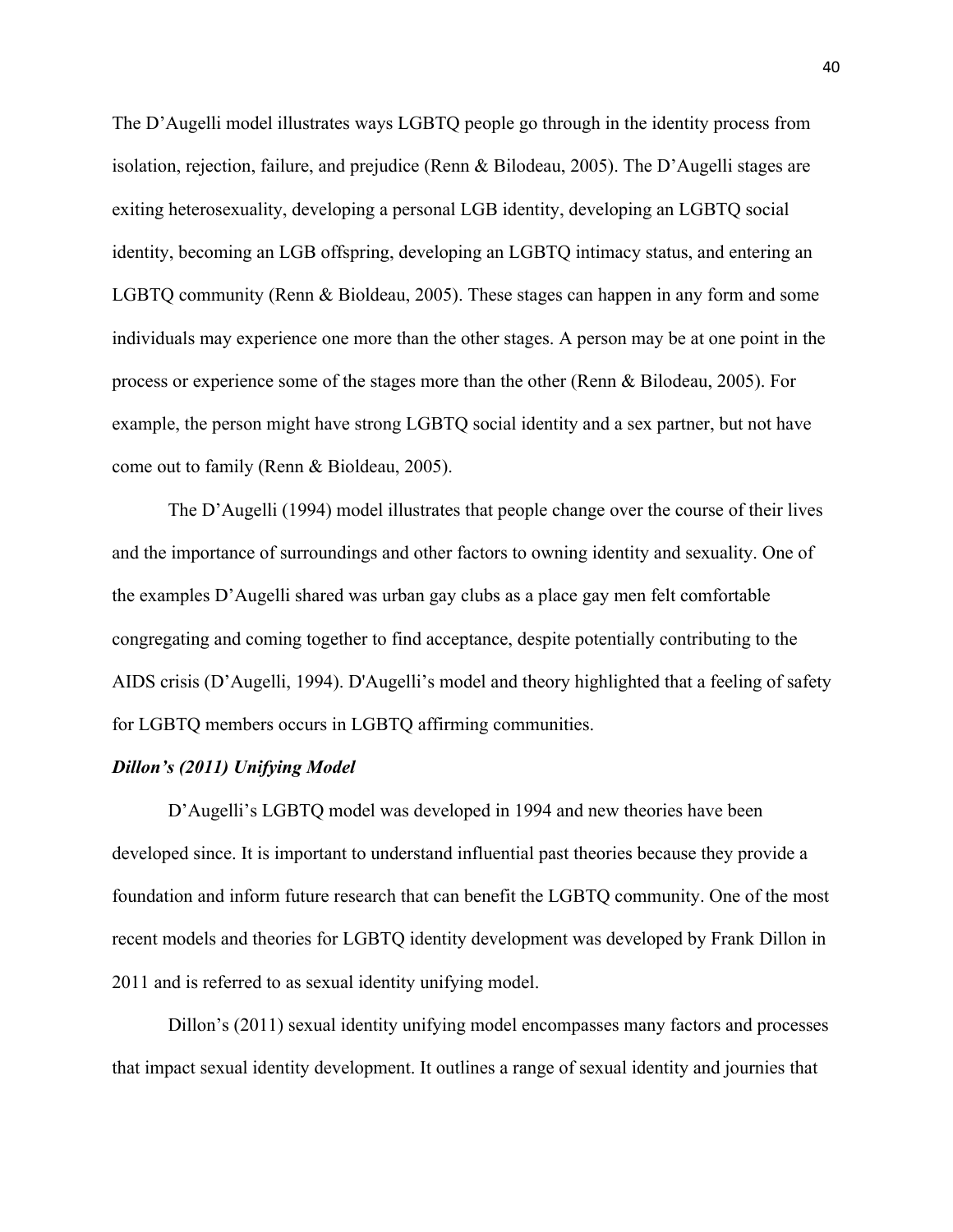The D'Augelli model illustrates ways LGBTQ people go through in the identity process from isolation, rejection, failure, and prejudice (Renn & Bilodeau, 2005). The D'Augelli stages are exiting heterosexuality, developing a personal LGB identity, developing an LGBTQ social identity, becoming an LGB offspring, developing an LGBTQ intimacy status, and entering an LGBTQ community (Renn & Bioldeau, 2005). These stages can happen in any form and some individuals may experience one more than the other stages. A person may be at one point in the process or experience some of the stages more than the other (Renn & Bilodeau, 2005). For example, the person might have strong LGBTQ social identity and a sex partner, but not have come out to family (Renn & Bioldeau, 2005).

The D'Augelli (1994) model illustrates that people change over the course of their lives and the importance of surroundings and other factors to owning identity and sexuality. One of the examples D'Augelli shared was urban gay clubs as a place gay men felt comfortable congregating and coming together to find acceptance, despite potentially contributing to the AIDS crisis (D'Augelli, 1994). D'Augelli's model and theory highlighted that a feeling of safety for LGBTQ members occurs in LGBTQ affirming communities.

***Dillon's (2011) Unifying Model***

D'Augelli's LGBTQ model was developed in 1994 and new theories have been developed since. It is important to understand influential past theories because they provide a foundation and inform future research that can benefit the LGBTQ community. One of the most recent models and theories for LGBTQ identity development was developed by Frank Dillon in 2011 and is referred to as sexual identity unifying model.

Dillon's (2011) sexual identity unifying model encompasses many factors and processes that impact sexual identity development. It outlines a range of sexual identity and journeys that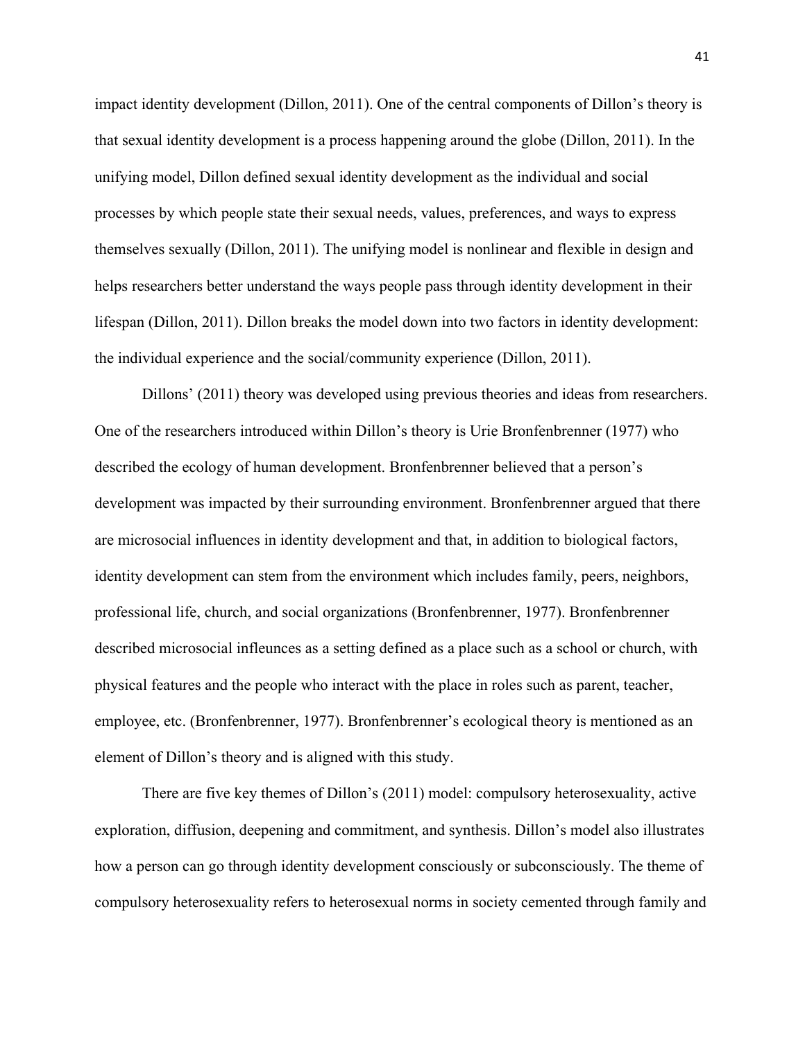impact identity development (Dillon, 2011). One of the central components of Dillon's theory is that sexual identity development is a process happening around the globe (Dillon, 2011). In the unifying model, Dillon defined sexual identity development as the individual and social processes by which people state their sexual needs, values, preferences, and ways to express themselves sexually (Dillon, 2011). The unifying model is nonlinear and flexible in design and helps researchers better understand the ways people pass through identity development in their lifespan (Dillon, 2011). Dillon breaks the model down into two factors in identity development: the individual experience and the social/community experience (Dillon, 2011).

Dillons' (2011) theory was developed using previous theories and ideas from researchers. One of the researchers introduced within Dillon's theory is Urie Bronfenbrenner (1977) who described the ecology of human development. Bronfenbrenner believed that a person's development was impacted by their surrounding environment. Bronfenbrenner argued that there are microsocial influences in identity development and that, in addition to biological factors, identity development can stem from the environment which includes family, peers, neighbors, professional life, church, and social organizations (Bronfenbrenner, 1977). Bronfenbrenner described microsocial infleunces as a setting defined as a place such as a school or church, with physical features and the people who interact with the place in roles such as parent, teacher, employee, etc. (Bronfenbrenner, 1977). Bronfenbrenner's ecological theory is mentioned as an element of Dillon's theory and is aligned with this study.

There are five key themes of Dillon's (2011) model: compulsory heterosexuality, active exploration, diffusion, deepening and commitment, and synthesis. Dillon's model also illustrates how a person can go through identity development consciously or subconsciously. The theme of compulsory heterosexuality refers to heterosexual norms in society cemented through family and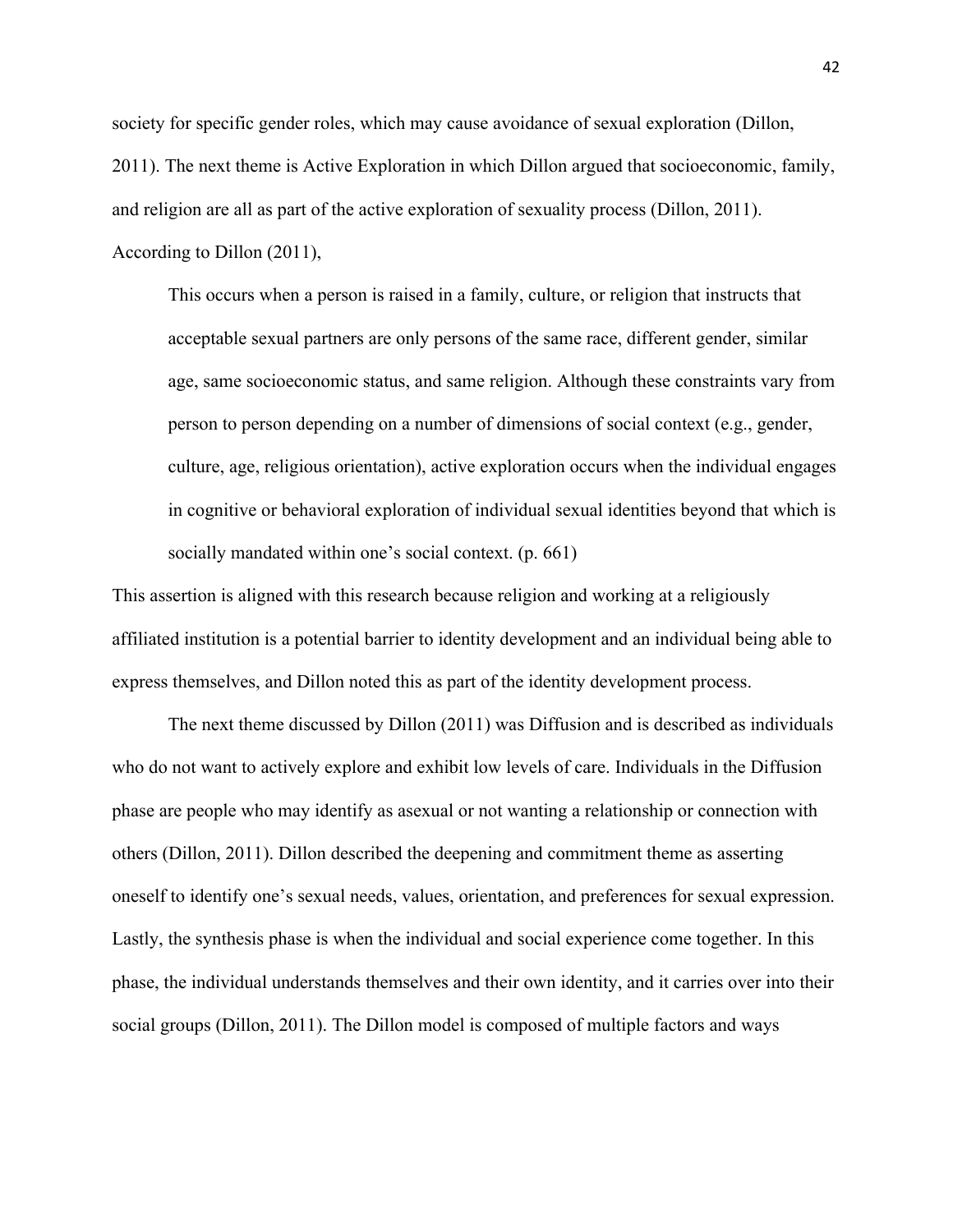society for specific gender roles, which may cause avoidance of sexual exploration (Dillon, 2011). The next theme is Active Exploration in which Dillon argued that socioeconomic, family, and religion are all as part of the active exploration of sexuality process (Dillon, 2011). According to Dillon (2011),

> This occurs when a person is raised in a family, culture, or religion that instructs that acceptable sexual partners are only persons of the same race, different gender, similar age, same socioeconomic status, and same religion. Although these constraints vary from person to person depending on a number of dimensions of social context (e.g., gender, culture, age, religious orientation), active exploration occurs when the individual engages in cognitive or behavioral exploration of individual sexual identities beyond that which is socially mandated within one's social context. (p. 661)

This assertion is aligned with this research because religion and working at a religiously affiliated institution is a potential barrier to identity development and an individual being able to express themselves, and Dillon noted this as part of the identity development process.

The next theme discussed by Dillon (2011) was Diffusion and is described as individuals who do not want to actively explore and exhibit low levels of care. Individuals in the Diffusion phase are people who may identify as asexual or not wanting a relationship or connection with others (Dillon, 2011). Dillon described the deepening and commitment theme as asserting oneself to identify one's sexual needs, values, orientation, and preferences for sexual expression. Lastly, the synthesis phase is when the individual and social experience come together. In this phase, the individual understands themselves and their own identity, and it carries over into their social groups (Dillon, 2011). The Dillon model is composed of multiple factors and ways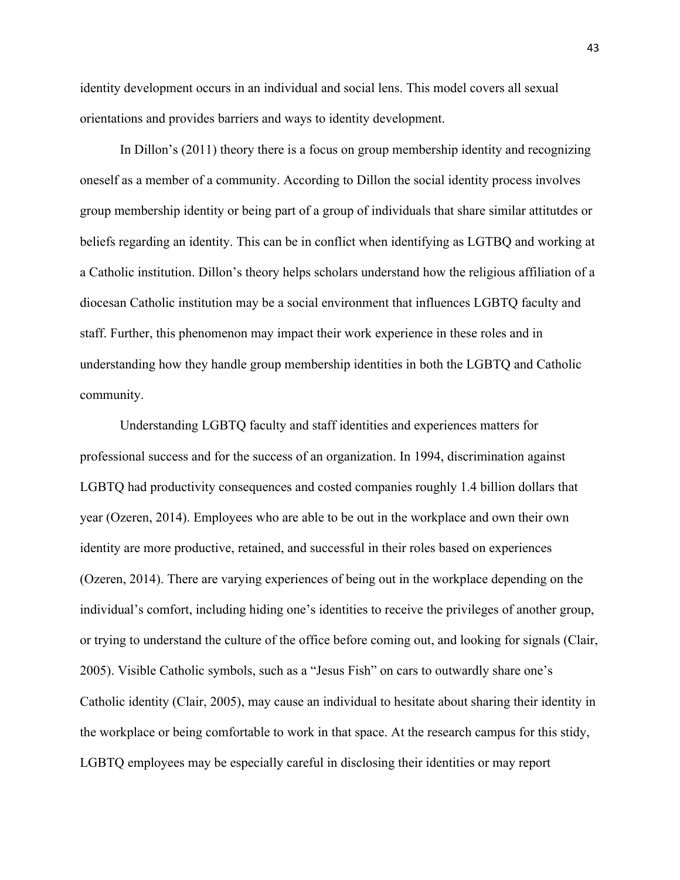identity development occurs in an individual and social lens. This model covers all sexual orientations and provides barriers and ways to identity development.

In Dillon's (2011) theory there is a focus on group membership identity and recognizing oneself as a member of a community. According to Dillon the social identity process involves group membership identity or being part of a group of individuals that share similar attitutdes or beliefs regarding an identity. This can be in conflict when identifying as LGTBQ and working at a Catholic institution. Dillon's theory helps scholars understand how the religious affiliation of a diocesan Catholic institution may be a social environment that influences LGBTQ faculty and staff. Further, this phenomenon may impact their work experience in these roles and in understanding how they handle group membership identities in both the LGBTQ and Catholic community.

Understanding LGBTQ faculty and staff identities and experiences matters for professional success and for the success of an organization. In 1994, discrimination against LGBTQ had productivity consequences and costed companies roughly 1.4 billion dollars that year (Ozeren, 2014). Employees who are able to be out in the workplace and own their own identity are more productive, retained, and successful in their roles based on experiences (Ozeren, 2014). There are varying experiences of being out in the workplace depending on the individual's comfort, including hiding one's identities to receive the privileges of another group, or trying to understand the culture of the office before coming out, and looking for signals (Clair, 2005). Visible Catholic symbols, such as a "Jesus Fish" on cars to outwardly share one's Catholic identity (Clair, 2005), may cause an individual to hesitate about sharing their identity in the workplace or being comfortable to work in that space. At the research campus for this stidy, LGBTQ employees may be especially careful in disclosing their identities or may report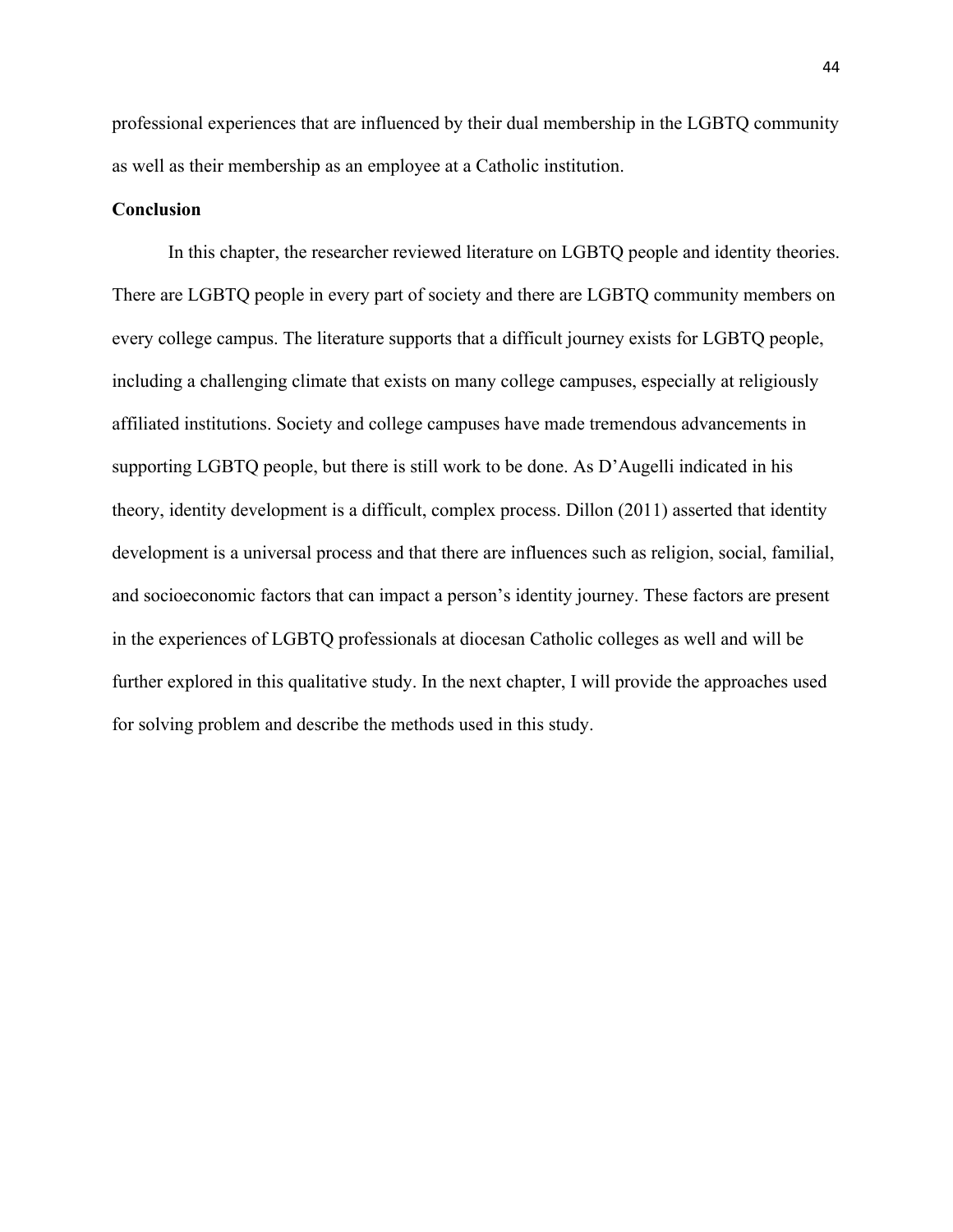professional experiences that are influenced by their dual membership in the LGBTQ community as well as their membership as an employee at a Catholic institution.

## Conclusion

In this chapter, the researcher reviewed literature on LGBTQ people and identity theories. There are LGBTQ people in every part of society and there are LGBTQ community members on every college campus. The literature supports that a difficult journey exists for LGBTQ people, including a challenging climate that exists on many college campuses, especially at religiously affiliated institutions. Society and college campuses have made tremendous advancements in supporting LGBTQ people, but there is still work to be done. As D'Augelli indicated in his theory, identity development is a difficult, complex process. Dillon (2011) asserted that identity development is a universal process and that there are influences such as religion, social, familial, and socioeconomic factors that can impact a person's identity journey. These factors are present in the experiences of LGBTQ professionals at diocesan Catholic colleges as well and will be further explored in this qualitative study. In the next chapter, I will provide the approaches used for solving problem and describe the methods used in this study.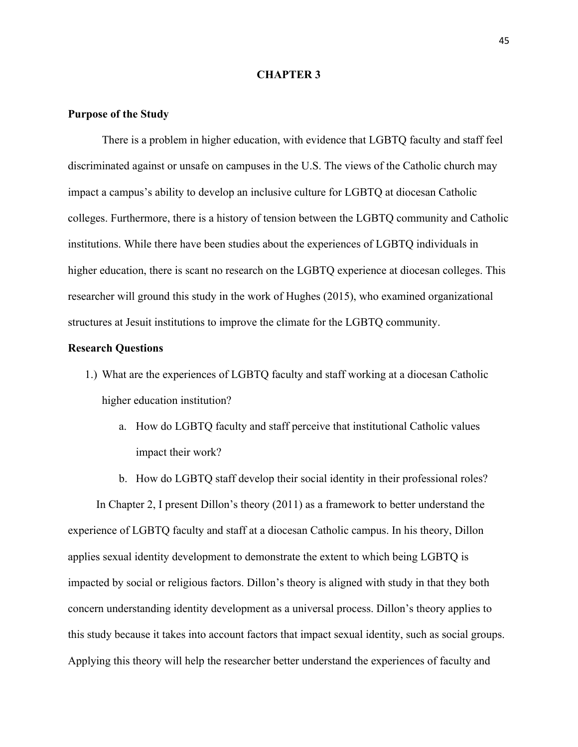# CHAPTER 3

## Purpose of the Study

There is a problem in higher education, with evidence that LGBTQ faculty and staff feel discriminated against or unsafe on campuses in the U.S. The views of the Catholic church may impact a campus's ability to develop an inclusive culture for LGBTQ at diocesan Catholic colleges. Furthermore, there is a history of tension between the LGBTQ community and Catholic institutions. While there have been studies about the experiences of LGBTQ individuals in higher education, there is scant no research on the LGBTQ experience at diocesan colleges. This researcher will ground this study in the work of Hughes (2015), who examined organizational structures at Jesuit institutions to improve the climate for the LGBTQ community.

## Research Questions

1.) What are the experiences of LGBTQ faculty and staff working at a diocesan Catholic higher education institution?

   a. How do LGBTQ faculty and staff perceive that institutional Catholic values impact their work?

   b. How do LGBTQ staff develop their social identity in their professional roles?

In Chapter 2, I present Dillon's theory (2011) as a framework to better understand the experience of LGBTQ faculty and staff at a diocesan Catholic campus. In his theory, Dillon applies sexual identity development to demonstrate the extent to which being LGBTQ is impacted by social or religious factors. Dillon's theory is aligned with study in that they both concern understanding identity development as a universal process. Dillon's theory applies to this study because it takes into account factors that impact sexual identity, such as social groups. Applying this theory will help the researcher better understand the experiences of faculty and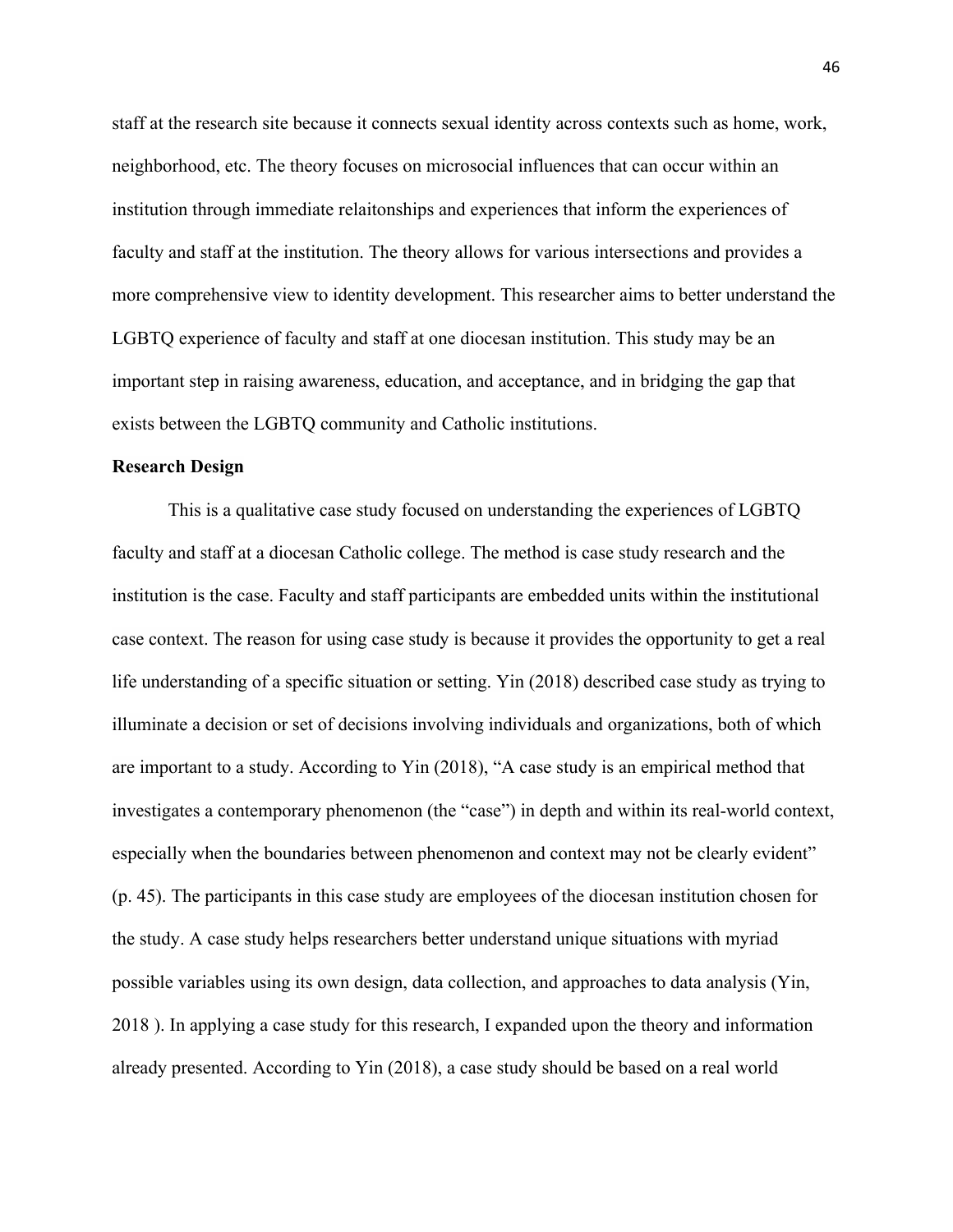staff at the research site because it connects sexual identity across contexts such as home, work, neighborhood, etc. The theory focuses on microsocial influences that can occur within an institution through immediate relaitonships and experiences that inform the experiences of faculty and staff at the institution. The theory allows for various intersections and provides a more comprehensive view to identity development. This researcher aims to better understand the LGBTQ experience of faculty and staff at one diocesan institution. This study may be an important step in raising awareness, education, and acceptance, and in bridging the gap that exists between the LGBTQ community and Catholic institutions.

**Research Design**

This is a qualitative case study focused on understanding the experiences of LGBTQ faculty and staff at a diocesan Catholic college. The method is case study research and the institution is the case. Faculty and staff participants are embedded units within the institutional case context. The reason for using case study is because it provides the opportunity to get a real life understanding of a specific situation or setting. Yin (2018) described case study as trying to illuminate a decision or set of decisions involving individuals and organizations, both of which are important to a study. According to Yin (2018), "A case study is an empirical method that investigates a contemporary phenomenon (the "case") in depth and within its real-world context, especially when the boundaries between phenomenon and context may not be clearly evident" (p. 45). The participants in this case study are employees of the diocesan institution chosen for the study. A case study helps researchers better understand unique situations with myriad possible variables using its own design, data collection, and approaches to data analysis (Yin, 2018 ). In applying a case study for this research, I expanded upon the theory and information already presented. According to Yin (2018), a case study should be based on a real world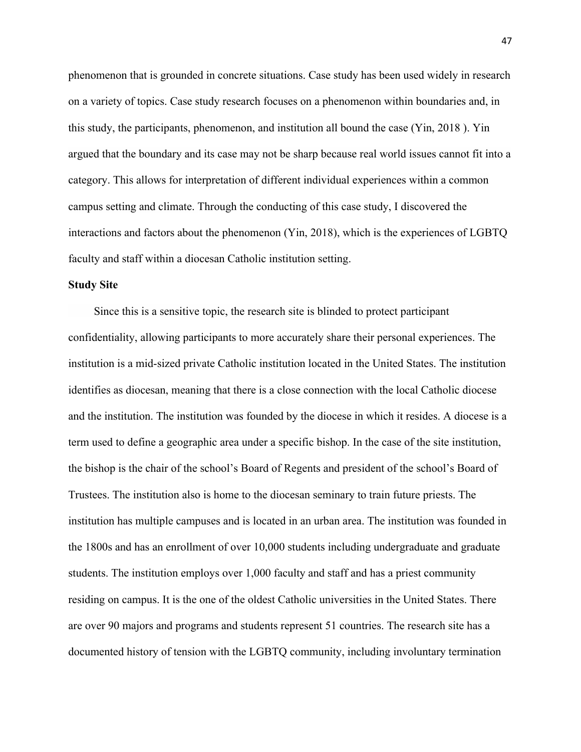phenomenon that is grounded in concrete situations. Case study has been used widely in research on a variety of topics. Case study research focuses on a phenomenon within boundaries and, in this study, the participants, phenomenon, and institution all bound the case (Yin, 2018 ). Yin argued that the boundary and its case may not be sharp because real world issues cannot fit into a category. This allows for interpretation of different individual experiences within a common campus setting and climate. Through the conducting of this case study, I discovered the interactions and factors about the phenomenon (Yin, 2018), which is the experiences of LGBTQ faculty and staff within a diocesan Catholic institution setting.

**Study Site**

Since this is a sensitive topic, the research site is blinded to protect participant confidentiality, allowing participants to more accurately share their personal experiences. The institution is a mid-sized private Catholic institution located in the United States. The institution identifies as diocesan, meaning that there is a close connection with the local Catholic diocese and the institution. The institution was founded by the diocese in which it resides. A diocese is a term used to define a geographic area under a specific bishop. In the case of the site institution, the bishop is the chair of the school's Board of Regents and president of the school's Board of Trustees. The institution also is home to the diocesan seminary to train future priests. The institution has multiple campuses and is located in an urban area. The institution was founded in the 1800s and has an enrollment of over 10,000 students including undergraduate and graduate students. The institution employs over 1,000 faculty and staff and has a priest community residing on campus. It is the one of the oldest Catholic universities in the United States. There are over 90 majors and programs and students represent 51 countries. The research site has a documented history of tension with the LGBTQ community, including involuntary termination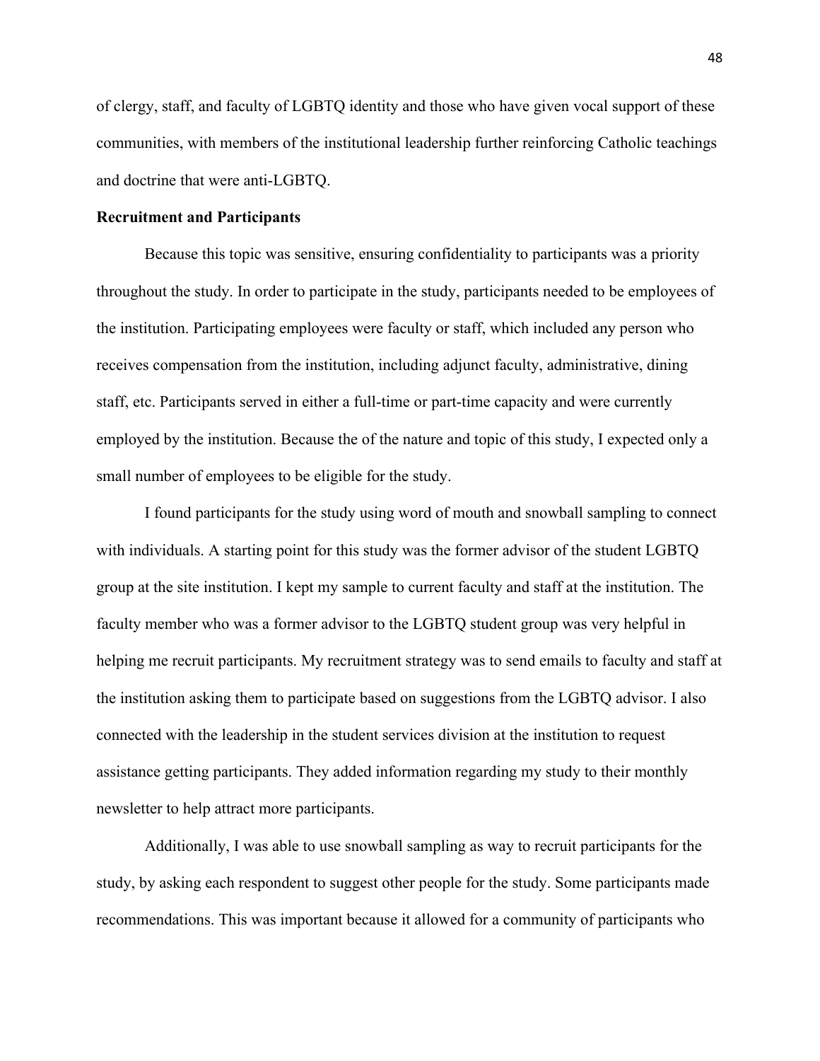of clergy, staff, and faculty of LGBTQ identity and those who have given vocal support of these communities, with members of the institutional leadership further reinforcing Catholic teachings and doctrine that were anti-LGBTQ.

**Recruitment and Participants**

Because this topic was sensitive, ensuring confidentiality to participants was a priority throughout the study. In order to participate in the study, participants needed to be employees of the institution. Participating employees were faculty or staff, which included any person who receives compensation from the institution, including adjunct faculty, administrative, dining staff, etc. Participants served in either a full-time or part-time capacity and were currently employed by the institution. Because the of the nature and topic of this study, I expected only a small number of employees to be eligible for the study.

I found participants for the study using word of mouth and snowball sampling to connect with individuals. A starting point for this study was the former advisor of the student LGBTQ group at the site institution. I kept my sample to current faculty and staff at the institution. The faculty member who was a former advisor to the LGBTQ student group was very helpful in helping me recruit participants. My recruitment strategy was to send emails to faculty and staff at the institution asking them to participate based on suggestions from the LGBTQ advisor. I also connected with the leadership in the student services division at the institution to request assistance getting participants. They added information regarding my study to their monthly newsletter to help attract more participants.

Additionally, I was able to use snowball sampling as way to recruit participants for the study, by asking each respondent to suggest other people for the study. Some participants made recommendations. This was important because it allowed for a community of participants who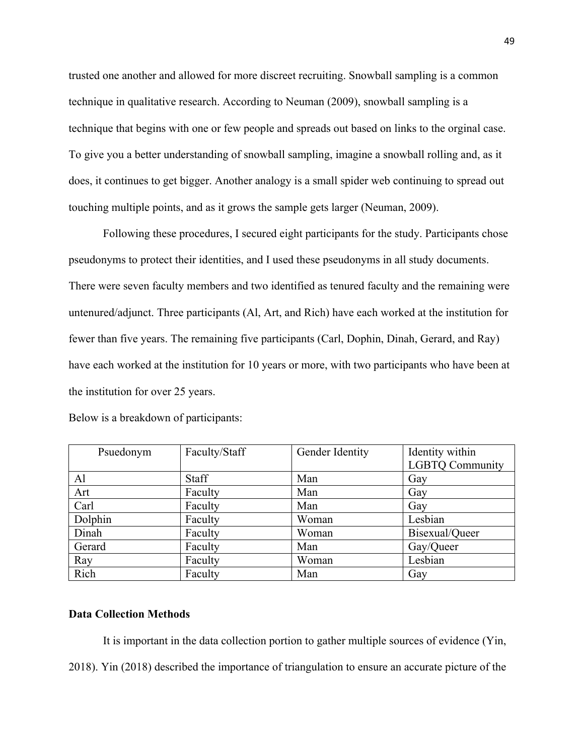trusted one another and allowed for more discreet recruiting. Snowball sampling is a common technique in qualitative research. According to Neuman (2009), snowball sampling is a technique that begins with one or few people and spreads out based on links to the orginal case. To give you a better understanding of snowball sampling, imagine a snowball rolling and, as it does, it continues to get bigger. Another analogy is a small spider web continuing to spread out touching multiple points, and as it grows the sample gets larger (Neuman, 2009).

Following these procedures, I secured eight participants for the study. Participants chose pseudonyms to protect their identities, and I used these pseudonyms in all study documents. There were seven faculty members and two identified as tenured faculty and the remaining were untenured/adjunct. Three participants (Al, Art, and Rich) have each worked at the institution for fewer than five years. The remaining five participants (Carl, Dophin, Dinah, Gerard, and Ray) have each worked at the institution for 10 years or more, with two participants who have been at the institution for over 25 years.

Below is a breakdown of participants:

| Psuedonym | Faculty/Staff | Gender Identity | Identity within LGBTQ Community |
|---|---|---|---|
| Al | Staff | Man | Gay |
| Art | Faculty | Man | Gay |
| Carl | Faculty | Man | Gay |
| Dolphin | Faculty | Woman | Lesbian |
| Dinah | Faculty | Woman | Bisexual/Queer |
| Gerard | Faculty | Man | Gay/Queer |
| Ray | Faculty | Woman | Lesbian |
| Rich | Faculty | Man | Gay |

### Data Collection Methods

It is important in the data collection portion to gather multiple sources of evidence (Yin, 2018). Yin (2018) described the importance of triangulation to ensure an accurate picture of the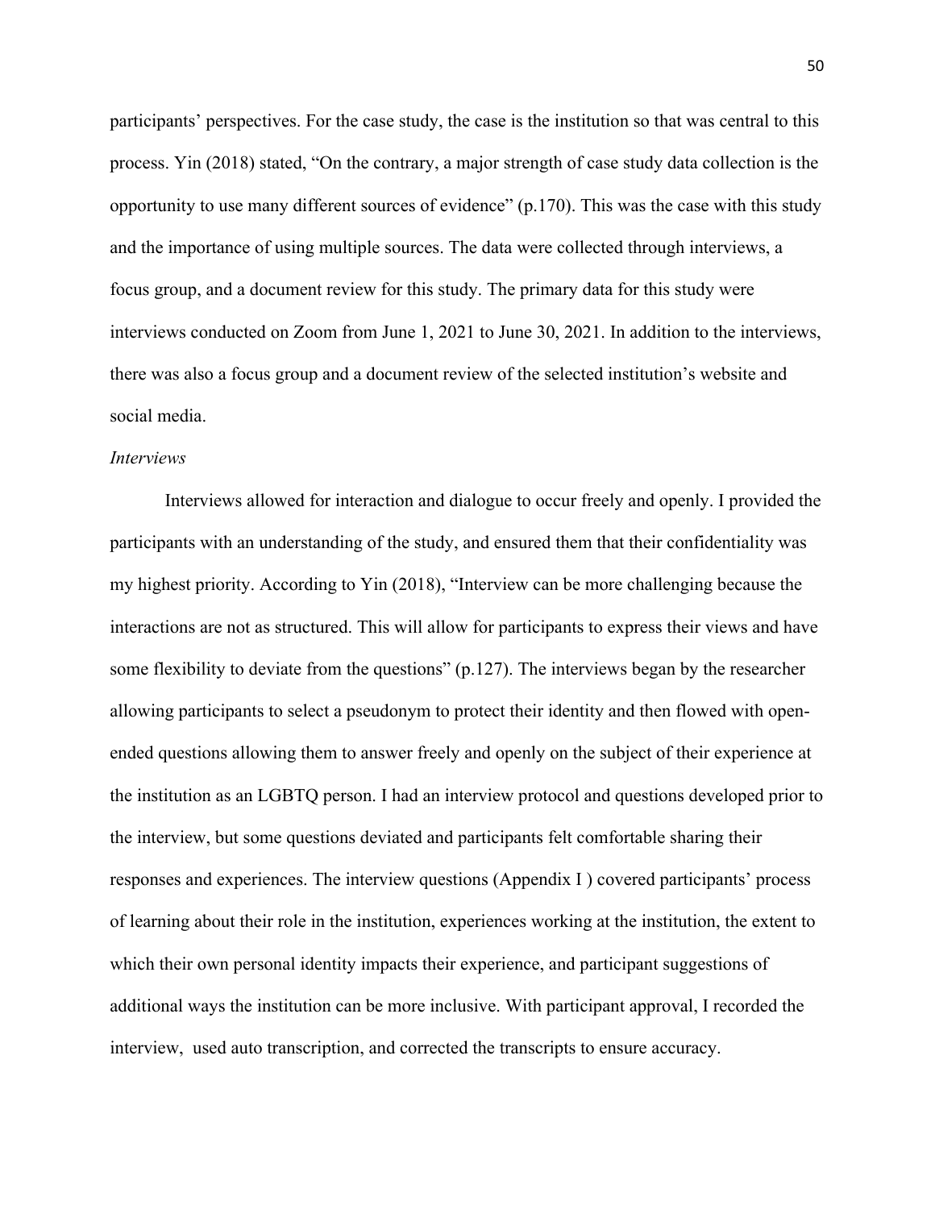participants' perspectives. For the case study, the case is the institution so that was central to this process. Yin (2018) stated, "On the contrary, a major strength of case study data collection is the opportunity to use many different sources of evidence" (p.170). This was the case with this study and the importance of using multiple sources. The data were collected through interviews, a focus group, and a document review for this study. The primary data for this study were interviews conducted on Zoom from June 1, 2021 to June 30, 2021. In addition to the interviews, there was also a focus group and a document review of the selected institution's website and social media.

*Interviews*

Interviews allowed for interaction and dialogue to occur freely and openly. I provided the participants with an understanding of the study, and ensured them that their confidentiality was my highest priority. According to Yin (2018), "Interview can be more challenging because the interactions are not as structured. This will allow for participants to express their views and have some flexibility to deviate from the questions" (p.127). The interviews began by the researcher allowing participants to select a pseudonym to protect their identity and then flowed with open-ended questions allowing them to answer freely and openly on the subject of their experience at the institution as an LGBTQ person. I had an interview protocol and questions developed prior to the interview, but some questions deviated and participants felt comfortable sharing their responses and experiences. The interview questions (Appendix I ) covered participants' process of learning about their role in the institution, experiences working at the institution, the extent to which their own personal identity impacts their experience, and participant suggestions of additional ways the institution can be more inclusive. With participant approval, I recorded the interview, used auto transcription, and corrected the transcripts to ensure accuracy.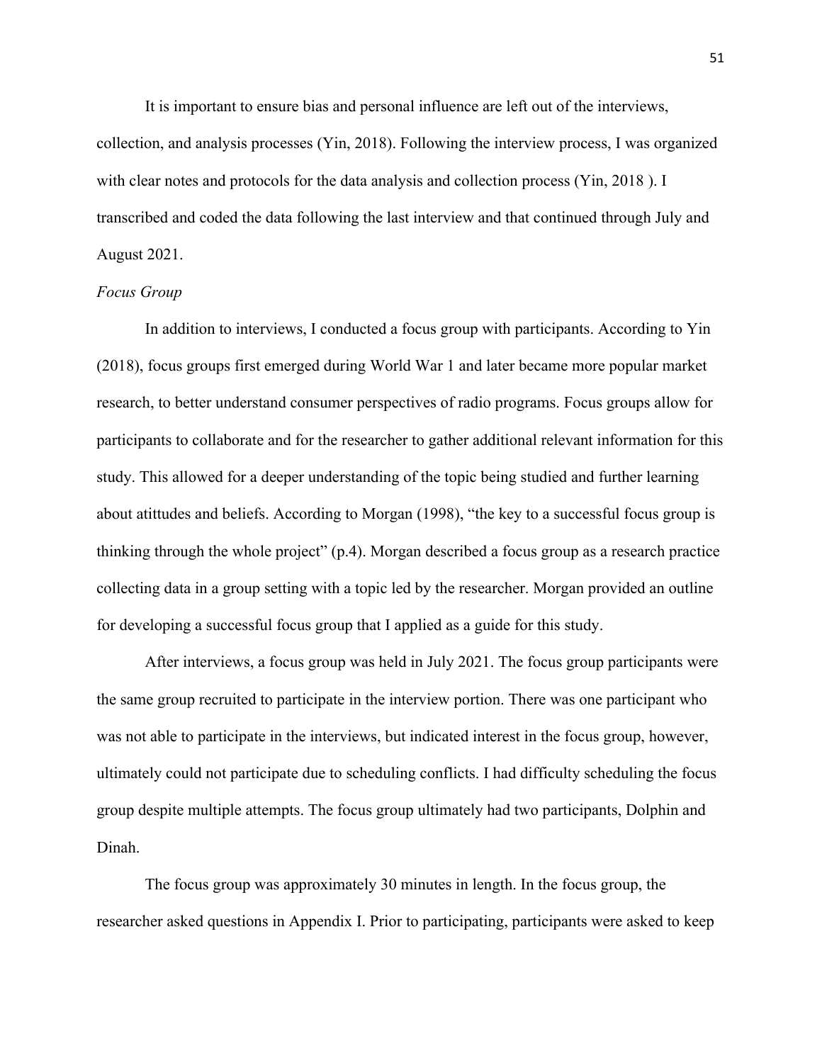It is important to ensure bias and personal influence are left out of the interviews, collection, and analysis processes (Yin, 2018). Following the interview process, I was organized with clear notes and protocols for the data analysis and collection process (Yin, 2018 ). I transcribed and coded the data following the last interview and that continued through July and August 2021.

*Focus Group*

In addition to interviews, I conducted a focus group with participants. According to Yin (2018), focus groups first emerged during World War 1 and later became more popular market research, to better understand consumer perspectives of radio programs. Focus groups allow for participants to collaborate and for the researcher to gather additional relevant information for this study. This allowed for a deeper understanding of the topic being studied and further learning about atittudes and beliefs. According to Morgan (1998), "the key to a successful focus group is thinking through the whole project" (p.4). Morgan described a focus group as a research practice collecting data in a group setting with a topic led by the researcher. Morgan provided an outline for developing a successful focus group that I applied as a guide for this study.

After interviews, a focus group was held in July 2021. The focus group participants were the same group recruited to participate in the interview portion. There was one participant who was not able to participate in the interviews, but indicated interest in the focus group, however, ultimately could not participate due to scheduling conflicts. I had difficulty scheduling the focus group despite multiple attempts. The focus group ultimately had two participants, Dolphin and Dinah.

The focus group was approximately 30 minutes in length. In the focus group, the researcher asked questions in Appendix I. Prior to participating, participants were asked to keep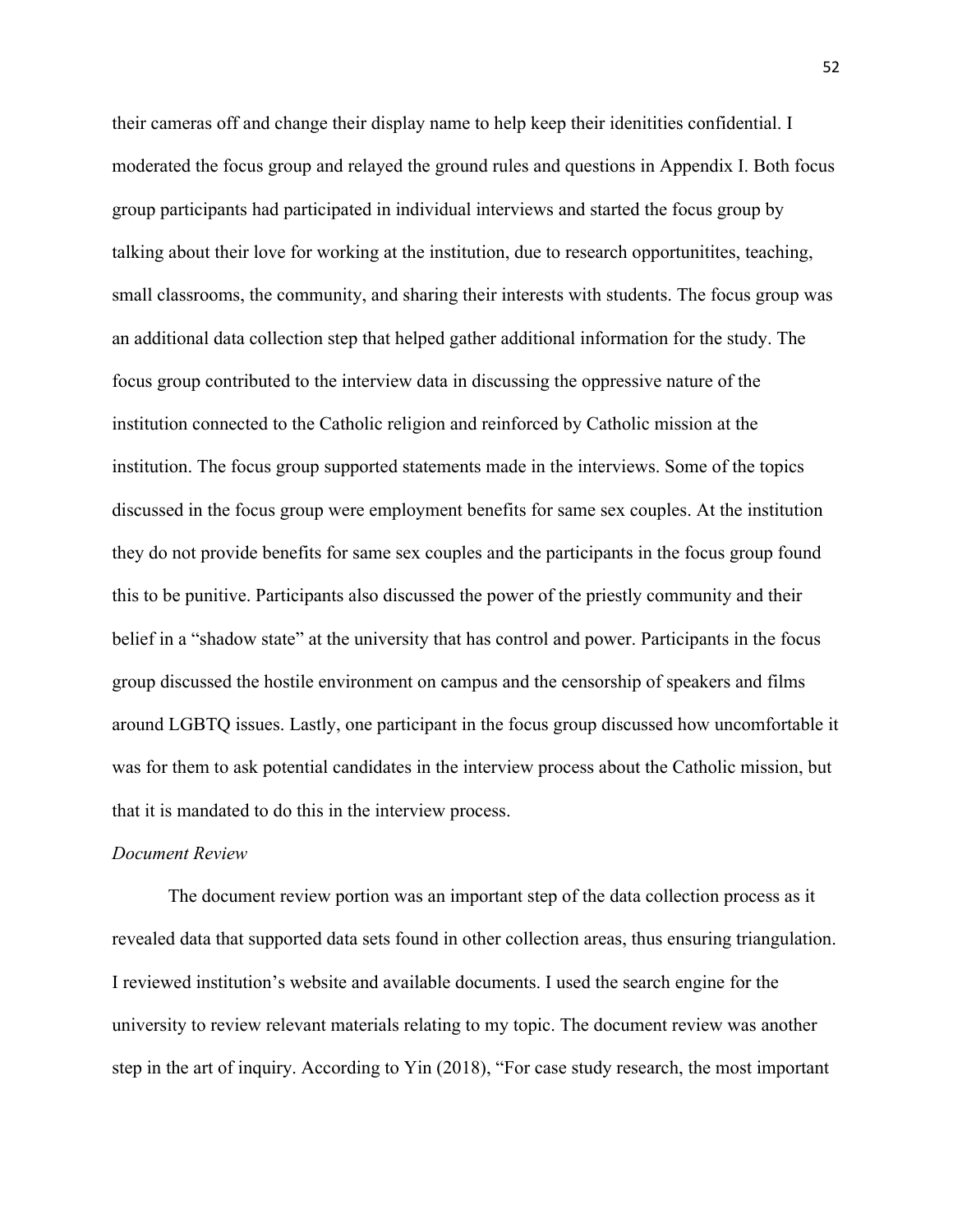their cameras off and change their display name to help keep their idenitities confidential. I moderated the focus group and relayed the ground rules and questions in Appendix I. Both focus group participants had participated in individual interviews and started the focus group by talking about their love for working at the institution, due to research opportunitites, teaching, small classrooms, the community, and sharing their interests with students. The focus group was an additional data collection step that helped gather additional information for the study. The focus group contributed to the interview data in discussing the oppressive nature of the institution connected to the Catholic religion and reinforced by Catholic mission at the institution. The focus group supported statements made in the interviews. Some of the topics discussed in the focus group were employment benefits for same sex couples. At the institution they do not provide benefits for same sex couples and the participants in the focus group found this to be punitive. Participants also discussed the power of the priestly community and their belief in a "shadow state" at the university that has control and power. Participants in the focus group discussed the hostile environment on campus and the censorship of speakers and films around LGBTQ issues. Lastly, one participant in the focus group discussed how uncomfortable it was for them to ask potential candidates in the interview process about the Catholic mission, but that it is mandated to do this in the interview process.

*Document Review*

The document review portion was an important step of the data collection process as it revealed data that supported data sets found in other collection areas, thus ensuring triangulation. I reviewed institution's website and available documents. I used the search engine for the university to review relevant materials relating to my topic. The document review was another step in the art of inquiry. According to Yin (2018), "For case study research, the most important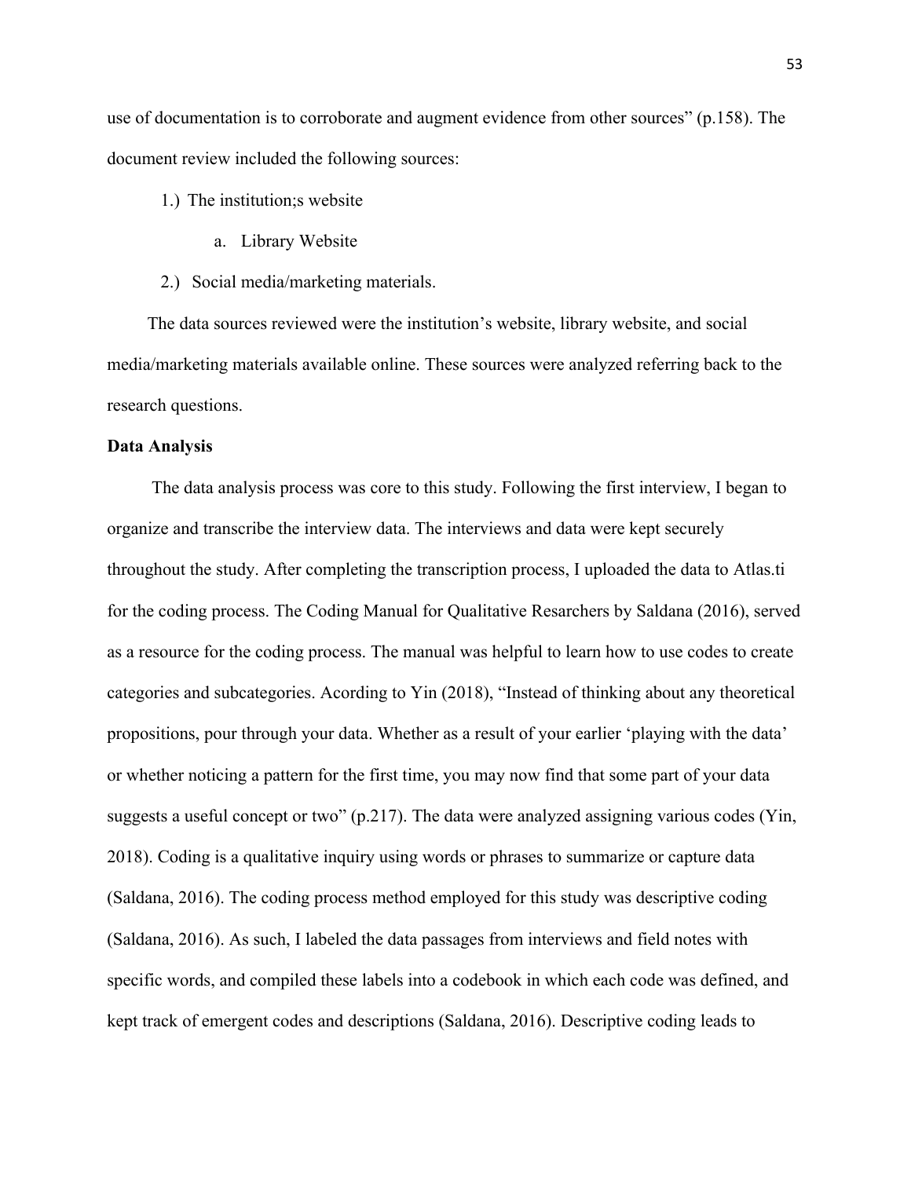use of documentation is to corroborate and augment evidence from other sources" (p.158). The document review included the following sources:

1.) The institution;s website
    a. Library Website
2.) Social media/marketing materials.

The data sources reviewed were the institution's website, library website, and social media/marketing materials available online. These sources were analyzed referring back to the research questions.

**Data Analysis**

The data analysis process was core to this study. Following the first interview, I began to organize and transcribe the interview data. The interviews and data were kept securely throughout the study. After completing the transcription process, I uploaded the data to Atlas.ti for the coding process. The Coding Manual for Qualitative Resarchers by Saldana (2016), served as a resource for the coding process. The manual was helpful to learn how to use codes to create categories and subcategories. Acording to Yin (2018), "Instead of thinking about any theoretical propositions, pour through your data. Whether as a result of your earlier 'playing with the data' or whether noticing a pattern for the first time, you may now find that some part of your data suggests a useful concept or two" (p.217). The data were analyzed assigning various codes (Yin, 2018). Coding is a qualitative inquiry using words or phrases to summarize or capture data (Saldana, 2016). The coding process method employed for this study was descriptive coding (Saldana, 2016). As such, I labeled the data passages from interviews and field notes with specific words, and compiled these labels into a codebook in which each code was defined, and kept track of emergent codes and descriptions (Saldana, 2016). Descriptive coding leads to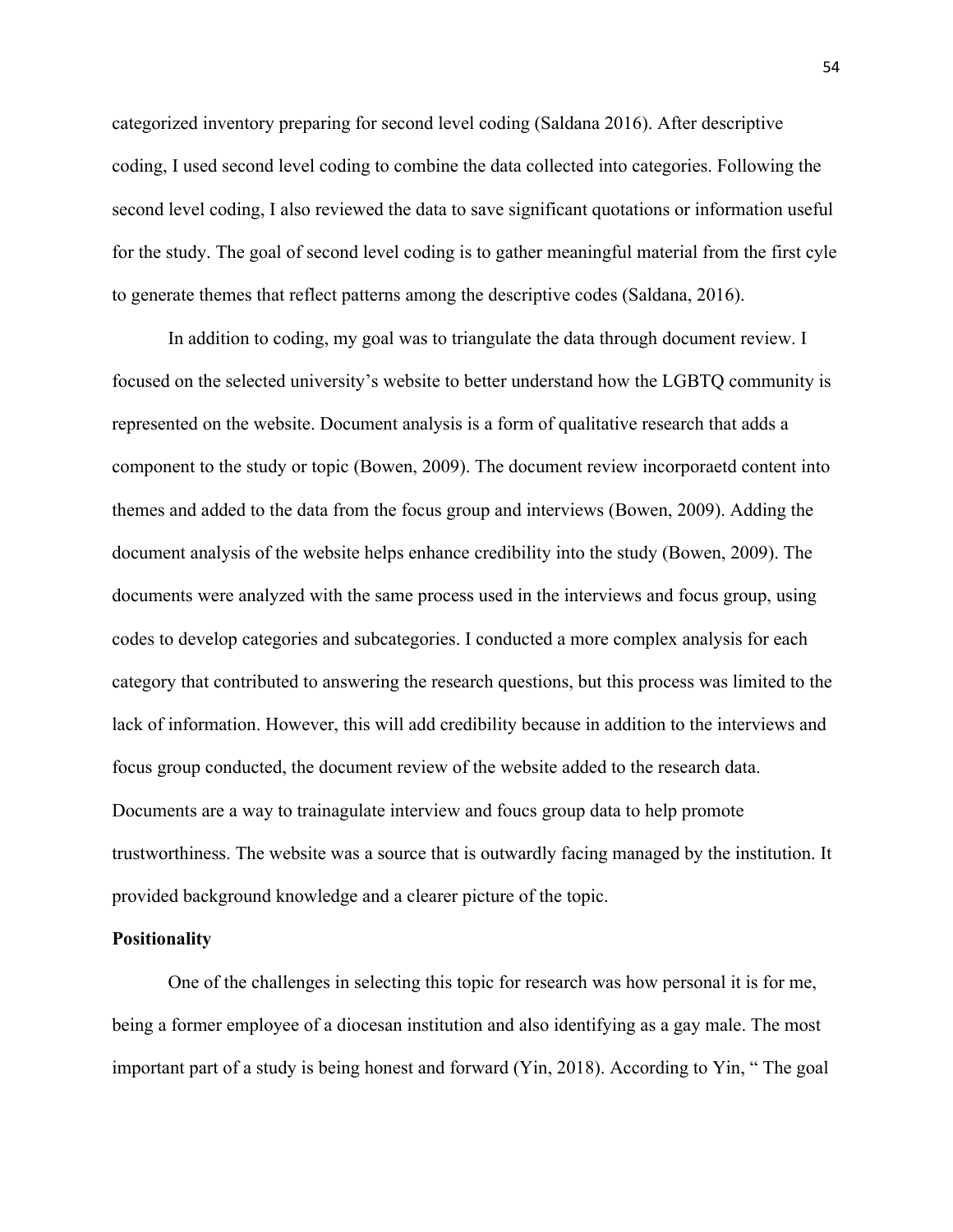categorized inventory preparing for second level coding (Saldana 2016). After descriptive coding, I used second level coding to combine the data collected into categories. Following the second level coding, I also reviewed the data to save significant quotations or information useful for the study. The goal of second level coding is to gather meaningful material from the first cyle to generate themes that reflect patterns among the descriptive codes (Saldana, 2016).

In addition to coding, my goal was to triangulate the data through document review. I focused on the selected university's website to better understand how the LGBTQ community is represented on the website. Document analysis is a form of qualitative research that adds a component to the study or topic (Bowen, 2009). The document review incorporaetd content into themes and added to the data from the focus group and interviews (Bowen, 2009). Adding the document analysis of the website helps enhance credibility into the study (Bowen, 2009). The documents were analyzed with the same process used in the interviews and focus group, using codes to develop categories and subcategories. I conducted a more complex analysis for each category that contributed to answering the research questions, but this process was limited to the lack of information. However, this will add credibility because in addition to the interviews and focus group conducted, the document review of the website added to the research data. Documents are a way to trainagulate interview and foucs group data to help promote trustworthiness. The website was a source that is outwardly facing managed by the institution. It provided background knowledge and a clearer picture of the topic.

**Positionality**

One of the challenges in selecting this topic for research was how personal it is for me, being a former employee of a diocesan institution and also identifying as a gay male. The most important part of a study is being honest and forward (Yin, 2018). According to Yin, " The goal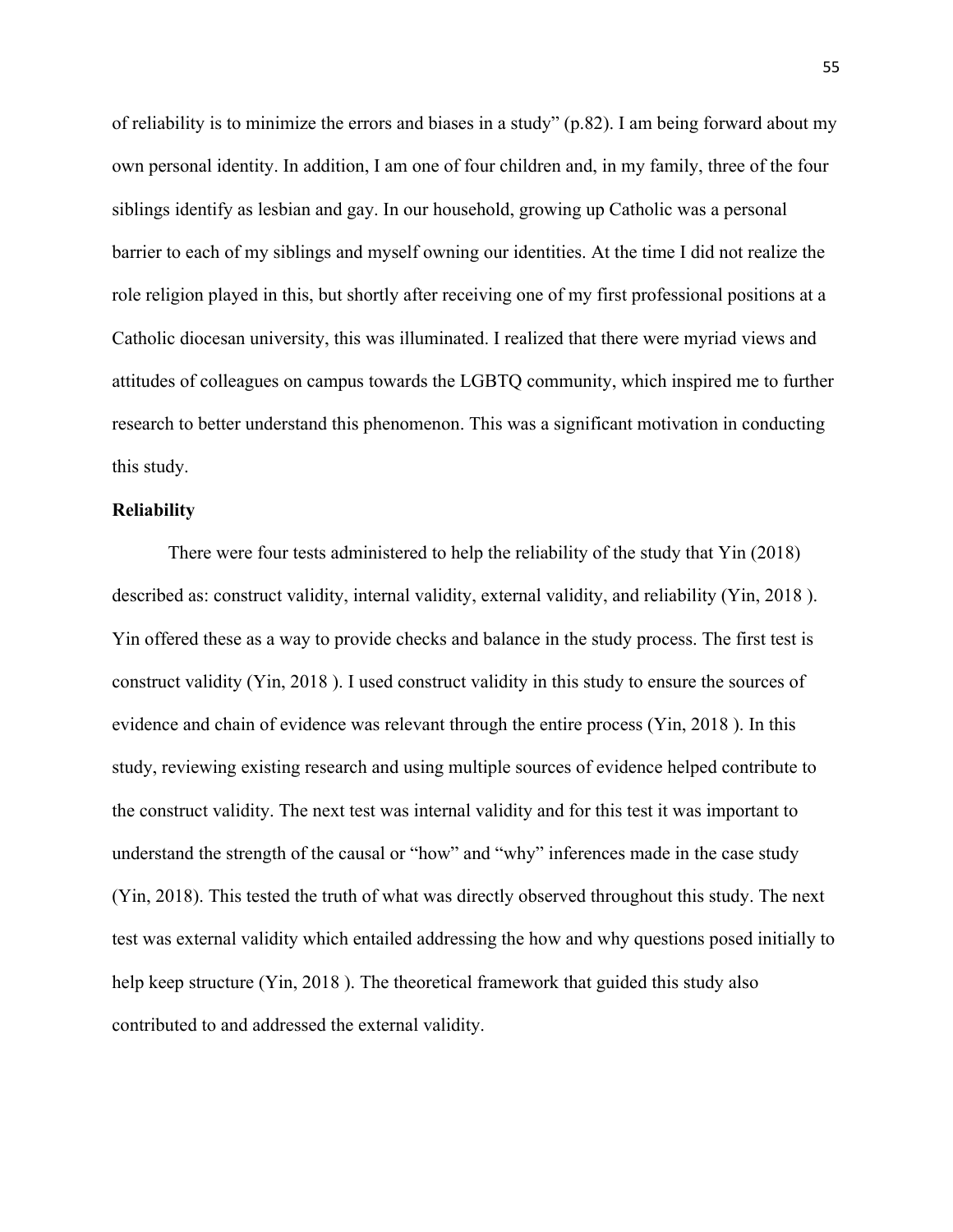of reliability is to minimize the errors and biases in a study" (p.82). I am being forward about my own personal identity. In addition, I am one of four children and, in my family, three of the four siblings identify as lesbian and gay. In our household, growing up Catholic was a personal barrier to each of my siblings and myself owning our identities. At the time I did not realize the role religion played in this, but shortly after receiving one of my first professional positions at a Catholic diocesan university, this was illuminated. I realized that there were myriad views and attitudes of colleagues on campus towards the LGBTQ community, which inspired me to further research to better understand this phenomenon. This was a significant motivation in conducting this study.

**Reliability**

There were four tests administered to help the reliability of the study that Yin (2018) described as: construct validity, internal validity, external validity, and reliability (Yin, 2018 ). Yin offered these as a way to provide checks and balance in the study process. The first test is construct validity (Yin, 2018 ). I used construct validity in this study to ensure the sources of evidence and chain of evidence was relevant through the entire process (Yin, 2018 ). In this study, reviewing existing research and using multiple sources of evidence helped contribute to the construct validity. The next test was internal validity and for this test it was important to understand the strength of the causal or "how" and "why" inferences made in the case study (Yin, 2018). This tested the truth of what was directly observed throughout this study. The next test was external validity which entailed addressing the how and why questions posed initially to help keep structure (Yin, 2018 ). The theoretical framework that guided this study also contributed to and addressed the external validity.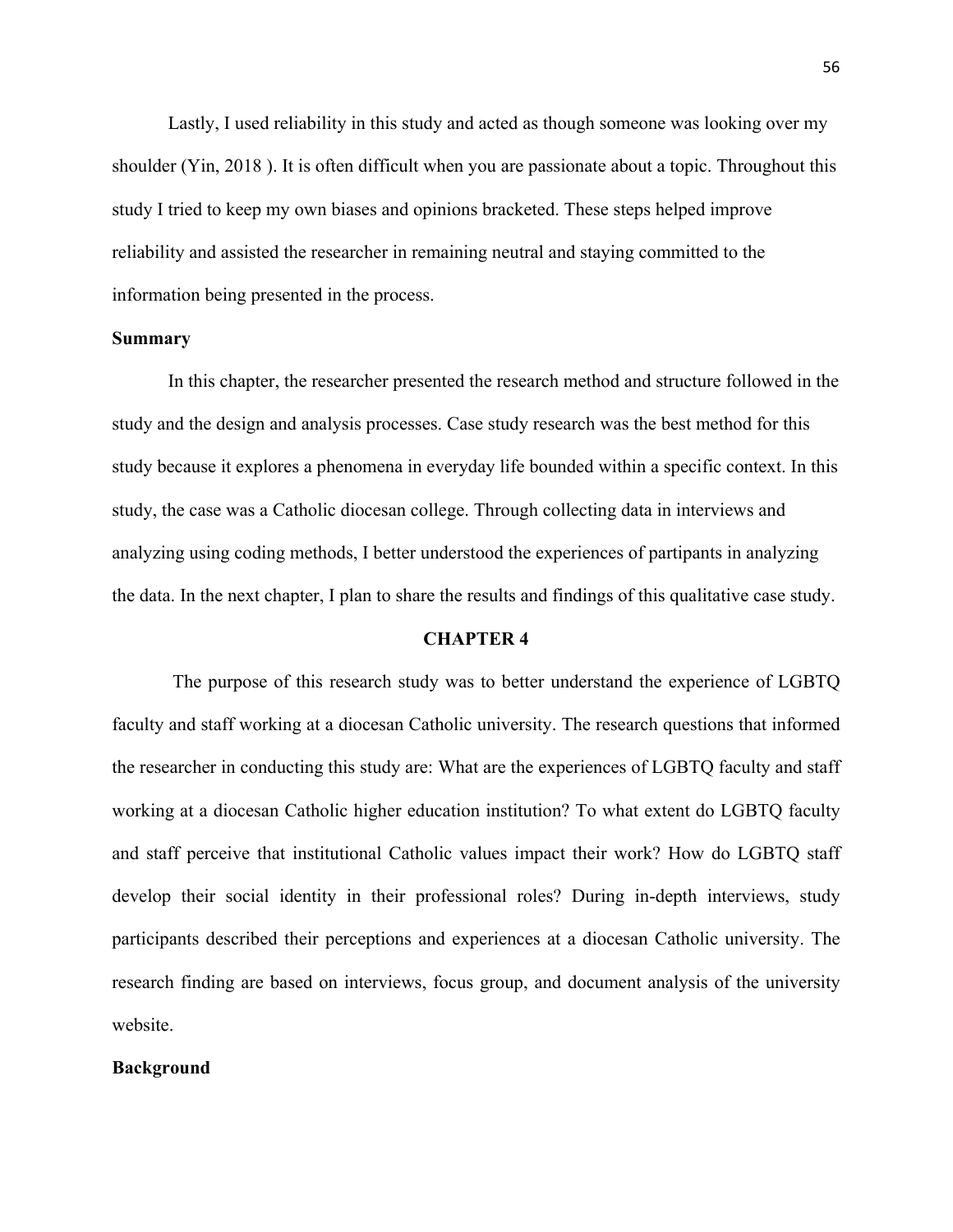Lastly, I used reliability in this study and acted as though someone was looking over my shoulder (Yin, 2018 ). It is often difficult when you are passionate about a topic. Throughout this study I tried to keep my own biases and opinions bracketed. These steps helped improve reliability and assisted the researcher in remaining neutral and staying committed to the information being presented in the process.

**Summary**

In this chapter, the researcher presented the research method and structure followed in the study and the design and analysis processes. Case study research was the best method for this study because it explores a phenomena in everyday life bounded within a specific context. In this study, the case was a Catholic diocesan college. Through collecting data in interviews and analyzing using coding methods, I better understood the experiences of partipants in analyzing the data. In the next chapter, I plan to share the results and findings of this qualitative case study.

# CHAPTER 4

The purpose of this research study was to better understand the experience of LGBTQ faculty and staff working at a diocesan Catholic university. The research questions that informed the researcher in conducting this study are: What are the experiences of LGBTQ faculty and staff working at a diocesan Catholic higher education institution? To what extent do LGBTQ faculty and staff perceive that institutional Catholic values impact their work? How do LGBTQ staff develop their social identity in their professional roles? During in-depth interviews, study participants described their perceptions and experiences at a diocesan Catholic university. The research finding are based on interviews, focus group, and document analysis of the university website.

**Background**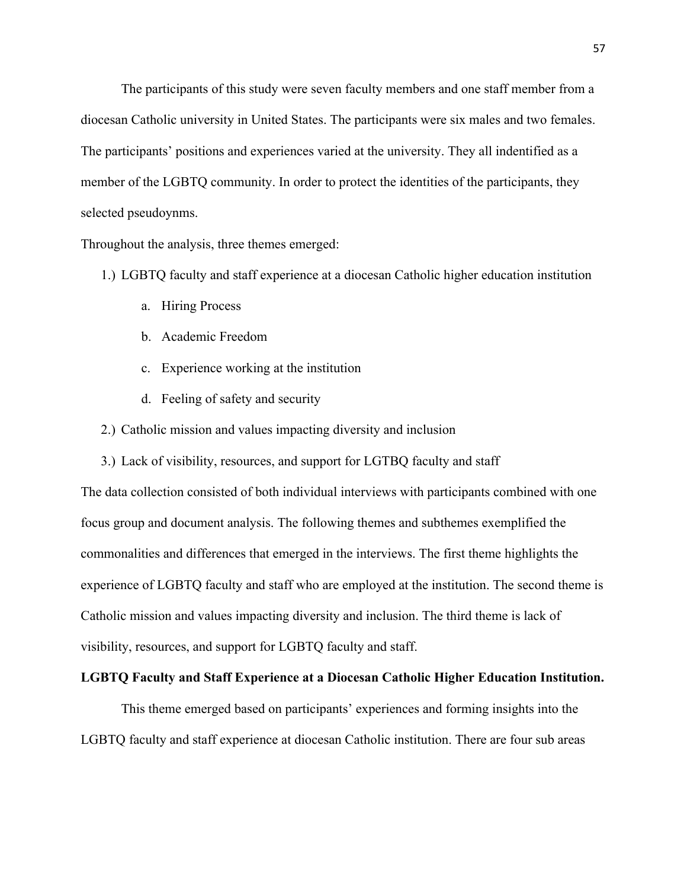The participants of this study were seven faculty members and one staff member from a diocesan Catholic university in United States. The participants were six males and two females. The participants' positions and experiences varied at the university. They all indentified as a member of the LGBTQ community. In order to protect the identities of the participants, they selected pseudoynms.

Throughout the analysis, three themes emerged:

1.) LGBTQ faculty and staff experience at a diocesan Catholic higher education institution
    a. Hiring Process
    b. Academic Freedom
    c. Experience working at the institution
    d. Feeling of safety and security
2.) Catholic mission and values impacting diversity and inclusion
3.) Lack of visibility, resources, and support for LGTBQ faculty and staff

The data collection consisted of both individual interviews with participants combined with one focus group and document analysis. The following themes and subthemes exemplified the commonalities and differences that emerged in the interviews. The first theme highlights the experience of LGBTQ faculty and staff who are employed at the institution. The second theme is Catholic mission and values impacting diversity and inclusion. The third theme is lack of visibility, resources, and support for LGBTQ faculty and staff.

**LGBTQ Faculty and Staff Experience at a Diocesan Catholic Higher Education Institution.**

This theme emerged based on participants' experiences and forming insights into the LGBTQ faculty and staff experience at diocesan Catholic institution. There are four sub areas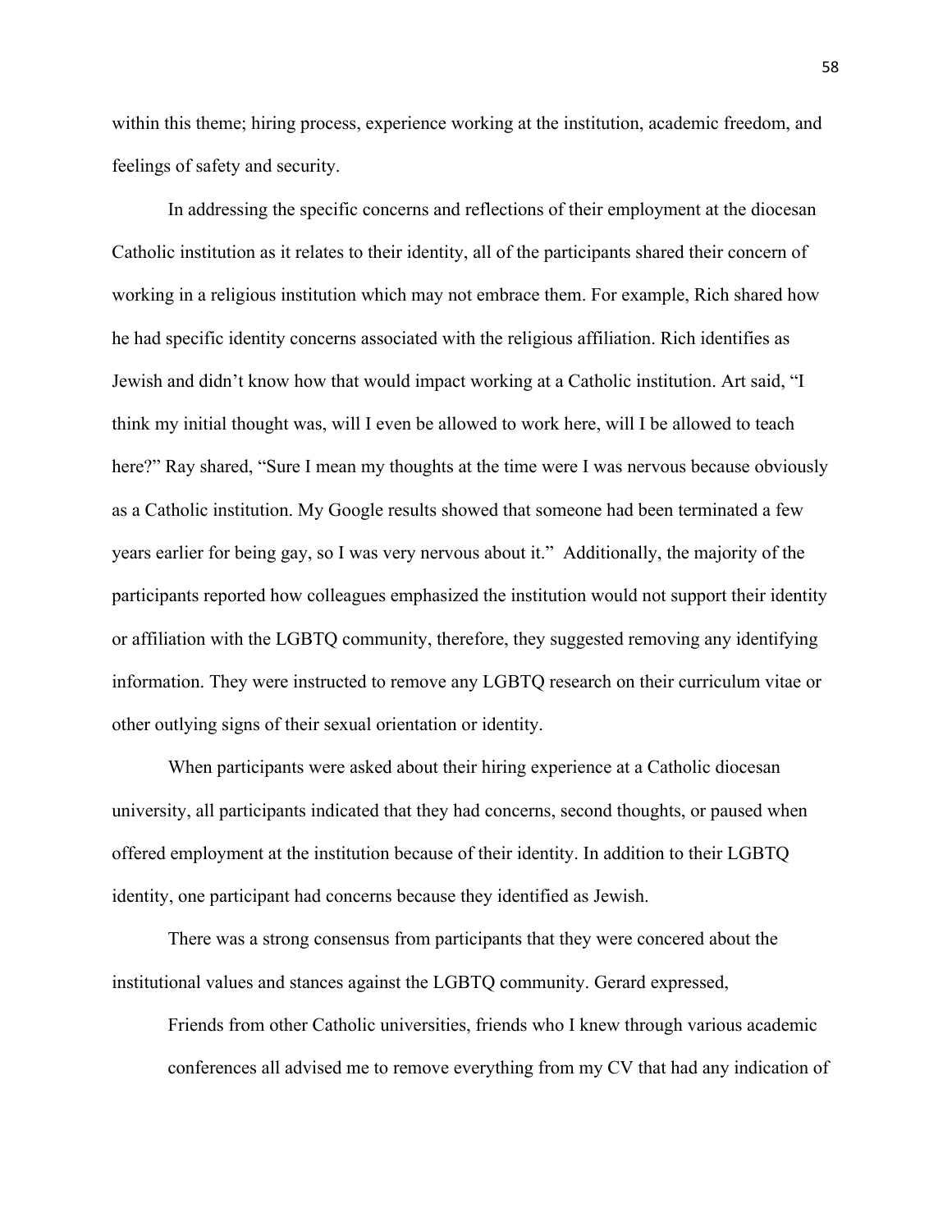within this theme; hiring process, experience working at the institution, academic freedom, and feelings of safety and security.

In addressing the specific concerns and reflections of their employment at the diocesan Catholic institution as it relates to their identity, all of the participants shared their concern of working in a religious institution which may not embrace them. For example, Rich shared how he had specific identity concerns associated with the religious affiliation. Rich identifies as Jewish and didn't know how that would impact working at a Catholic institution. Art said, "I think my initial thought was, will I even be allowed to work here, will I be allowed to teach here?" Ray shared, "Sure I mean my thoughts at the time were I was nervous because obviously as a Catholic institution. My Google results showed that someone had been terminated a few years earlier for being gay, so I was very nervous about it." Additionally, the majority of the participants reported how colleagues emphasized the institution would not support their identity or affiliation with the LGBTQ community, therefore, they suggested removing any identifying information. They were instructed to remove any LGBTQ research on their curriculum vitae or other outlying signs of their sexual orientation or identity.

When participants were asked about their hiring experience at a Catholic diocesan university, all participants indicated that they had concerns, second thoughts, or paused when offered employment at the institution because of their identity. In addition to their LGBTQ identity, one participant had concerns because they identified as Jewish.

There was a strong consensus from participants that they were concered about the institutional values and stances against the LGBTQ community. Gerard expressed,

> Friends from other Catholic universities, friends who I knew through various academic conferences all advised me to remove everything from my CV that had any indication of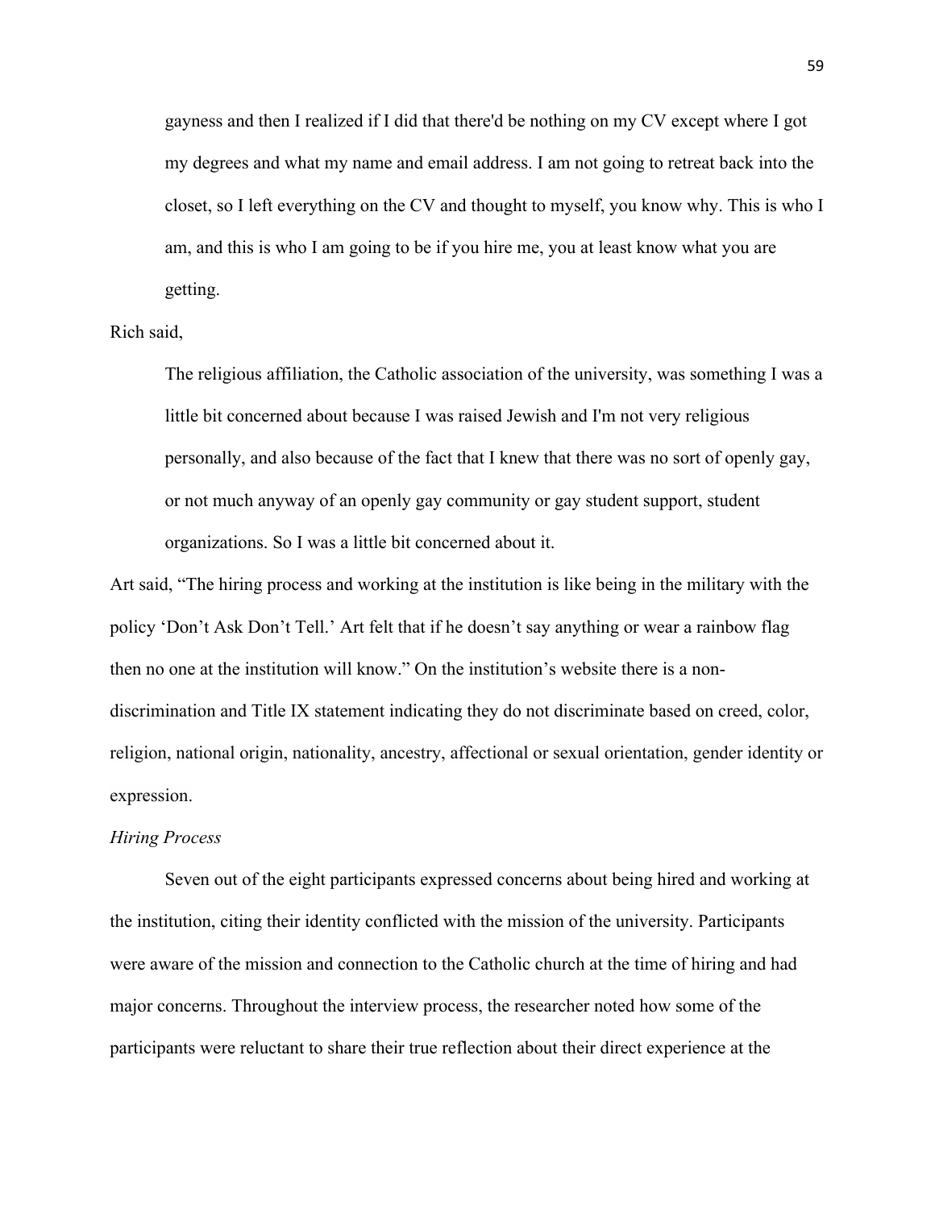gayness and then I realized if I did that there'd be nothing on my CV except where I got my degrees and what my name and email address. I am not going to retreat back into the closet, so I left everything on the CV and thought to myself, you know why. This is who I am, and this is who I am going to be if you hire me, you at least know what you are getting.

Rich said,

> The religious affiliation, the Catholic association of the university, was something I was a little bit concerned about because I was raised Jewish and I'm not very religious personally, and also because of the fact that I knew that there was no sort of openly gay, or not much anyway of an openly gay community or gay student support, student organizations. So I was a little bit concerned about it.

Art said, "The hiring process and working at the institution is like being in the military with the policy 'Don't Ask Don't Tell.' Art felt that if he doesn't say anything or wear a rainbow flag then no one at the institution will know." On the institution's website there is a non-discrimination and Title IX statement indicating they do not discriminate based on creed, color, religion, national origin, nationality, ancestry, affectional or sexual orientation, gender identity or expression.

*Hiring Process*

Seven out of the eight participants expressed concerns about being hired and working at the institution, citing their identity conflicted with the mission of the university. Participants were aware of the mission and connection to the Catholic church at the time of hiring and had major concerns. Throughout the interview process, the researcher noted how some of the participants were reluctant to share their true reflection about their direct experience at the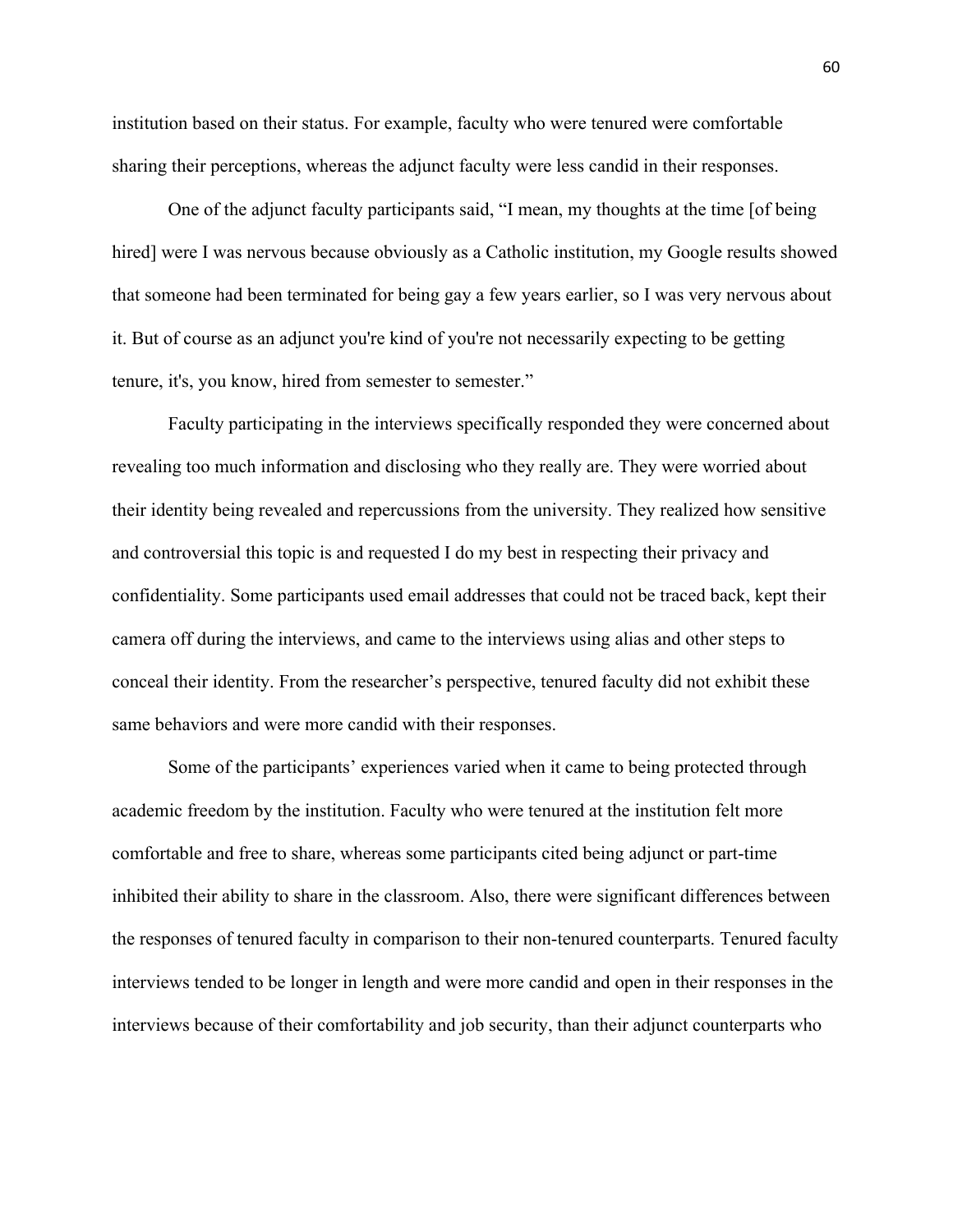institution based on their status. For example, faculty who were tenured were comfortable sharing their perceptions, whereas the adjunct faculty were less candid in their responses.

One of the adjunct faculty participants said, "I mean, my thoughts at the time [of being hired] were I was nervous because obviously as a Catholic institution, my Google results showed that someone had been terminated for being gay a few years earlier, so I was very nervous about it. But of course as an adjunct you're kind of you're not necessarily expecting to be getting tenure, it's, you know, hired from semester to semester."

Faculty participating in the interviews specifically responded they were concerned about revealing too much information and disclosing who they really are. They were worried about their identity being revealed and repercussions from the university. They realized how sensitive and controversial this topic is and requested I do my best in respecting their privacy and confidentiality. Some participants used email addresses that could not be traced back, kept their camera off during the interviews, and came to the interviews using alias and other steps to conceal their identity. From the researcher's perspective, tenured faculty did not exhibit these same behaviors and were more candid with their responses.

Some of the participants' experiences varied when it came to being protected through academic freedom by the institution. Faculty who were tenured at the institution felt more comfortable and free to share, whereas some participants cited being adjunct or part-time inhibited their ability to share in the classroom. Also, there were significant differences between the responses of tenured faculty in comparison to their non-tenured counterparts. Tenured faculty interviews tended to be longer in length and were more candid and open in their responses in the interviews because of their comfortability and job security, than their adjunct counterparts who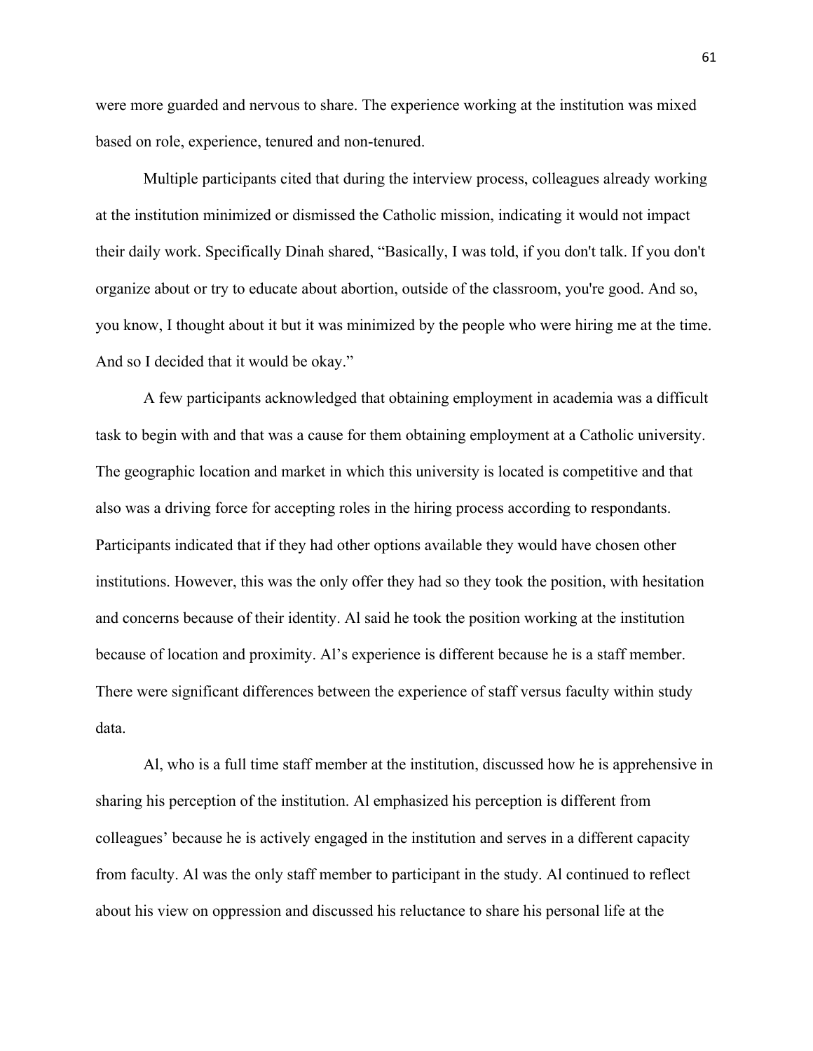were more guarded and nervous to share. The experience working at the institution was mixed based on role, experience, tenured and non-tenured.

Multiple participants cited that during the interview process, colleagues already working at the institution minimized or dismissed the Catholic mission, indicating it would not impact their daily work. Specifically Dinah shared, "Basically, I was told, if you don't talk. If you don't organize about or try to educate about abortion, outside of the classroom, you're good. And so, you know, I thought about it but it was minimized by the people who were hiring me at the time. And so I decided that it would be okay."

A few participants acknowledged that obtaining employment in academia was a difficult task to begin with and that was a cause for them obtaining employment at a Catholic university. The geographic location and market in which this university is located is competitive and that also was a driving force for accepting roles in the hiring process according to respondants. Participants indicated that if they had other options available they would have chosen other institutions. However, this was the only offer they had so they took the position, with hesitation and concerns because of their identity. Al said he took the position working at the institution because of location and proximity. Al's experience is different because he is a staff member. There were significant differences between the experience of staff versus faculty within study data.

Al, who is a full time staff member at the institution, discussed how he is apprehensive in sharing his perception of the institution. Al emphasized his perception is different from colleagues' because he is actively engaged in the institution and serves in a different capacity from faculty. Al was the only staff member to participant in the study. Al continued to reflect about his view on oppression and discussed his reluctance to share his personal life at the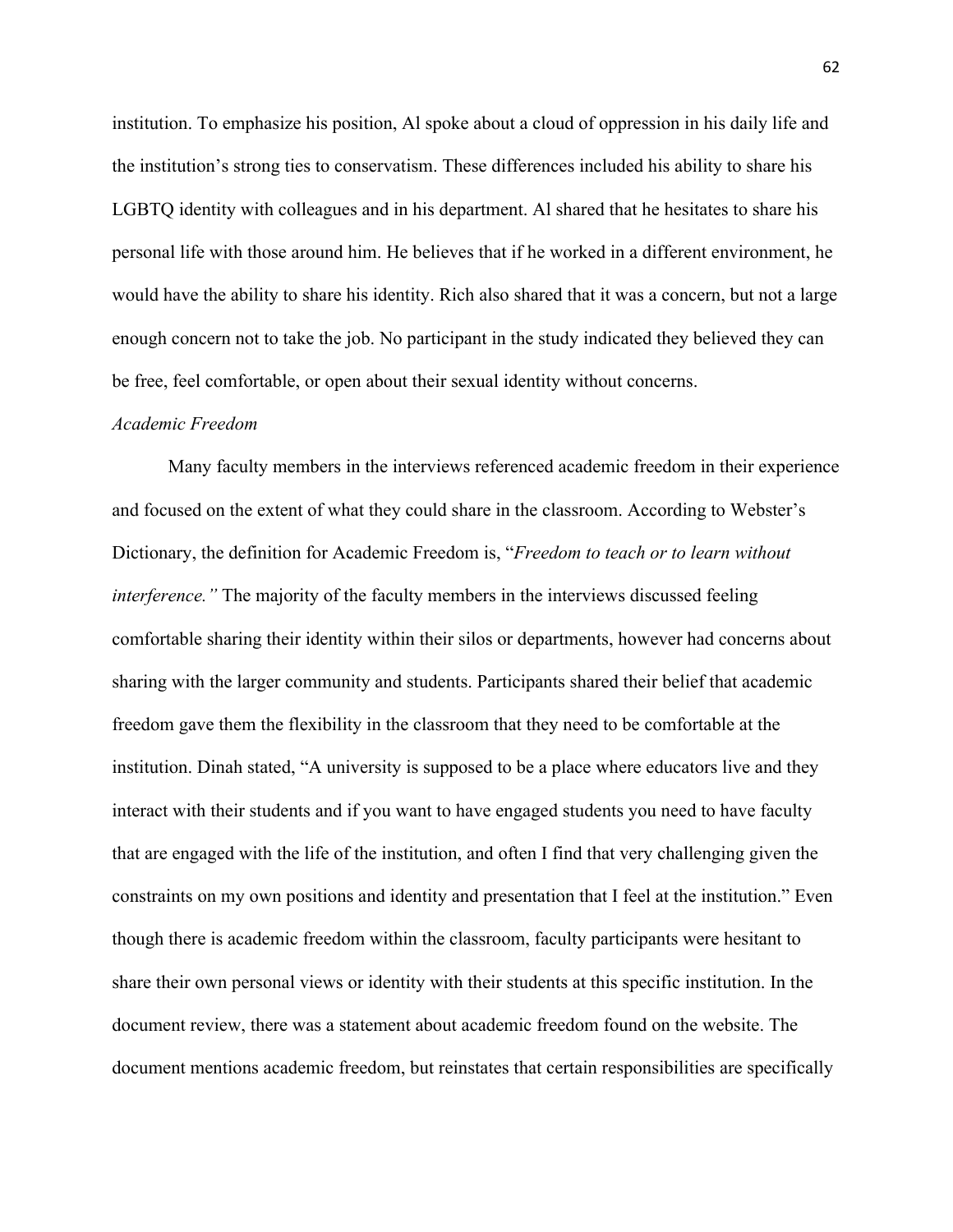institution. To emphasize his position, Al spoke about a cloud of oppression in his daily life and the institution's strong ties to conservatism. These differences included his ability to share his LGBTQ identity with colleagues and in his department. Al shared that he hesitates to share his personal life with those around him. He believes that if he worked in a different environment, he would have the ability to share his identity. Rich also shared that it was a concern, but not a large enough concern not to take the job. No participant in the study indicated they believed they can be free, feel comfortable, or open about their sexual identity without concerns.

*Academic Freedom*

Many faculty members in the interviews referenced academic freedom in their experience and focused on the extent of what they could share in the classroom. According to Webster's Dictionary, the definition for Academic Freedom is, "*Freedom to teach or to learn without interference."* The majority of the faculty members in the interviews discussed feeling comfortable sharing their identity within their silos or departments, however had concerns about sharing with the larger community and students. Participants shared their belief that academic freedom gave them the flexibility in the classroom that they need to be comfortable at the institution. Dinah stated, "A university is supposed to be a place where educators live and they interact with their students and if you want to have engaged students you need to have faculty that are engaged with the life of the institution, and often I find that very challenging given the constraints on my own positions and identity and presentation that I feel at the institution." Even though there is academic freedom within the classroom, faculty participants were hesitant to share their own personal views or identity with their students at this specific institution. In the document review, there was a statement about academic freedom found on the website. The document mentions academic freedom, but reinstates that certain responsibilities are specifically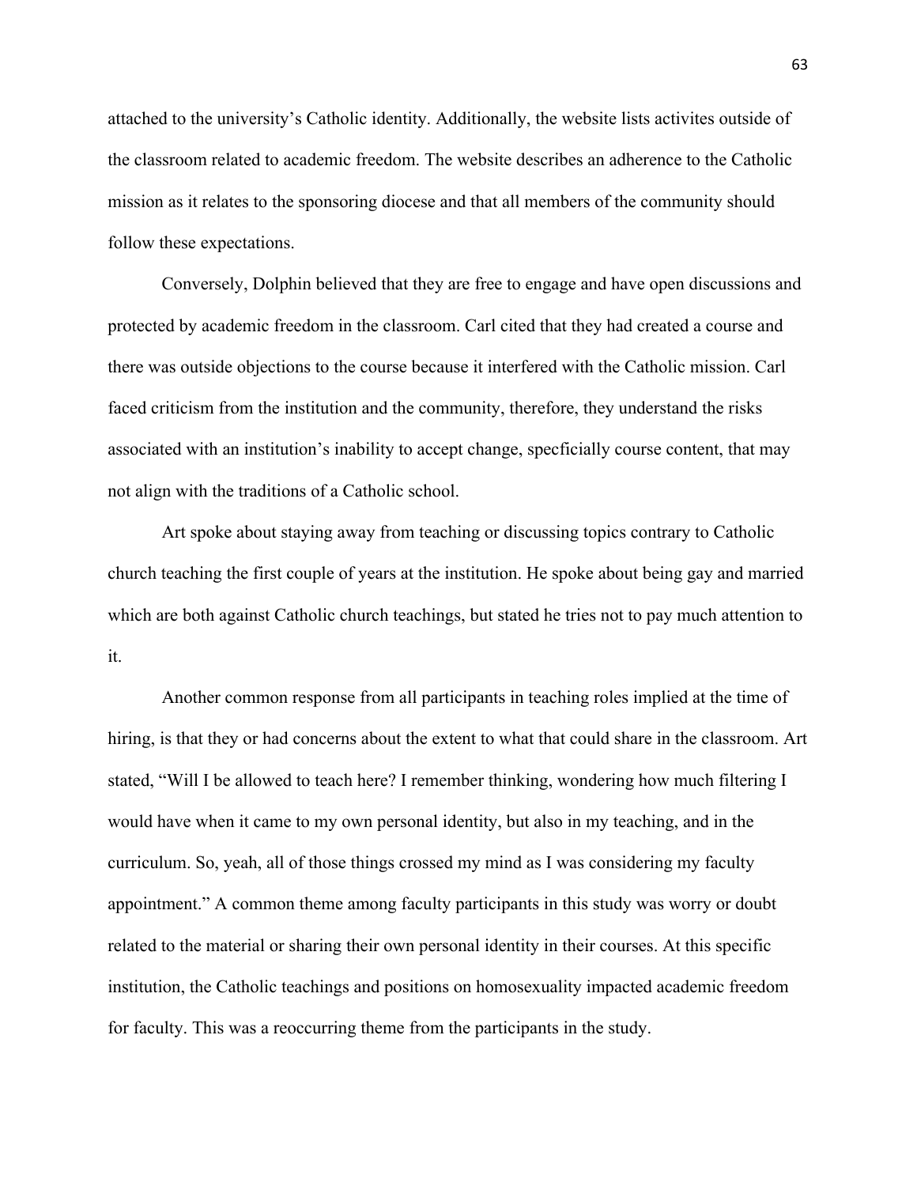attached to the university's Catholic identity. Additionally, the website lists activites outside of the classroom related to academic freedom. The website describes an adherence to the Catholic mission as it relates to the sponsoring diocese and that all members of the community should follow these expectations.

Conversely, Dolphin believed that they are free to engage and have open discussions and protected by academic freedom in the classroom. Carl cited that they had created a course and there was outside objections to the course because it interfered with the Catholic mission. Carl faced criticism from the institution and the community, therefore, they understand the risks associated with an institution's inability to accept change, specficially course content, that may not align with the traditions of a Catholic school.

Art spoke about staying away from teaching or discussing topics contrary to Catholic church teaching the first couple of years at the institution. He spoke about being gay and married which are both against Catholic church teachings, but stated he tries not to pay much attention to it.

Another common response from all participants in teaching roles implied at the time of hiring, is that they or had concerns about the extent to what that could share in the classroom. Art stated, "Will I be allowed to teach here? I remember thinking, wondering how much filtering I would have when it came to my own personal identity, but also in my teaching, and in the curriculum. So, yeah, all of those things crossed my mind as I was considering my faculty appointment." A common theme among faculty participants in this study was worry or doubt related to the material or sharing their own personal identity in their courses. At this specific institution, the Catholic teachings and positions on homosexuality impacted academic freedom for faculty. This was a reoccurring theme from the participants in the study.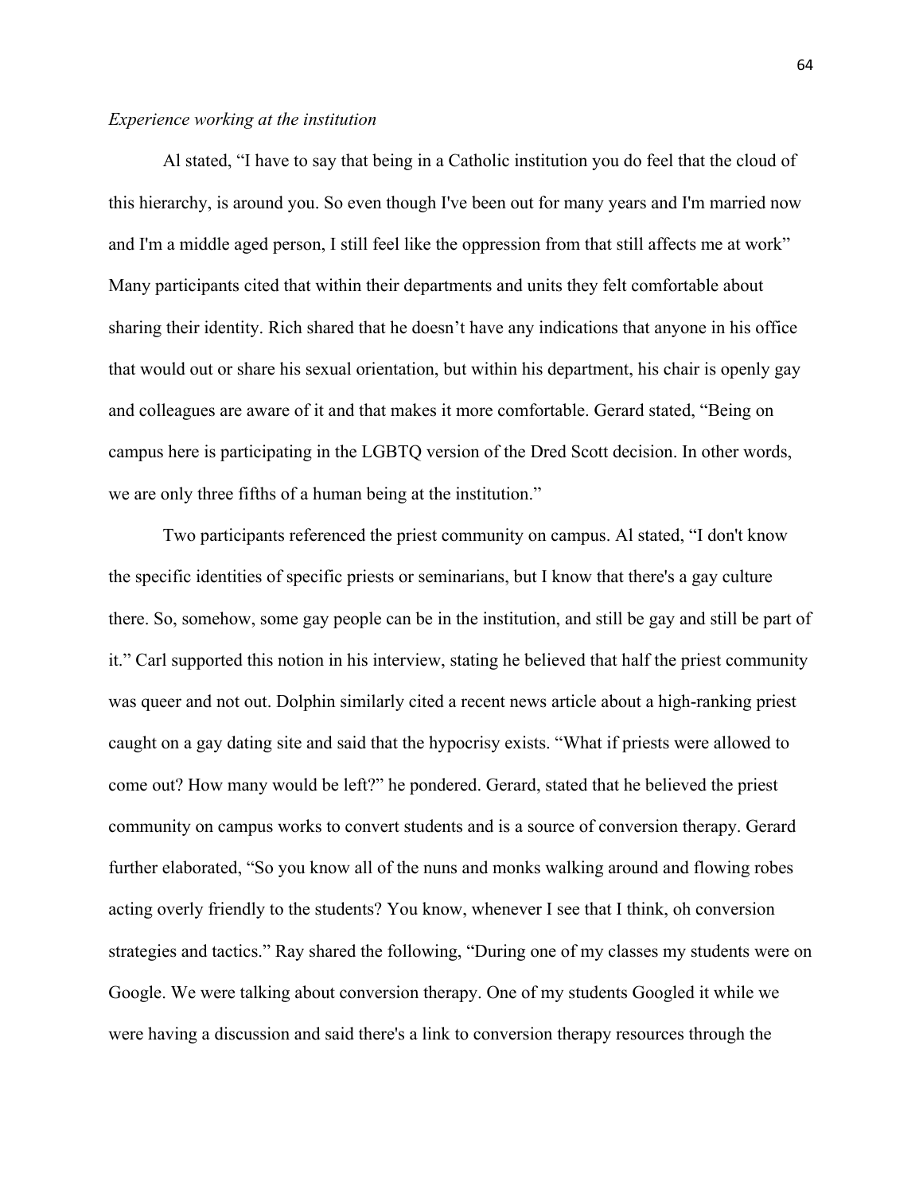*Experience working at the institution*

Al stated, "I have to say that being in a Catholic institution you do feel that the cloud of this hierarchy, is around you. So even though I've been out for many years and I'm married now and I'm a middle aged person, I still feel like the oppression from that still affects me at work" Many participants cited that within their departments and units they felt comfortable about sharing their identity. Rich shared that he doesn't have any indications that anyone in his office that would out or share his sexual orientation, but within his department, his chair is openly gay and colleagues are aware of it and that makes it more comfortable. Gerard stated, "Being on campus here is participating in the LGBTQ version of the Dred Scott decision. In other words, we are only three fifths of a human being at the institution."

Two participants referenced the priest community on campus. Al stated, "I don't know the specific identities of specific priests or seminarians, but I know that there's a gay culture there. So, somehow, some gay people can be in the institution, and still be gay and still be part of it." Carl supported this notion in his interview, stating he believed that half the priest community was queer and not out. Dolphin similarly cited a recent news article about a high-ranking priest caught on a gay dating site and said that the hypocrisy exists. "What if priests were allowed to come out? How many would be left?" he pondered. Gerard, stated that he believed the priest community on campus works to convert students and is a source of conversion therapy. Gerard further elaborated, "So you know all of the nuns and monks walking around and flowing robes acting overly friendly to the students? You know, whenever I see that I think, oh conversion strategies and tactics." Ray shared the following, "During one of my classes my students were on Google. We were talking about conversion therapy. One of my students Googled it while we were having a discussion and said there's a link to conversion therapy resources through the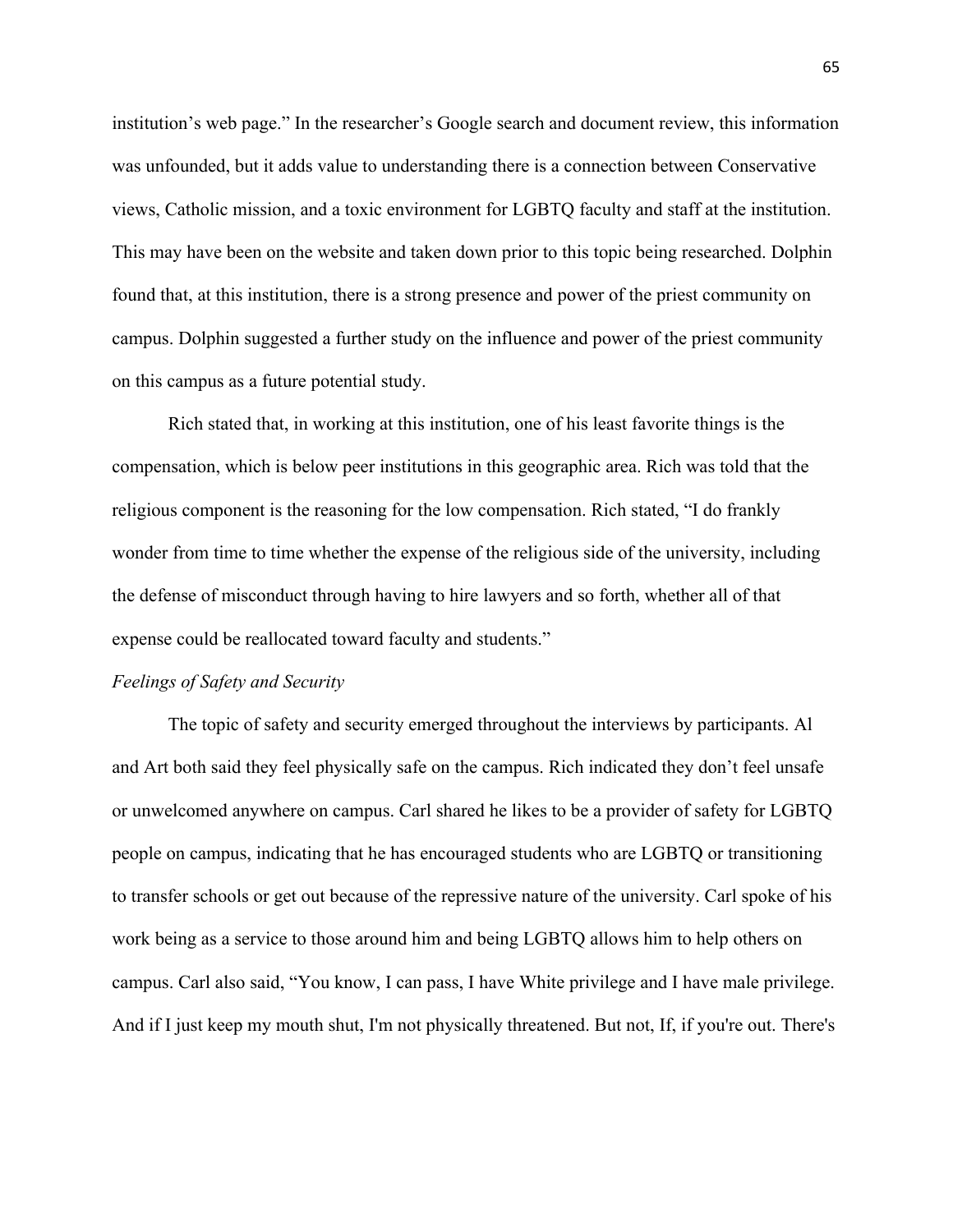institution's web page." In the researcher's Google search and document review, this information was unfounded, but it adds value to understanding there is a connection between Conservative views, Catholic mission, and a toxic environment for LGBTQ faculty and staff at the institution. This may have been on the website and taken down prior to this topic being researched. Dolphin found that, at this institution, there is a strong presence and power of the priest community on campus. Dolphin suggested a further study on the influence and power of the priest community on this campus as a future potential study.

Rich stated that, in working at this institution, one of his least favorite things is the compensation, which is below peer institutions in this geographic area. Rich was told that the religious component is the reasoning for the low compensation. Rich stated, "I do frankly wonder from time to time whether the expense of the religious side of the university, including the defense of misconduct through having to hire lawyers and so forth, whether all of that expense could be reallocated toward faculty and students."

*Feelings of Safety and Security*

The topic of safety and security emerged throughout the interviews by participants. Al and Art both said they feel physically safe on the campus. Rich indicated they don't feel unsafe or unwelcomed anywhere on campus. Carl shared he likes to be a provider of safety for LGBTQ people on campus, indicating that he has encouraged students who are LGBTQ or transitioning to transfer schools or get out because of the repressive nature of the university. Carl spoke of his work being as a service to those around him and being LGBTQ allows him to help others on campus. Carl also said, "You know, I can pass, I have White privilege and I have male privilege. And if I just keep my mouth shut, I'm not physically threatened. But not, If, if you're out. There's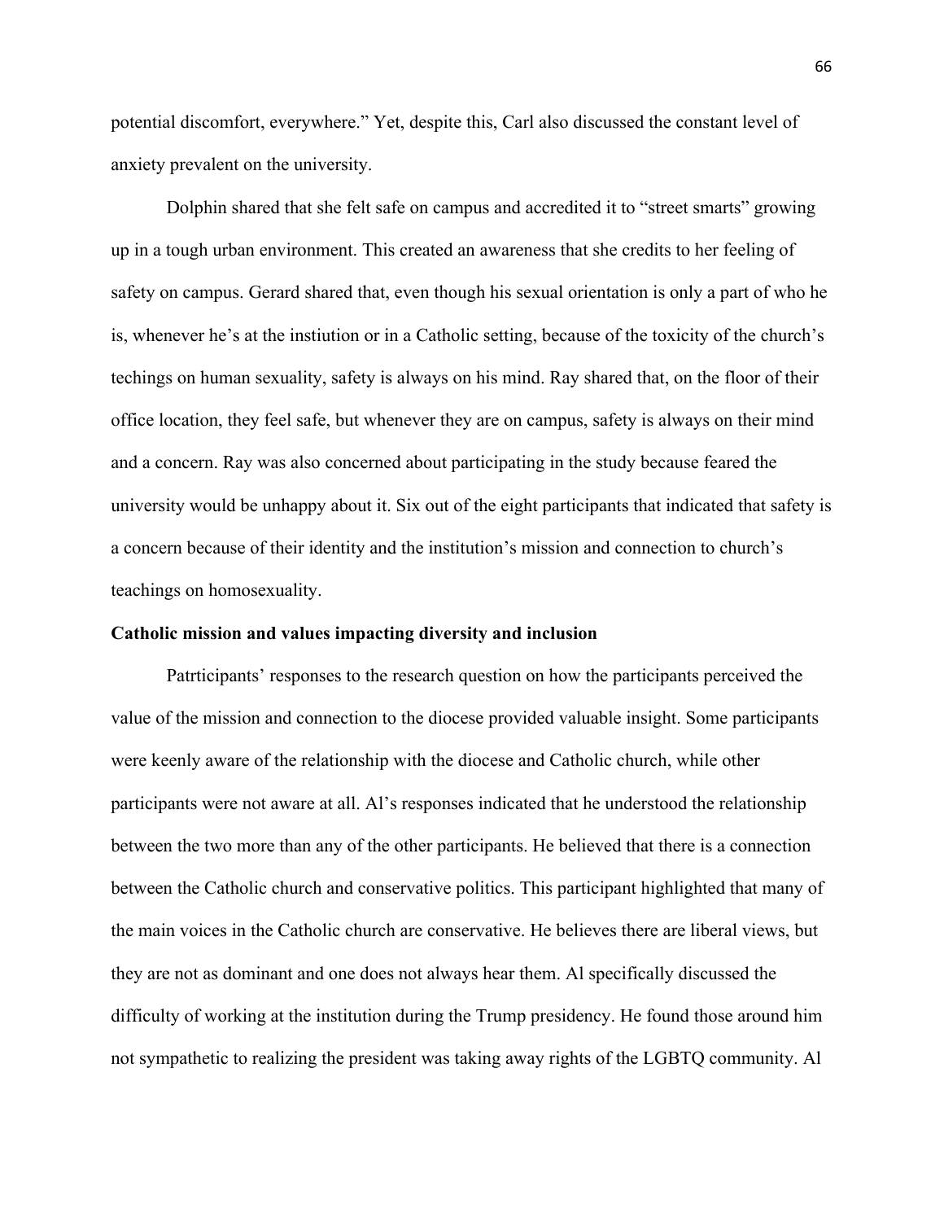potential discomfort, everywhere." Yet, despite this, Carl also discussed the constant level of anxiety prevalent on the university.

Dolphin shared that she felt safe on campus and accredited it to "street smarts" growing up in a tough urban environment. This created an awareness that she credits to her feeling of safety on campus. Gerard shared that, even though his sexual orientation is only a part of who he is, whenever he's at the instiution or in a Catholic setting, because of the toxicity of the church's techings on human sexuality, safety is always on his mind. Ray shared that, on the floor of their office location, they feel safe, but whenever they are on campus, safety is always on their mind and a concern. Ray was also concerned about participating in the study because feared the university would be unhappy about it. Six out of the eight participants that indicated that safety is a concern because of their identity and the institution's mission and connection to church's teachings on homosexuality.

**Catholic mission and values impacting diversity and inclusion**

Patrticipants' responses to the research question on how the participants perceived the value of the mission and connection to the diocese provided valuable insight. Some participants were keenly aware of the relationship with the diocese and Catholic church, while other participants were not aware at all. Al's responses indicated that he understood the relationship between the two more than any of the other participants. He believed that there is a connection between the Catholic church and conservative politics. This participant highlighted that many of the main voices in the Catholic church are conservative. He believes there are liberal views, but they are not as dominant and one does not always hear them. Al specifically discussed the difficulty of working at the institution during the Trump presidency. He found those around him not sympathetic to realizing the president was taking away rights of the LGBTQ community. Al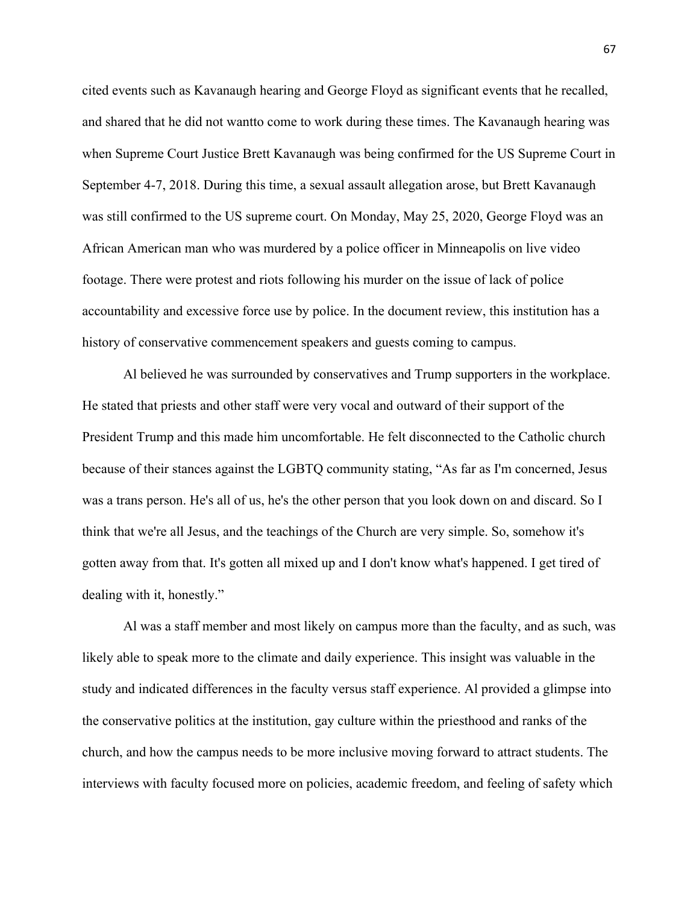cited events such as Kavanaugh hearing and George Floyd as significant events that he recalled, and shared that he did not wantto come to work during these times. The Kavanaugh hearing was when Supreme Court Justice Brett Kavanaugh was being confirmed for the US Supreme Court in September 4-7, 2018. During this time, a sexual assault allegation arose, but Brett Kavanaugh was still confirmed to the US supreme court. On Monday, May 25, 2020, George Floyd was an African American man who was murdered by a police officer in Minneapolis on live video footage. There were protest and riots following his murder on the issue of lack of police accountability and excessive force use by police. In the document review, this institution has a history of conservative commencement speakers and guests coming to campus.

Al believed he was surrounded by conservatives and Trump supporters in the workplace. He stated that priests and other staff were very vocal and outward of their support of the President Trump and this made him uncomfortable. He felt disconnected to the Catholic church because of their stances against the LGBTQ community stating, "As far as I'm concerned, Jesus was a trans person. He's all of us, he's the other person that you look down on and discard. So I think that we're all Jesus, and the teachings of the Church are very simple. So, somehow it's gotten away from that. It's gotten all mixed up and I don't know what's happened. I get tired of dealing with it, honestly."

Al was a staff member and most likely on campus more than the faculty, and as such, was likely able to speak more to the climate and daily experience. This insight was valuable in the study and indicated differences in the faculty versus staff experience. Al provided a glimpse into the conservative politics at the institution, gay culture within the priesthood and ranks of the church, and how the campus needs to be more inclusive moving forward to attract students. The interviews with faculty focused more on policies, academic freedom, and feeling of safety which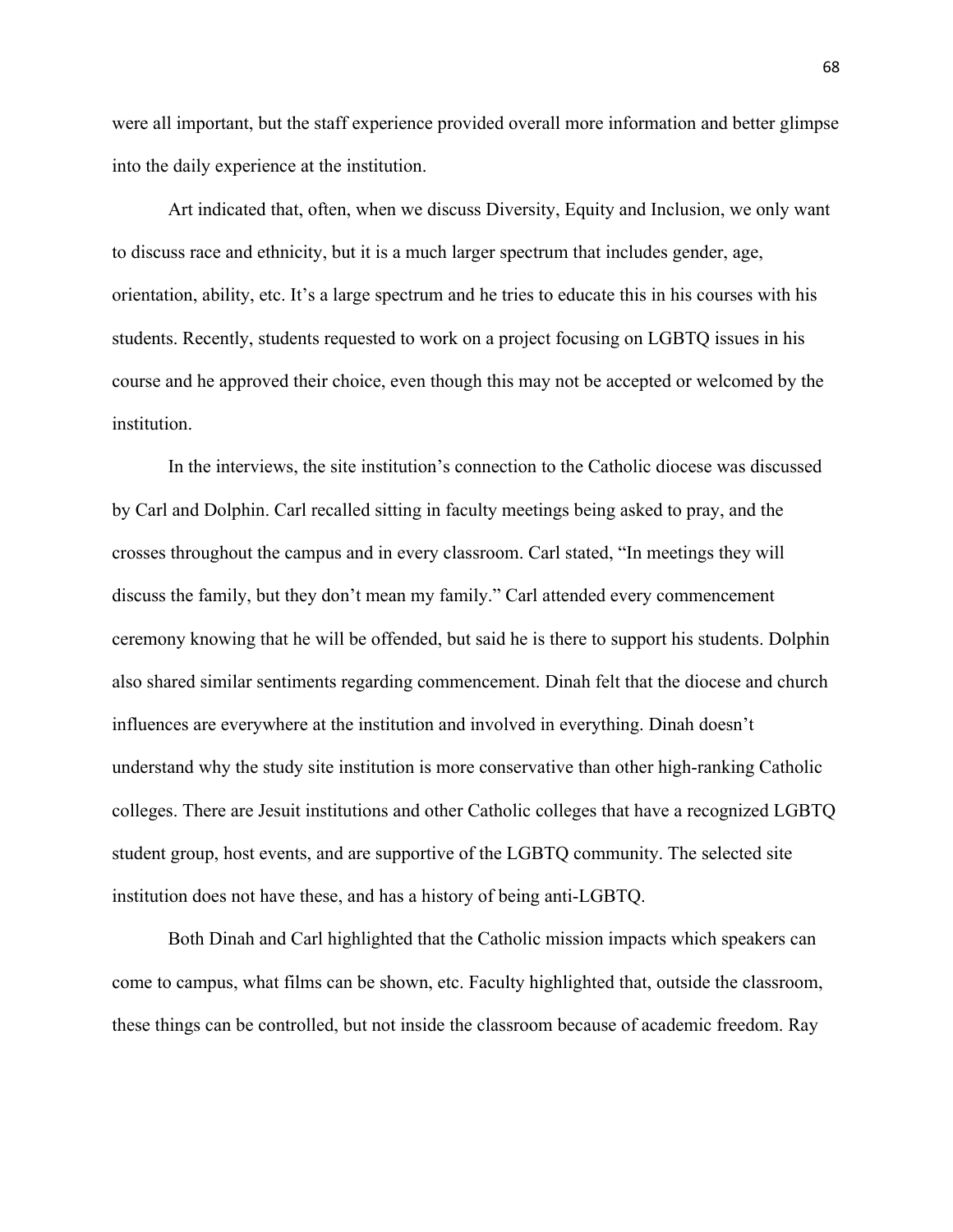were all important, but the staff experience provided overall more information and better glimpse into the daily experience at the institution.

Art indicated that, often, when we discuss Diversity, Equity and Inclusion, we only want to discuss race and ethnicity, but it is a much larger spectrum that includes gender, age, orientation, ability, etc. It's a large spectrum and he tries to educate this in his courses with his students. Recently, students requested to work on a project focusing on LGBTQ issues in his course and he approved their choice, even though this may not be accepted or welcomed by the institution.

In the interviews, the site institution's connection to the Catholic diocese was discussed by Carl and Dolphin. Carl recalled sitting in faculty meetings being asked to pray, and the crosses throughout the campus and in every classroom. Carl stated, "In meetings they will discuss the family, but they don't mean my family." Carl attended every commencement ceremony knowing that he will be offended, but said he is there to support his students. Dolphin also shared similar sentiments regarding commencement. Dinah felt that the diocese and church influences are everywhere at the institution and involved in everything. Dinah doesn't understand why the study site institution is more conservative than other high-ranking Catholic colleges. There are Jesuit institutions and other Catholic colleges that have a recognized LGBTQ student group, host events, and are supportive of the LGBTQ community. The selected site institution does not have these, and has a history of being anti-LGBTQ.

Both Dinah and Carl highlighted that the Catholic mission impacts which speakers can come to campus, what films can be shown, etc. Faculty highlighted that, outside the classroom, these things can be controlled, but not inside the classroom because of academic freedom. Ray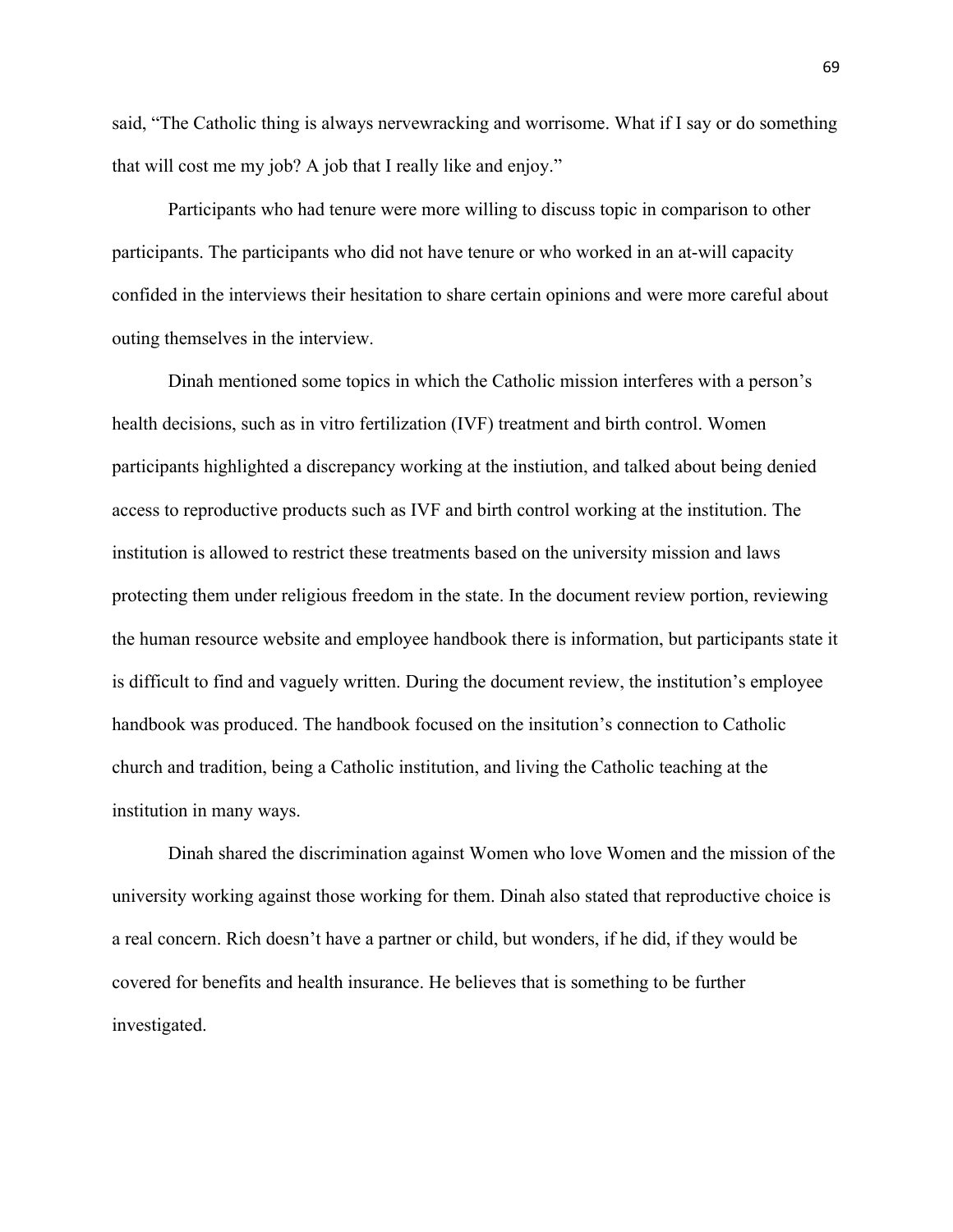said, "The Catholic thing is always nervewracking and worrisome. What if I say or do something that will cost me my job? A job that I really like and enjoy."

Participants who had tenure were more willing to discuss topic in comparison to other participants. The participants who did not have tenure or who worked in an at-will capacity confided in the interviews their hesitation to share certain opinions and were more careful about outing themselves in the interview.

Dinah mentioned some topics in which the Catholic mission interferes with a person's health decisions, such as in vitro fertilization (IVF) treatment and birth control. Women participants highlighted a discrepancy working at the instiution, and talked about being denied access to reproductive products such as IVF and birth control working at the institution. The institution is allowed to restrict these treatments based on the university mission and laws protecting them under religious freedom in the state. In the document review portion, reviewing the human resource website and employee handbook there is information, but participants state it is difficult to find and vaguely written. During the document review, the institution's employee handbook was produced. The handbook focused on the insitution's connection to Catholic church and tradition, being a Catholic institution, and living the Catholic teaching at the institution in many ways.

Dinah shared the discrimination against Women who love Women and the mission of the university working against those working for them. Dinah also stated that reproductive choice is a real concern. Rich doesn't have a partner or child, but wonders, if he did, if they would be covered for benefits and health insurance. He believes that is something to be further investigated.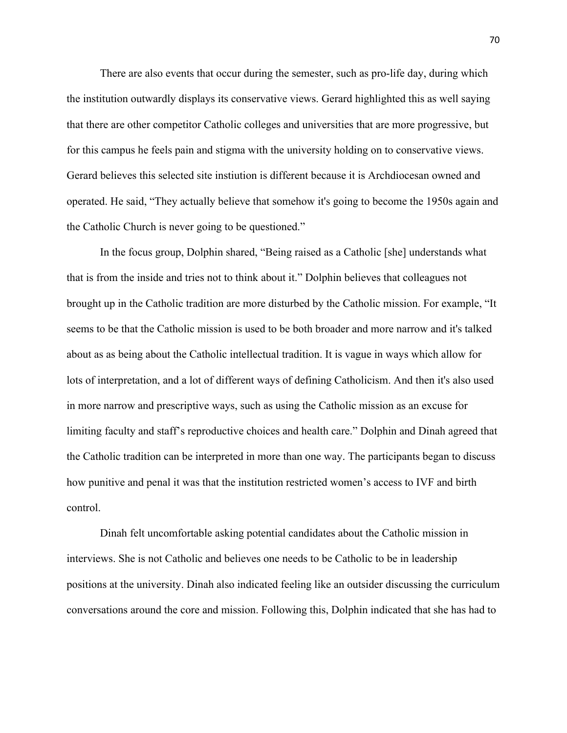There are also events that occur during the semester, such as pro-life day, during which the institution outwardly displays its conservative views. Gerard highlighted this as well saying that there are other competitor Catholic colleges and universities that are more progressive, but for this campus he feels pain and stigma with the university holding on to conservative views. Gerard believes this selected site instiution is different because it is Archdiocesan owned and operated. He said, "They actually believe that somehow it's going to become the 1950s again and the Catholic Church is never going to be questioned."

In the focus group, Dolphin shared, "Being raised as a Catholic [she] understands what that is from the inside and tries not to think about it." Dolphin believes that colleagues not brought up in the Catholic tradition are more disturbed by the Catholic mission. For example, "It seems to be that the Catholic mission is used to be both broader and more narrow and it's talked about as as being about the Catholic intellectual tradition. It is vague in ways which allow for lots of interpretation, and a lot of different ways of defining Catholicism. And then it's also used in more narrow and prescriptive ways, such as using the Catholic mission as an excuse for limiting faculty and staff's reproductive choices and health care." Dolphin and Dinah agreed that the Catholic tradition can be interpreted in more than one way. The participants began to discuss how punitive and penal it was that the institution restricted women's access to IVF and birth control.

Dinah felt uncomfortable asking potential candidates about the Catholic mission in interviews. She is not Catholic and believes one needs to be Catholic to be in leadership positions at the university. Dinah also indicated feeling like an outsider discussing the curriculum conversations around the core and mission. Following this, Dolphin indicated that she has had to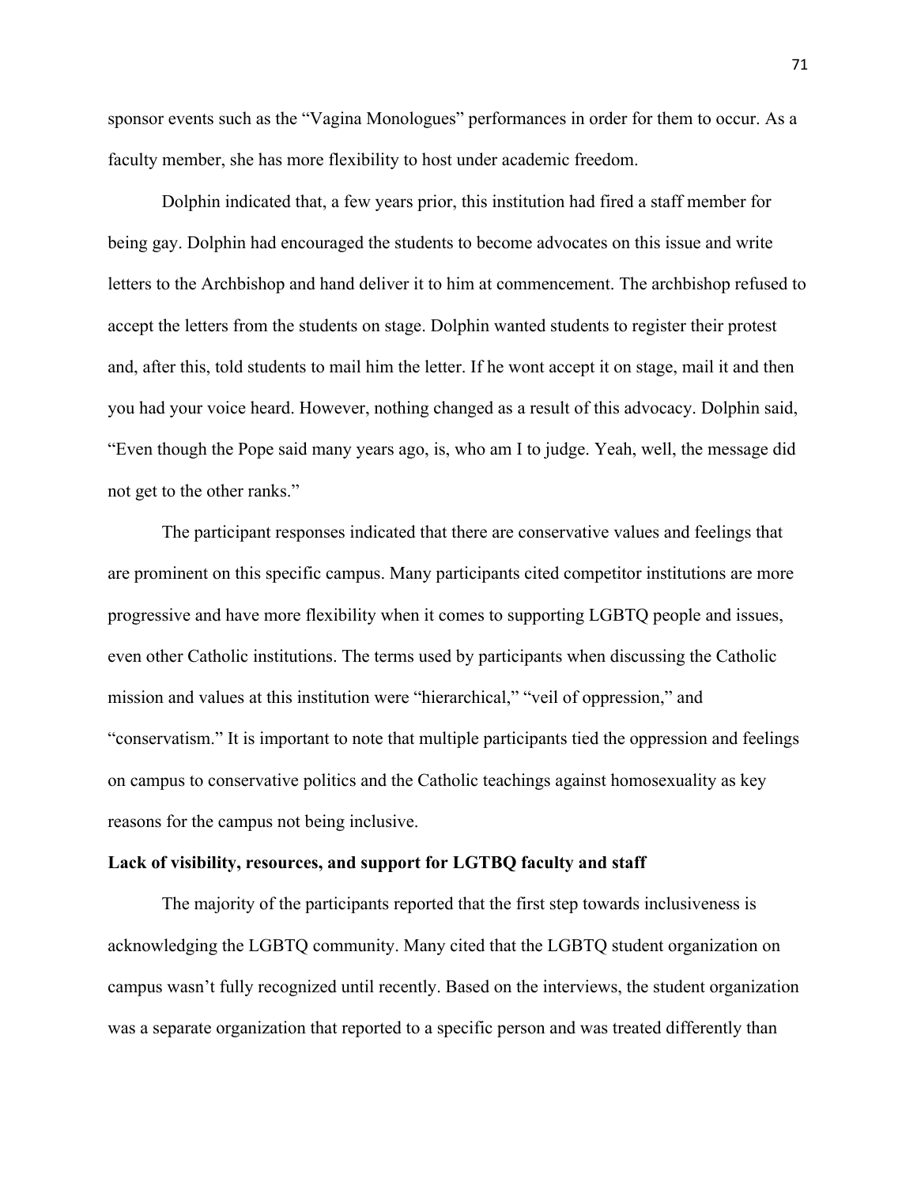sponsor events such as the "Vagina Monologues" performances in order for them to occur. As a faculty member, she has more flexibility to host under academic freedom.

Dolphin indicated that, a few years prior, this institution had fired a staff member for being gay. Dolphin had encouraged the students to become advocates on this issue and write letters to the Archbishop and hand deliver it to him at commencement. The archbishop refused to accept the letters from the students on stage. Dolphin wanted students to register their protest and, after this, told students to mail him the letter. If he wont accept it on stage, mail it and then you had your voice heard. However, nothing changed as a result of this advocacy. Dolphin said, "Even though the Pope said many years ago, is, who am I to judge. Yeah, well, the message did not get to the other ranks."

The participant responses indicated that there are conservative values and feelings that are prominent on this specific campus. Many participants cited competitor institutions are more progressive and have more flexibility when it comes to supporting LGBTQ people and issues, even other Catholic institutions. The terms used by participants when discussing the Catholic mission and values at this institution were "hierarchical," "veil of oppression," and "conservatism." It is important to note that multiple participants tied the oppression and feelings on campus to conservative politics and the Catholic teachings against homosexuality as key reasons for the campus not being inclusive.

**Lack of visibility, resources, and support for LGTBQ faculty and staff**

The majority of the participants reported that the first step towards inclusiveness is acknowledging the LGBTQ community. Many cited that the LGBTQ student organization on campus wasn't fully recognized until recently. Based on the interviews, the student organization was a separate organization that reported to a specific person and was treated differently than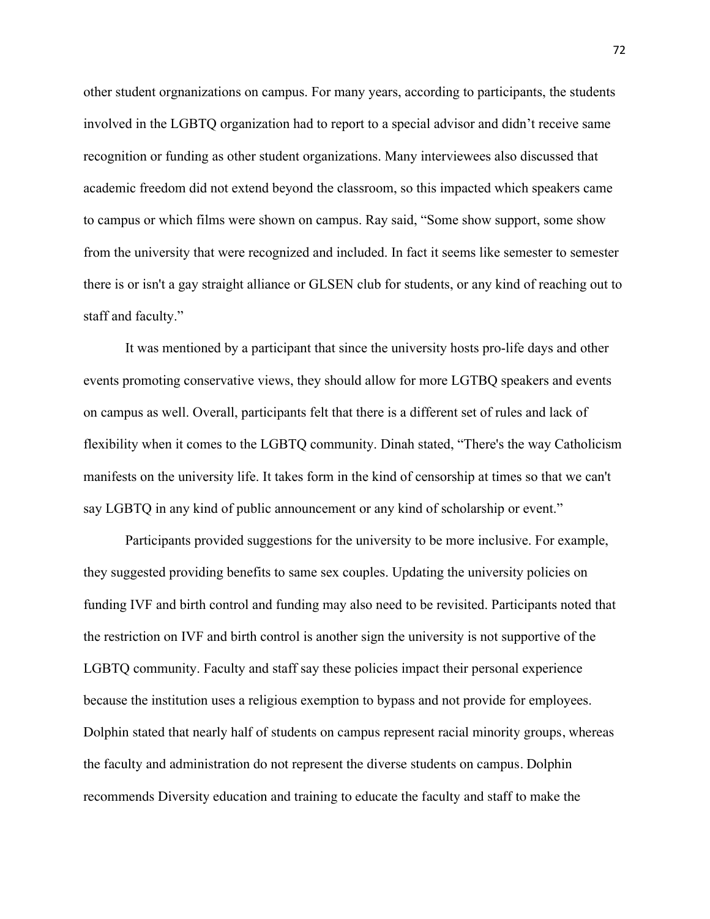other student orgnanizations on campus. For many years, according to participants, the students involved in the LGBTQ organization had to report to a special advisor and didn't receive same recognition or funding as other student organizations. Many interviewees also discussed that academic freedom did not extend beyond the classroom, so this impacted which speakers came to campus or which films were shown on campus. Ray said, "Some show support, some show from the university that were recognized and included. In fact it seems like semester to semester there is or isn't a gay straight alliance or GLSEN club for students, or any kind of reaching out to staff and faculty."

It was mentioned by a participant that since the university hosts pro-life days and other events promoting conservative views, they should allow for more LGTBQ speakers and events on campus as well. Overall, participants felt that there is a different set of rules and lack of flexibility when it comes to the LGBTQ community. Dinah stated, "There's the way Catholicism manifests on the university life. It takes form in the kind of censorship at times so that we can't say LGBTQ in any kind of public announcement or any kind of scholarship or event."

Participants provided suggestions for the university to be more inclusive. For example, they suggested providing benefits to same sex couples. Updating the university policies on funding IVF and birth control and funding may also need to be revisited. Participants noted that the restriction on IVF and birth control is another sign the university is not supportive of the LGBTQ community. Faculty and staff say these policies impact their personal experience because the institution uses a religious exemption to bypass and not provide for employees. Dolphin stated that nearly half of students on campus represent racial minority groups, whereas the faculty and administration do not represent the diverse students on campus. Dolphin recommends Diversity education and training to educate the faculty and staff to make the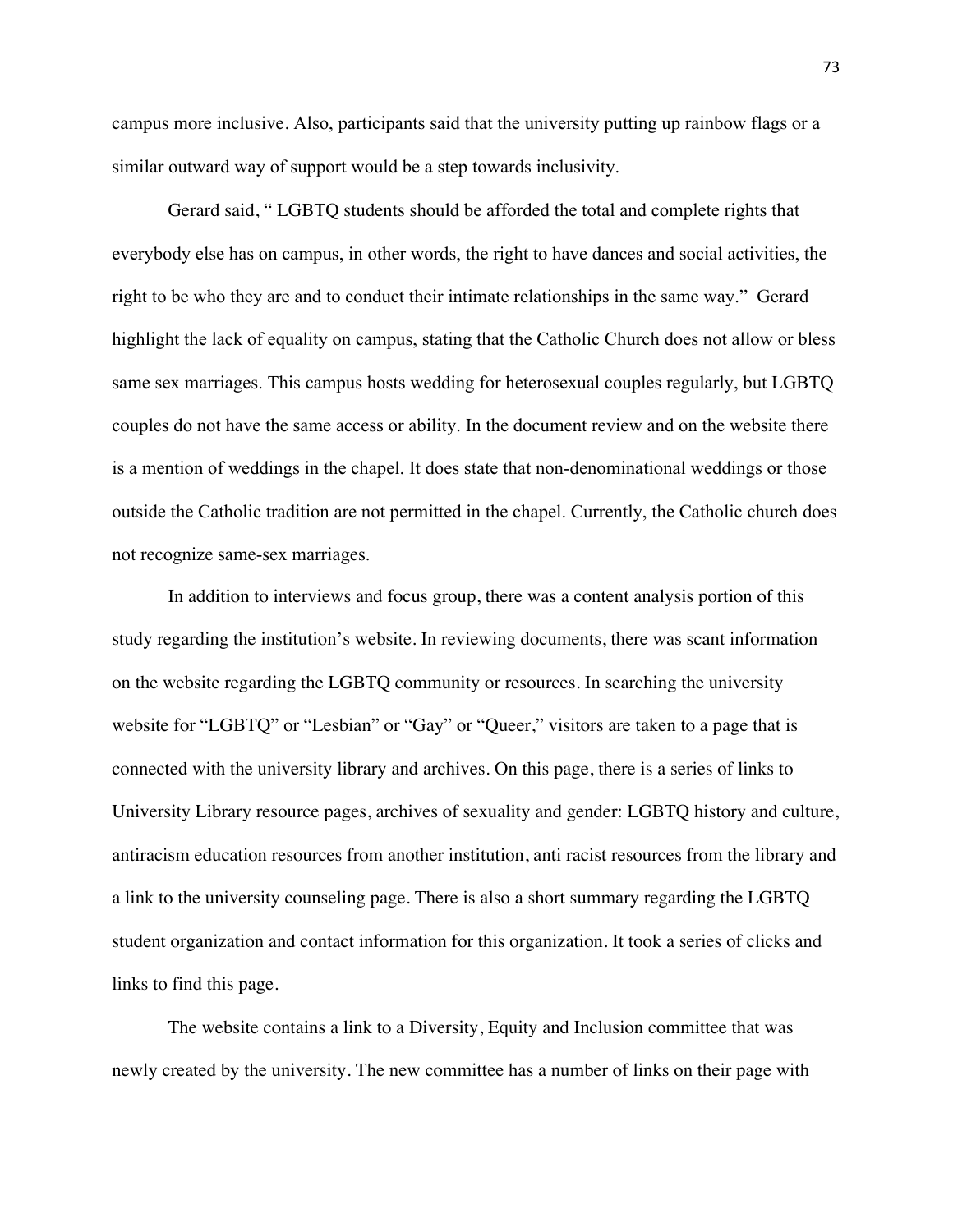campus more inclusive. Also, participants said that the university putting up rainbow flags or a similar outward way of support would be a step towards inclusivity.

Gerard said, " LGBTQ students should be afforded the total and complete rights that everybody else has on campus, in other words, the right to have dances and social activities, the right to be who they are and to conduct their intimate relationships in the same way." Gerard highlight the lack of equality on campus, stating that the Catholic Church does not allow or bless same sex marriages. This campus hosts wedding for heterosexual couples regularly, but LGBTQ couples do not have the same access or ability. In the document review and on the website there is a mention of weddings in the chapel. It does state that non-denominational weddings or those outside the Catholic tradition are not permitted in the chapel. Currently, the Catholic church does not recognize same-sex marriages.

In addition to interviews and focus group, there was a content analysis portion of this study regarding the institution's website. In reviewing documents, there was scant information on the website regarding the LGBTQ community or resources. In searching the university website for "LGBTQ" or "Lesbian" or "Gay" or "Queer," visitors are taken to a page that is connected with the university library and archives. On this page, there is a series of links to University Library resource pages, archives of sexuality and gender: LGBTQ history and culture, antiracism education resources from another institution, anti racist resources from the library and a link to the university counseling page. There is also a short summary regarding the LGBTQ student organization and contact information for this organization. It took a series of clicks and links to find this page.

The website contains a link to a Diversity, Equity and Inclusion committee that was newly created by the university. The new committee has a number of links on their page with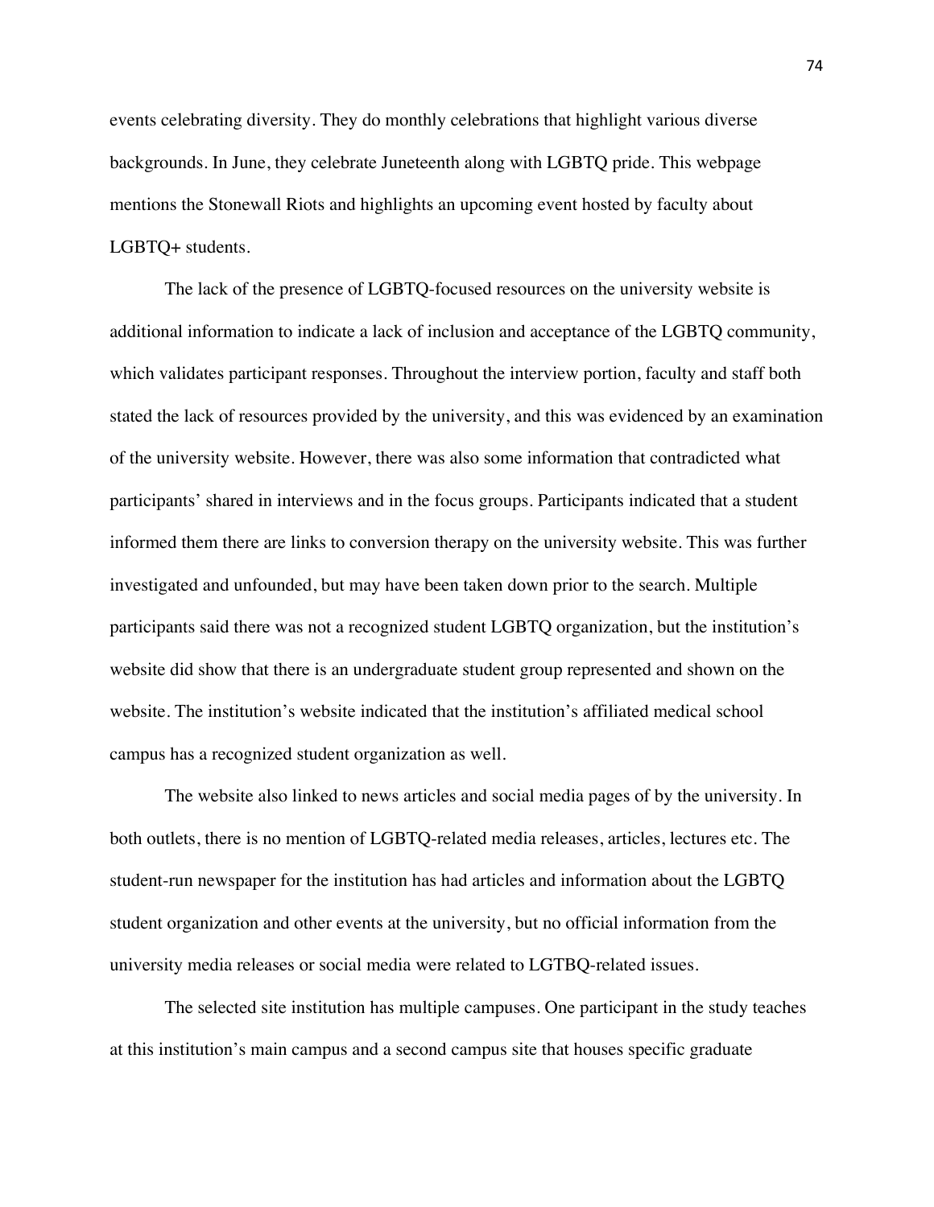events celebrating diversity. They do monthly celebrations that highlight various diverse backgrounds. In June, they celebrate Juneteenth along with LGBTQ pride. This webpage mentions the Stonewall Riots and highlights an upcoming event hosted by faculty about LGBTQ+ students.

The lack of the presence of LGBTQ-focused resources on the university website is additional information to indicate a lack of inclusion and acceptance of the LGBTQ community, which validates participant responses. Throughout the interview portion, faculty and staff both stated the lack of resources provided by the university, and this was evidenced by an examination of the university website. However, there was also some information that contradicted what participants' shared in interviews and in the focus groups. Participants indicated that a student informed them there are links to conversion therapy on the university website. This was further investigated and unfounded, but may have been taken down prior to the search. Multiple participants said there was not a recognized student LGBTQ organization, but the institution's website did show that there is an undergraduate student group represented and shown on the website. The institution's website indicated that the institution's affiliated medical school campus has a recognized student organization as well.

The website also linked to news articles and social media pages of by the university. In both outlets, there is no mention of LGBTQ-related media releases, articles, lectures etc. The student-run newspaper for the institution has had articles and information about the LGBTQ student organization and other events at the university, but no official information from the university media releases or social media were related to LGTBQ-related issues.

The selected site institution has multiple campuses. One participant in the study teaches at this institution's main campus and a second campus site that houses specific graduate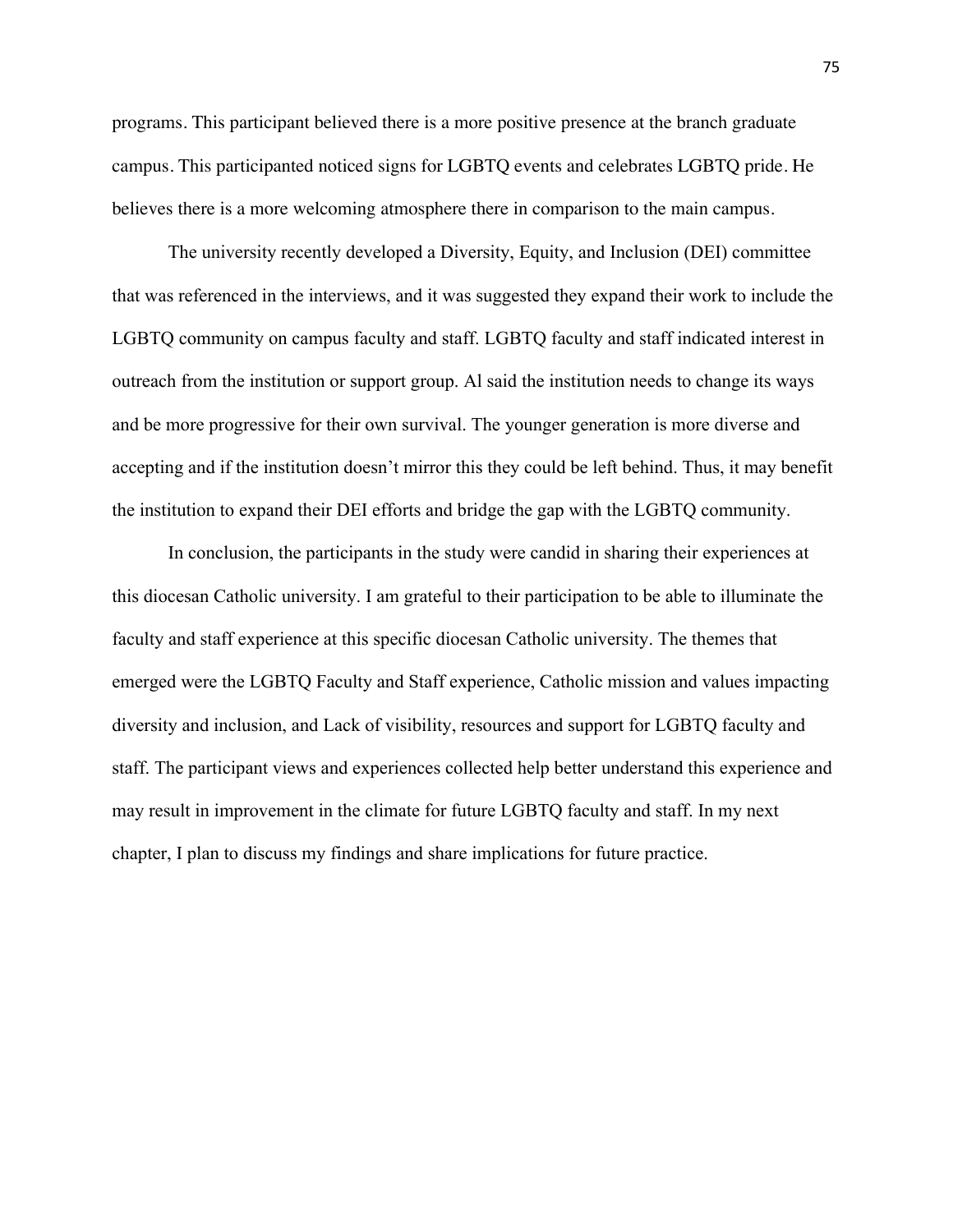programs. This participant believed there is a more positive presence at the branch graduate campus. This participanted noticed signs for LGBTQ events and celebrates LGBTQ pride. He believes there is a more welcoming atmosphere there in comparison to the main campus.

The university recently developed a Diversity, Equity, and Inclusion (DEI) committee that was referenced in the interviews, and it was suggested they expand their work to include the LGBTQ community on campus faculty and staff. LGBTQ faculty and staff indicated interest in outreach from the institution or support group. Al said the institution needs to change its ways and be more progressive for their own survival. The younger generation is more diverse and accepting and if the institution doesn't mirror this they could be left behind. Thus, it may benefit the institution to expand their DEI efforts and bridge the gap with the LGBTQ community.

In conclusion, the participants in the study were candid in sharing their experiences at this diocesan Catholic university. I am grateful to their participation to be able to illuminate the faculty and staff experience at this specific diocesan Catholic university. The themes that emerged were the LGBTQ Faculty and Staff experience, Catholic mission and values impacting diversity and inclusion, and Lack of visibility, resources and support for LGBTQ faculty and staff. The participant views and experiences collected help better understand this experience and may result in improvement in the climate for future LGBTQ faculty and staff. In my next chapter, I plan to discuss my findings and share implications for future practice.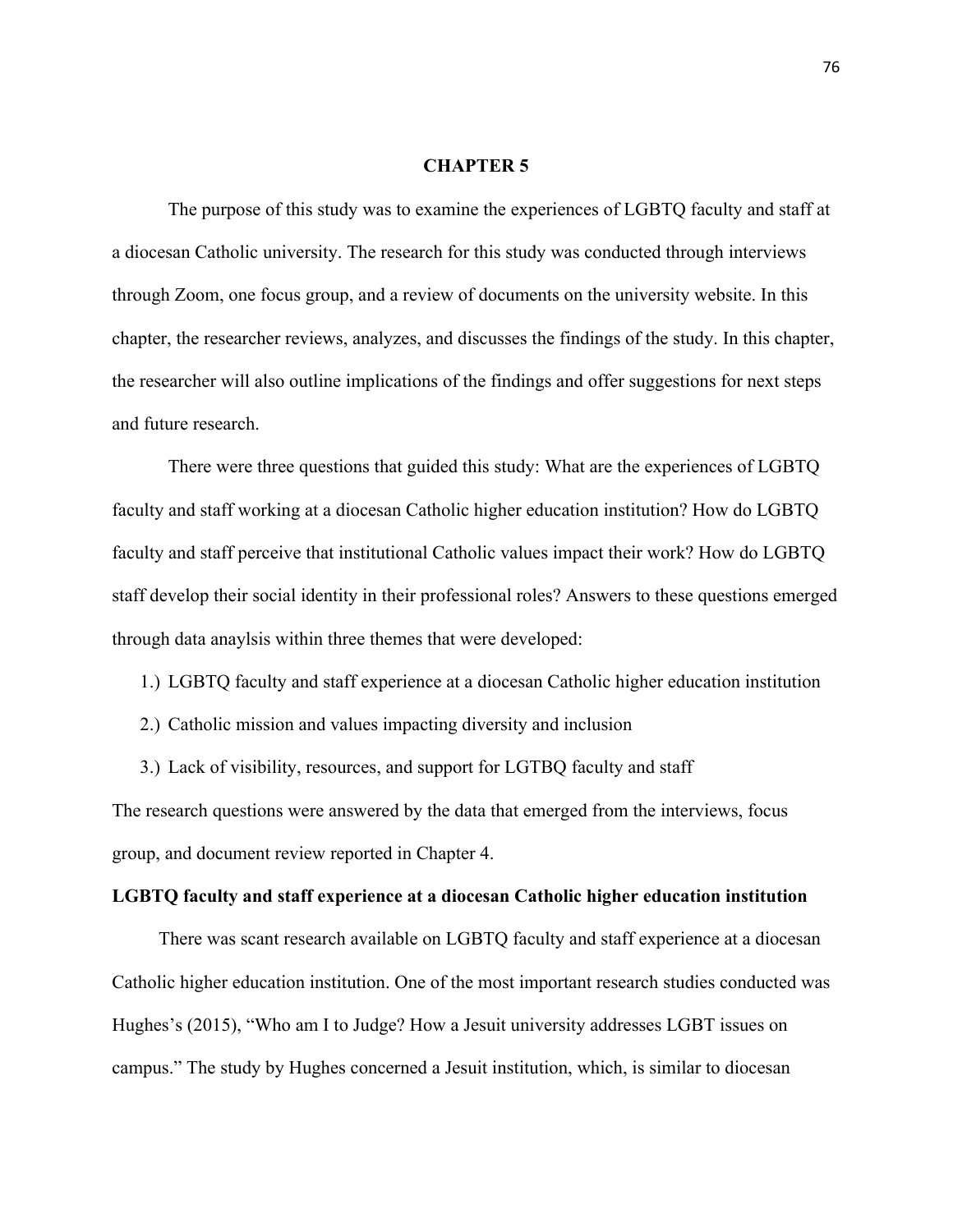# CHAPTER 5

The purpose of this study was to examine the experiences of LGBTQ faculty and staff at a diocesan Catholic university. The research for this study was conducted through interviews through Zoom, one focus group, and a review of documents on the university website. In this chapter, the researcher reviews, analyzes, and discusses the findings of the study. In this chapter, the researcher will also outline implications of the findings and offer suggestions for next steps and future research.

There were three questions that guided this study: What are the experiences of LGBTQ faculty and staff working at a diocesan Catholic higher education institution? How do LGBTQ faculty and staff perceive that institutional Catholic values impact their work? How do LGBTQ staff develop their social identity in their professional roles? Answers to these questions emerged through data anaylsis within three themes that were developed:

1.) LGBTQ faculty and staff experience at a diocesan Catholic higher education institution

2.) Catholic mission and values impacting diversity and inclusion

3.) Lack of visibility, resources, and support for LGTBQ faculty and staff

The research questions were answered by the data that emerged from the interviews, focus group, and document review reported in Chapter 4.

## LGBTQ faculty and staff experience at a diocesan Catholic higher education institution

There was scant research available on LGBTQ faculty and staff experience at a diocesan Catholic higher education institution. One of the most important research studies conducted was Hughes's (2015), "Who am I to Judge? How a Jesuit university addresses LGBT issues on campus." The study by Hughes concerned a Jesuit institution, which, is similar to diocesan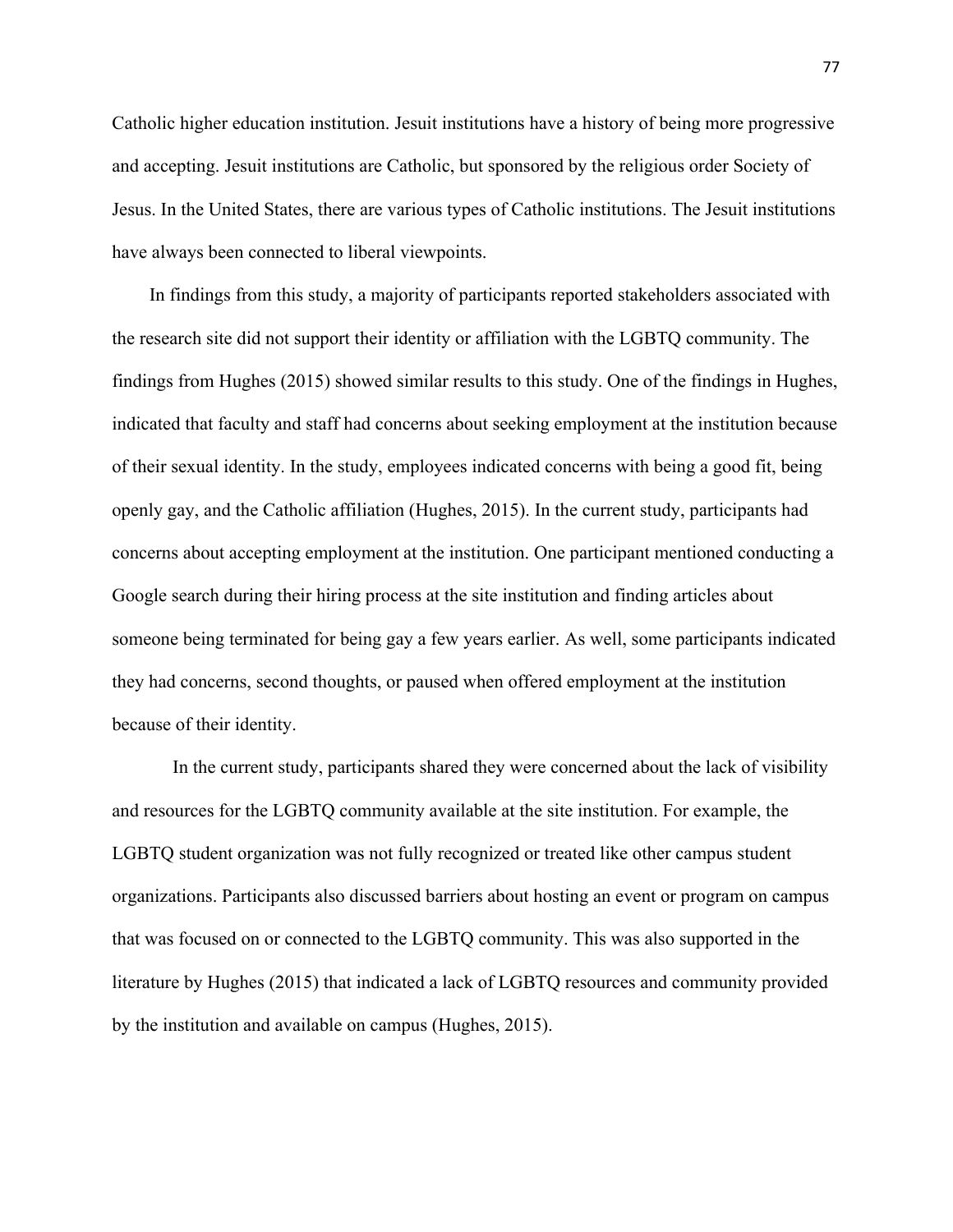Catholic higher education institution. Jesuit institutions have a history of being more progressive and accepting. Jesuit institutions are Catholic, but sponsored by the religious order Society of Jesus. In the United States, there are various types of Catholic institutions. The Jesuit institutions have always been connected to liberal viewpoints.

In findings from this study, a majority of participants reported stakeholders associated with the research site did not support their identity or affiliation with the LGBTQ community. The findings from Hughes (2015) showed similar results to this study. One of the findings in Hughes, indicated that faculty and staff had concerns about seeking employment at the institution because of their sexual identity. In the study, employees indicated concerns with being a good fit, being openly gay, and the Catholic affiliation (Hughes, 2015). In the current study, participants had concerns about accepting employment at the institution. One participant mentioned conducting a Google search during their hiring process at the site institution and finding articles about someone being terminated for being gay a few years earlier. As well, some participants indicated they had concerns, second thoughts, or paused when offered employment at the institution because of their identity.

In the current study, participants shared they were concerned about the lack of visibility and resources for the LGBTQ community available at the site institution. For example, the LGBTQ student organization was not fully recognized or treated like other campus student organizations. Participants also discussed barriers about hosting an event or program on campus that was focused on or connected to the LGBTQ community. This was also supported in the literature by Hughes (2015) that indicated a lack of LGBTQ resources and community provided by the institution and available on campus (Hughes, 2015).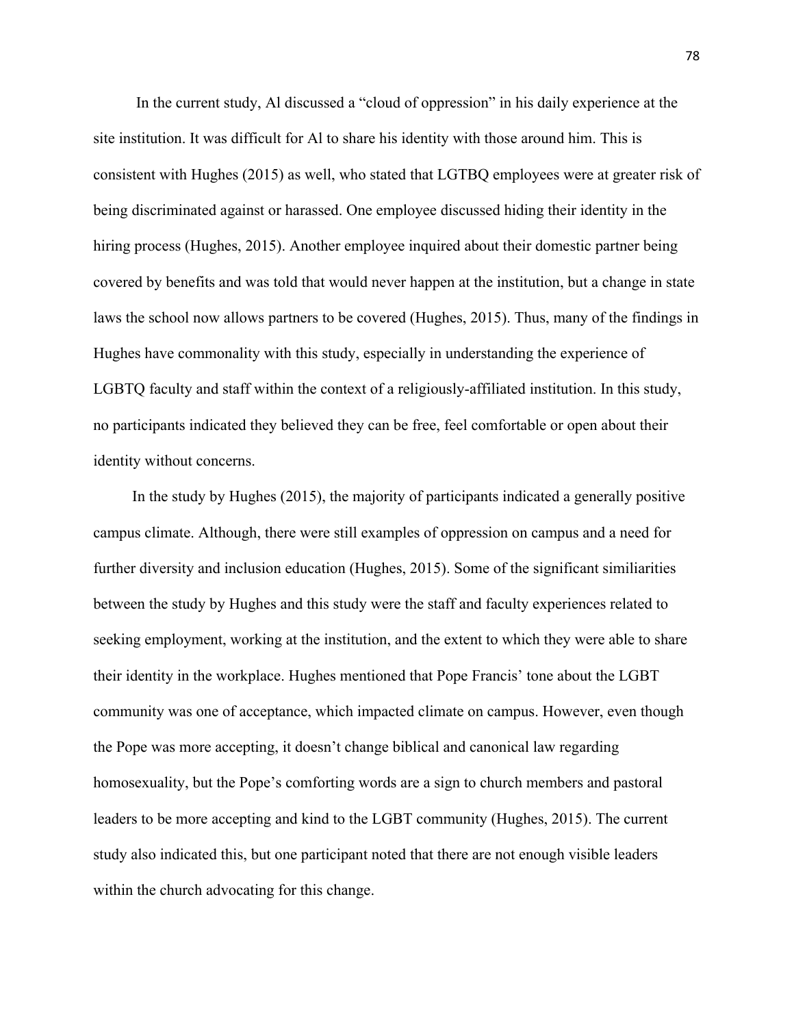In the current study, Al discussed a "cloud of oppression" in his daily experience at the site institution. It was difficult for Al to share his identity with those around him. This is consistent with Hughes (2015) as well, who stated that LGTBQ employees were at greater risk of being discriminated against or harassed. One employee discussed hiding their identity in the hiring process (Hughes, 2015). Another employee inquired about their domestic partner being covered by benefits and was told that would never happen at the institution, but a change in state laws the school now allows partners to be covered (Hughes, 2015). Thus, many of the findings in Hughes have commonality with this study, especially in understanding the experience of LGBTQ faculty and staff within the context of a religiously-affiliated institution. In this study, no participants indicated they believed they can be free, feel comfortable or open about their identity without concerns.

In the study by Hughes (2015), the majority of participants indicated a generally positive campus climate. Although, there were still examples of oppression on campus and a need for further diversity and inclusion education (Hughes, 2015). Some of the significant similiarities between the study by Hughes and this study were the staff and faculty experiences related to seeking employment, working at the institution, and the extent to which they were able to share their identity in the workplace. Hughes mentioned that Pope Francis' tone about the LGBT community was one of acceptance, which impacted climate on campus. However, even though the Pope was more accepting, it doesn't change biblical and canonical law regarding homosexuality, but the Pope's comforting words are a sign to church members and pastoral leaders to be more accepting and kind to the LGBT community (Hughes, 2015). The current study also indicated this, but one participant noted that there are not enough visible leaders within the church advocating for this change.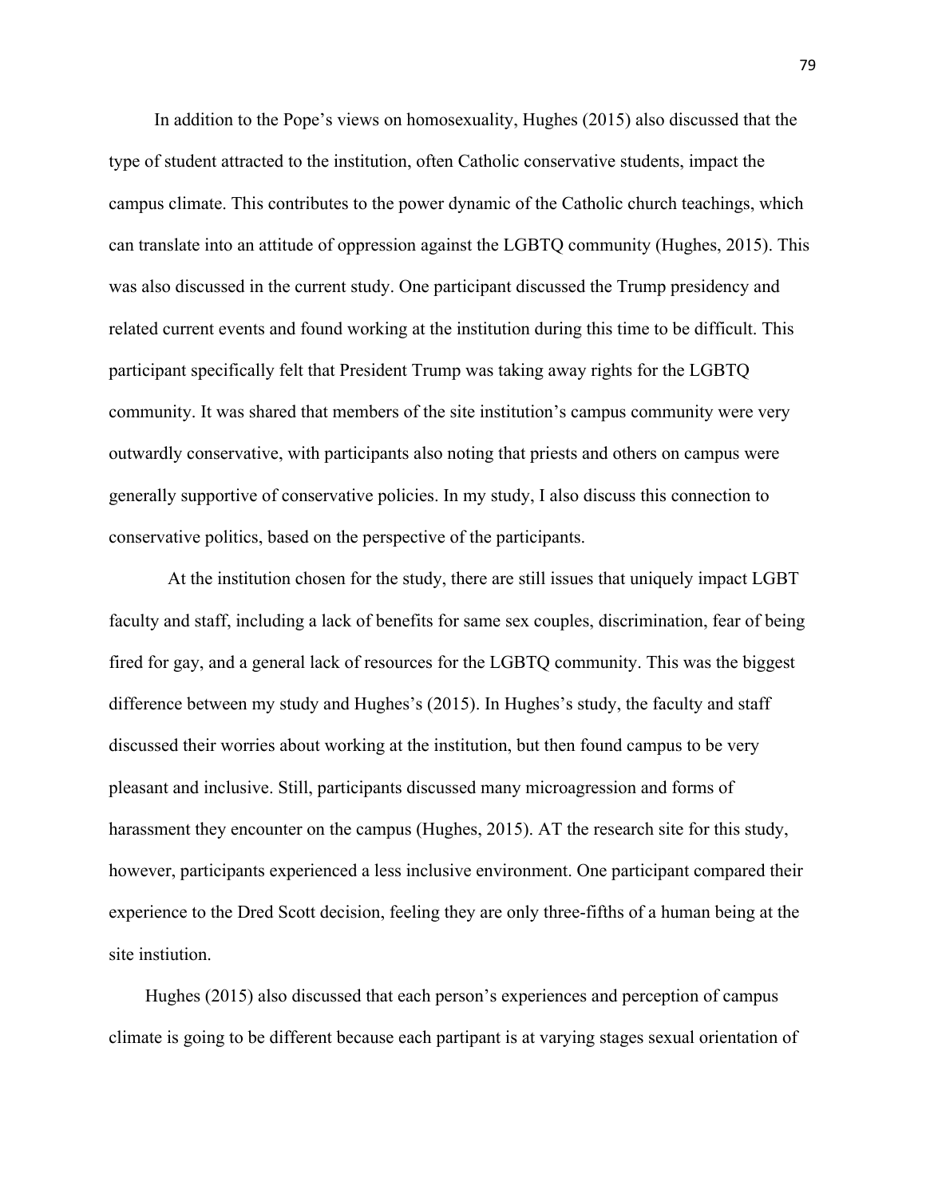In addition to the Pope's views on homosexuality, Hughes (2015) also discussed that the type of student attracted to the institution, often Catholic conservative students, impact the campus climate. This contributes to the power dynamic of the Catholic church teachings, which can translate into an attitude of oppression against the LGBTQ community (Hughes, 2015). This was also discussed in the current study. One participant discussed the Trump presidency and related current events and found working at the institution during this time to be difficult. This participant specifically felt that President Trump was taking away rights for the LGBTQ community. It was shared that members of the site institution's campus community were very outwardly conservative, with participants also noting that priests and others on campus were generally supportive of conservative policies. In my study, I also discuss this connection to conservative politics, based on the perspective of the participants.

At the institution chosen for the study, there are still issues that uniquely impact LGBT faculty and staff, including a lack of benefits for same sex couples, discrimination, fear of being fired for gay, and a general lack of resources for the LGBTQ community. This was the biggest difference between my study and Hughes's (2015). In Hughes's study, the faculty and staff discussed their worries about working at the institution, but then found campus to be very pleasant and inclusive. Still, participants discussed many microagression and forms of harassment they encounter on the campus (Hughes, 2015). AT the research site for this study, however, participants experienced a less inclusive environment. One participant compared their experience to the Dred Scott decision, feeling they are only three-fifths of a human being at the site instiution.

Hughes (2015) also discussed that each person's experiences and perception of campus climate is going to be different because each partipant is at varying stages sexual orientation of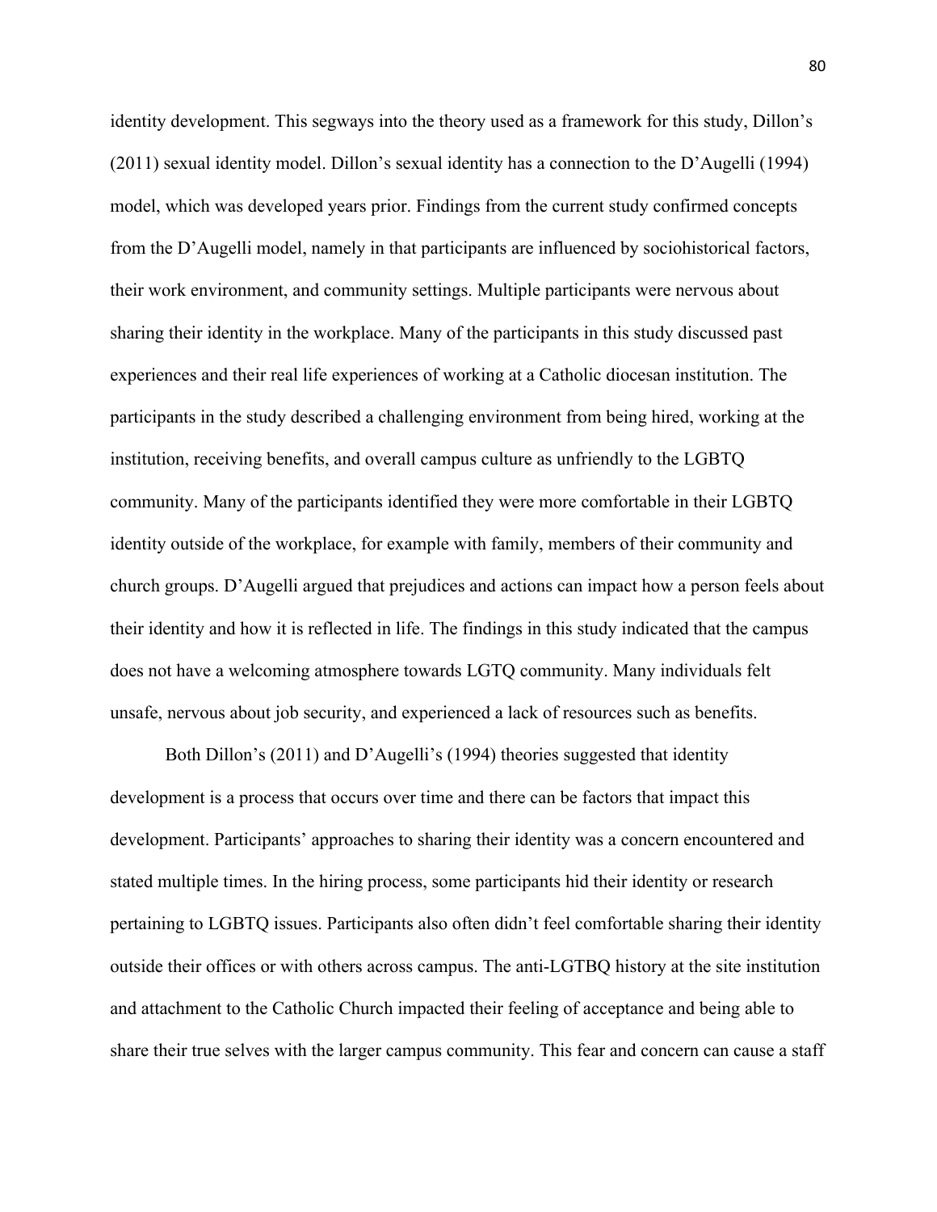identity development. This segways into the theory used as a framework for this study, Dillon's (2011) sexual identity model. Dillon's sexual identity has a connection to the D'Augelli (1994) model, which was developed years prior. Findings from the current study confirmed concepts from the D'Augelli model, namely in that participants are influenced by sociohistorical factors, their work environment, and community settings. Multiple participants were nervous about sharing their identity in the workplace. Many of the participants in this study discussed past experiences and their real life experiences of working at a Catholic diocesan institution. The participants in the study described a challenging environment from being hired, working at the institution, receiving benefits, and overall campus culture as unfriendly to the LGBTQ community. Many of the participants identified they were more comfortable in their LGBTQ identity outside of the workplace, for example with family, members of their community and church groups. D'Augelli argued that prejudices and actions can impact how a person feels about their identity and how it is reflected in life. The findings in this study indicated that the campus does not have a welcoming atmosphere towards LGTQ community. Many individuals felt unsafe, nervous about job security, and experienced a lack of resources such as benefits.

Both Dillon's (2011) and D'Augelli's (1994) theories suggested that identity development is a process that occurs over time and there can be factors that impact this development. Participants' approaches to sharing their identity was a concern encountered and stated multiple times. In the hiring process, some participants hid their identity or research pertaining to LGBTQ issues. Participants also often didn't feel comfortable sharing their identity outside their offices or with others across campus. The anti-LGTBQ history at the site institution and attachment to the Catholic Church impacted their feeling of acceptance and being able to share their true selves with the larger campus community. This fear and concern can cause a staff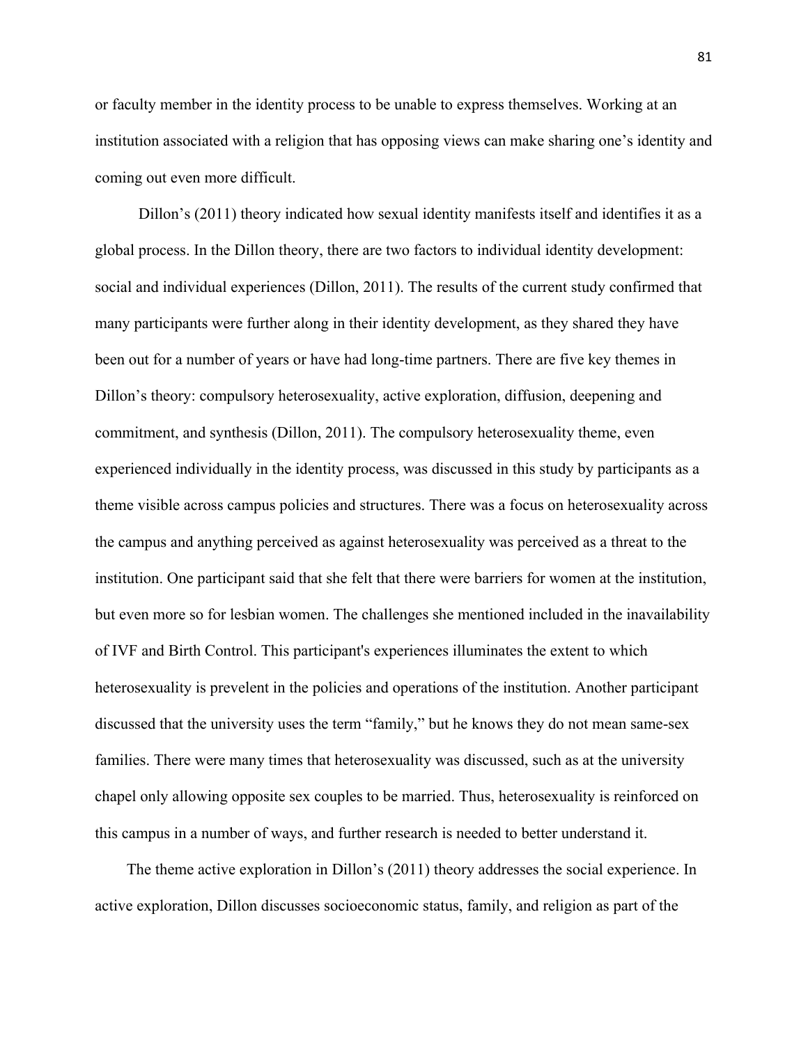or faculty member in the identity process to be unable to express themselves. Working at an institution associated with a religion that has opposing views can make sharing one's identity and coming out even more difficult.

Dillon's (2011) theory indicated how sexual identity manifests itself and identifies it as a global process. In the Dillon theory, there are two factors to individual identity development: social and individual experiences (Dillon, 2011). The results of the current study confirmed that many participants were further along in their identity development, as they shared they have been out for a number of years or have had long-time partners. There are five key themes in Dillon's theory: compulsory heterosexuality, active exploration, diffusion, deepening and commitment, and synthesis (Dillon, 2011). The compulsory heterosexuality theme, even experienced individually in the identity process, was discussed in this study by participants as a theme visible across campus policies and structures. There was a focus on heterosexuality across the campus and anything perceived as against heterosexuality was perceived as a threat to the institution. One participant said that she felt that there were barriers for women at the institution, but even more so for lesbian women. The challenges she mentioned included in the inavailability of IVF and Birth Control. This participant's experiences illuminates the extent to which heterosexuality is prevelent in the policies and operations of the institution. Another participant discussed that the university uses the term "family," but he knows they do not mean same-sex families. There were many times that heterosexuality was discussed, such as at the university chapel only allowing opposite sex couples to be married. Thus, heterosexuality is reinforced on this campus in a number of ways, and further research is needed to better understand it.

The theme active exploration in Dillon's (2011) theory addresses the social experience. In active exploration, Dillon discusses socioeconomic status, family, and religion as part of the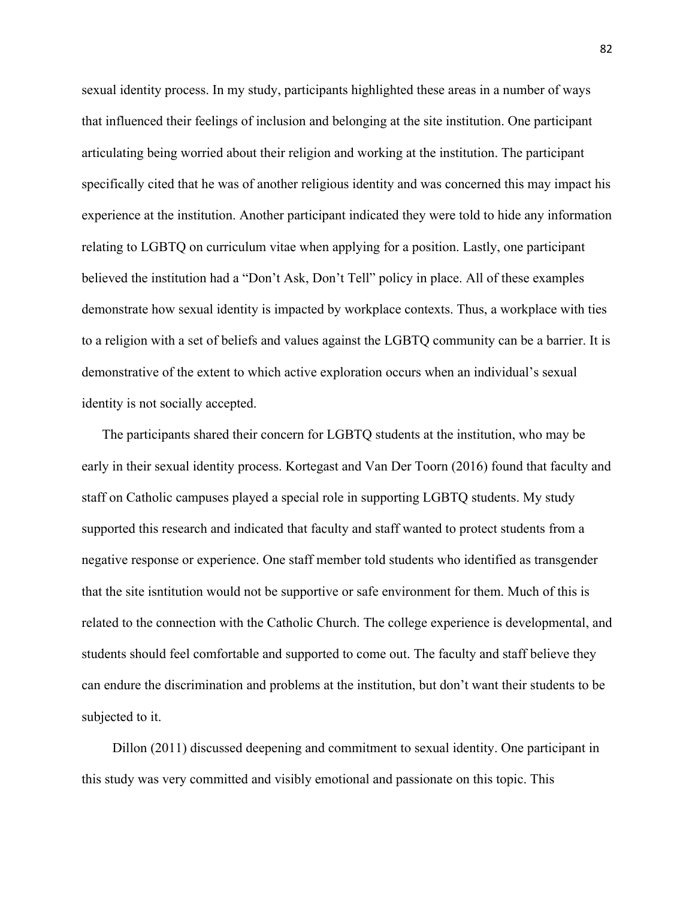sexual identity process. In my study, participants highlighted these areas in a number of ways that influenced their feelings of inclusion and belonging at the site institution. One participant articulating being worried about their religion and working at the institution. The participant specifically cited that he was of another religious identity and was concerned this may impact his experience at the institution. Another participant indicated they were told to hide any information relating to LGBTQ on curriculum vitae when applying for a position. Lastly, one participant believed the institution had a "Don't Ask, Don't Tell" policy in place. All of these examples demonstrate how sexual identity is impacted by workplace contexts. Thus, a workplace with ties to a religion with a set of beliefs and values against the LGBTQ community can be a barrier. It is demonstrative of the extent to which active exploration occurs when an individual's sexual identity is not socially accepted.

The participants shared their concern for LGBTQ students at the institution, who may be early in their sexual identity process. Kortegast and Van Der Toorn (2016) found that faculty and staff on Catholic campuses played a special role in supporting LGBTQ students. My study supported this research and indicated that faculty and staff wanted to protect students from a negative response or experience. One staff member told students who identified as transgender that the site isntitution would not be supportive or safe environment for them. Much of this is related to the connection with the Catholic Church. The college experience is developmental, and students should feel comfortable and supported to come out. The faculty and staff believe they can endure the discrimination and problems at the institution, but don't want their students to be subjected to it.

Dillon (2011) discussed deepening and commitment to sexual identity. One participant in this study was very committed and visibly emotional and passionate on this topic. This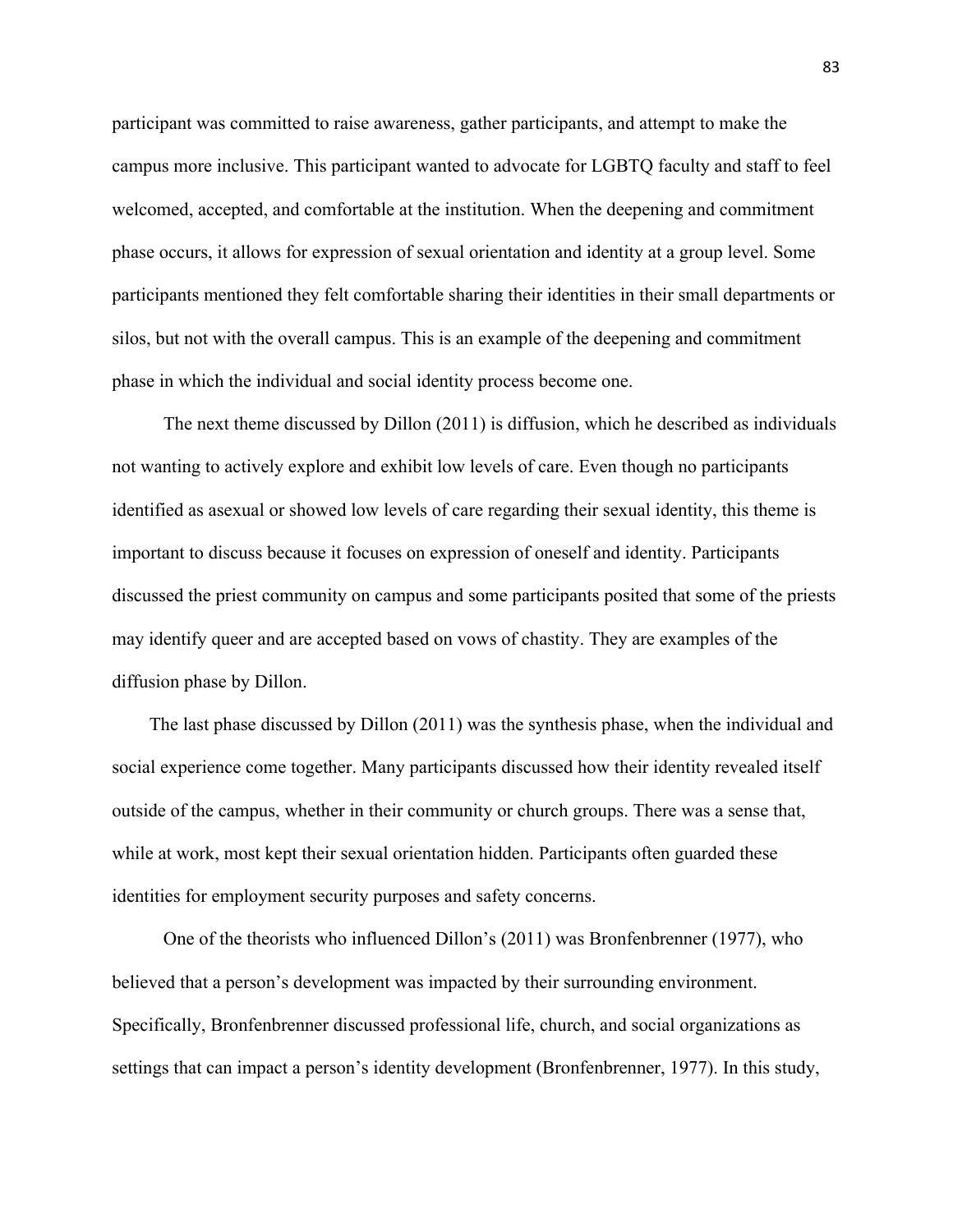participant was committed to raise awareness, gather participants, and attempt to make the campus more inclusive. This participant wanted to advocate for LGBTQ faculty and staff to feel welcomed, accepted, and comfortable at the institution. When the deepening and commitment phase occurs, it allows for expression of sexual orientation and identity at a group level. Some participants mentioned they felt comfortable sharing their identities in their small departments or silos, but not with the overall campus. This is an example of the deepening and commitment phase in which the individual and social identity process become one.

The next theme discussed by Dillon (2011) is diffusion, which he described as individuals not wanting to actively explore and exhibit low levels of care. Even though no participants identified as asexual or showed low levels of care regarding their sexual identity, this theme is important to discuss because it focuses on expression of oneself and identity. Participants discussed the priest community on campus and some participants posited that some of the priests may identify queer and are accepted based on vows of chastity. They are examples of the diffusion phase by Dillon.

The last phase discussed by Dillon (2011) was the synthesis phase, when the individual and social experience come together. Many participants discussed how their identity revealed itself outside of the campus, whether in their community or church groups. There was a sense that, while at work, most kept their sexual orientation hidden. Participants often guarded these identities for employment security purposes and safety concerns.

One of the theorists who influenced Dillon's (2011) was Bronfenbrenner (1977), who believed that a person's development was impacted by their surrounding environment. Specifically, Bronfenbrenner discussed professional life, church, and social organizations as settings that can impact a person's identity development (Bronfenbrenner, 1977). In this study,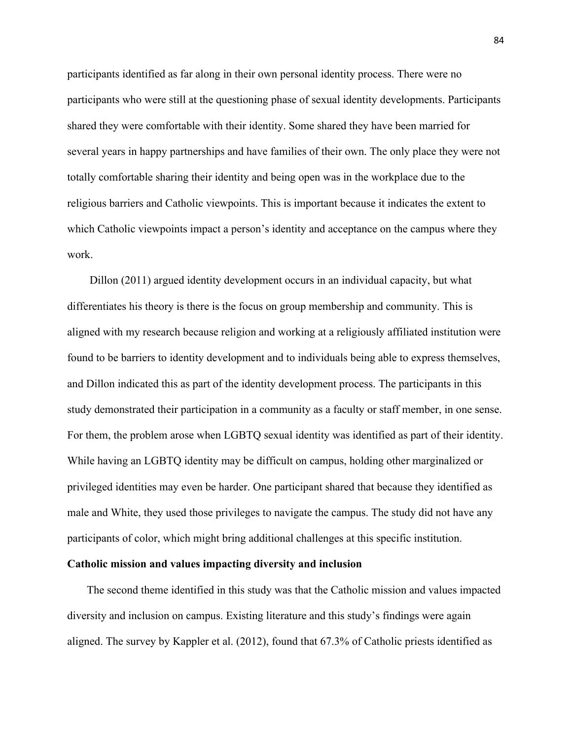participants identified as far along in their own personal identity process. There were no participants who were still at the questioning phase of sexual identity developments. Participants shared they were comfortable with their identity. Some shared they have been married for several years in happy partnerships and have families of their own. The only place they were not totally comfortable sharing their identity and being open was in the workplace due to the religious barriers and Catholic viewpoints. This is important because it indicates the extent to which Catholic viewpoints impact a person's identity and acceptance on the campus where they work.

Dillon (2011) argued identity development occurs in an individual capacity, but what differentiates his theory is there is the focus on group membership and community. This is aligned with my research because religion and working at a religiously affiliated institution were found to be barriers to identity development and to individuals being able to express themselves, and Dillon indicated this as part of the identity development process. The participants in this study demonstrated their participation in a community as a faculty or staff member, in one sense. For them, the problem arose when LGBTQ sexual identity was identified as part of their identity. While having an LGBTQ identity may be difficult on campus, holding other marginalized or privileged identities may even be harder. One participant shared that because they identified as male and White, they used those privileges to navigate the campus. The study did not have any participants of color, which might bring additional challenges at this specific institution.

**Catholic mission and values impacting diversity and inclusion**

The second theme identified in this study was that the Catholic mission and values impacted diversity and inclusion on campus. Existing literature and this study's findings were again aligned. The survey by Kappler et al. (2012), found that 67.3% of Catholic priests identified as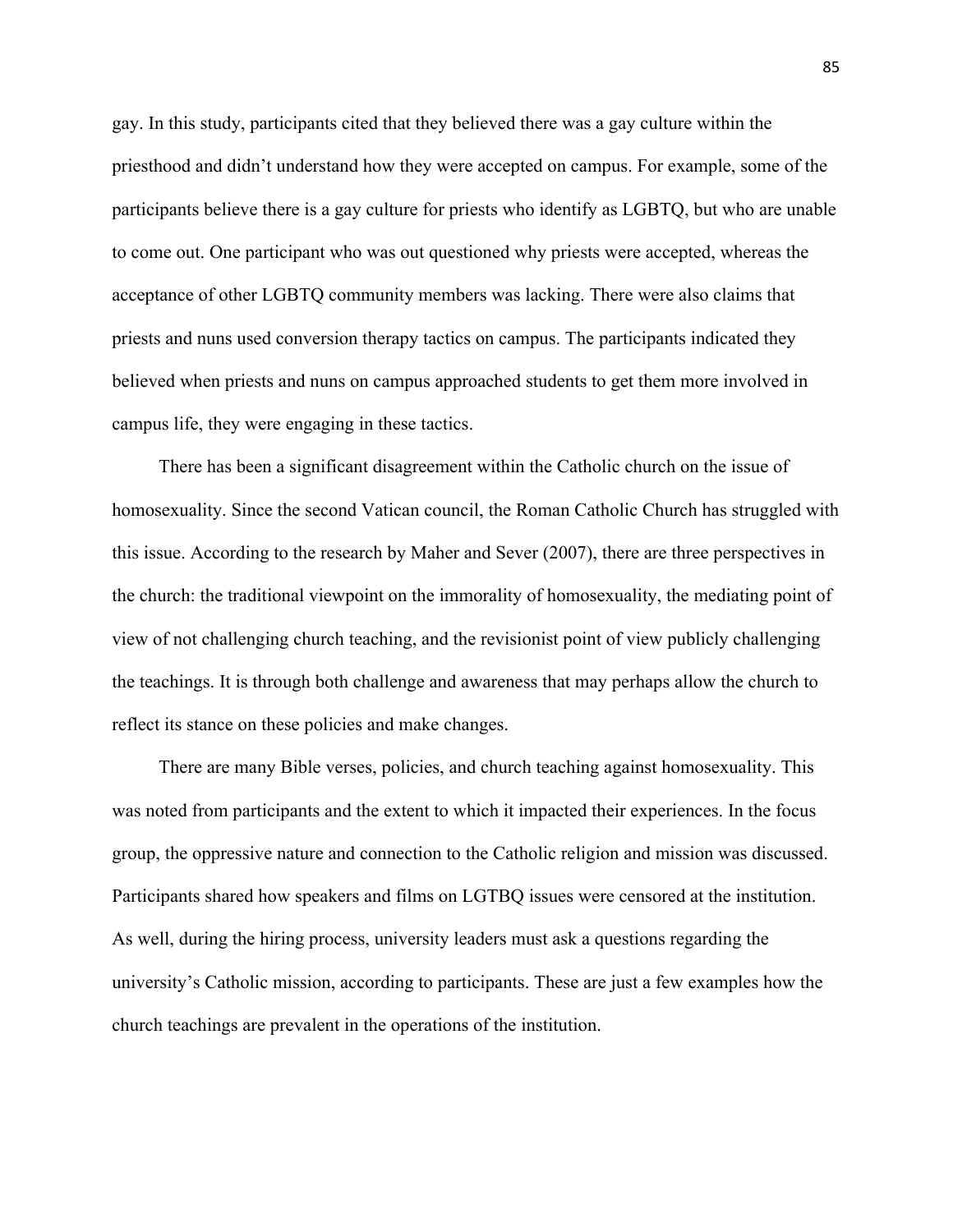gay. In this study, participants cited that they believed there was a gay culture within the priesthood and didn't understand how they were accepted on campus. For example, some of the participants believe there is a gay culture for priests who identify as LGBTQ, but who are unable to come out. One participant who was out questioned why priests were accepted, whereas the acceptance of other LGBTQ community members was lacking. There were also claims that priests and nuns used conversion therapy tactics on campus. The participants indicated they believed when priests and nuns on campus approached students to get them more involved in campus life, they were engaging in these tactics.

There has been a significant disagreement within the Catholic church on the issue of homosexuality. Since the second Vatican council, the Roman Catholic Church has struggled with this issue. According to the research by Maher and Sever (2007), there are three perspectives in the church: the traditional viewpoint on the immorality of homosexuality, the mediating point of view of not challenging church teaching, and the revisionist point of view publicly challenging the teachings. It is through both challenge and awareness that may perhaps allow the church to reflect its stance on these policies and make changes.

There are many Bible verses, policies, and church teaching against homosexuality. This was noted from participants and the extent to which it impacted their experiences. In the focus group, the oppressive nature and connection to the Catholic religion and mission was discussed. Participants shared how speakers and films on LGTBQ issues were censored at the institution. As well, during the hiring process, university leaders must ask a questions regarding the university's Catholic mission, according to participants. These are just a few examples how the church teachings are prevalent in the operations of the institution.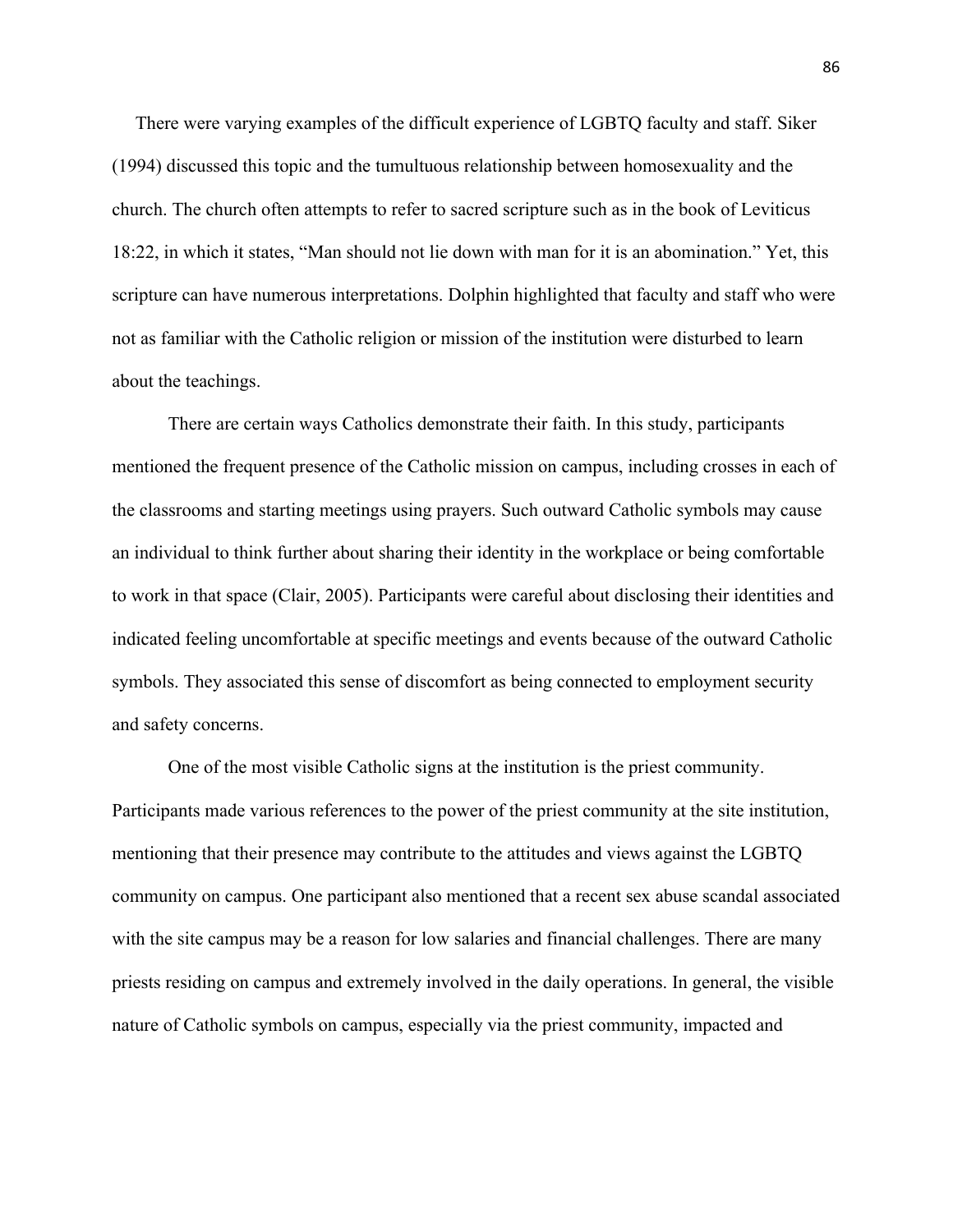There were varying examples of the difficult experience of LGBTQ faculty and staff. Siker (1994) discussed this topic and the tumultuous relationship between homosexuality and the church. The church often attempts to refer to sacred scripture such as in the book of Leviticus 18:22, in which it states, "Man should not lie down with man for it is an abomination." Yet, this scripture can have numerous interpretations. Dolphin highlighted that faculty and staff who were not as familiar with the Catholic religion or mission of the institution were disturbed to learn about the teachings.

There are certain ways Catholics demonstrate their faith. In this study, participants mentioned the frequent presence of the Catholic mission on campus, including crosses in each of the classrooms and starting meetings using prayers. Such outward Catholic symbols may cause an individual to think further about sharing their identity in the workplace or being comfortable to work in that space (Clair, 2005). Participants were careful about disclosing their identities and indicated feeling uncomfortable at specific meetings and events because of the outward Catholic symbols. They associated this sense of discomfort as being connected to employment security and safety concerns.

One of the most visible Catholic signs at the institution is the priest community. Participants made various references to the power of the priest community at the site institution, mentioning that their presence may contribute to the attitudes and views against the LGBTQ community on campus. One participant also mentioned that a recent sex abuse scandal associated with the site campus may be a reason for low salaries and financial challenges. There are many priests residing on campus and extremely involved in the daily operations. In general, the visible nature of Catholic symbols on campus, especially via the priest community, impacted and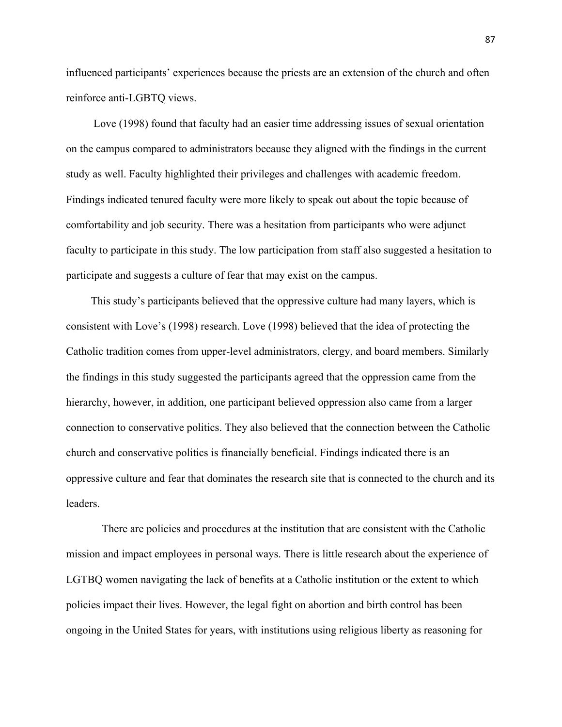influenced participants' experiences because the priests are an extension of the church and often reinforce anti-LGBTQ views.

Love (1998) found that faculty had an easier time addressing issues of sexual orientation on the campus compared to administrators because they aligned with the findings in the current study as well. Faculty highlighted their privileges and challenges with academic freedom. Findings indicated tenured faculty were more likely to speak out about the topic because of comfortability and job security. There was a hesitation from participants who were adjunct faculty to participate in this study. The low participation from staff also suggested a hesitation to participate and suggests a culture of fear that may exist on the campus.

This study's participants believed that the oppressive culture had many layers, which is consistent with Love's (1998) research. Love (1998) believed that the idea of protecting the Catholic tradition comes from upper-level administrators, clergy, and board members. Similarly the findings in this study suggested the participants agreed that the oppression came from the hierarchy, however, in addition, one participant believed oppression also came from a larger connection to conservative politics. They also believed that the connection between the Catholic church and conservative politics is financially beneficial. Findings indicated there is an oppressive culture and fear that dominates the research site that is connected to the church and its leaders.

There are policies and procedures at the institution that are consistent with the Catholic mission and impact employees in personal ways. There is little research about the experience of LGTBQ women navigating the lack of benefits at a Catholic institution or the extent to which policies impact their lives. However, the legal fight on abortion and birth control has been ongoing in the United States for years, with institutions using religious liberty as reasoning for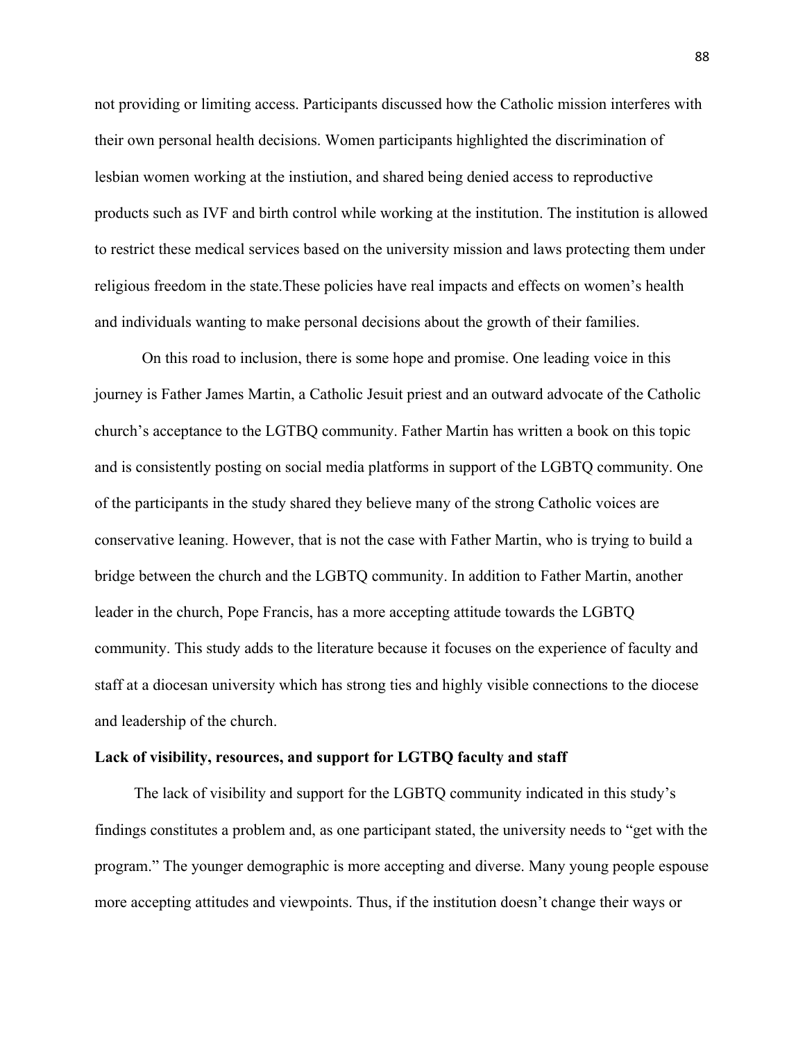not providing or limiting access. Participants discussed how the Catholic mission interferes with their own personal health decisions. Women participants highlighted the discrimination of lesbian women working at the instiution, and shared being denied access to reproductive products such as IVF and birth control while working at the institution. The institution is allowed to restrict these medical services based on the university mission and laws protecting them under religious freedom in the state.These policies have real impacts and effects on women's health and individuals wanting to make personal decisions about the growth of their families.

On this road to inclusion, there is some hope and promise. One leading voice in this journey is Father James Martin, a Catholic Jesuit priest and an outward advocate of the Catholic church's acceptance to the LGTBQ community. Father Martin has written a book on this topic and is consistently posting on social media platforms in support of the LGBTQ community. One of the participants in the study shared they believe many of the strong Catholic voices are conservative leaning. However, that is not the case with Father Martin, who is trying to build a bridge between the church and the LGBTQ community. In addition to Father Martin, another leader in the church, Pope Francis, has a more accepting attitude towards the LGBTQ community. This study adds to the literature because it focuses on the experience of faculty and staff at a diocesan university which has strong ties and highly visible connections to the diocese and leadership of the church.

**Lack of visibility, resources, and support for LGTBQ faculty and staff**

The lack of visibility and support for the LGBTQ community indicated in this study's findings constitutes a problem and, as one participant stated, the university needs to "get with the program." The younger demographic is more accepting and diverse. Many young people espouse more accepting attitudes and viewpoints. Thus, if the institution doesn't change their ways or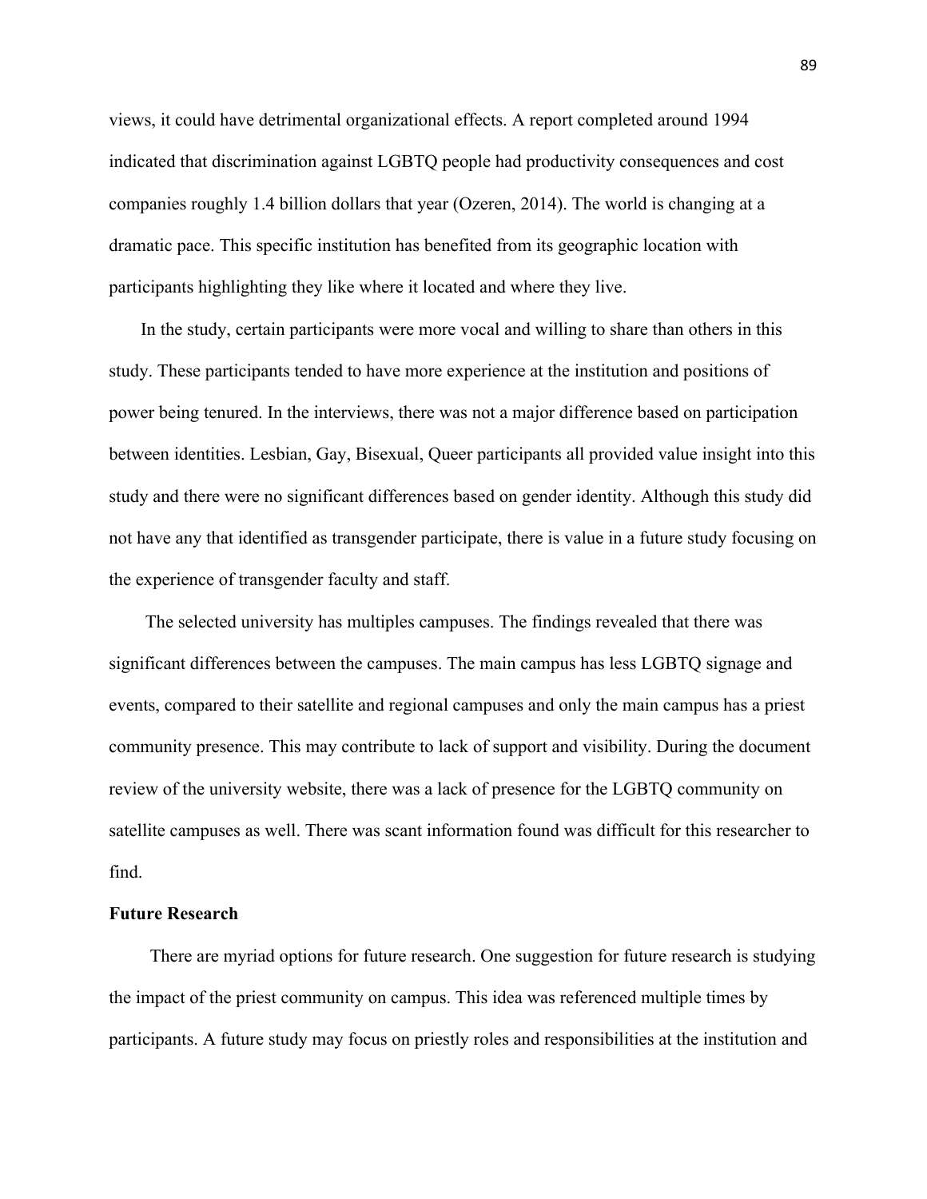views, it could have detrimental organizational effects. A report completed around 1994 indicated that discrimination against LGBTQ people had productivity consequences and cost companies roughly 1.4 billion dollars that year (Ozeren, 2014). The world is changing at a dramatic pace. This specific institution has benefited from its geographic location with participants highlighting they like where it located and where they live.

In the study, certain participants were more vocal and willing to share than others in this study. These participants tended to have more experience at the institution and positions of power being tenured. In the interviews, there was not a major difference based on participation between identities. Lesbian, Gay, Bisexual, Queer participants all provided value insight into this study and there were no significant differences based on gender identity. Although this study did not have any that identified as transgender participate, there is value in a future study focusing on the experience of transgender faculty and staff.

The selected university has multiples campuses. The findings revealed that there was significant differences between the campuses. The main campus has less LGBTQ signage and events, compared to their satellite and regional campuses and only the main campus has a priest community presence. This may contribute to lack of support and visibility. During the document review of the university website, there was a lack of presence for the LGBTQ community on satellite campuses as well. There was scant information found was difficult for this researcher to find.

**Future Research**

There are myriad options for future research. One suggestion for future research is studying the impact of the priest community on campus. This idea was referenced multiple times by participants. A future study may focus on priestly roles and responsibilities at the institution and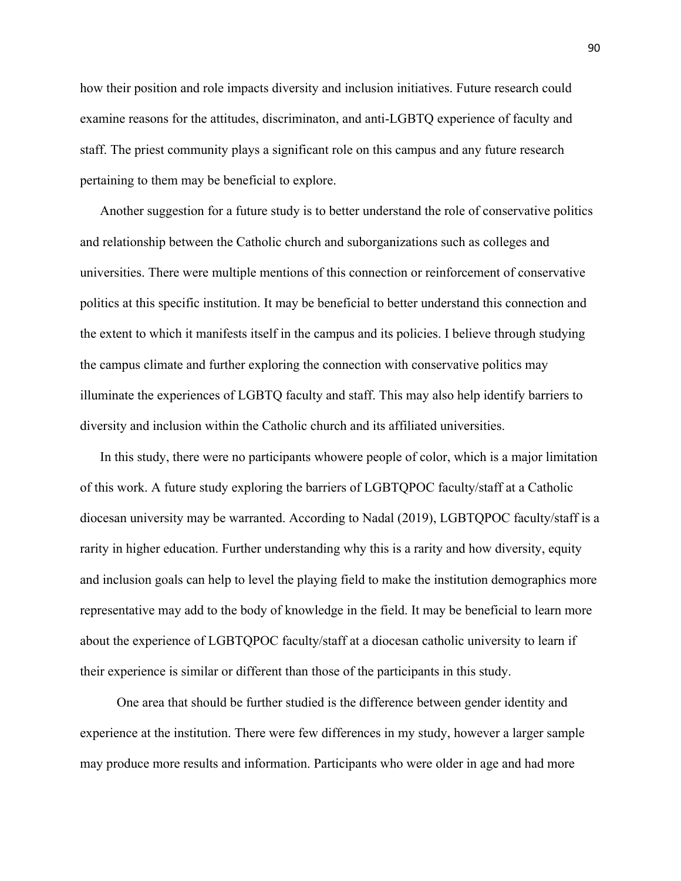how their position and role impacts diversity and inclusion initiatives. Future research could examine reasons for the attitudes, discriminaton, and anti-LGBTQ experience of faculty and staff. The priest community plays a significant role on this campus and any future research pertaining to them may be beneficial to explore.

Another suggestion for a future study is to better understand the role of conservative politics and relationship between the Catholic church and suborganizations such as colleges and universities. There were multiple mentions of this connection or reinforcement of conservative politics at this specific institution. It may be beneficial to better understand this connection and the extent to which it manifests itself in the campus and its policies. I believe through studying the campus climate and further exploring the connection with conservative politics may illuminate the experiences of LGBTQ faculty and staff. This may also help identify barriers to diversity and inclusion within the Catholic church and its affiliated universities.

In this study, there were no participants whowere people of color, which is a major limitation of this work. A future study exploring the barriers of LGBTQPOC faculty/staff at a Catholic diocesan university may be warranted. According to Nadal (2019), LGBTQPOC faculty/staff is a rarity in higher education. Further understanding why this is a rarity and how diversity, equity and inclusion goals can help to level the playing field to make the institution demographics more representative may add to the body of knowledge in the field. It may be beneficial to learn more about the experience of LGBTQPOC faculty/staff at a diocesan catholic university to learn if their experience is similar or different than those of the participants in this study.

One area that should be further studied is the difference between gender identity and experience at the institution. There were few differences in my study, however a larger sample may produce more results and information. Participants who were older in age and had more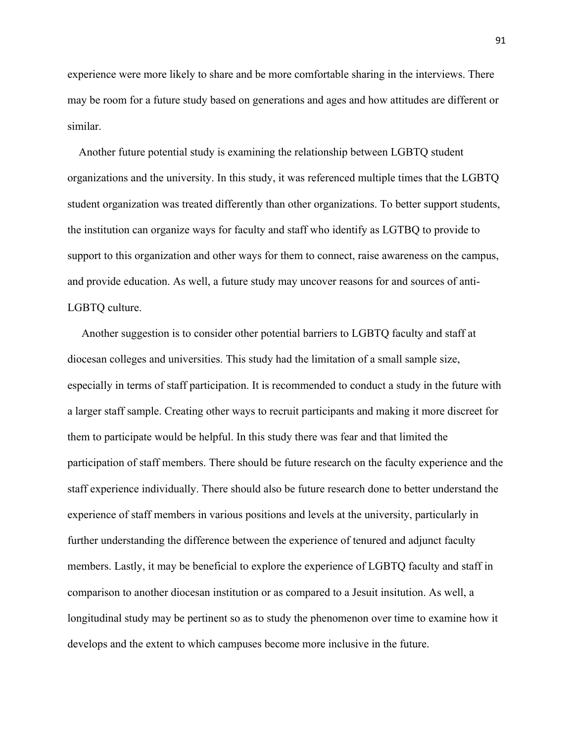experience were more likely to share and be more comfortable sharing in the interviews. There may be room for a future study based on generations and ages and how attitudes are different or similar.

Another future potential study is examining the relationship between LGBTQ student organizations and the university. In this study, it was referenced multiple times that the LGBTQ student organization was treated differently than other organizations. To better support students, the institution can organize ways for faculty and staff who identify as LGTBQ to provide to support to this organization and other ways for them to connect, raise awareness on the campus, and provide education. As well, a future study may uncover reasons for and sources of anti-LGBTQ culture.

Another suggestion is to consider other potential barriers to LGBTQ faculty and staff at diocesan colleges and universities. This study had the limitation of a small sample size, especially in terms of staff participation. It is recommended to conduct a study in the future with a larger staff sample. Creating other ways to recruit participants and making it more discreet for them to participate would be helpful. In this study there was fear and that limited the participation of staff members. There should be future research on the faculty experience and the staff experience individually. There should also be future research done to better understand the experience of staff members in various positions and levels at the university, particularly in further understanding the difference between the experience of tenured and adjunct faculty members. Lastly, it may be beneficial to explore the experience of LGBTQ faculty and staff in comparison to another diocesan institution or as compared to a Jesuit insitution. As well, a longitudinal study may be pertinent so as to study the phenomenon over time to examine how it develops and the extent to which campuses become more inclusive in the future.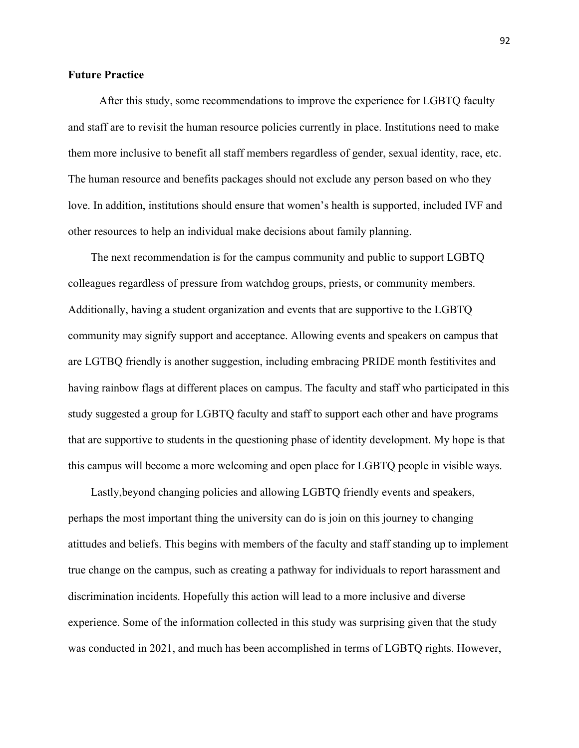**Future Practice**

After this study, some recommendations to improve the experience for LGBTQ faculty and staff are to revisit the human resource policies currently in place. Institutions need to make them more inclusive to benefit all staff members regardless of gender, sexual identity, race, etc. The human resource and benefits packages should not exclude any person based on who they love. In addition, institutions should ensure that women's health is supported, included IVF and other resources to help an individual make decisions about family planning.

The next recommendation is for the campus community and public to support LGBTQ colleagues regardless of pressure from watchdog groups, priests, or community members. Additionally, having a student organization and events that are supportive to the LGBTQ community may signify support and acceptance. Allowing events and speakers on campus that are LGTBQ friendly is another suggestion, including embracing PRIDE month festitivites and having rainbow flags at different places on campus. The faculty and staff who participated in this study suggested a group for LGBTQ faculty and staff to support each other and have programs that are supportive to students in the questioning phase of identity development. My hope is that this campus will become a more welcoming and open place for LGBTQ people in visible ways.

Lastly,beyond changing policies and allowing LGBTQ friendly events and speakers, perhaps the most important thing the university can do is join on this journey to changing atittudes and beliefs. This begins with members of the faculty and staff standing up to implement true change on the campus, such as creating a pathway for individuals to report harassment and discrimination incidents. Hopefully this action will lead to a more inclusive and diverse experience. Some of the information collected in this study was surprising given that the study was conducted in 2021, and much has been accomplished in terms of LGBTQ rights. However,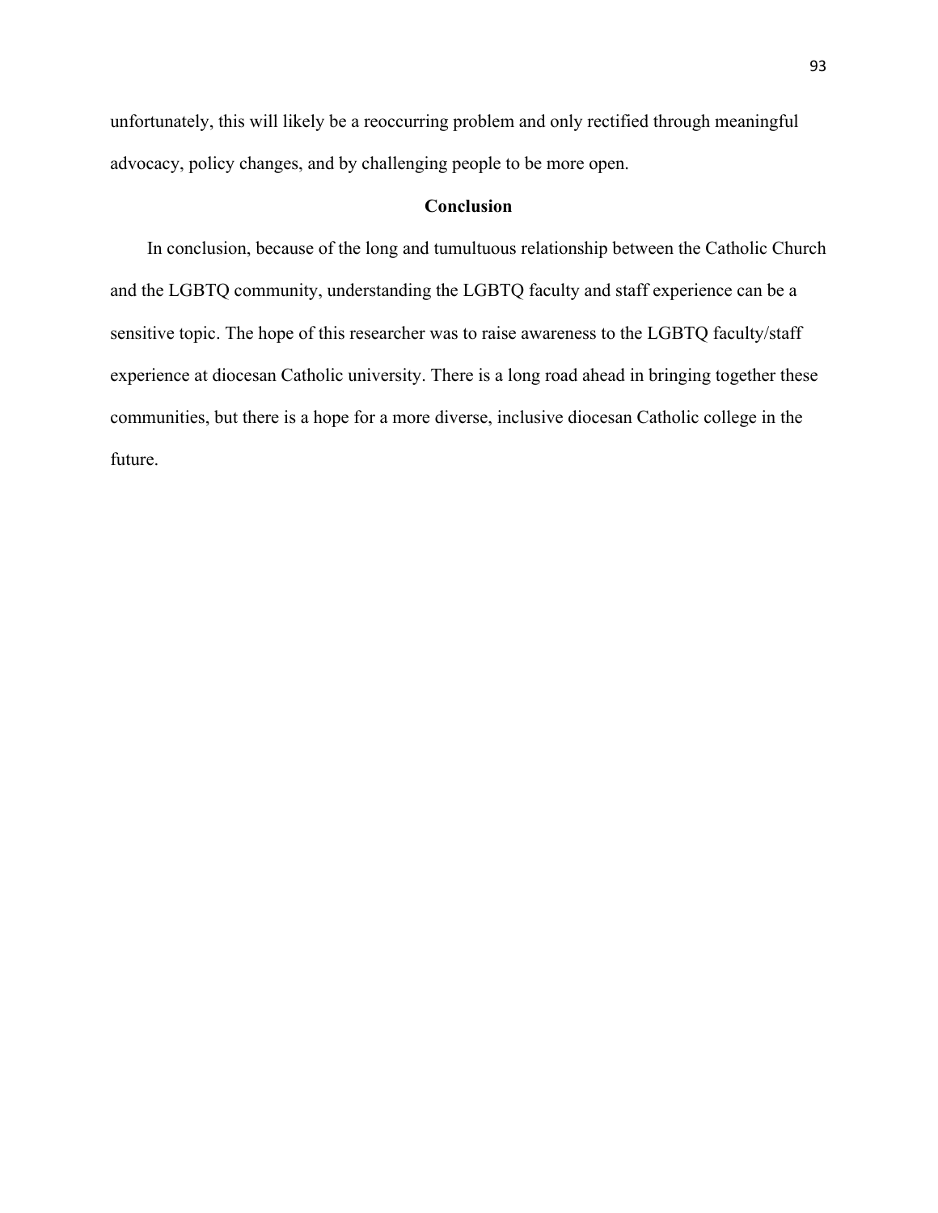unfortunately, this will likely be a reoccurring problem and only rectified through meaningful advocacy, policy changes, and by challenging people to be more open.

## Conclusion

In conclusion, because of the long and tumultuous relationship between the Catholic Church and the LGBTQ community, understanding the LGBTQ faculty and staff experience can be a sensitive topic. The hope of this researcher was to raise awareness to the LGBTQ faculty/staff experience at diocesan Catholic university. There is a long road ahead in bringing together these communities, but there is a hope for a more diverse, inclusive diocesan Catholic college in the future.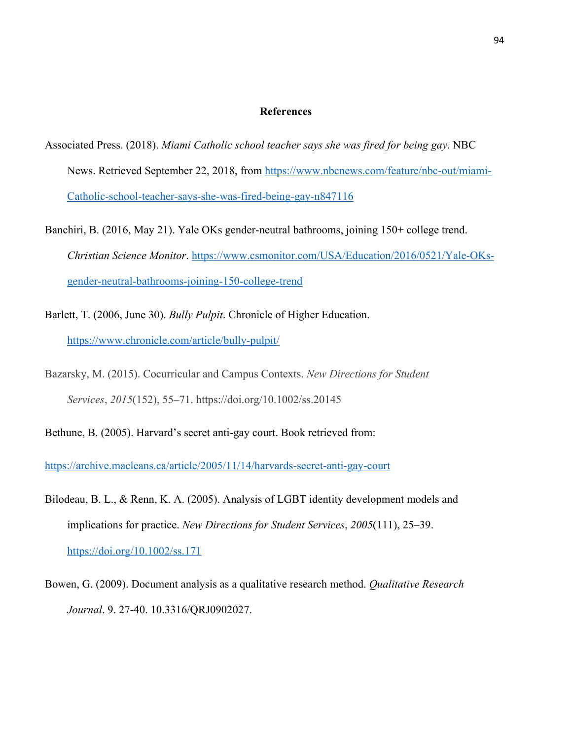## References

Associated Press. (2018). *Miami Catholic school teacher says she was fired for being gay*. NBC News. Retrieved September 22, 2018, from https://www.nbcnews.com/feature/nbc-out/miami-Catholic-school-teacher-says-she-was-fired-being-gay-n847116

Banchiri, B. (2016, May 21). Yale OKs gender-neutral bathrooms, joining 150+ college trend. *Christian Science Monitor*. https://www.csmonitor.com/USA/Education/2016/0521/Yale-OKs-gender-neutral-bathrooms-joining-150-college-trend

Barlett, T. (2006, June 30). *Bully Pulpit*. Chronicle of Higher Education. https://www.chronicle.com/article/bully-pulpit/

Bazarsky, M. (2015). Cocurricular and Campus Contexts. *New Directions for Student Services*, *2015*(152), 55–71. https://doi.org/10.1002/ss.20145

Bethune, B. (2005). Harvard's secret anti-gay court. Book retrieved from:

https://archive.macleans.ca/article/2005/11/14/harvards-secret-anti-gay-court

Bilodeau, B. L., & Renn, K. A. (2005). Analysis of LGBT identity development models and implications for practice. *New Directions for Student Services*, *2005*(111), 25–39. https://doi.org/10.1002/ss.171

Bowen, G. (2009). Document analysis as a qualitative research method. *Qualitative Research Journal*. 9. 27-40. 10.3316/QRJ0902027.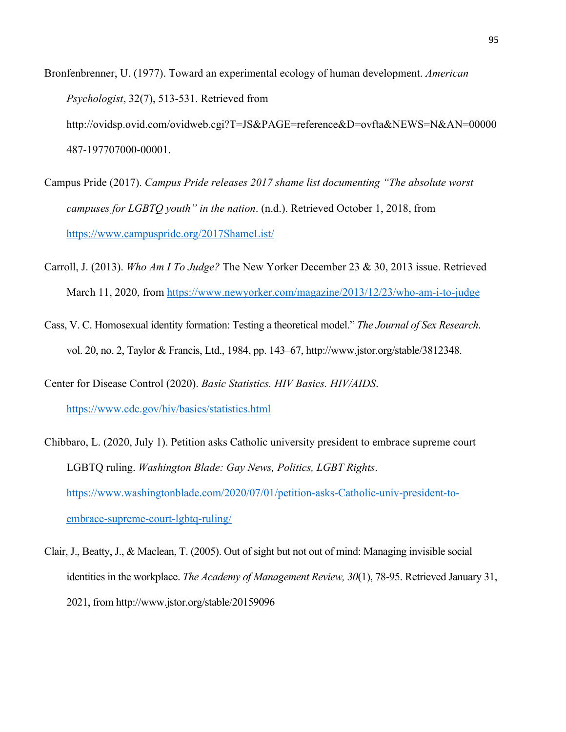Bronfenbrenner, U. (1977). Toward an experimental ecology of human development. *American Psychologist*, 32(7), 513-531. Retrieved from http://ovidsp.ovid.com/ovidweb.cgi?T=JS&PAGE=reference&D=ovfta&NEWS=N&AN=00000487-197707000-00001.

Campus Pride (2017). *Campus Pride releases 2017 shame list documenting "The absolute worst campuses for LGBTQ youth" in the nation*. (n.d.). Retrieved October 1, 2018, from https://www.campuspride.org/2017ShameList/

Carroll, J. (2013). *Who Am I To Judge?* The New Yorker December 23 & 30, 2013 issue. Retrieved March 11, 2020, from https://www.newyorker.com/magazine/2013/12/23/who-am-i-to-judge

Cass, V. C. Homosexual identity formation: Testing a theoretical model." *The Journal of Sex Research*. vol. 20, no. 2, Taylor & Francis, Ltd., 1984, pp. 143–67, http://www.jstor.org/stable/3812348.

Center for Disease Control (2020). *Basic Statistics. HIV Basics. HIV/AIDS*. https://www.cdc.gov/hiv/basics/statistics.html

Chibbaro, L. (2020, July 1). Petition asks Catholic university president to embrace supreme court LGBTQ ruling. *Washington Blade: Gay News, Politics, LGBT Rights*. https://www.washingtonblade.com/2020/07/01/petition-asks-Catholic-univ-president-to-embrace-supreme-court-lgbtq-ruling/

Clair, J., Beatty, J., & Maclean, T. (2005). Out of sight but not out of mind: Managing invisible social identities in the workplace. *The Academy of Management Review, 30*(1), 78-95. Retrieved January 31, 2021, from http://www.jstor.org/stable/20159096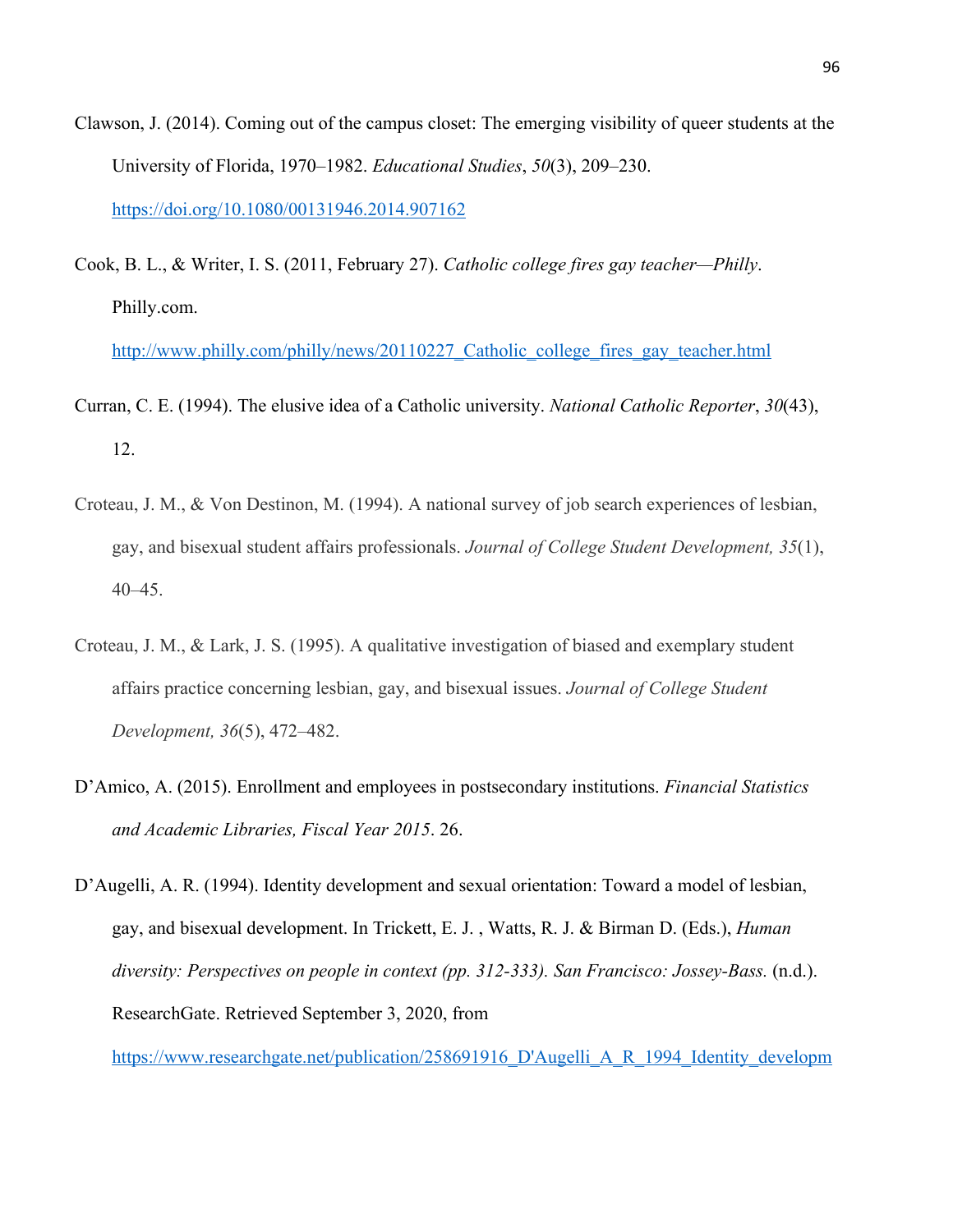Clawson, J. (2014). Coming out of the campus closet: The emerging visibility of queer students at the University of Florida, 1970–1982. *Educational Studies*, *50*(3), 209–230. https://doi.org/10.1080/00131946.2014.907162

Cook, B. L., & Writer, I. S. (2011, February 27). *Catholic college fires gay teacher—Philly*. Philly.com. http://www.philly.com/philly/news/20110227_Catholic_college_fires_gay_teacher.html

Curran, C. E. (1994). The elusive idea of a Catholic university. *National Catholic Reporter*, *30*(43), 12.

Croteau, J. M., & Von Destinon, M. (1994). A national survey of job search experiences of lesbian, gay, and bisexual student affairs professionals. *Journal of College Student Development, 35*(1), 40–45.

Croteau, J. M., & Lark, J. S. (1995). A qualitative investigation of biased and exemplary student affairs practice concerning lesbian, gay, and bisexual issues. *Journal of College Student Development, 36*(5), 472–482.

D'Amico, A. (2015). Enrollment and employees in postsecondary institutions. *Financial Statistics and Academic Libraries, Fiscal Year 2015*. 26.

D'Augelli, A. R. (1994). Identity development and sexual orientation: Toward a model of lesbian, gay, and bisexual development. In Trickett, E. J. , Watts, R. J. & Birman D. (Eds.), *Human diversity: Perspectives on people in context (pp. 312-333). San Francisco: Jossey-Bass.* (n.d.). ResearchGate. Retrieved September 3, 2020, from https://www.researchgate.net/publication/258691916_D'Augelli_A_R_1994_Identity_developm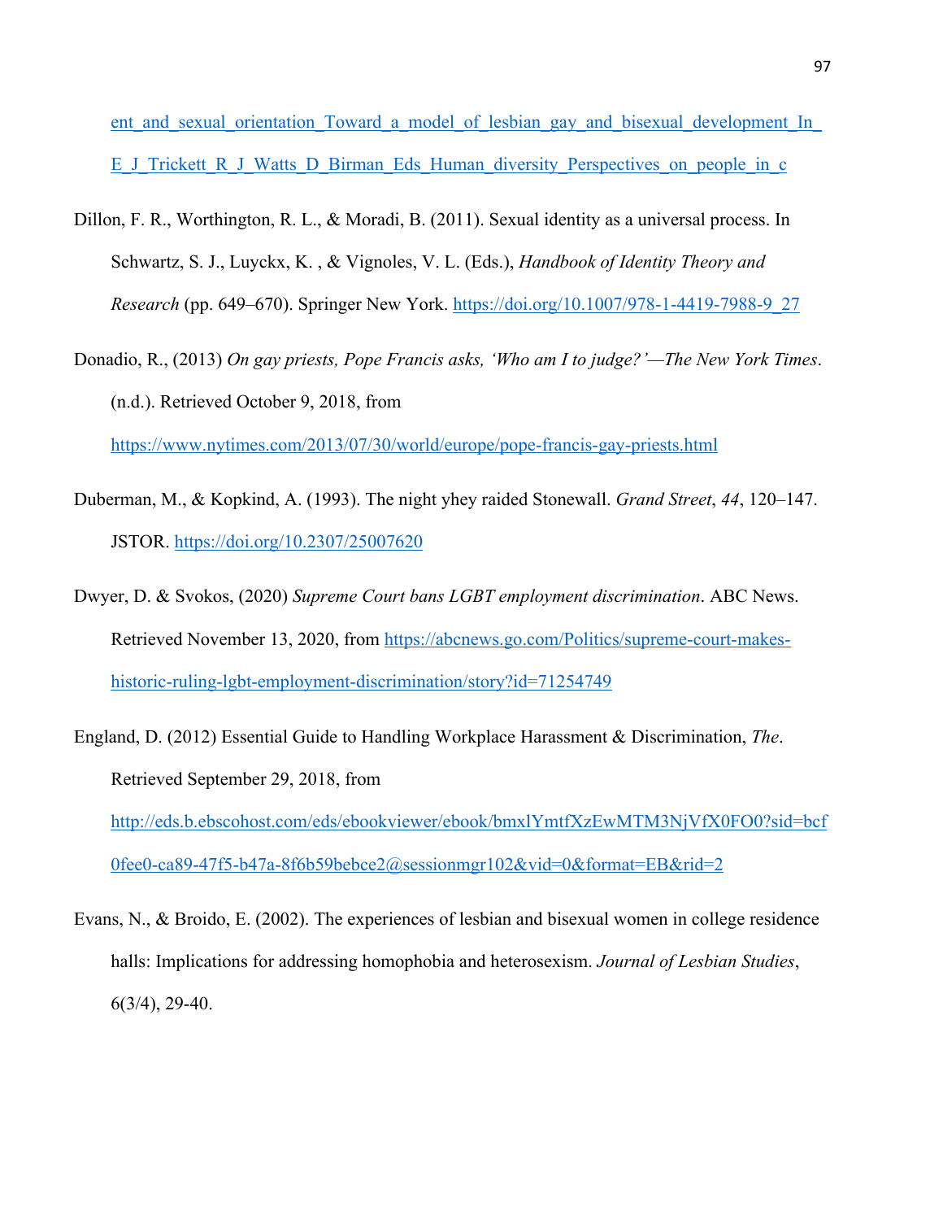ent_and_sexual_orientation_Toward_a_model_of_lesbian_gay_and_bisexual_development_In_E_J_Trickett_R_J_Watts_D_Birman_Eds_Human_diversity_Perspectives_on_people_in_c

Dillon, F. R., Worthington, R. L., & Moradi, B. (2011). Sexual identity as a universal process. In Schwartz, S. J., Luyckx, K. , & Vignoles, V. L. (Eds.), *Handbook of Identity Theory and Research* (pp. 649–670). Springer New York. https://doi.org/10.1007/978-1-4419-7988-9_27

Donadio, R., (2013) *On gay priests, Pope Francis asks, 'Who am I to judge?'—The New York Times*. (n.d.). Retrieved October 9, 2018, from https://www.nytimes.com/2013/07/30/world/europe/pope-francis-gay-priests.html

Duberman, M., & Kopkind, A. (1993). The night yhey raided Stonewall. *Grand Street*, *44*, 120–147. JSTOR. https://doi.org/10.2307/25007620

Dwyer, D. & Svokos, (2020) *Supreme Court bans LGBT employment discrimination*. ABC News. Retrieved November 13, 2020, from https://abcnews.go.com/Politics/supreme-court-makes-historic-ruling-lgbt-employment-discrimination/story?id=71254749

England, D. (2012) Essential Guide to Handling Workplace Harassment & Discrimination, *The*. Retrieved September 29, 2018, from http://eds.b.ebscohost.com/eds/ebookviewer/ebook/bmxlYmtfXzEwMTM3NjVfX0FO0?sid=bcf0fee0-ca89-47f5-b47a-8f6b59bebce2@sessionmgr102&vid=0&format=EB&rid=2

Evans, N., & Broido, E. (2002). The experiences of lesbian and bisexual women in college residence halls: Implications for addressing homophobia and heterosexism. *Journal of Lesbian Studies*, 6(3/4), 29-40.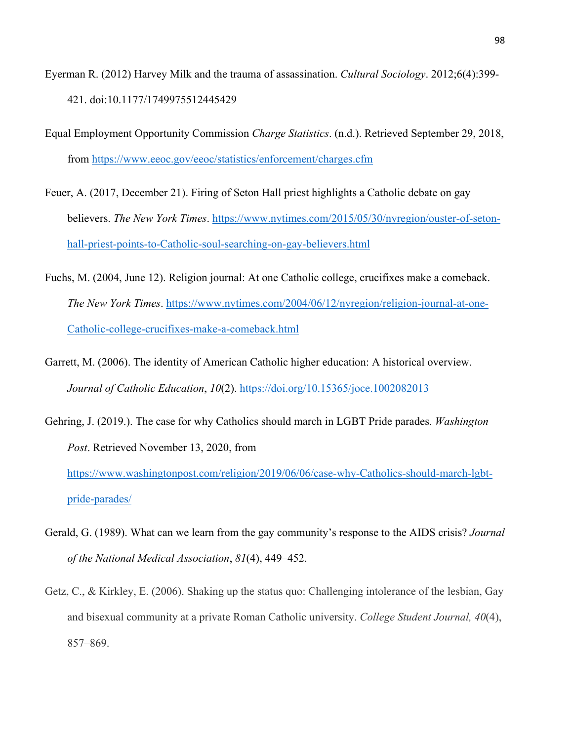Eyerman R. (2012) Harvey Milk and the trauma of assassination. *Cultural Sociology*. 2012;6(4):399-421. doi:10.1177/1749975512445429

Equal Employment Opportunity Commission *Charge Statistics*. (n.d.). Retrieved September 29, 2018, from https://www.eeoc.gov/eeoc/statistics/enforcement/charges.cfm

Feuer, A. (2017, December 21). Firing of Seton Hall priest highlights a Catholic debate on gay believers. *The New York Times*. https://www.nytimes.com/2015/05/30/nyregion/ouster-of-seton-hall-priest-points-to-Catholic-soul-searching-on-gay-believers.html

Fuchs, M. (2004, June 12). Religion journal: At one Catholic college, crucifixes make a comeback. *The New York Times*. https://www.nytimes.com/2004/06/12/nyregion/religion-journal-at-one-Catholic-college-crucifixes-make-a-comeback.html

Garrett, M. (2006). The identity of American Catholic higher education: A historical overview. *Journal of Catholic Education*, *10*(2). https://doi.org/10.15365/joce.1002082013

Gehring, J. (2019.). The case for why Catholics should march in LGBT Pride parades. *Washington Post*. Retrieved November 13, 2020, from https://www.washingtonpost.com/religion/2019/06/06/case-why-Catholics-should-march-lgbt-pride-parades/

Gerald, G. (1989). What can we learn from the gay community's response to the AIDS crisis? *Journal of the National Medical Association*, *81*(4), 449–452.

Getz, C., & Kirkley, E. (2006). Shaking up the status quo: Challenging intolerance of the lesbian, Gay and bisexual community at a private Roman Catholic university. *College Student Journal, 40*(4), 857–869.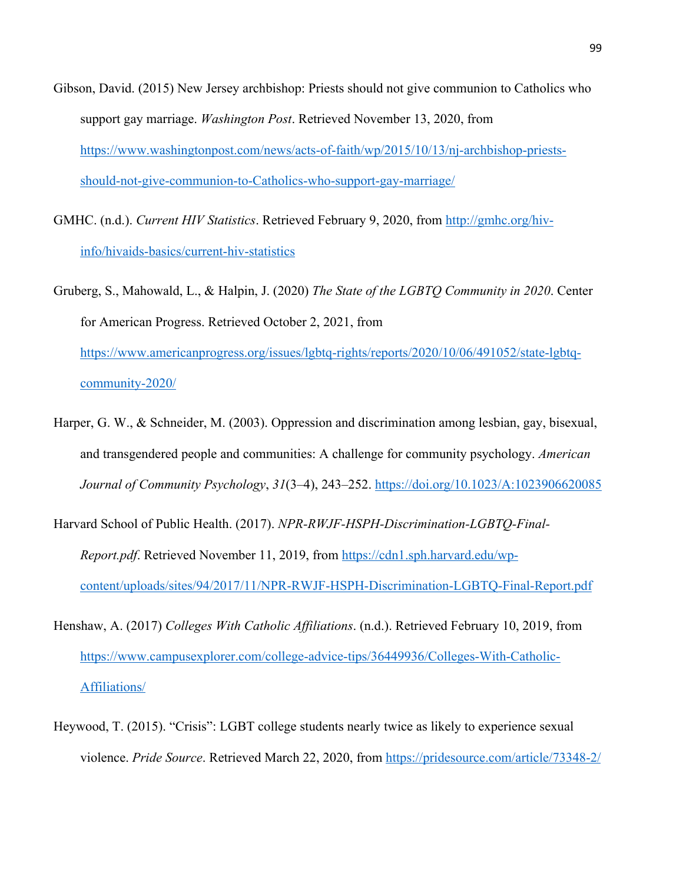Gibson, David. (2015) New Jersey archbishop: Priests should not give communion to Catholics who support gay marriage. *Washington Post*. Retrieved November 13, 2020, from https://www.washingtonpost.com/news/acts-of-faith/wp/2015/10/13/nj-archbishop-priests-should-not-give-communion-to-Catholics-who-support-gay-marriage/

GMHC. (n.d.). *Current HIV Statistics*. Retrieved February 9, 2020, from http://gmhc.org/hiv-info/hivaids-basics/current-hiv-statistics

Gruberg, S., Mahowald, L., & Halpin, J. (2020) *The State of the LGBTQ Community in 2020*. Center for American Progress. Retrieved October 2, 2021, from https://www.americanprogress.org/issues/lgbtq-rights/reports/2020/10/06/491052/state-lgbtq-community-2020/

Harper, G. W., & Schneider, M. (2003). Oppression and discrimination among lesbian, gay, bisexual, and transgendered people and communities: A challenge for community psychology. *American Journal of Community Psychology*, *31*(3–4), 243–252. https://doi.org/10.1023/A:1023906620085

Harvard School of Public Health. (2017). *NPR-RWJF-HSPH-Discrimination-LGBTQ-Final-Report.pdf*. Retrieved November 11, 2019, from https://cdn1.sph.harvard.edu/wp-content/uploads/sites/94/2017/11/NPR-RWJF-HSPH-Discrimination-LGBTQ-Final-Report.pdf

Henshaw, A. (2017) *Colleges With Catholic Affiliations*. (n.d.). Retrieved February 10, 2019, from https://www.campusexplorer.com/college-advice-tips/36449936/Colleges-With-Catholic-Affiliations/

Heywood, T. (2015). "Crisis": LGBT college students nearly twice as likely to experience sexual violence. *Pride Source*. Retrieved March 22, 2020, from https://pridesource.com/article/73348-2/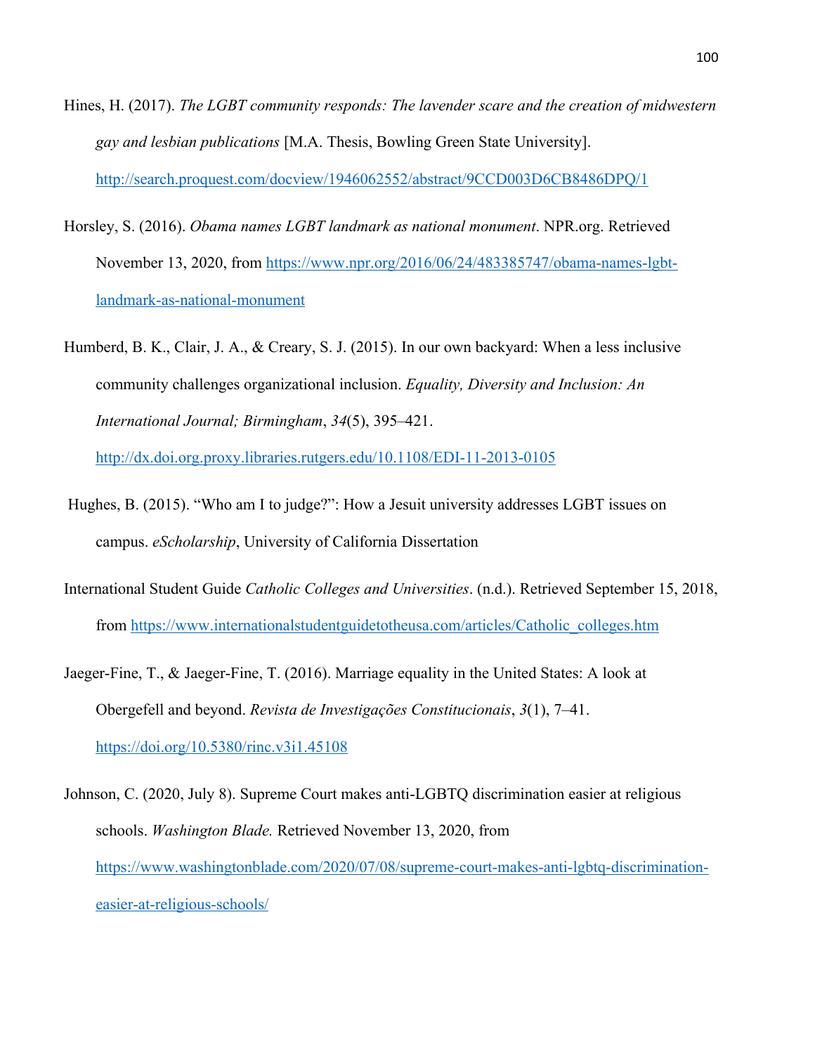Hines, H. (2017). *The LGBT community responds: The lavender scare and the creation of midwestern gay and lesbian publications* [M.A. Thesis, Bowling Green State University]. http://search.proquest.com/docview/1946062552/abstract/9CCD003D6CB8486DPQ/1

Horsley, S. (2016). *Obama names LGBT landmark as national monument*. NPR.org. Retrieved November 13, 2020, from https://www.npr.org/2016/06/24/483385747/obama-names-lgbt-landmark-as-national-monument

Humberd, B. K., Clair, J. A., & Creary, S. J. (2015). In our own backyard: When a less inclusive community challenges organizational inclusion. *Equality, Diversity and Inclusion: An International Journal; Birmingham*, *34*(5), 395–421. http://dx.doi.org.proxy.libraries.rutgers.edu/10.1108/EDI-11-2013-0105

Hughes, B. (2015). “Who am I to judge?”: How a Jesuit university addresses LGBT issues on campus. *eScholarship*, University of California Dissertation

International Student Guide *Catholic Colleges and Universities*. (n.d.). Retrieved September 15, 2018, from https://www.internationalstudentguidetotheusa.com/articles/Catholic_colleges.htm

Jaeger-Fine, T., & Jaeger-Fine, T. (2016). Marriage equality in the United States: A look at Obergefell and beyond. *Revista de Investigações Constitucionais*, *3*(1), 7–41. https://doi.org/10.5380/rinc.v3i1.45108

Johnson, C. (2020, July 8). Supreme Court makes anti-LGBTQ discrimination easier at religious schools. *Washington Blade.* Retrieved November 13, 2020, from https://www.washingtonblade.com/2020/07/08/supreme-court-makes-anti-lgbtq-discrimination-easier-at-religious-schools/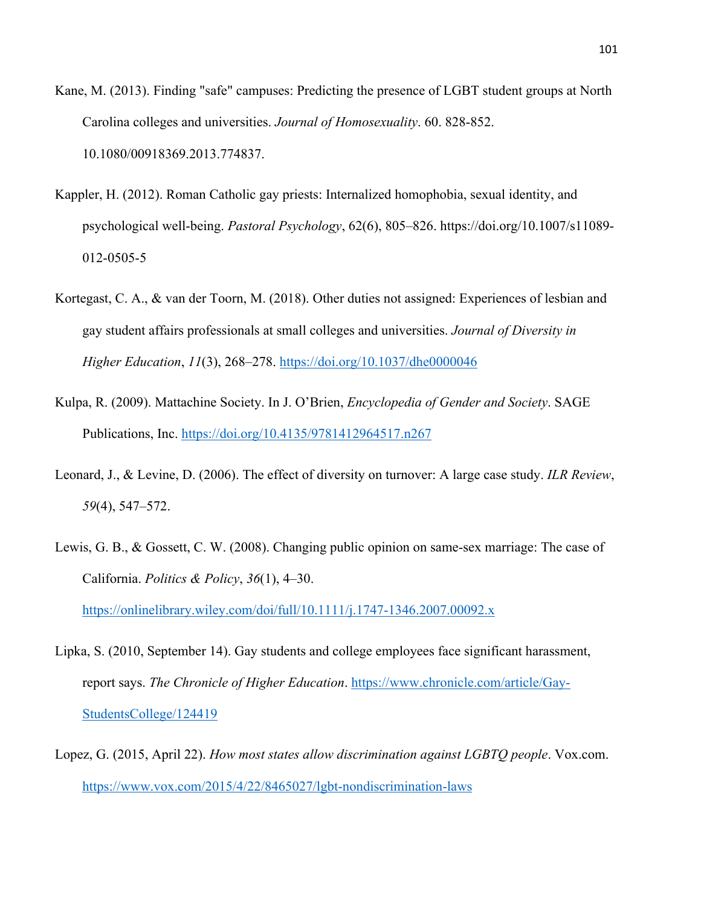Kane, M. (2013). Finding "safe" campuses: Predicting the presence of LGBT student groups at North Carolina colleges and universities. *Journal of Homosexuality*. 60. 828-852. 10.1080/00918369.2013.774837.

Kappler, H. (2012). Roman Catholic gay priests: Internalized homophobia, sexual identity, and psychological well-being. *Pastoral Psychology*, 62(6), 805–826. https://doi.org/10.1007/s11089-012-0505-5

Kortegast, C. A., & van der Toorn, M. (2018). Other duties not assigned: Experiences of lesbian and gay student affairs professionals at small colleges and universities. *Journal of Diversity in Higher Education*, *11*(3), 268–278. https://doi.org/10.1037/dhe0000046

Kulpa, R. (2009). Mattachine Society. In J. O'Brien, *Encyclopedia of Gender and Society*. SAGE Publications, Inc. https://doi.org/10.4135/9781412964517.n267

Leonard, J., & Levine, D. (2006). The effect of diversity on turnover: A large case study. *ILR Review*, *59*(4), 547–572.

Lewis, G. B., & Gossett, C. W. (2008). Changing public opinion on same-sex marriage: The case of California. *Politics & Policy*, *36*(1), 4–30. https://onlinelibrary.wiley.com/doi/full/10.1111/j.1747-1346.2007.00092.x

Lipka, S. (2010, September 14). Gay students and college employees face significant harassment, report says. *The Chronicle of Higher Education*. https://www.chronicle.com/article/Gay-StudentsCollege/124419

Lopez, G. (2015, April 22). *How most states allow discrimination against LGBTQ people*. Vox.com. https://www.vox.com/2015/4/22/8465027/lgbt-nondiscrimination-laws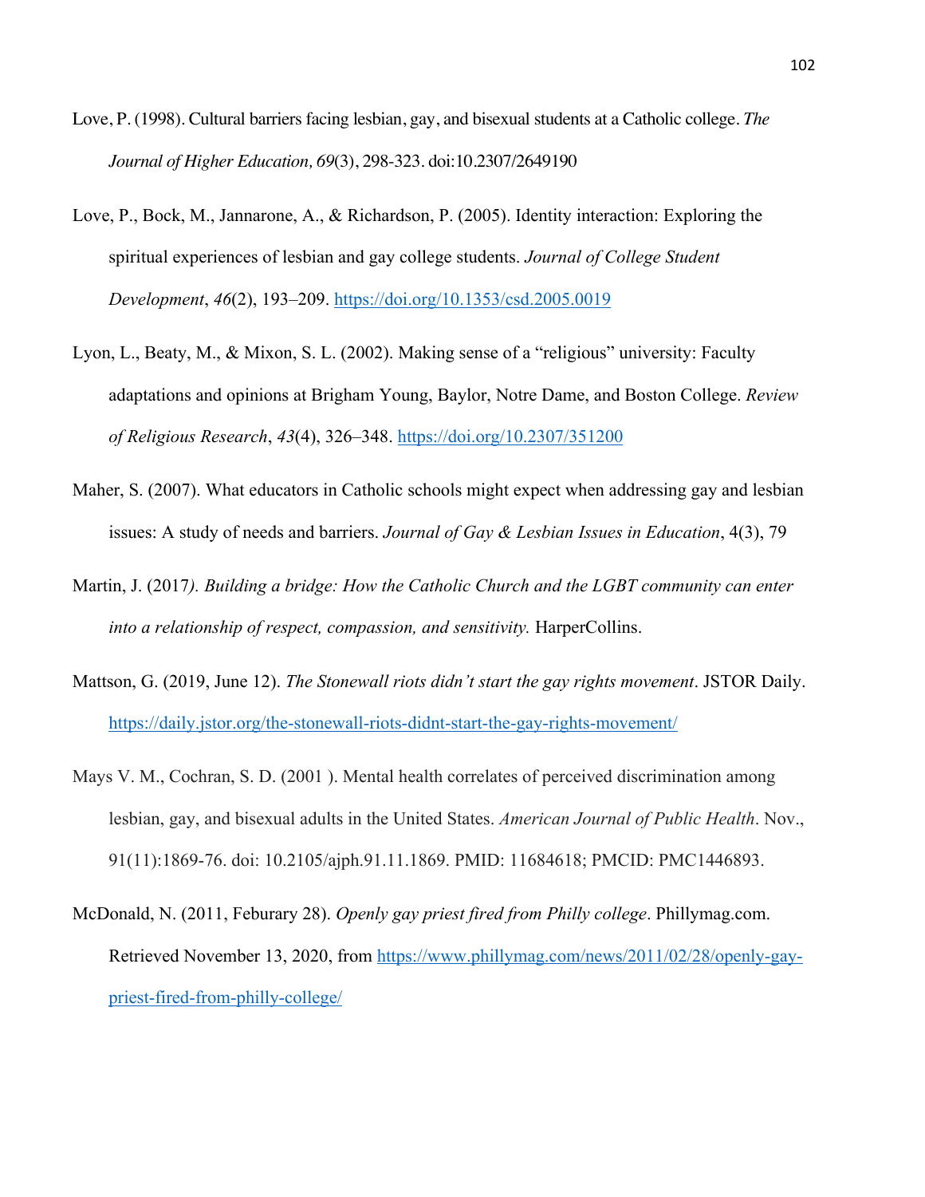Love, P. (1998). Cultural barriers facing lesbian, gay, and bisexual students at a Catholic college. *The Journal of Higher Education, 69*(3), 298-323. doi:10.2307/2649190

Love, P., Bock, M., Jannarone, A., & Richardson, P. (2005). Identity interaction: Exploring the spiritual experiences of lesbian and gay college students. *Journal of College Student Development*, *46*(2), 193–209. https://doi.org/10.1353/csd.2005.0019

Lyon, L., Beaty, M., & Mixon, S. L. (2002). Making sense of a "religious" university: Faculty adaptations and opinions at Brigham Young, Baylor, Notre Dame, and Boston College. *Review of Religious Research*, *43*(4), 326–348. https://doi.org/10.2307/351200

Maher, S. (2007). What educators in Catholic schools might expect when addressing gay and lesbian issues: A study of needs and barriers. *Journal of Gay & Lesbian Issues in Education*, 4(3), 79

Martin, J. (2017*). Building a bridge: How the Catholic Church and the LGBT community can enter into a relationship of respect, compassion, and sensitivity.* HarperCollins.

Mattson, G. (2019, June 12). *The Stonewall riots didn't start the gay rights movement*. JSTOR Daily. https://daily.jstor.org/the-stonewall-riots-didnt-start-the-gay-rights-movement/

Mays V. M., Cochran, S. D. (2001 ). Mental health correlates of perceived discrimination among lesbian, gay, and bisexual adults in the United States. *American Journal of Public Health*. Nov., 91(11):1869-76. doi: 10.2105/ajph.91.11.1869. PMID: 11684618; PMCID: PMC1446893.

McDonald, N. (2011, Feburary 28). *Openly gay priest fired from Philly college*. Phillymag.com. Retrieved November 13, 2020, from https://www.phillymag.com/news/2011/02/28/openly-gay-priest-fired-from-philly-college/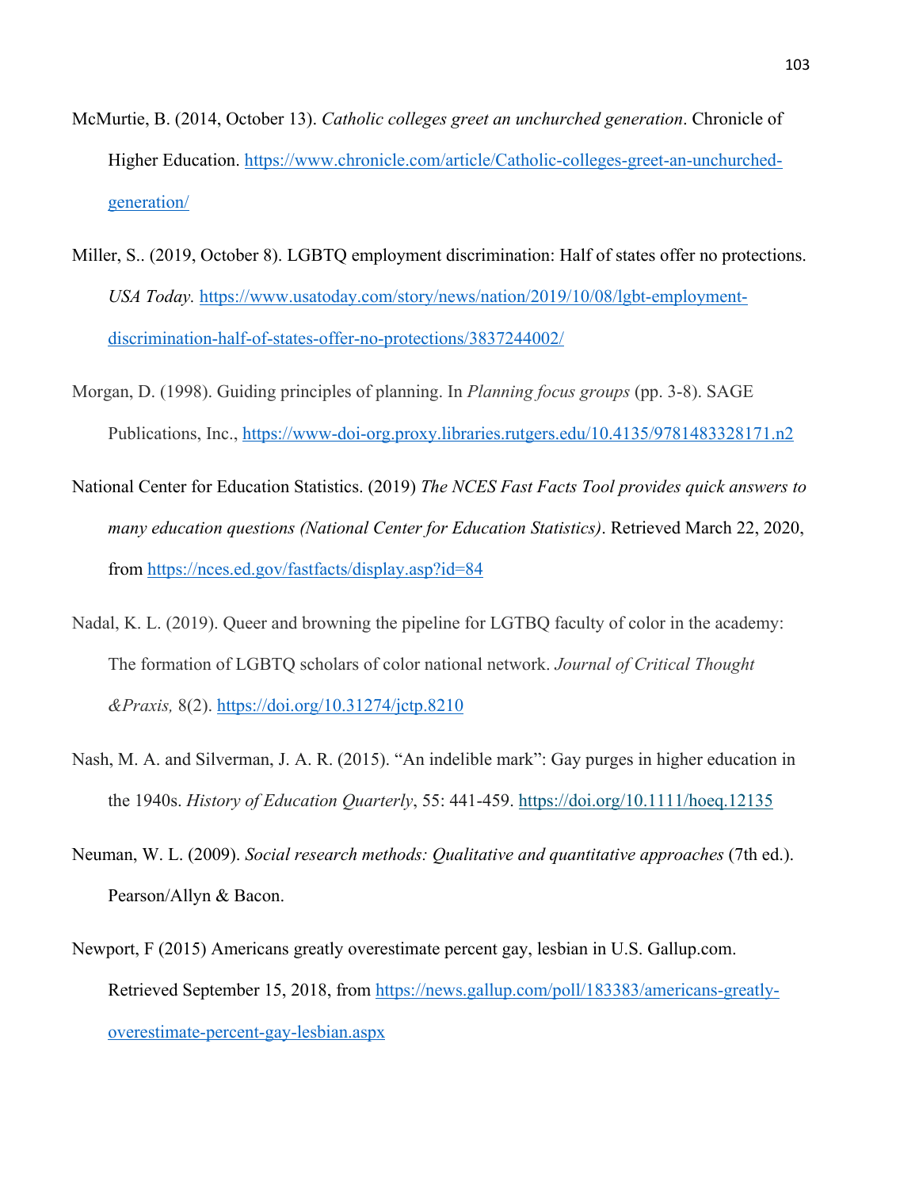McMurtie, B. (2014, October 13). *Catholic colleges greet an unchurched generation*. Chronicle of Higher Education. https://www.chronicle.com/article/Catholic-colleges-greet-an-unchurched-generation/

Miller, S.. (2019, October 8). LGBTQ employment discrimination: Half of states offer no protections. *USA Today*. https://www.usatoday.com/story/news/nation/2019/10/08/lgbt-employment-discrimination-half-of-states-offer-no-protections/3837244002/

Morgan, D. (1998). Guiding principles of planning. In *Planning focus groups* (pp. 3-8). SAGE Publications, Inc., https://www-doi-org.proxy.libraries.rutgers.edu/10.4135/9781483328171.n2

National Center for Education Statistics. (2019) *The NCES Fast Facts Tool provides quick answers to many education questions (National Center for Education Statistics)*. Retrieved March 22, 2020, from https://nces.ed.gov/fastfacts/display.asp?id=84

Nadal, K. L. (2019). Queer and browning the pipeline for LGTBQ faculty of color in the academy: The formation of LGBTQ scholars of color national network. *Journal of Critical Thought &Praxis,* 8(2). https://doi.org/10.31274/jctp.8210

Nash, M. A. and Silverman, J. A. R. (2015). "An indelible mark": Gay purges in higher education in the 1940s. *History of Education Quarterly*, 55: 441-459. https://doi.org/10.1111/hoeq.12135

Neuman, W. L. (2009). *Social research methods: Qualitative and quantitative approaches* (7th ed.). Pearson/Allyn & Bacon.

Newport, F (2015) Americans greatly overestimate percent gay, lesbian in U.S. Gallup.com. Retrieved September 15, 2018, from https://news.gallup.com/poll/183383/americans-greatly-overestimate-percent-gay-lesbian.aspx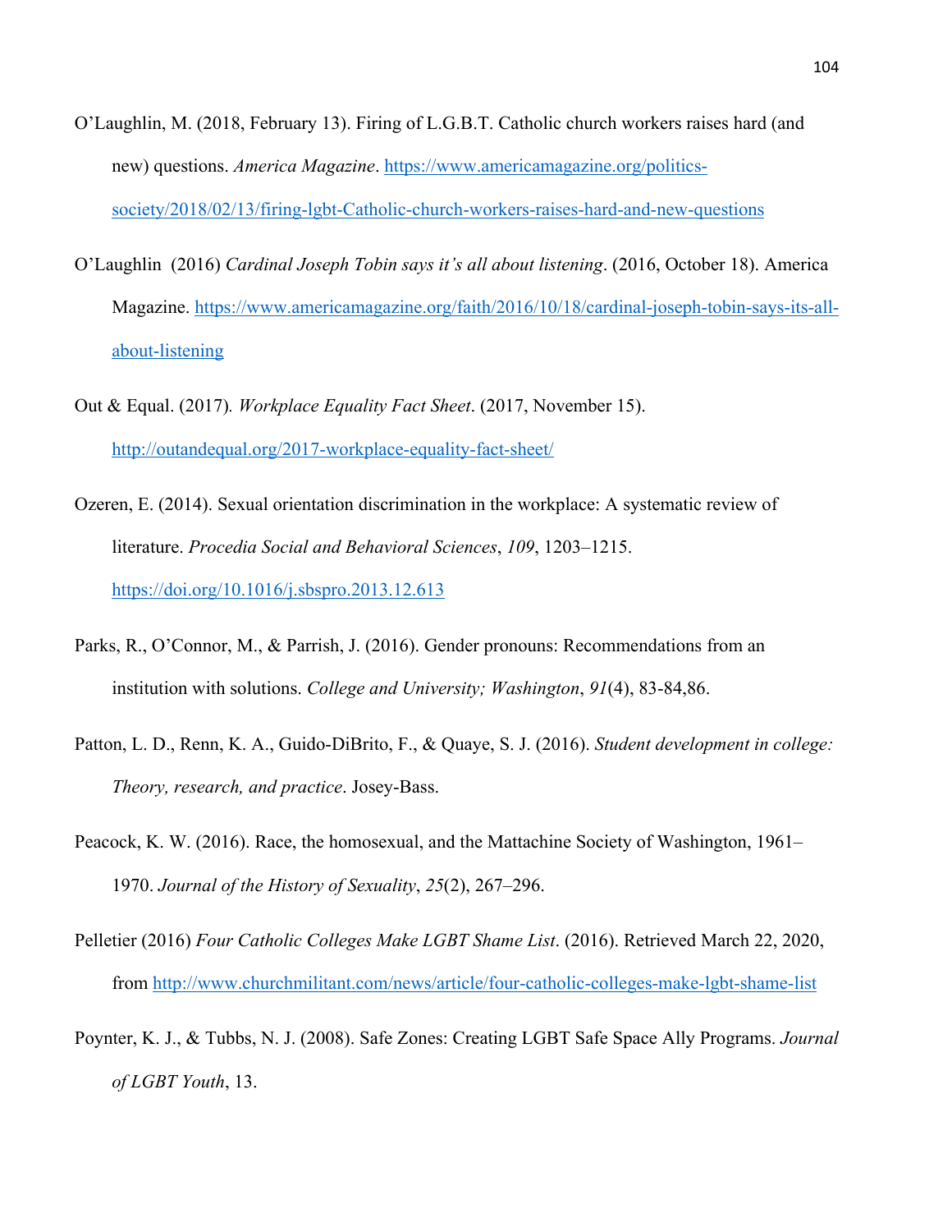O'Laughlin, M. (2018, February 13). Firing of L.G.B.T. Catholic church workers raises hard (and new) questions. *America Magazine*. https://www.americamagazine.org/politics-society/2018/02/13/firing-lgbt-Catholic-church-workers-raises-hard-and-new-questions

O'Laughlin  (2016) *Cardinal Joseph Tobin says it's all about listening*. (2016, October 18). America Magazine. https://www.americamagazine.org/faith/2016/10/18/cardinal-joseph-tobin-says-its-all-about-listening

Out & Equal. (2017). *Workplace Equality Fact Sheet*. (2017, November 15). http://outandequal.org/2017-workplace-equality-fact-sheet/

Ozeren, E. (2014). Sexual orientation discrimination in the workplace: A systematic review of literature. *Procedia Social and Behavioral Sciences*, *109*, 1203–1215. https://doi.org/10.1016/j.sbspro.2013.12.613

Parks, R., O'Connor, M., & Parrish, J. (2016). Gender pronouns: Recommendations from an institution with solutions. *College and University; Washington*, *91*(4), 83-84,86.

Patton, L. D., Renn, K. A., Guido-DiBrito, F., & Quaye, S. J. (2016). *Student development in college: Theory, research, and practice*. Josey-Bass.

Peacock, K. W. (2016). Race, the homosexual, and the Mattachine Society of Washington, 1961–1970. *Journal of the History of Sexuality*, *25*(2), 267–296.

Pelletier (2016) *Four Catholic Colleges Make LGBT Shame List*. (2016). Retrieved March 22, 2020, from http://www.churchmilitant.com/news/article/four-catholic-colleges-make-lgbt-shame-list

Poynter, K. J., & Tubbs, N. J. (2008). Safe Zones: Creating LGBT Safe Space Ally Programs. *Journal of LGBT Youth*, 13.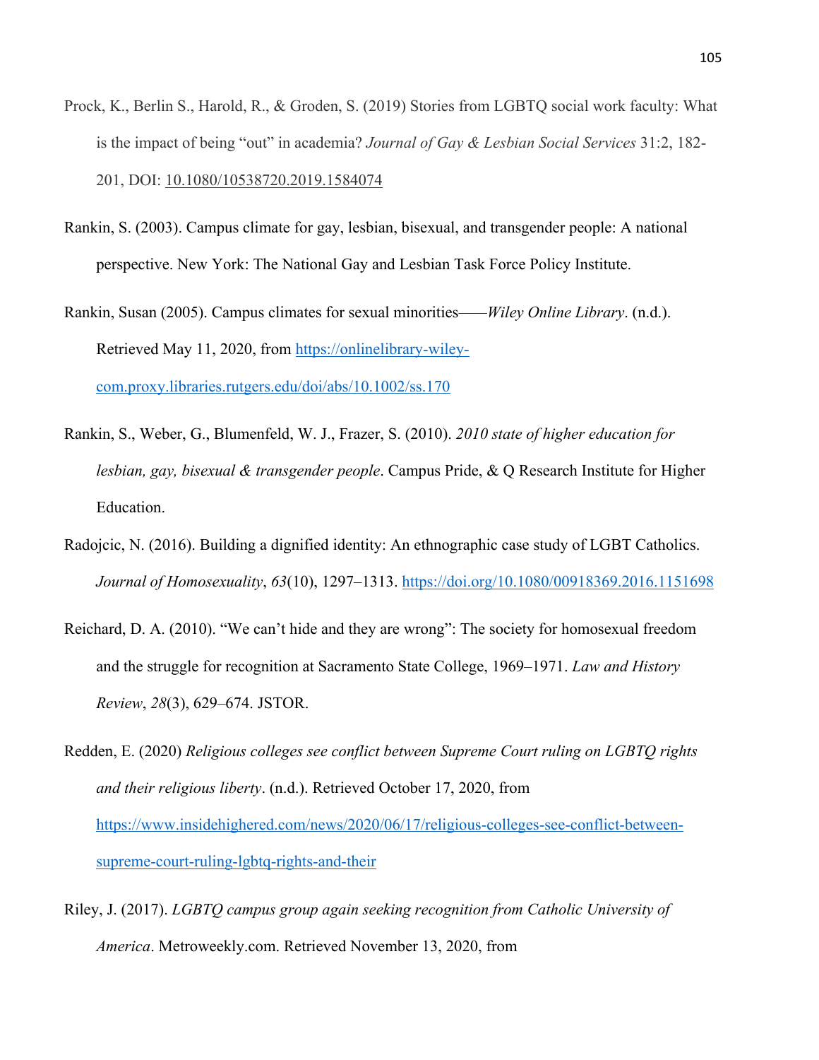Prock, K., Berlin S., Harold, R., & Groden, S. (2019) Stories from LGBTQ social work faculty: What is the impact of being "out" in academia? *Journal of Gay & Lesbian Social Services* 31:2, 182-201, DOI: 10.1080/10538720.2019.1584074

Rankin, S. (2003). Campus climate for gay, lesbian, bisexual, and transgender people: A national perspective. New York: The National Gay and Lesbian Task Force Policy Institute.

Rankin, Susan (2005). Campus climates for sexual minorities——*Wiley Online Library*. (n.d.). Retrieved May 11, 2020, from https://onlinelibrary-wiley-com.proxy.libraries.rutgers.edu/doi/abs/10.1002/ss.170

Rankin, S., Weber, G., Blumenfeld, W. J., Frazer, S. (2010). *2010 state of higher education for lesbian, gay, bisexual & transgender people*. Campus Pride, & Q Research Institute for Higher Education.

Radojcic, N. (2016). Building a dignified identity: An ethnographic case study of LGBT Catholics. *Journal of Homosexuality*, *63*(10), 1297–1313. https://doi.org/10.1080/00918369.2016.1151698

Reichard, D. A. (2010). "We can't hide and they are wrong": The society for homosexual freedom and the struggle for recognition at Sacramento State College, 1969–1971. *Law and History Review*, *28*(3), 629–674. JSTOR.

Redden, E. (2020) *Religious colleges see conflict between Supreme Court ruling on LGBTQ rights and their religious liberty*. (n.d.). Retrieved October 17, 2020, from https://www.insidehighered.com/news/2020/06/17/religious-colleges-see-conflict-between-supreme-court-ruling-lgbtq-rights-and-their

Riley, J. (2017). *LGBTQ campus group again seeking recognition from Catholic University of America*. Metroweekly.com. Retrieved November 13, 2020, from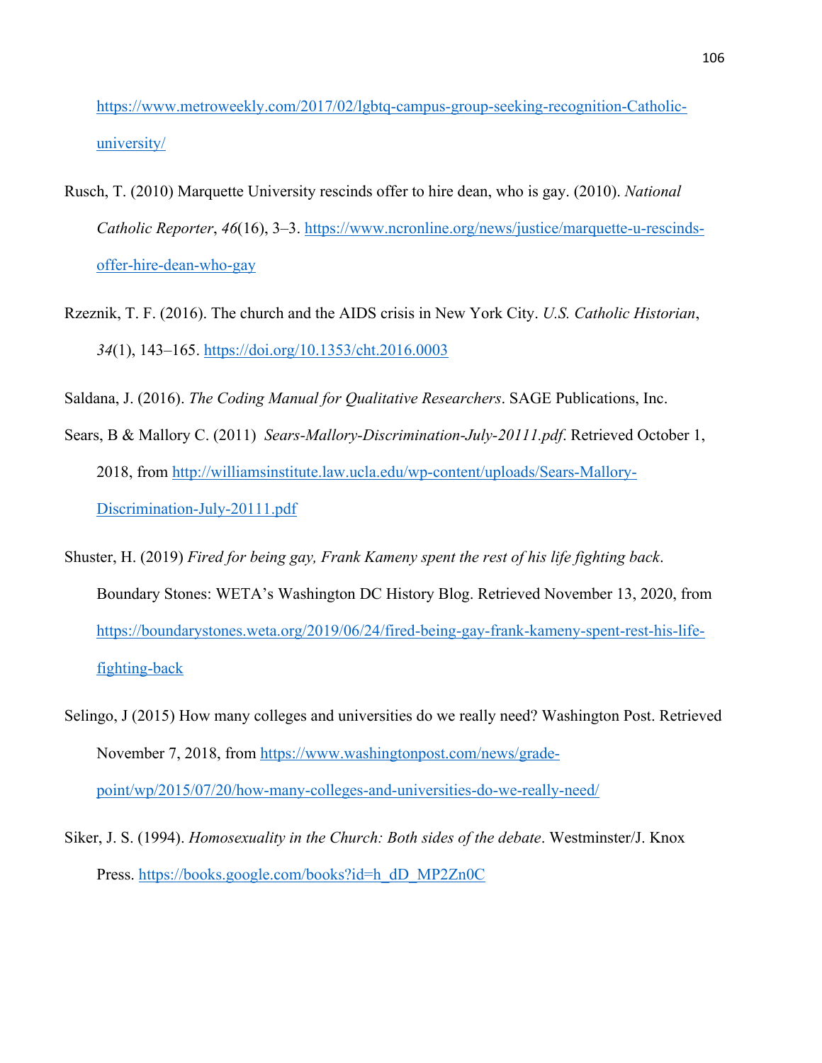https://www.metroweekly.com/2017/02/lgbtq-campus-group-seeking-recognition-Catholic-university/

Rusch, T. (2010) Marquette University rescinds offer to hire dean, who is gay. (2010). *National Catholic Reporter*, *46*(16), 3–3. https://www.ncronline.org/news/justice/marquette-u-rescinds-offer-hire-dean-who-gay

Rzeznik, T. F. (2016). The church and the AIDS crisis in New York City. *U.S. Catholic Historian*, *34*(1), 143–165. https://doi.org/10.1353/cht.2016.0003

Saldana, J. (2016). *The Coding Manual for Qualitative Researchers*. SAGE Publications, Inc.

Sears, B & Mallory C. (2011) *Sears-Mallory-Discrimination-July-20111.pdf*. Retrieved October 1, 2018, from http://williamsinstitute.law.ucla.edu/wp-content/uploads/Sears-Mallory-Discrimination-July-20111.pdf

Shuster, H. (2019) *Fired for being gay, Frank Kameny spent the rest of his life fighting back*. Boundary Stones: WETA's Washington DC History Blog. Retrieved November 13, 2020, from https://boundarystones.weta.org/2019/06/24/fired-being-gay-frank-kameny-spent-rest-his-life-fighting-back

Selingo, J (2015) How many colleges and universities do we really need? Washington Post. Retrieved November 7, 2018, from https://www.washingtonpost.com/news/grade-point/wp/2015/07/20/how-many-colleges-and-universities-do-we-really-need/

Siker, J. S. (1994). *Homosexuality in the Church: Both sides of the debate*. Westminster/J. Knox Press. https://books.google.com/books?id=h_dD_MP2Zn0C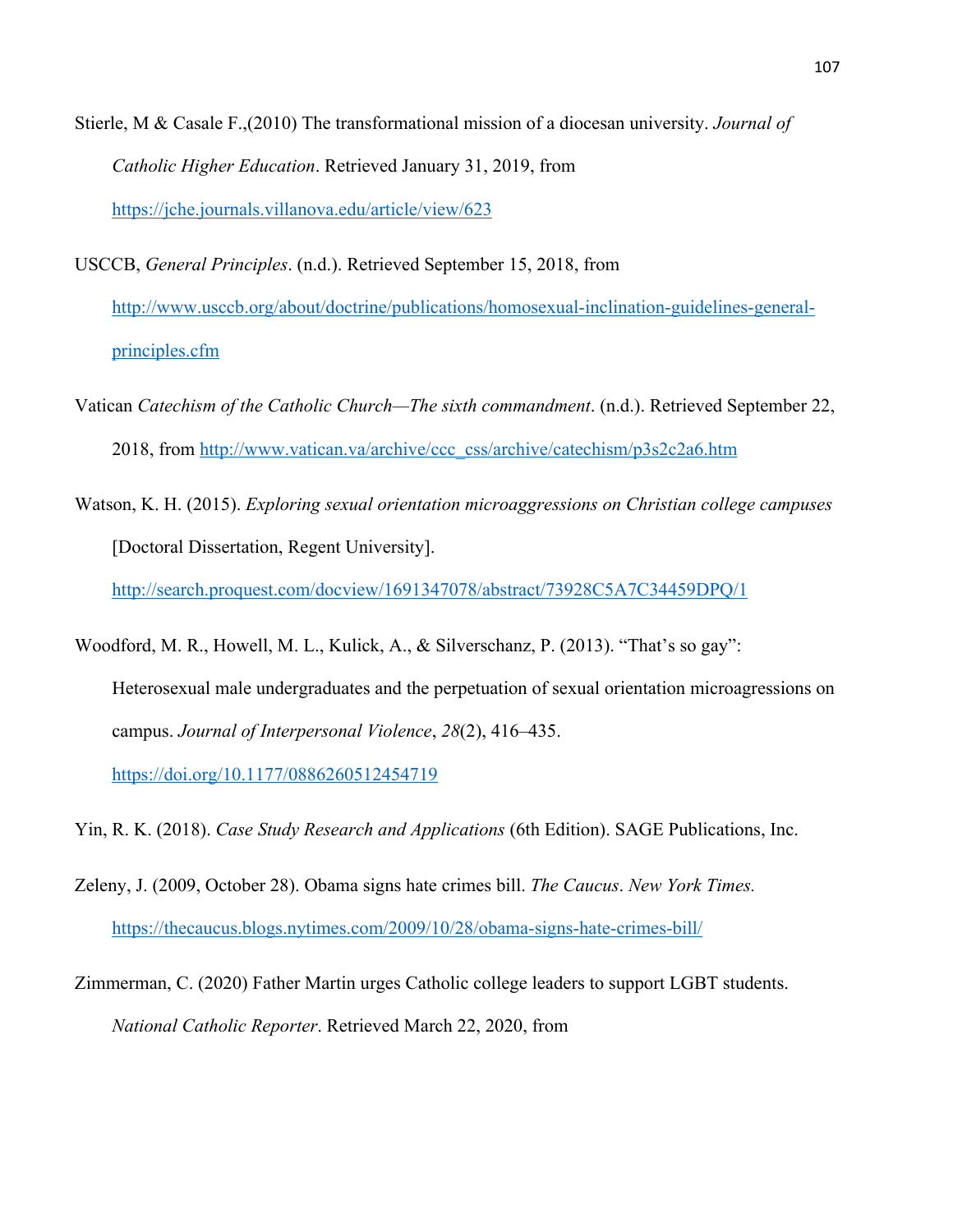Stierle, M & Casale F.,(2010) The transformational mission of a diocesan university. *Journal of Catholic Higher Education*. Retrieved January 31, 2019, from https://jche.journals.villanova.edu/article/view/623

USCCB, *General Principles*. (n.d.). Retrieved September 15, 2018, from http://www.usccb.org/about/doctrine/publications/homosexual-inclination-guidelines-general-principles.cfm

Vatican *Catechism of the Catholic Church—The sixth commandment*. (n.d.). Retrieved September 22, 2018, from http://www.vatican.va/archive/ccc_css/archive/catechism/p3s2c2a6.htm

Watson, K. H. (2015). *Exploring sexual orientation microaggressions on Christian college campuses* [Doctoral Dissertation, Regent University]. http://search.proquest.com/docview/1691347078/abstract/73928C5A7C34459DPQ/1

Woodford, M. R., Howell, M. L., Kulick, A., & Silverschanz, P. (2013). "That's so gay": Heterosexual male undergraduates and the perpetuation of sexual orientation microagressions on campus. *Journal of Interpersonal Violence*, *28*(2), 416–435. https://doi.org/10.1177/0886260512454719

Yin, R. K. (2018). *Case Study Research and Applications* (6th Edition). SAGE Publications, Inc.

Zeleny, J. (2009, October 28). Obama signs hate crimes bill. *The Caucus*. *New York Times.* https://thecaucus.blogs.nytimes.com/2009/10/28/obama-signs-hate-crimes-bill/

Zimmerman, C. (2020) Father Martin urges Catholic college leaders to support LGBT students. *National Catholic Reporter*. Retrieved March 22, 2020, from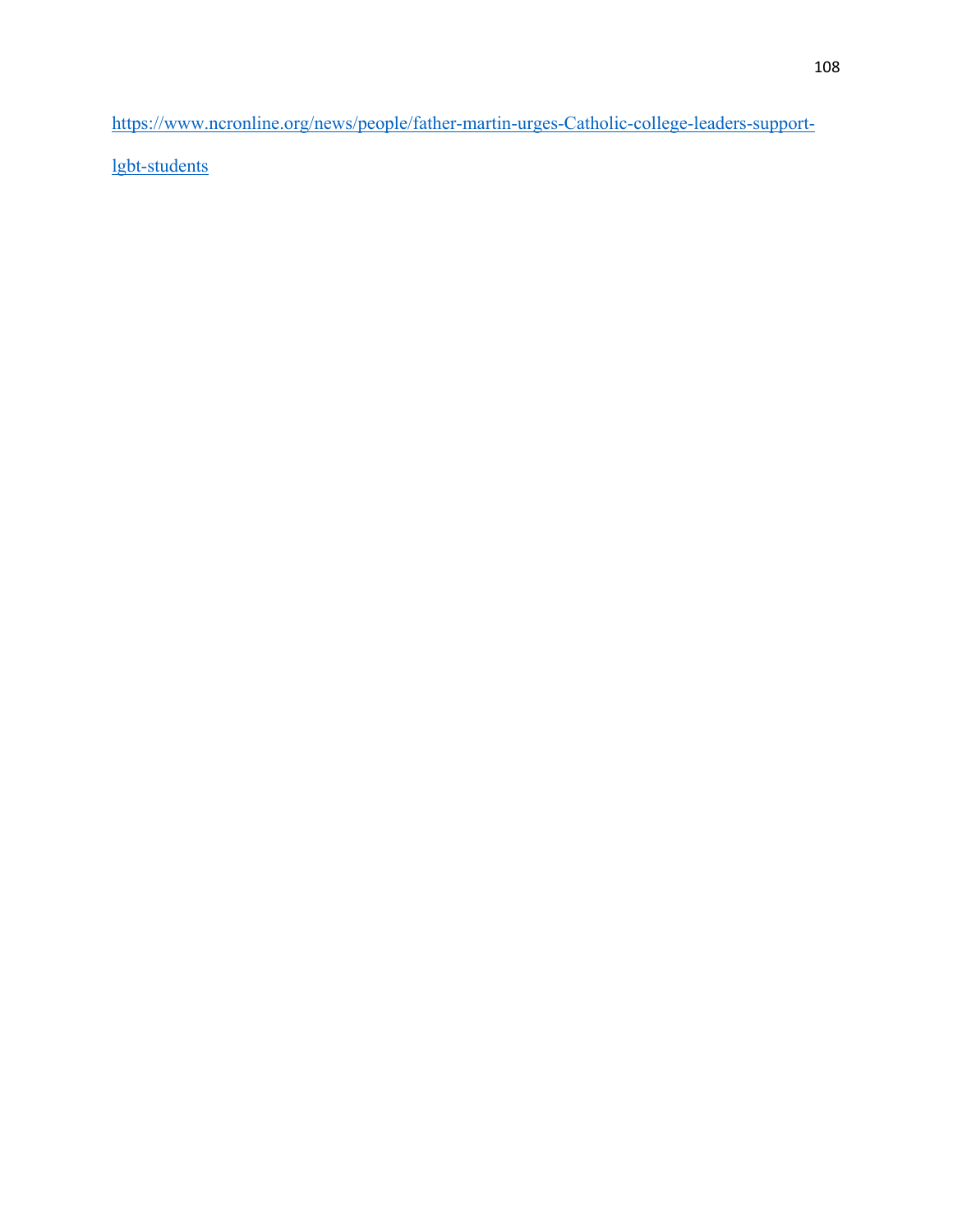https://www.ncronline.org/news/people/father-martin-urges-Catholic-college-leaders-support-lgbt-students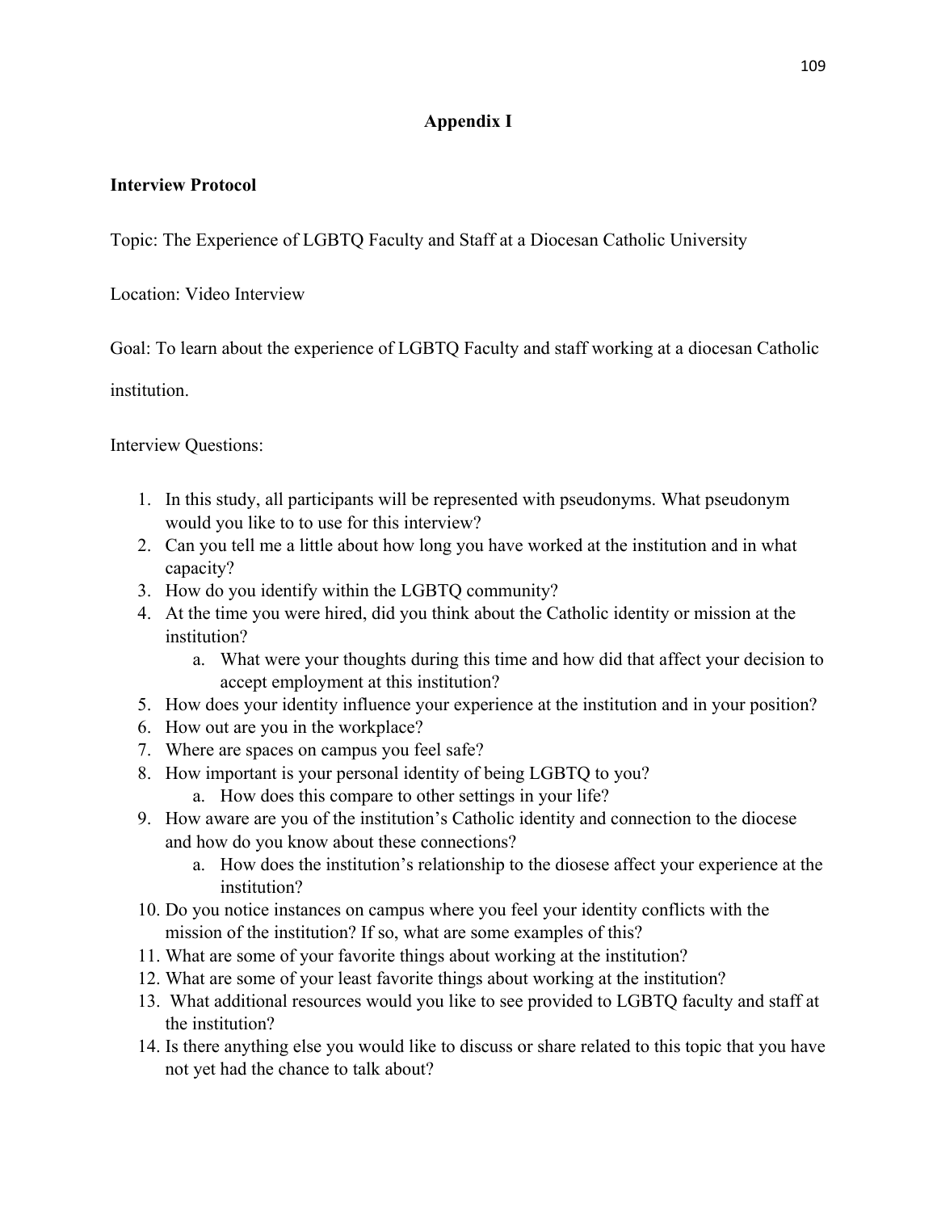# Appendix I

**Interview Protocol**

Topic: The Experience of LGBTQ Faculty and Staff at a Diocesan Catholic University

Location: Video Interview

Goal: To learn about the experience of LGBTQ Faculty and staff working at a diocesan Catholic institution.

Interview Questions:

1. In this study, all participants will be represented with pseudonyms. What pseudonym would you like to to use for this interview?
2. Can you tell me a little about how long you have worked at the institution and in what capacity?
3. How do you identify within the LGBTQ community?
4. At the time you were hired, did you think about the Catholic identity or mission at the institution?
    a. What were your thoughts during this time and how did that affect your decision to accept employment at this institution?
5. How does your identity influence your experience at the institution and in your position?
6. How out are you in the workplace?
7. Where are spaces on campus you feel safe?
8. How important is your personal identity of being LGBTQ to you?
    a. How does this compare to other settings in your life?
9. How aware are you of the institution's Catholic identity and connection to the diocese and how do you know about these connections?
    a. How does the institution's relationship to the diosese affect your experience at the institution?
10. Do you notice instances on campus where you feel your identity conflicts with the mission of the institution? If so, what are some examples of this?
11. What are some of your favorite things about working at the institution?
12. What are some of your least favorite things about working at the institution?
13. What additional resources would you like to see provided to LGBTQ faculty and staff at the institution?
14. Is there anything else you would like to discuss or share related to this topic that you have not yet had the chance to talk about?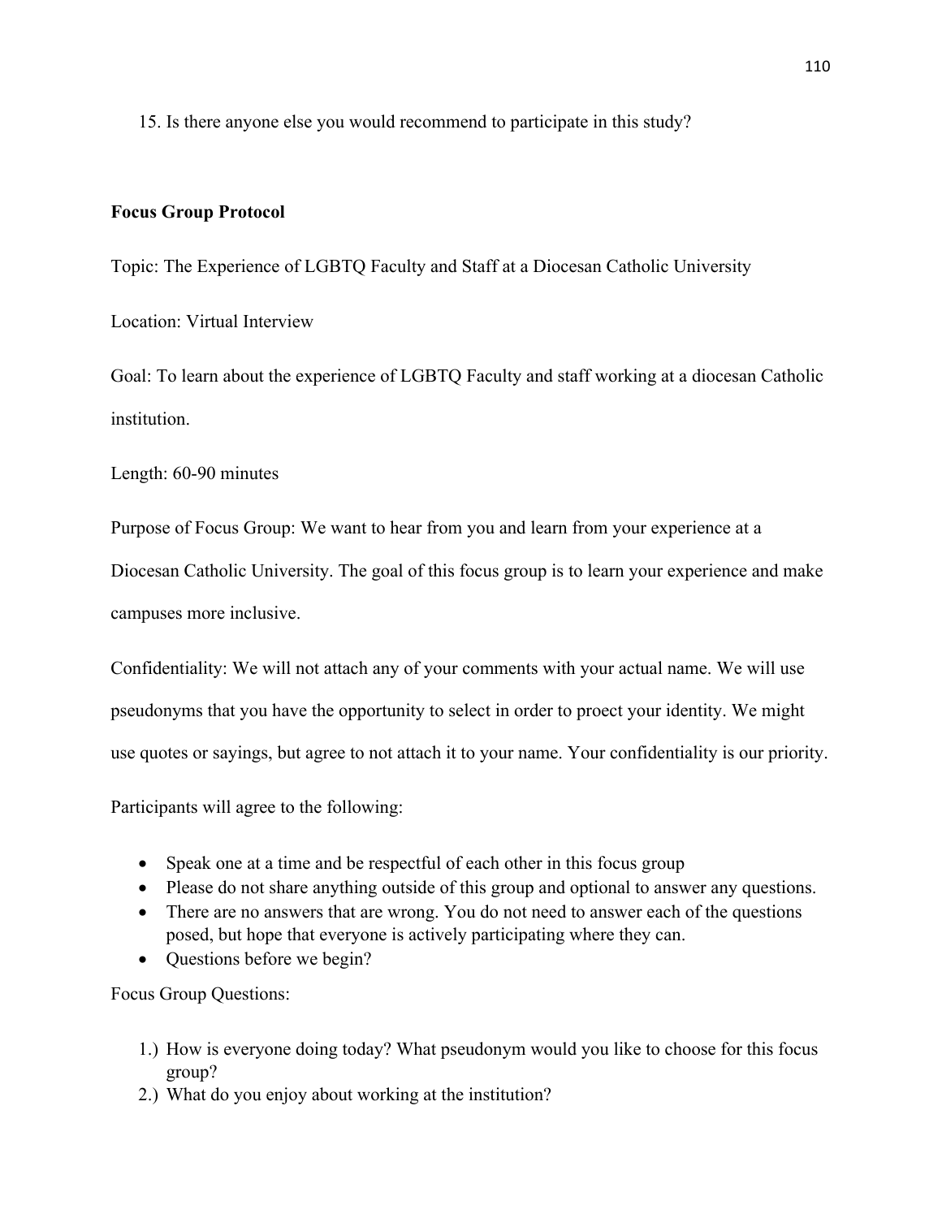15. Is there anyone else you would recommend to participate in this study?

**Focus Group Protocol**

Topic: The Experience of LGBTQ Faculty and Staff at a Diocesan Catholic University

Location: Virtual Interview

Goal: To learn about the experience of LGBTQ Faculty and staff working at a diocesan Catholic institution.

Length: 60-90 minutes

Purpose of Focus Group: We want to hear from you and learn from your experience at a Diocesan Catholic University. The goal of this focus group is to learn your experience and make campuses more inclusive.

Confidentiality: We will not attach any of your comments with your actual name. We will use pseudonyms that you have the opportunity to select in order to proect your identity. We might use quotes or sayings, but agree to not attach it to your name. Your confidentiality is our priority.

Participants will agree to the following:

- Speak one at a time and be respectful of each other in this focus group
- Please do not share anything outside of this group and optional to answer any questions.
- There are no answers that are wrong. You do not need to answer each of the questions posed, but hope that everyone is actively participating where they can.
- Questions before we begin?

Focus Group Questions:

1.) How is everyone doing today? What pseudonym would you like to choose for this focus group?
2.) What do you enjoy about working at the institution?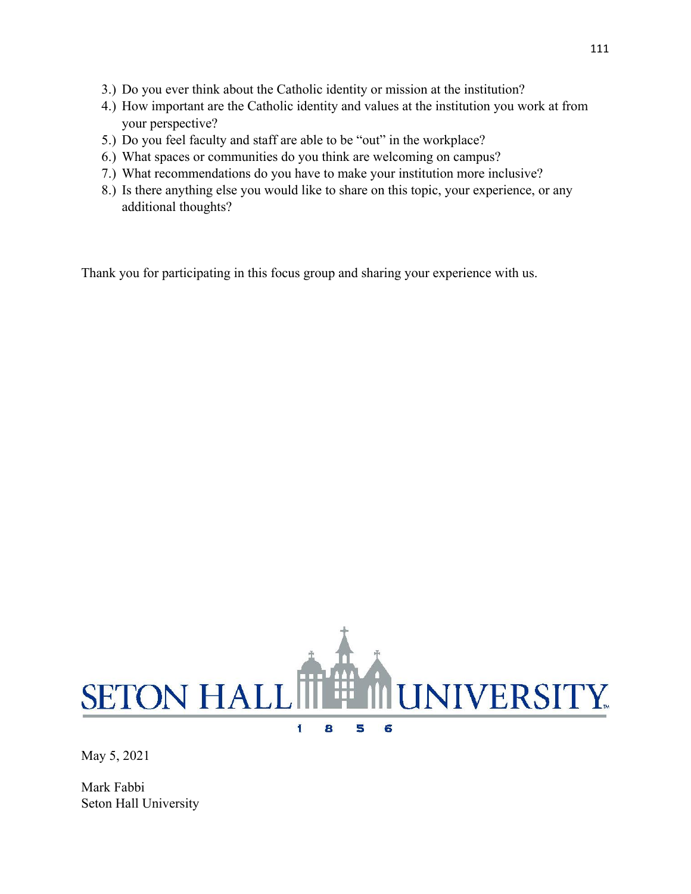3.) Do you ever think about the Catholic identity or mission at the institution?
4.) How important are the Catholic identity and values at the institution you work at from your perspective?
5.) Do you feel faculty and staff are able to be "out" in the workplace?
6.) What spaces or communities do you think are welcoming on campus?
7.) What recommendations do you have to make your institution more inclusive?
8.) Is there anything else you would like to share on this topic, your experience, or any additional thoughts?

Thank you for participating in this focus group and sharing your experience with us.

SETON HALL UNIVERSITY
1 8 5 6

May 5, 2021

Mark Fabbi
Seton Hall University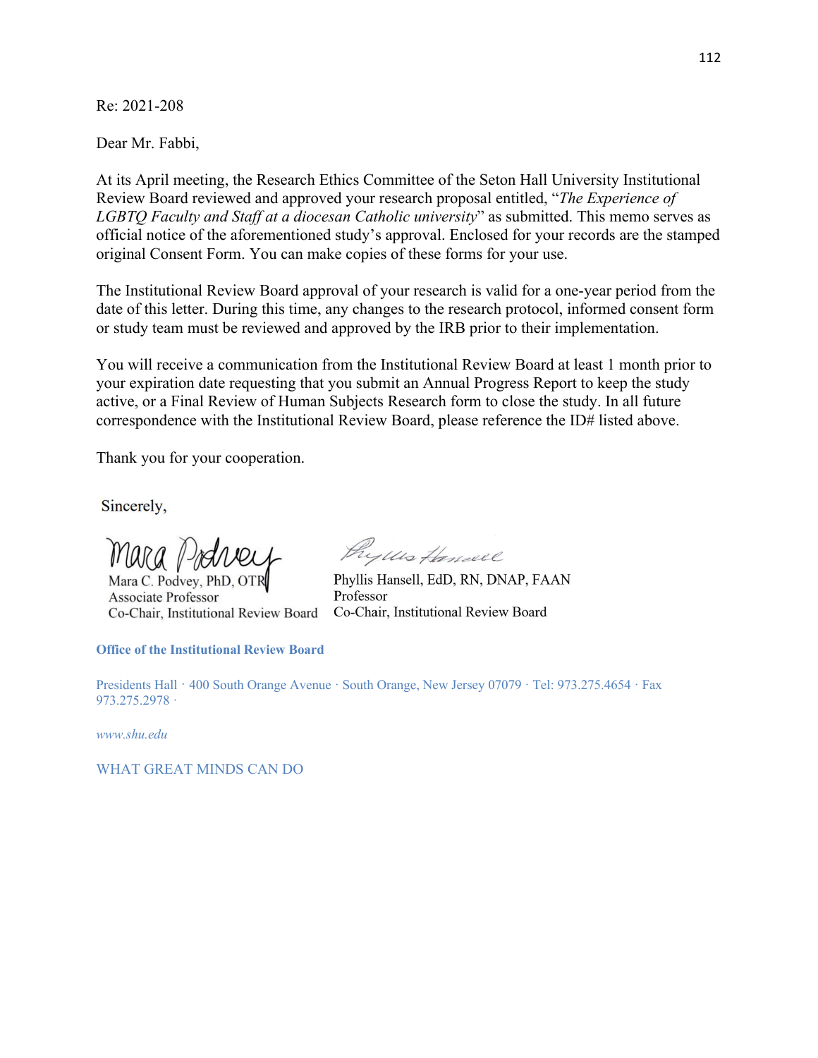Re: 2021-208

Dear Mr. Fabbi,

At its April meeting, the Research Ethics Committee of the Seton Hall University Institutional Review Board reviewed and approved your research proposal entitled, "*The Experience of LGBTQ Faculty and Staff at a diocesan Catholic university*" as submitted. This memo serves as official notice of the aforementioned study's approval. Enclosed for your records are the stamped original Consent Form. You can make copies of these forms for your use.

The Institutional Review Board approval of your research is valid for a one-year period from the date of this letter. During this time, any changes to the research protocol, informed consent form or study team must be reviewed and approved by the IRB prior to their implementation.

You will receive a communication from the Institutional Review Board at least 1 month prior to your expiration date requesting that you submit an Annual Progress Report to keep the study active, or a Final Review of Human Subjects Research form to close the study. In all future correspondence with the Institutional Review Board, please reference the ID# listed above.

Thank you for your cooperation.

Sincerely,

Mara C. Podvey, PhD, OTR
Associate Professor
Co-Chair, Institutional Review Board

Phyllis Hansell, EdD, RN, DNAP, FAAN
Professor
Co-Chair, Institutional Review Board

**Office of the Institutional Review Board**

Presidents Hall · 400 South Orange Avenue · South Orange, New Jersey 07079 · Tel: 973.275.4654 · Fax 973.275.2978 ·

*www.shu.edu*

WHAT GREAT MINDS CAN DO